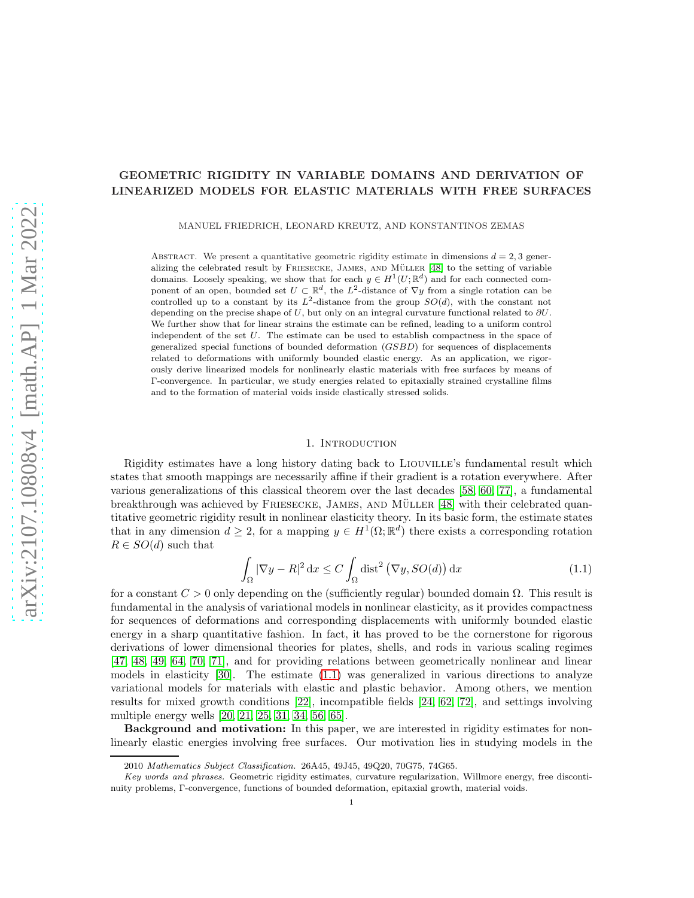# GEOMETRIC RIGIDITY IN VARIABLE DOMAINS AND DERIVATION OF LINEARIZED MODELS FOR ELASTIC MATERIALS WITH FREE SURFACES

MANUEL FRIEDRICH, LEONARD KREUTZ, AND KONSTANTINOS ZEMAS

Abstract. We present a quantitative geometric rigidity estimate in dimensions $d = 2, 3$ generalizing the celebrated result by Friesecke, James, and Müller [48] to the setting of variable domains. Loosely speaking, we show that for each $y \in H^1(U;\mathbb{R}^d)$ and for each connected component of an open, bounded set $U \subset \mathbb{R}^d$, the $L^2$-distance of $\nabla y$ from a single rotation can be controlled up to a constant by its $L^2$-distance from the group $SO(d)$, with the constant not depending on the precise shape of $U$, but only on an integral curvature functional related to $\partial U$. We further show that for linear strains the estimate can be refined, leading to a uniform control independent of the set $U$. The estimate can be used to establish compactness in the space of generalized special functions of bounded deformation ($GSBD$) for sequences of displacements related to deformations with uniformly bounded elastic energy. As an application, we rigorously derive linearized models for nonlinearly elastic materials with free surfaces by means of $\Gamma$-convergence. In particular, we study energies related to epitaxially strained crystalline films and to the formation of material voids inside elastically stressed solids.

## 1. Introduction

Rigidity estimates have a long history dating back to Liouville's fundamental result which states that smooth mappings are necessarily affine if their gradient is a rotation everywhere. After various generalizations of this classical theorem over the last decades [58, 60, 77], a fundamental breakthrough was achieved by Friesecke, James, and Müller [48] with their celebrated quantitative geometric rigidity result in nonlinear elasticity theory. In its basic form, the estimate states that in any dimension $d \geq 2$, for a mapping $y \in H^1(\Omega;\mathbb{R}^d)$ there exists a corresponding rotation $R \in SO(d)$ such that

$$\int_\Omega |\nabla y - R|^2 \,\mathrm{d}x \leq C \int_\Omega \mathrm{dist}^2\left(\nabla y, SO(d)\right) \mathrm{d}x \tag{1.1}$$

for a constant $C > 0$ only depending on the (sufficiently regular) bounded domain $\Omega$. This result is fundamental in the analysis of variational models in nonlinear elasticity, as it provides compactness for sequences of deformations and corresponding displacements with uniformly bounded elastic energy in a sharp quantitative fashion. In fact, it has proved to be the cornerstone for rigorous derivations of lower dimensional theories for plates, shells, and rods in various scaling regimes [47, 48, 49, 64, 70, 71], and for providing relations between geometrically nonlinear and linear models in elasticity [30]. The estimate (1.1) was generalized in various directions to analyze variational models for materials with elastic and plastic behavior. Among others, we mention results for mixed growth conditions [22], incompatible fields [24, 62, 72], and settings involving multiple energy wells [20, 21, 25, 31, 34, 56, 65].

**Background and motivation:** In this paper, we are interested in rigidity estimates for nonlinearly elastic energies involving free surfaces. Our motivation lies in studying models in the

2010 *Mathematics Subject Classification.* 26A45, 49J45, 49Q20, 70G75, 74G65.

*Key words and phrases.* Geometric rigidity estimates, curvature regularization, Willmore energy, free discontinuity problems, Γ-convergence, functions of bounded deformation, epitaxial growth, material voids.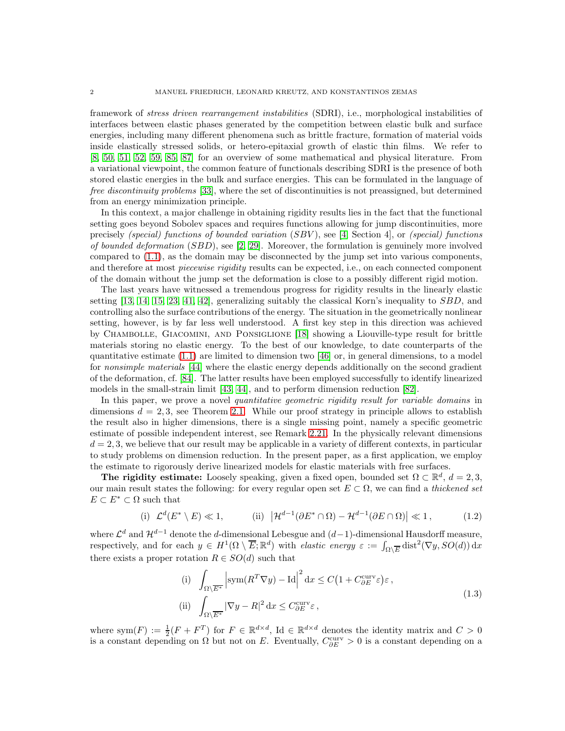framework of *stress driven rearrangement instabilities* (SDRI), i.e., morphological instabilities of interfaces between elastic phases generated by the competition between elastic bulk and surface energies, including many different phenomena such as brittle fracture, formation of material voids inside elastically stressed solids, or hetero-epitaxial growth of elastic thin films. We refer to [8, 50, 51, 52, 59, 85, 87] for an overview of some mathematical and physical literature. From a variational viewpoint, the common feature of functionals describing SDRI is the presence of both stored elastic energies in the bulk and surface energies. This can be formulated in the language of *free discontinuity problems* [33], where the set of discontinuities is not preassigned, but determined from an energy minimization principle.

In this context, a major challenge in obtaining rigidity results lies in the fact that the functional setting goes beyond Sobolev spaces and requires functions allowing for jump discontinuities, more precisely *(special) functions of bounded variation* ($SBV$), see [4, Section 4], or *(special) functions of bounded deformation* ($SBD$), see [2, 29]. Moreover, the formulation is genuinely more involved compared to (1.1), as the domain may be disconnected by the jump set into various components, and therefore at most *piecewise rigidity* results can be expected, i.e., on each connected component of the domain without the jump set the deformation is close to a possibly different rigid motion.

The last years have witnessed a tremendous progress for rigidity results in the linearly elastic setting [13, 14, 15, 23, 41, 42], generalizing suitably the classical Korn's inequality to $SBD$, and controlling also the surface contributions of the energy. The situation in the geometrically nonlinear setting, however, is by far less well understood. A first key step in this direction was achieved by Chambolle, Giacomini, and Ponsiglione [18] showing a Liouville-type result for brittle materials storing no elastic energy. To the best of our knowledge, to date counterparts of the quantitative estimate (1.1) are limited to dimension two [46] or, in general dimensions, to a model for *nonsimple materials* [44] where the elastic energy depends additionally on the second gradient of the deformation, cf. [84]. The latter results have been employed successfully to identify linearized models in the small-strain limit [43, 44], and to perform dimension reduction [82].

In this paper, we prove a novel *quantitative geometric rigidity result for variable domains* in dimensions $d = 2, 3$, see Theorem 2.1. While our proof strategy in principle allows to establish the result also in higher dimensions, there is a single missing point, namely a specific geometric estimate of possible independent interest, see Remark 2.21. In the physically relevant dimensions $d = 2, 3$, we believe that our result may be applicable in a variety of different contexts, in particular to study problems on dimension reduction. In the present paper, as a first application, we employ the estimate to rigorously derive linearized models for elastic materials with free surfaces.

**The rigidity estimate:** Loosely speaking, given a fixed open, bounded set $\Omega \subset \mathbb{R}^d$, $d = 2, 3$, our main result states the following: for every regular open set $E \subset \Omega$, we can find a *thickened set* $E \subset E^* \subset \Omega$ such that

$$\text{(i)}\ \ \mathcal{L}^d(E^* \setminus E) \ll 1, \qquad \text{(ii)}\ \ \left|\mathcal{H}^{d-1}(\partial E^* \cap \Omega) - \mathcal{H}^{d-1}(\partial E \cap \Omega)\right| \ll 1, \tag{1.2}$$

where $\mathcal{L}^d$ and $\mathcal{H}^{d-1}$ denote the $d$-dimensional Lebesgue and $(d-1)$-dimensional Hausdorff measure, respectively, and for each $y \in H^1(\Omega \setminus \overline{E}; \mathbb{R}^d)$ with *elastic energy* $\varepsilon := \int_{\Omega \setminus \overline{E}} \mathrm{dist}^2(\nabla y, SO(d))\,\mathrm{d}x$ there exists a proper rotation $R \in SO(d)$ such that

$$\begin{aligned} &\text{(i)}\ \ \int_{\Omega \setminus \overline{E^*}} \left|\mathrm{sym}(R^T \nabla y) - \mathrm{Id}\right|^2 \mathrm{d}x \le C\big(1 + C^{\mathrm{curv}}_{\partial E}\varepsilon\big)\varepsilon\,, \\ &\text{(ii)}\ \ \int_{\Omega \setminus \overline{E^*}} |\nabla y - R|^2\,\mathrm{d}x \le C^{\mathrm{curv}}_{\partial E}\varepsilon\,, \end{aligned} \tag{1.3}$$

where $\mathrm{sym}(F) := \frac{1}{2}(F + F^T)$ for $F \in \mathbb{R}^{d\times d}$, $\mathrm{Id} \in \mathbb{R}^{d\times d}$ denotes the identity matrix and $C > 0$ is a constant depending on $\Omega$ but not on $E$. Eventually, $C^{\mathrm{curv}}_{\partial E} > 0$ is a constant depending on a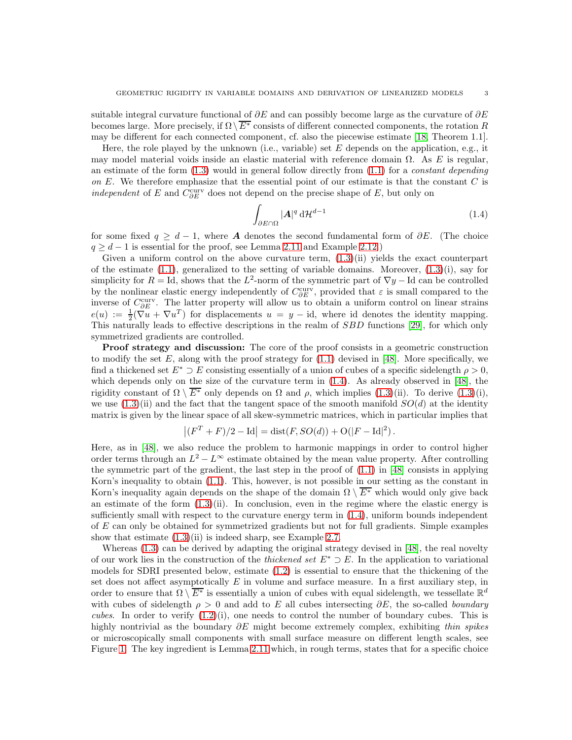suitable integral curvature functional of $\partial E$ and can possibly become large as the curvature of $\partial E$ becomes large. More precisely, if $\Omega \setminus \overline{E^*}$ consists of different connected components, the rotation $R$ may be different for each connected component, cf. also the piecewise estimate [18, Theorem 1.1].

Here, the role played by the unknown (i.e., variable) set $E$ depends on the application, e.g., it may model material voids inside an elastic material with reference domain $\Omega$. As $E$ is regular, an estimate of the form (1.3) would in general follow directly from (1.1) for a *constant depending on E*. We therefore emphasize that the essential point of our estimate is that the constant $C$ is *independent* of $E$ and $C^{\rm curv}_{\partial E}$ does not depend on the precise shape of $E$, but only on

$$\int_{\partial E \cap \Omega} |\boldsymbol{A}|^q \, \mathrm{d}\mathcal{H}^{d-1} \tag{1.4}$$

for some fixed $q \geq d-1$, where $\boldsymbol{A}$ denotes the second fundamental form of $\partial E$. (The choice $q \geq d-1$ is essential for the proof, see Lemma 2.11 and Example 2.12.)

Given a uniform control on the above curvature term, (1.3)(ii) yields the exact counterpart of the estimate (1.1), generalized to the setting of variable domains. Moreover, (1.3)(i), say for simplicity for $R = \mathrm{Id}$, shows that the $L^2$-norm of the symmetric part of $\nabla y - \mathrm{Id}$ can be controlled by the nonlinear elastic energy independently of $C^{\rm curv}_{\partial E}$, provided that $\varepsilon$ is small compared to the inverse of $C^{\rm curv}_{\partial E}$. The latter property will allow us to obtain a uniform control on linear strains $e(u) := \frac{1}{2}(\nabla u + \nabla u^T)$ for displacements $u = y - \mathrm{id}$, where id denotes the identity mapping. This naturally leads to effective descriptions in the realm of $SBD$ functions [29], for which only symmetrized gradients are controlled.

**Proof strategy and discussion:** The core of the proof consists in a geometric construction to modify the set $E$, along with the proof strategy for (1.1) devised in [48]. More specifically, we find a thickened set $E^* \supset E$ consisting essentially of a union of cubes of a specific sidelength $\rho > 0$, which depends only on the size of the curvature term in (1.4). As already observed in [48], the rigidity constant of $\Omega \setminus \overline{E^*}$ only depends on $\Omega$ and $\rho$, which implies (1.3)(ii). To derive (1.3)(i), we use (1.3)(ii) and the fact that the tangent space of the smooth manifold $SO(d)$ at the identity matrix is given by the linear space of all skew-symmetric matrices, which in particular implies that

$$\big|(F^T + F)/2 - \mathrm{Id}\big| = \mathrm{dist}(F, SO(d)) + \mathrm{O}(|F - \mathrm{Id}|^2)\,.$$

Here, as in [48], we also reduce the problem to harmonic mappings in order to control higher order terms through an $L^2 - L^\infty$ estimate obtained by the mean value property. After controlling the symmetric part of the gradient, the last step in the proof of (1.1) in [48] consists in applying Korn's inequality to obtain (1.1). This, however, is not possible in our setting as the constant in Korn's inequality again depends on the shape of the domain $\Omega \setminus \overline{E^*}$ which would only give back an estimate of the form (1.3)(ii). In conclusion, even in the regime where the elastic energy is sufficiently small with respect to the curvature energy term in (1.4), uniform bounds independent of $E$ can only be obtained for symmetrized gradients but not for full gradients. Simple examples show that estimate (1.3)(ii) is indeed sharp, see Example 2.7.

Whereas (1.3) can be derived by adapting the original strategy devised in [48], the real novelty of our work lies in the construction of the *thickened set* $E^* \supset E$. In the application to variational models for SDRI presented below, estimate (1.2) is essential to ensure that the thickening of the set does not affect asymptotically $E$ in volume and surface measure. In a first auxiliary step, in order to ensure that $\Omega \setminus \overline{E^*}$ is essentially a union of cubes with equal sidelength, we tessellate $\mathbb{R}^d$ with cubes of sidelength $\rho > 0$ and add to $E$ all cubes intersecting $\partial E$, the so-called *boundary cubes*. In order to verify (1.2)(i), one needs to control the number of boundary cubes. This is highly nontrivial as the boundary $\partial E$ might become extremely complex, exhibiting *thin spikes* or microscopically small components with small surface measure on different length scales, see Figure 1. The key ingredient is Lemma 2.11 which, in rough terms, states that for a specific choice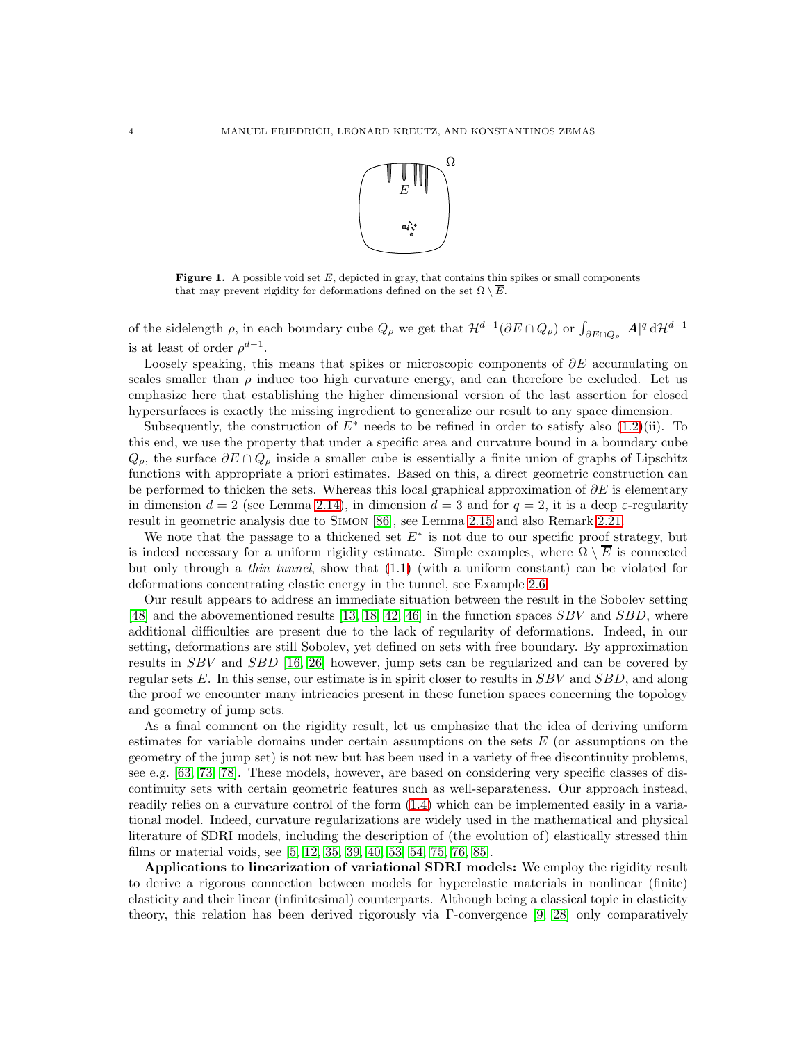**Figure 1.** A possible void set $E$, depicted in gray, that contains thin spikes or small components that may prevent rigidity for deformations defined on the set $\Omega \setminus \overline{E}$.

of the sidelength $\rho$, in each boundary cube $Q_\rho$ we get that $\mathcal{H}^{d-1}(\partial E \cap Q_\rho)$ or $\int_{\partial E \cap Q_\rho} |\boldsymbol{A}|^q \, \mathrm{d}\mathcal{H}^{d-1}$ is at least of order $\rho^{d-1}$.

Loosely speaking, this means that spikes or microscopic components of $\partial E$ accumulating on scales smaller than $\rho$ induce too high curvature energy, and can therefore be excluded. Let us emphasize here that establishing the higher dimensional version of the last assertion for closed hypersurfaces is exactly the missing ingredient to generalize our result to any space dimension.

Subsequently, the construction of $E^*$ needs to be refined in order to satisfy also (1.2)(ii). To this end, we use the property that under a specific area and curvature bound in a boundary cube $Q_\rho$, the surface $\partial E \cap Q_\rho$ inside a smaller cube is essentially a finite union of graphs of Lipschitz functions with appropriate a priori estimates. Based on this, a direct geometric construction can be performed to thicken the sets. Whereas this local graphical approximation of $\partial E$ is elementary in dimension $d = 2$ (see Lemma 2.14), in dimension $d = 3$ and for $q = 2$, it is a deep $\varepsilon$-regularity result in geometric analysis due to Simon [86], see Lemma 2.15 and also Remark 2.21.

We note that the passage to a thickened set $E^*$ is not due to our specific proof strategy, but is indeed necessary for a uniform rigidity estimate. Simple examples, where $\Omega \setminus \overline{E}$ is connected but only through a *thin tunnel*, show that (1.1) (with a uniform constant) can be violated for deformations concentrating elastic energy in the tunnel, see Example 2.6.

Our result appears to address an immediate situation between the result in the Sobolev setting [48] and the abovementioned results [13, 18, 42, 46] in the function spaces $SBV$ and $SBD$, where additional difficulties are present due to the lack of regularity of deformations. Indeed, in our setting, deformations are still Sobolev, yet defined on sets with free boundary. By approximation results in $SBV$ and $SBD$ [16, 26] however, jump sets can be regularized and can be covered by regular sets $E$. In this sense, our estimate is in spirit closer to results in $SBV$ and $SBD$, and along the proof we encounter many intricacies present in these function spaces concerning the topology and geometry of jump sets.

As a final comment on the rigidity result, let us emphasize that the idea of deriving uniform estimates for variable domains under certain assumptions on the sets $E$ (or assumptions on the geometry of the jump set) is not new but has been used in a variety of free discontinuity problems, see e.g. [63, 73, 78]. These models, however, are based on considering very specific classes of discontinuity sets with certain geometric features such as well-separateness. Our approach instead, readily relies on a curvature control of the form (1.4) which can be implemented easily in a variational model. Indeed, curvature regularizations are widely used in the mathematical and physical literature of SDRI models, including the description of (the evolution of) elastically stressed thin films or material voids, see [5, 12, 35, 39, 40, 53, 54, 75, 76, 85].

**Applications to linearization of variational SDRI models:** We employ the rigidity result to derive a rigorous connection between models for hyperelastic materials in nonlinear (finite) elasticity and their linear (infinitesimal) counterparts. Although being a classical topic in elasticity theory, this relation has been derived rigorously via $\Gamma$-convergence [9, 28] only comparatively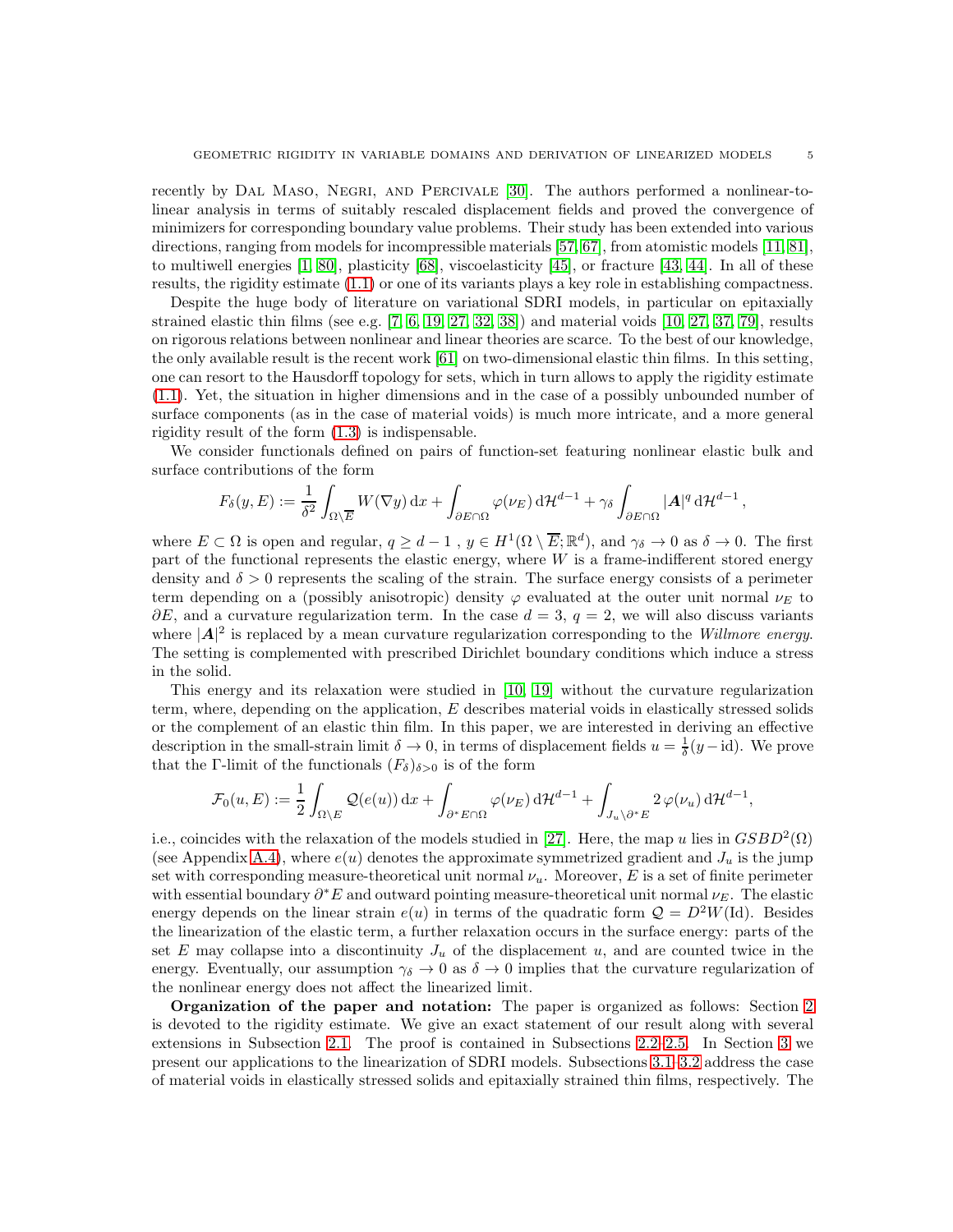recently by Dal Maso, Negri, and Percivale [30]. The authors performed a nonlinear-to-linear analysis in terms of suitably rescaled displacement fields and proved the convergence of minimizers for corresponding boundary value problems. Their study has been extended into various directions, ranging from models for incompressible materials [57, 67], from atomistic models [11, 81], to multiwell energies [1, 80], plasticity [68], viscoelasticity [45], or fracture [43, 44]. In all of these results, the rigidity estimate (1.1) or one of its variants plays a key role in establishing compactness.

Despite the huge body of literature on variational SDRI models, in particular on epitaxially strained elastic thin films (see e.g. [7, 6, 19, 27, 32, 38]) and material voids [10, 27, 37, 79], results on rigorous relations between nonlinear and linear theories are scarce. To the best of our knowledge, the only available result is the recent work [61] on two-dimensional elastic thin films. In this setting, one can resort to the Hausdorff topology for sets, which in turn allows to apply the rigidity estimate (1.1). Yet, the situation in higher dimensions and in the case of a possibly unbounded number of surface components (as in the case of material voids) is much more intricate, and a more general rigidity result of the form (1.3) is indispensable.

We consider functionals defined on pairs of function-set featuring nonlinear elastic bulk and surface contributions of the form

$$F_\delta(y,E) := \frac{1}{\delta^2}\int_{\Omega\setminus\overline{E}} W(\nabla y)\,\mathrm{d}x + \int_{\partial E\cap\Omega}\varphi(\nu_E)\,\mathrm{d}\mathcal{H}^{d-1} + \gamma_\delta\int_{\partial E\cap\Omega}|\boldsymbol{A}|^q\,\mathrm{d}\mathcal{H}^{d-1}\,,$$

where $E\subset\Omega$ is open and regular, $q\geq d-1$ , $y\in H^1(\Omega\setminus\overline{E};\mathbb{R}^d)$, and $\gamma_\delta\to 0$ as $\delta\to 0$. The first part of the functional represents the elastic energy, where $W$ is a frame-indifferent stored energy density and $\delta>0$ represents the scaling of the strain. The surface energy consists of a perimeter term depending on a (possibly anisotropic) density $\varphi$ evaluated at the outer unit normal $\nu_E$ to $\partial E$, and a curvature regularization term. In the case $d=3$, $q=2$, we will also discuss variants where $|\boldsymbol{A}|^2$ is replaced by a mean curvature regularization corresponding to the *Willmore energy*. The setting is complemented with prescribed Dirichlet boundary conditions which induce a stress in the solid.

This energy and its relaxation were studied in [10, 19] without the curvature regularization term, where, depending on the application, $E$ describes material voids in elastically stressed solids or the complement of an elastic thin film. In this paper, we are interested in deriving an effective description in the small-strain limit $\delta\to 0$, in terms of displacement fields $u=\frac{1}{\delta}(y-\mathrm{id})$. We prove that the Γ-limit of the functionals $(F_\delta)_{\delta>0}$ is of the form

$$\mathcal{F}_0(u,E) := \frac{1}{2}\int_{\Omega\setminus E}\mathcal{Q}(e(u))\,\mathrm{d}x + \int_{\partial^*E\cap\Omega}\varphi(\nu_E)\,\mathrm{d}\mathcal{H}^{d-1} + \int_{J_u\setminus\partial^*E}2\,\varphi(\nu_u)\,\mathrm{d}\mathcal{H}^{d-1},$$

i.e., coincides with the relaxation of the models studied in [27]. Here, the map $u$ lies in $GSBD^2(\Omega)$ (see Appendix A.4), where $e(u)$ denotes the approximate symmetrized gradient and $J_u$ is the jump set with corresponding measure-theoretical unit normal $\nu_u$. Moreover, $E$ is a set of finite perimeter with essential boundary $\partial^*E$ and outward pointing measure-theoretical unit normal $\nu_E$. The elastic energy depends on the linear strain $e(u)$ in terms of the quadratic form $\mathcal{Q}=D^2W(\mathrm{Id})$. Besides the linearization of the elastic term, a further relaxation occurs in the surface energy: parts of the set $E$ may collapse into a discontinuity $J_u$ of the displacement $u$, and are counted twice in the energy. Eventually, our assumption $\gamma_\delta\to 0$ as $\delta\to 0$ implies that the curvature regularization of the nonlinear energy does not affect the linearized limit.

**Organization of the paper and notation:** The paper is organized as follows: Section 2 is devoted to the rigidity estimate. We give an exact statement of our result along with several extensions in Subsection 2.1. The proof is contained in Subsections 2.2–2.5. In Section 3 we present our applications to the linearization of SDRI models. Subsections 3.1–3.2 address the case of material voids in elastically stressed solids and epitaxially strained thin films, respectively. The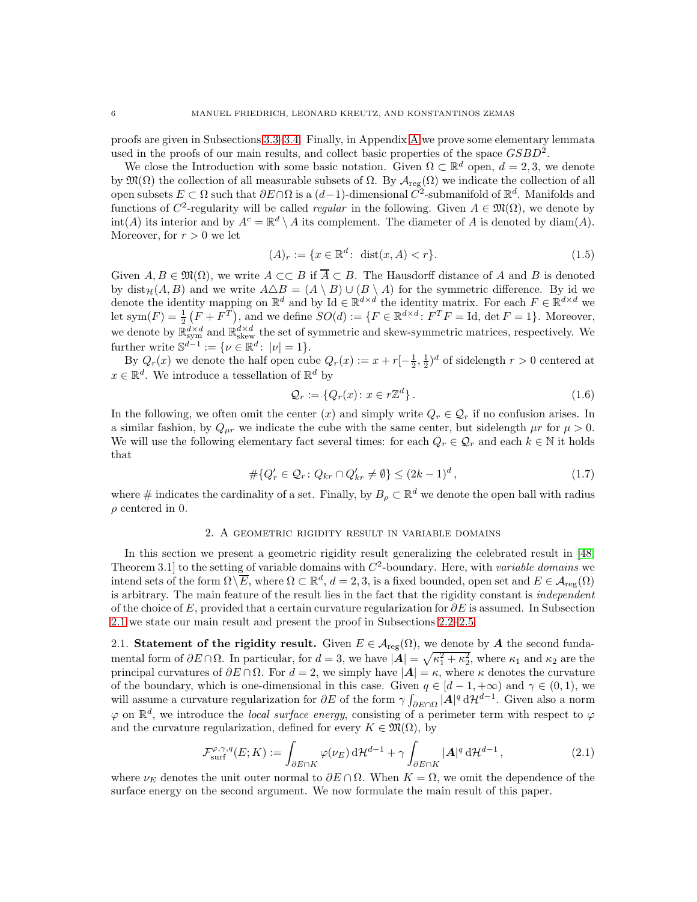proofs are given in Subsections 3.3–3.4. Finally, in Appendix A we prove some elementary lemmata used in the proofs of our main results, and collect basic properties of the space $GSBD^2$.

We close the Introduction with some basic notation. Given $\Omega \subset \mathbb{R}^d$ open, $d = 2, 3$, we denote by $\mathfrak{M}(\Omega)$ the collection of all measurable subsets of $\Omega$. By $\mathcal{A}_{\rm reg}(\Omega)$ we indicate the collection of all open subsets $E \subset \Omega$ such that $\partial E \cap \Omega$ is a $(d-1)$-dimensional $C^2$-submanifold of $\mathbb{R}^d$. Manifolds and functions of $C^2$-regularity will be called *regular* in the following. Given $A \in \mathfrak{M}(\Omega)$, we denote by $\mathrm{int}(A)$ its interior and by $A^c = \mathbb{R}^d \setminus A$ its complement. The diameter of $A$ is denoted by $\mathrm{diam}(A)$. Moreover, for $r > 0$ we let

$$(A)_r := \{x \in \mathbb{R}^d \colon \ \mathrm{dist}(x, A) < r\}. \tag{1.5}$$

Given $A, B \in \mathfrak{M}(\Omega)$, we write $A \subset\subset B$ if $\overline{A} \subset B$. The Hausdorff distance of $A$ and $B$ is denoted by $\mathrm{dist}_{\mathcal{H}}(A, B)$ and we write $A \triangle B = (A \setminus B) \cup (B \setminus A)$ for the symmetric difference. By id we denote the identity mapping on $\mathbb{R}^d$ and by $\mathrm{Id} \in \mathbb{R}^{d\times d}$ the identity matrix. For each $F \in \mathbb{R}^{d \times d}$ we let $\mathrm{sym}(F) = \frac{1}{2}\left(F + F^T\right)$, and we define $SO(d) := \{F \in \mathbb{R}^{d\times d} \colon F^T F = \mathrm{Id}, \, \det F = 1\}$. Moreover, we denote by $\mathbb{R}^{d\times d}_{\rm sym}$ and $\mathbb{R}^{d \times d}_{\rm skew}$ the set of symmetric and skew-symmetric matrices, respectively. We further write $\mathbb{S}^{d-1} := \{\nu \in \mathbb{R}^d \colon \ |\nu| = 1\}$.

By $Q_r(x)$ we denote the half open cube $Q_r(x) := x + r[-\frac{1}{2}, \frac{1}{2})^d$ of sidelength $r > 0$ centered at $x \in \mathbb{R}^d$. We introduce a tessellation of $\mathbb{R}^d$ by

$$\mathcal{Q}_r := \{Q_r(x) \colon x \in r\mathbb{Z}^d\}. \tag{1.6}$$

In the following, we often omit the center $(x)$ and simply write $Q_r \in \mathcal{Q}_r$ if no confusion arises. In a similar fashion, by $Q_{\mu r}$ we indicate the cube with the same center, but sidelength $\mu r$ for $\mu > 0$. We will use the following elementary fact several times: for each $Q_r \in \mathcal{Q}_r$ and each $k \in \mathbb{N}$ it holds that

$$\#\{Q'_r \in \mathcal{Q}_r \colon Q_{kr} \cap Q'_{kr} \neq \emptyset\} \leq (2k-1)^d, \tag{1.7}$$

where $\#$ indicates the cardinality of a set. Finally, by $B_\rho \subset \mathbb{R}^d$ we denote the open ball with radius $\rho$ centered in 0.

## 2. A geometric rigidity result in variable domains

In this section we present a geometric rigidity result generalizing the celebrated result in [48, Theorem 3.1] to the setting of variable domains with $C^2$-boundary. Here, with *variable domains* we intend sets of the form $\Omega \setminus \overline{E}$, where $\Omega \subset \mathbb{R}^d$, $d = 2, 3$, is a fixed bounded, open set and $E \in \mathcal{A}_{\rm reg}(\Omega)$ is arbitrary. The main feature of the result lies in the fact that the rigidity constant is *independent* of the choice of $E$, provided that a certain curvature regularization for $\partial E$ is assumed. In Subsection 2.1 we state our main result and present the proof in Subsections 2.2–2.5.

### 2.1. Statement of the rigidity result.

Given $E \in \mathcal{A}_{\rm reg}(\Omega)$, we denote by $\boldsymbol{A}$ the second fundamental form of $\partial E \cap \Omega$. In particular, for $d = 3$, we have $|\boldsymbol{A}| = \sqrt{\kappa_1^2 + \kappa_2^2}$, where $\kappa_1$ and $\kappa_2$ are the principal curvatures of $\partial E \cap \Omega$. For $d = 2$, we simply have $|\boldsymbol{A}| = \kappa$, where $\kappa$ denotes the curvature of the boundary, which is one-dimensional in this case. Given $q \in [d-1, +\infty)$ and $\gamma \in (0, 1)$, we will assume a curvature regularization for $\partial E$ of the form $\gamma \int_{\partial E \cap \Omega} |\boldsymbol{A}|^q \, \mathrm{d}\mathcal{H}^{d-1}$. Given also a norm $\varphi$ on $\mathbb{R}^d$, we introduce the *local surface energy*, consisting of a perimeter term with respect to $\varphi$ and the curvature regularization, defined for every $K \in \mathfrak{M}(\Omega)$, by

$$\mathcal{F}^{\varphi,\gamma,q}_{\rm surf}(E; K) := \int_{\partial E \cap K} \varphi(\nu_E) \, \mathrm{d}\mathcal{H}^{d-1} + \gamma \int_{\partial E \cap K} |\boldsymbol{A}|^q \, \mathrm{d}\mathcal{H}^{d-1}, \tag{2.1}$$

where $\nu_E$ denotes the unit outer normal to $\partial E \cap \Omega$. When $K = \Omega$, we omit the dependence of the surface energy on the second argument. We now formulate the main result of this paper.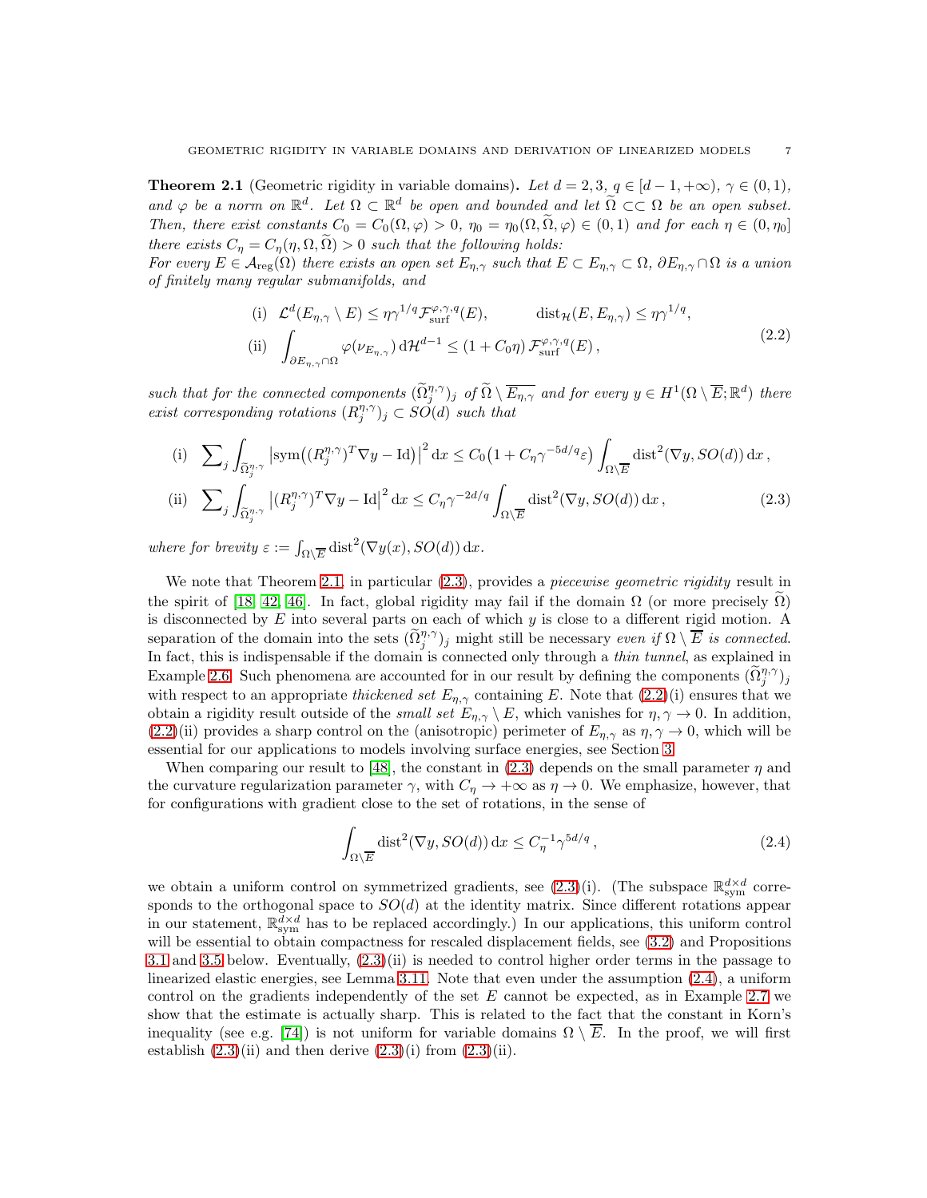**Theorem 2.1** (Geometric rigidity in variable domains)**.** *Let $d = 2, 3$, $q \in [d-1, +\infty)$, $\gamma \in (0,1)$, and $\varphi$ be a norm on $\mathbb{R}^d$. Let $\Omega \subset \mathbb{R}^d$ be open and bounded and let $\widetilde{\Omega} \subset\subset \Omega$ be an open subset. Then, there exist constants $C_0 = C_0(\Omega, \varphi) > 0$, $\eta_0 = \eta_0(\Omega, \widetilde{\Omega}, \varphi) \in (0,1)$ and for each $\eta \in (0, \eta_0]$ there exists $C_\eta = C_\eta(\eta, \Omega, \widetilde{\Omega}) > 0$ such that the following holds:*
*For every $E \in \mathcal{A}_{\rm reg}(\Omega)$ there exists an open set $E_{\eta,\gamma}$ such that $E \subset E_{\eta,\gamma} \subset \Omega$, $\partial E_{\eta,\gamma} \cap \Omega$ is a union of finitely many regular submanifolds, and*

$$
\begin{aligned}
&\text{(i)} \quad \mathcal{L}^d(E_{\eta,\gamma} \setminus E) \le \eta \gamma^{1/q} \mathcal{F}^{\varphi,\gamma,q}_{\rm surf}(E), \qquad \operatorname{dist}_{\mathcal{H}}(E, E_{\eta,\gamma}) \le \eta \gamma^{1/q}, \\
&\text{(ii)} \quad \int_{\partial E_{\eta,\gamma} \cap \Omega} \varphi(\nu_{E_{\eta,\gamma}}) \, \mathrm{d}\mathcal{H}^{d-1} \le (1 + C_0 \eta) \, \mathcal{F}^{\varphi,\gamma,q}_{\rm surf}(E)\,,
\end{aligned}
\tag{2.2}
$$

*such that for the connected components $(\widetilde{\Omega}^{\eta,\gamma}_j)_j$ of $\widetilde{\Omega} \setminus \overline{E_{\eta,\gamma}}$ and for every $y \in H^1(\Omega \setminus \overline{E}; \mathbb{R}^d)$ there exist corresponding rotations $(R^{\eta,\gamma}_j)_j \subset SO(d)$ such that*

$$
\begin{aligned}
&\text{(i)} \quad \sum\nolimits_j \int_{\widetilde{\Omega}^{\eta,\gamma}_j} \big|\mathrm{sym}\big((R^{\eta,\gamma}_j)^T \nabla y - \mathrm{Id}\big)\big|^2 \, \mathrm{d}x \le C_0 \big(1 + C_\eta \gamma^{-5d/q} \varepsilon\big) \int_{\Omega \setminus \overline{E}} \operatorname{dist}^2(\nabla y, SO(d)) \, \mathrm{d}x\,, \\
&\text{(ii)} \quad \sum\nolimits_j \int_{\widetilde{\Omega}^{\eta,\gamma}_j} \big|(R^{\eta,\gamma}_j)^T \nabla y - \mathrm{Id}\big|^2 \, \mathrm{d}x \le C_\eta \gamma^{-2d/q} \int_{\Omega \setminus \overline{E}} \operatorname{dist}^2(\nabla y, SO(d)) \, \mathrm{d}x\,,
\end{aligned}
\tag{2.3}
$$

*where for brevity $\varepsilon := \int_{\Omega \setminus \overline{E}} \operatorname{dist}^2(\nabla y(x), SO(d)) \, \mathrm{d}x$.*

We note that Theorem 2.1, in particular (2.3), provides a *piecewise geometric rigidity* result in the spirit of [18, 42, 46]. In fact, global rigidity may fail if the domain $\Omega$ (or more precisely $\widetilde{\Omega}$) is disconnected by $E$ into several parts on each of which $y$ is close to a different rigid motion. A separation of the domain into the sets $(\widetilde{\Omega}^{\eta,\gamma}_j)_j$ might still be necessary *even if $\Omega \setminus \overline{E}$ is connected*. In fact, this is indispensable if the domain is connected only through a *thin tunnel*, as explained in Example 2.6. Such phenomena are accounted for in our result by defining the components $(\widetilde{\Omega}^{\eta,\gamma}_j)_j$ with respect to an appropriate *thickened set* $E_{\eta,\gamma}$ containing $E$. Note that (2.2)(i) ensures that we obtain a rigidity result outside of the *small set* $E_{\eta,\gamma} \setminus E$, which vanishes for $\eta, \gamma \to 0$. In addition, (2.2)(ii) provides a sharp control on the (anisotropic) perimeter of $E_{\eta,\gamma}$ as $\eta, \gamma \to 0$, which will be essential for our applications to models involving surface energies, see Section 3.

When comparing our result to [48], the constant in (2.3) depends on the small parameter $\eta$ and the curvature regularization parameter $\gamma$, with $C_\eta \to +\infty$ as $\eta \to 0$. We emphasize, however, that for configurations with gradient close to the set of rotations, in the sense of

$$
\int_{\Omega \setminus \overline{E}} \operatorname{dist}^2(\nabla y, SO(d)) \, \mathrm{d}x \le C_\eta^{-1} \gamma^{5d/q}\,,
\tag{2.4}
$$

we obtain a uniform control on symmetrized gradients, see (2.3)(i). (The subspace $\mathbb{R}^{d \times d}_{\rm sym}$ corresponds to the orthogonal space to $SO(d)$ at the identity matrix. Since different rotations appear in our statement, $\mathbb{R}^{d\times d}_{\rm sym}$ has to be replaced accordingly.) In our applications, this uniform control will be essential to obtain compactness for rescaled displacement fields, see (3.2) and Propositions 3.1 and 3.5 below. Eventually, (2.3)(ii) is needed to control higher order terms in the passage to linearized elastic energies, see Lemma 3.11. Note that even under the assumption (2.4), a uniform control on the gradients independently of the set $E$ cannot be expected, as in Example 2.7 we show that the estimate is actually sharp. This is related to the fact that the constant in Korn's inequality (see e.g. [74]) is not uniform for variable domains $\Omega \setminus \overline{E}$. In the proof, we will first establish (2.3)(ii) and then derive (2.3)(i) from (2.3)(ii).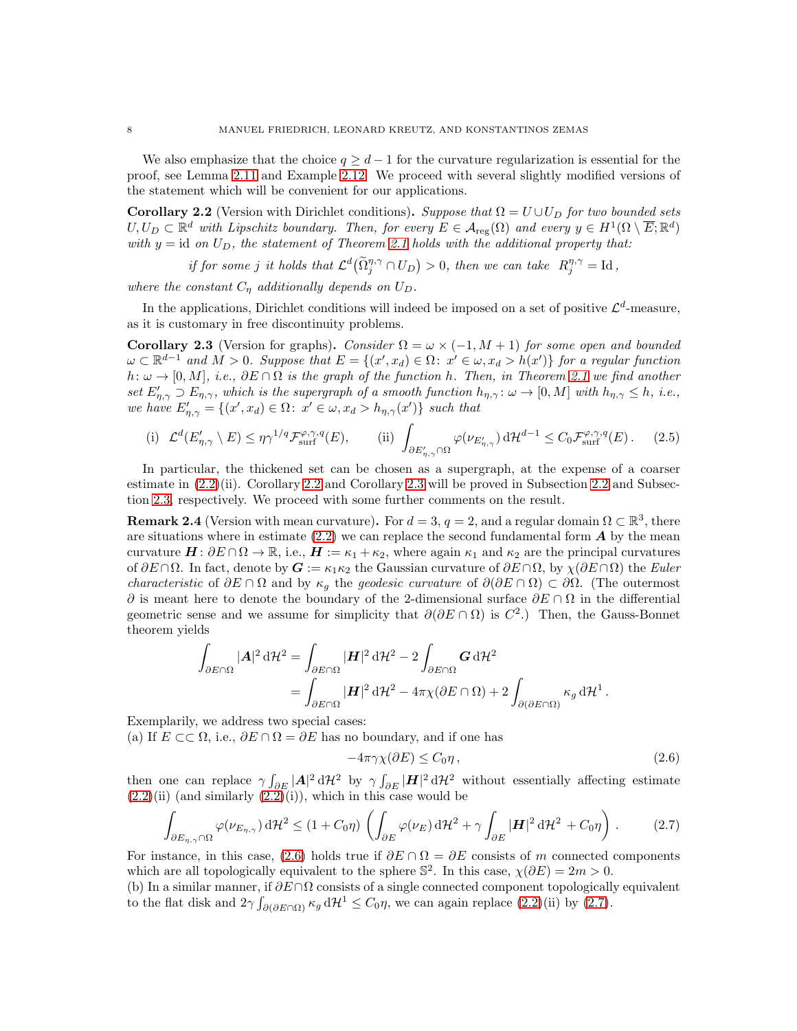We also emphasize that the choice $q \geq d-1$ for the curvature regularization is essential for the proof, see Lemma 2.11 and Example 2.12. We proceed with several slightly modified versions of the statement which will be convenient for our applications.

**Corollary 2.2** (Version with Dirichlet conditions)**.** *Suppose that $\Omega = U \cup U_D$ for two bounded sets $U, U_D \subset \mathbb{R}^d$ with Lipschitz boundary. Then, for every $E \in \mathcal{A}_{\rm reg}(\Omega)$ and every $y \in H^1(\Omega \setminus \overline{E}; \mathbb{R}^d)$ with $y = \mathrm{id}$ on $U_D$, the statement of Theorem 2.1 holds with the additional property that:*

$$\text{if for some } j \text{ it holds that } \mathcal{L}^d\big(\widetilde{\Omega}_j^{\eta,\gamma} \cap U_D\big) > 0, \text{ then we can take } R_j^{\eta,\gamma} = \mathrm{Id}\,,$$

*where the constant $C_\eta$ additionally depends on $U_D$.*

In the applications, Dirichlet conditions will indeed be imposed on a set of positive $\mathcal{L}^d$-measure, as it is customary in free discontinuity problems.

**Corollary 2.3** (Version for graphs)**.** *Consider $\Omega = \omega \times (-1, M+1)$ for some open and bounded $\omega \subset \mathbb{R}^{d-1}$ and $M > 0$. Suppose that $E = \{(x', x_d) \in \Omega \colon x' \in \omega, x_d > h(x')\}$ for a regular function $h \colon \omega \to [0, M]$, i.e., $\partial E \cap \Omega$ is the graph of the function $h$. Then, in Theorem 2.1 we find another set $E'_{\eta,\gamma} \supset E_{\eta,\gamma}$, which is the supergraph of a smooth function $h_{\eta,\gamma} \colon \omega \to [0, M]$ with $h_{\eta,\gamma} \leq h$, i.e., we have $E'_{\eta,\gamma} = \{(x', x_d) \in \Omega \colon x' \in \omega, x_d > h_{\eta,\gamma}(x')\}$ such that*

$$\text{(i)} \ \ \mathcal{L}^d(E'_{\eta,\gamma} \setminus E) \leq \eta\gamma^{1/q}\mathcal{F}^{\varphi,\gamma,q}_{\rm surf}(E), \qquad \text{(ii)} \ \int_{\partial E'_{\eta,\gamma} \cap \Omega} \varphi(\nu_{E'_{\eta,\gamma}})\,\mathrm{d}\mathcal{H}^{d-1} \leq C_0 \mathcal{F}^{\varphi,\gamma,q}_{\rm surf}(E)\,. \tag{2.5}$$

In particular, the thickened set can be chosen as a supergraph, at the expense of a coarser estimate in (2.2)(ii). Corollary 2.2 and Corollary 2.3 will be proved in Subsection 2.2 and Subsection 2.3, respectively. We proceed with some further comments on the result.

**Remark 2.4** (Version with mean curvature)**.** For $d = 3$, $q = 2$, and a regular domain $\Omega \subset \mathbb{R}^3$, there are situations where in estimate (2.2) we can replace the second fundamental form $\boldsymbol{A}$ by the mean curvature $\boldsymbol{H} \colon \partial E \cap \Omega \to \mathbb{R}$, i.e., $\boldsymbol{H} := \kappa_1 + \kappa_2$, where again $\kappa_1$ and $\kappa_2$ are the principal curvatures of $\partial E \cap \Omega$. In fact, denote by $\boldsymbol{G} := \kappa_1\kappa_2$ the Gaussian curvature of $\partial E \cap \Omega$, by $\chi(\partial E \cap \Omega)$ the *Euler characteristic* of $\partial E \cap \Omega$ and by $\kappa_g$ the *geodesic curvature* of $\partial(\partial E \cap \Omega) \subset \partial\Omega$. (The outermost $\partial$ is meant here to denote the boundary of the 2-dimensional surface $\partial E \cap \Omega$ in the differential geometric sense and we assume for simplicity that $\partial(\partial E \cap \Omega)$ is $C^2$.) Then, the Gauss-Bonnet theorem yields

$$\begin{aligned}
\int_{\partial E \cap \Omega} |\boldsymbol{A}|^2\,\mathrm{d}\mathcal{H}^2 &= \int_{\partial E \cap \Omega} |\boldsymbol{H}|^2\,\mathrm{d}\mathcal{H}^2 - 2\int_{\partial E \cap \Omega} \boldsymbol{G}\,\mathrm{d}\mathcal{H}^2 \\
&= \int_{\partial E \cap \Omega} |\boldsymbol{H}|^2\,\mathrm{d}\mathcal{H}^2 - 4\pi\chi(\partial E \cap \Omega) + 2\int_{\partial(\partial E \cap \Omega)} \kappa_g\,\mathrm{d}\mathcal{H}^1\,.
\end{aligned}$$

Exemplarily, we address two special cases:

(a) If $E \subset\subset \Omega$, i.e., $\partial E \cap \Omega = \partial E$ has no boundary, and if one has

$$-4\pi\gamma\chi(\partial E) \leq C_0\eta\,, \tag{2.6}$$

then one can replace $\gamma\int_{\partial E} |\boldsymbol{A}|^2\,\mathrm{d}\mathcal{H}^2$ by $\gamma\int_{\partial E} |\boldsymbol{H}|^2\,\mathrm{d}\mathcal{H}^2$ without essentially affecting estimate (2.2)(ii) (and similarly (2.2)(i)), which in this case would be

$$\int_{\partial E_{\eta,\gamma} \cap \Omega} \varphi(\nu_{E_{\eta,\gamma}})\,\mathrm{d}\mathcal{H}^2 \leq (1 + C_0\eta)\left(\int_{\partial E} \varphi(\nu_E)\,\mathrm{d}\mathcal{H}^2 + \gamma\int_{\partial E} |\boldsymbol{H}|^2\,\mathrm{d}\mathcal{H}^2 + C_0\eta\right). \tag{2.7}$$

For instance, in this case, (2.6) holds true if $\partial E \cap \Omega = \partial E$ consists of $m$ connected components which are all topologically equivalent to the sphere $\mathbb{S}^2$. In this case, $\chi(\partial E) = 2m > 0$.

(b) In a similar manner, if $\partial E \cap \Omega$ consists of a single connected component topologically equivalent to the flat disk and $2\gamma\int_{\partial(\partial E \cap \Omega)} \kappa_g\,\mathrm{d}\mathcal{H}^1 \leq C_0\eta$, we can again replace (2.2)(ii) by (2.7).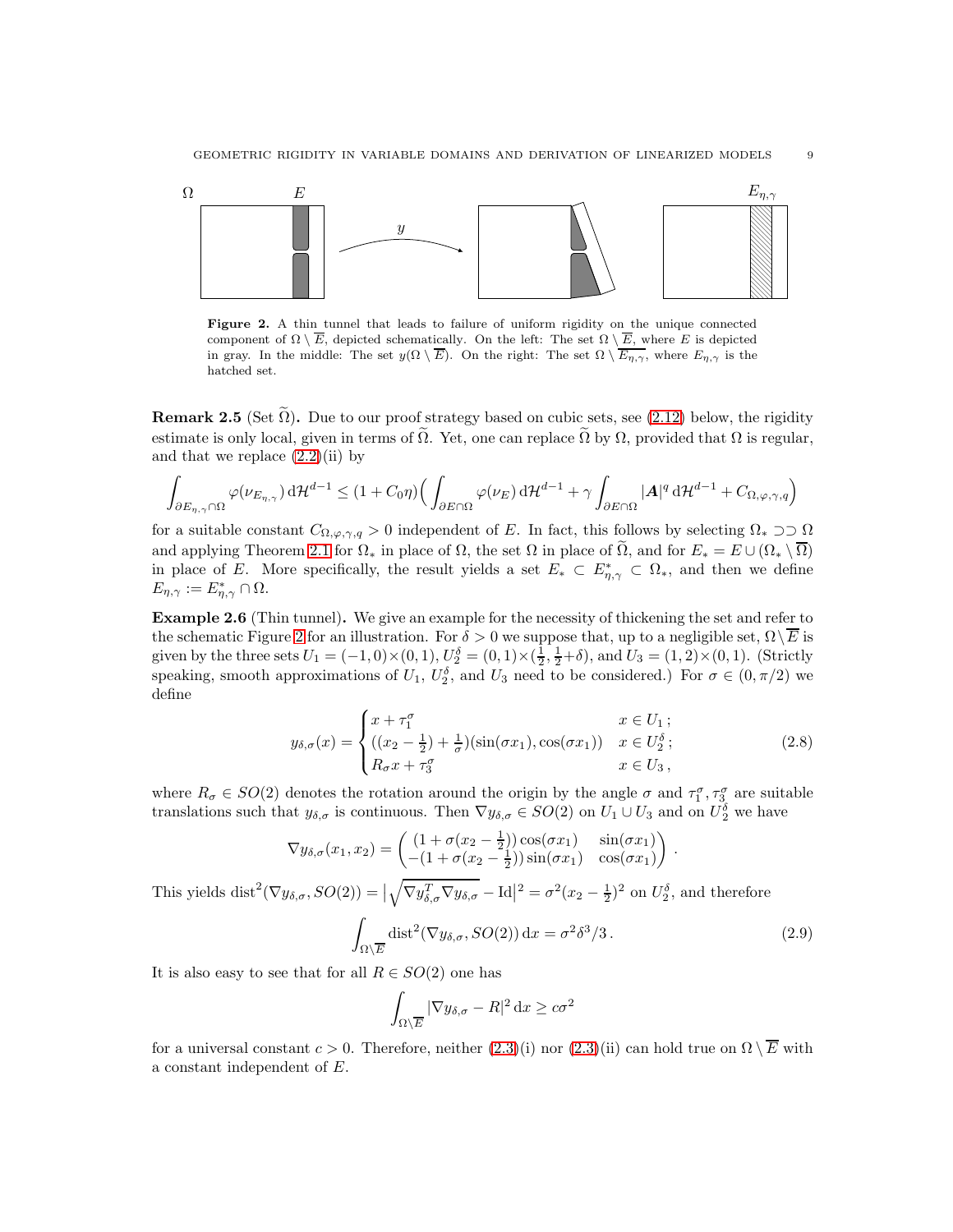**Figure 2.** A thin tunnel that leads to failure of uniform rigidity on the unique connected component of $\Omega \setminus \overline{E}$, depicted schematically. On the left: The set $\Omega \setminus \overline{E}$, where $E$ is depicted in gray. In the middle: The set $y(\Omega \setminus \overline{E})$. On the right: The set $\Omega \setminus \overline{E_{\eta,\gamma}}$, where $E_{\eta,\gamma}$ is the hatched set.

**Remark 2.5** (Set $\widetilde{\Omega}$)**.** Due to our proof strategy based on cubic sets, see (2.12) below, the rigidity estimate is only local, given in terms of $\widetilde{\Omega}$. Yet, one can replace $\widetilde{\Omega}$ by $\Omega$, provided that $\Omega$ is regular, and that we replace (2.2)(ii) by

$$\int_{\partial E_{\eta,\gamma} \cap \Omega} \varphi(\nu_{E_{\eta,\gamma}})\, \mathrm{d}\mathcal{H}^{d-1} \le (1 + C_0\eta)\Big( \int_{\partial E \cap \Omega} \varphi(\nu_E)\, \mathrm{d}\mathcal{H}^{d-1} + \gamma \int_{\partial E \cap \Omega} |\boldsymbol{A}|^q \, \mathrm{d}\mathcal{H}^{d-1} + C_{\Omega,\varphi,\gamma,q} \Big)$$

for a suitable constant $C_{\Omega,\varphi,\gamma,q} > 0$ independent of $E$. In fact, this follows by selecting $\Omega_* \supset\supset \Omega$ and applying Theorem 2.1 for $\Omega_*$ in place of $\Omega$, the set $\Omega$ in place of $\widetilde{\Omega}$, and for $E_* = E \cup (\Omega_* \setminus \overline{\Omega})$ in place of $E$. More specifically, the result yields a set $E_* \subset E^*_{\eta,\gamma} \subset \Omega_*$, and then we define $E_{\eta,\gamma} := E^*_{\eta,\gamma} \cap \Omega$.

**Example 2.6** (Thin tunnel)**.** We give an example for the necessity of thickening the set and refer to the schematic Figure 2 for an illustration. For $\delta > 0$ we suppose that, up to a negligible set, $\Omega \setminus \overline{E}$ is given by the three sets $U_1 = (-1, 0) \times (0, 1)$, $U_2^\delta = (0, 1) \times (\frac{1}{2}, \frac{1}{2} + \delta)$, and $U_3 = (1, 2) \times (0, 1)$. (Strictly speaking, smooth approximations of $U_1$, $U_2^\delta$, and $U_3$ need to be considered.) For $\sigma \in (0, \pi/2)$ we define

$$y_{\delta,\sigma}(x) = \begin{cases} x + \tau_1^\sigma & x \in U_1\,; \\ ((x_2 - \frac{1}{2}) + \frac{1}{\sigma})(\sin(\sigma x_1), \cos(\sigma x_1)) & x \in U_2^\delta\,; \\ R_\sigma x + \tau_3^\sigma & x \in U_3\,, \end{cases} \tag{2.8}$$

where $R_\sigma \in SO(2)$ denotes the rotation around the origin by the angle $\sigma$ and $\tau_1^\sigma, \tau_3^\sigma$ are suitable translations such that $y_{\delta,\sigma}$ is continuous. Then $\nabla y_{\delta,\sigma} \in SO(2)$ on $U_1 \cup U_3$ and on $U_2^\delta$ we have

$$\nabla y_{\delta,\sigma}(x_1, x_2) = \begin{pmatrix} (1 + \sigma(x_2 - \frac{1}{2}))\cos(\sigma x_1) & \sin(\sigma x_1) \\ -(1 + \sigma(x_2 - \frac{1}{2}))\sin(\sigma x_1) & \cos(\sigma x_1) \end{pmatrix}.$$

This yields $\mathrm{dist}^2(\nabla y_{\delta,\sigma}, SO(2)) = \big|\sqrt{\nabla y_{\delta,\sigma}^T \nabla y_{\delta,\sigma}} - \mathrm{Id}\big|^2 = \sigma^2 (x_2 - \frac{1}{2})^2$ on $U_2^\delta$, and therefore

$$\int_{\Omega \setminus \overline{E}} \mathrm{dist}^2(\nabla y_{\delta,\sigma}, SO(2))\, \mathrm{d}x = \sigma^2 \delta^3 / 3\,. \tag{2.9}$$

It is also easy to see that for all $R \in SO(2)$ one has

$$\int_{\Omega \setminus \overline{E}} |\nabla y_{\delta,\sigma} - R|^2 \, \mathrm{d}x \ge c\sigma^2$$

for a universal constant $c > 0$. Therefore, neither (2.3)(i) nor (2.3)(ii) can hold true on $\Omega \setminus \overline{E}$ with a constant independent of $E$.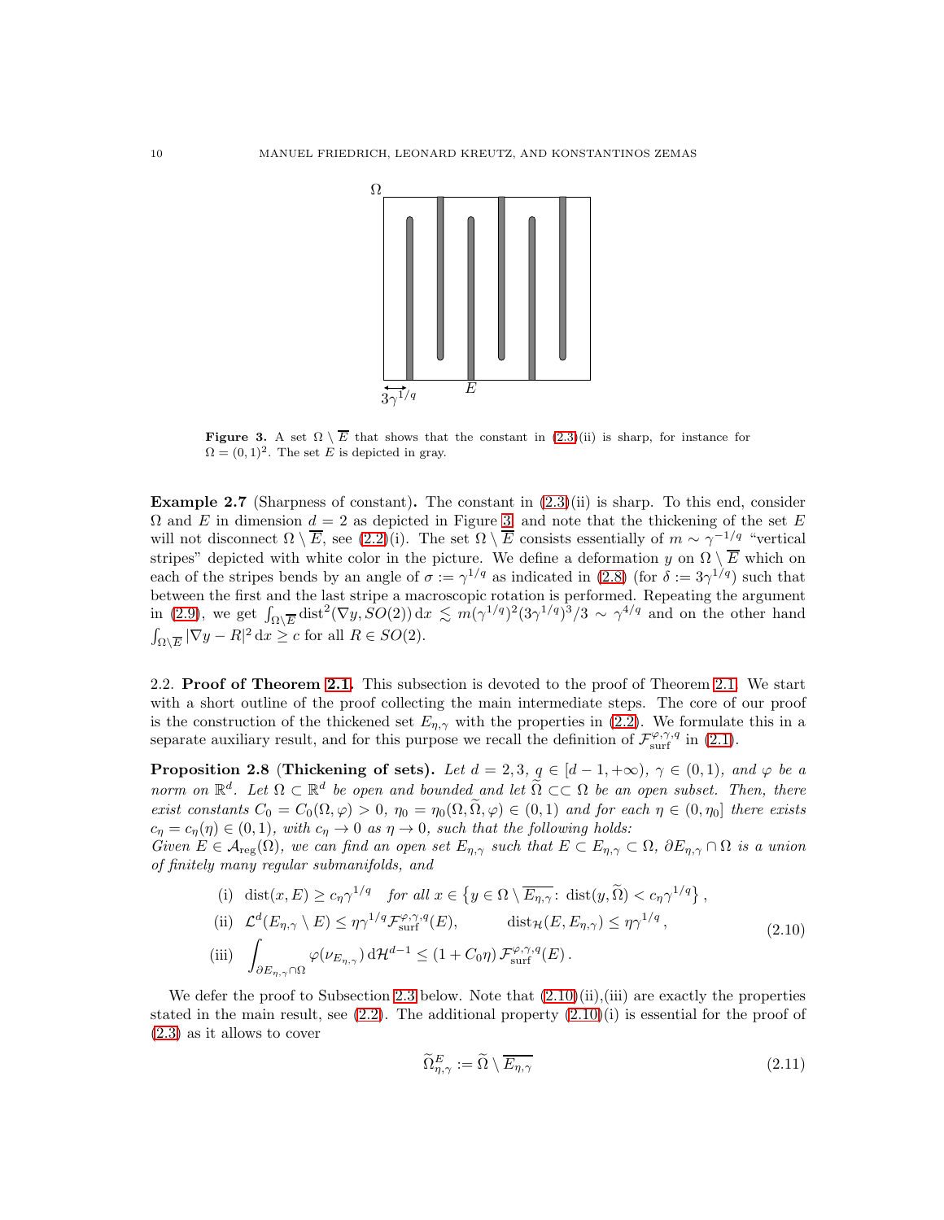**Figure 3.** A set $\Omega \setminus \overline{E}$ that shows that the constant in (2.3)(ii) is sharp, for instance for $\Omega = (0,1)^2$. The set $E$ is depicted in gray.

**Example 2.7** (Sharpness of constant)**.** The constant in (2.3)(ii) is sharp. To this end, consider $\Omega$ and $E$ in dimension $d = 2$ as depicted in Figure 3, and note that the thickening of the set $E$ will not disconnect $\Omega \setminus \overline{E}$, see (2.2)(i). The set $\Omega \setminus \overline{E}$ consists essentially of $m \sim \gamma^{-1/q}$ "vertical stripes" depicted with white color in the picture. We define a deformation $y$ on $\Omega \setminus \overline{E}$ which on each of the stripes bends by an angle of $\sigma := \gamma^{1/q}$ as indicated in (2.8) (for $\delta := 3\gamma^{1/q}$) such that between the first and the last stripe a macroscopic rotation is performed. Repeating the argument in (2.9), we get $\int_{\Omega\setminus\overline{E}} \mathrm{dist}^2(\nabla y, SO(2))\,\mathrm{d}x \lesssim m(\gamma^{1/q})^2(3\gamma^{1/q})^3/3 \sim \gamma^{4/q}$ and on the other hand $\int_{\Omega\setminus\overline{E}} |\nabla y - R|^2\,\mathrm{d}x \geq c$ for all $R \in SO(2)$.

## 2.2. Proof of Theorem 2.1.

This subsection is devoted to the proof of Theorem 2.1. We start with a short outline of the proof collecting the main intermediate steps. The core of our proof is the construction of the thickened set $E_{\eta,\gamma}$ with the properties in (2.2). We formulate this in a separate auxiliary result, and for this purpose we recall the definition of $\mathcal{F}^{\varphi,\gamma,q}_{\rm surf}$ in (2.1).

**Proposition 2.8** (**Thickening of sets**)**.** *Let $d = 2, 3$, $q \in [d-1, +\infty)$, $\gamma \in (0,1)$, and $\varphi$ be a norm on $\mathbb{R}^d$. Let $\Omega \subset \mathbb{R}^d$ be open and bounded and let $\widetilde{\Omega} \subset\subset \Omega$ be an open subset. Then, there exist constants $C_0 = C_0(\Omega, \varphi) > 0$, $\eta_0 = \eta_0(\Omega, \widetilde{\Omega}, \varphi) \in (0,1)$ and for each $\eta \in (0, \eta_0]$ there exists $c_\eta = c_\eta(\eta) \in (0,1)$, with $c_\eta \to 0$ as $\eta \to 0$, such that the following holds:*
*Given $E \in \mathcal{A}_{\rm reg}(\Omega)$, we can find an open set $E_{\eta,\gamma}$ such that $E \subset E_{\eta,\gamma} \subset \Omega$, $\partial E_{\eta,\gamma} \cap \Omega$ is a union of finitely many regular submanifolds, and*

$$
\begin{aligned}
&\text{(i)} \quad \mathrm{dist}(x, E) \geq c_\eta \gamma^{1/q} \quad \text{for all } x \in \left\{ y \in \Omega \setminus \overline{E_{\eta,\gamma}} \colon \mathrm{dist}(y, \widetilde{\Omega}) < c_\eta \gamma^{1/q} \right\}, \\
&\text{(ii)} \quad \mathcal{L}^d(E_{\eta,\gamma} \setminus E) \leq \eta \gamma^{1/q} \mathcal{F}^{\varphi,\gamma,q}_{\rm surf}(E), \qquad \mathrm{dist}_{\mathcal{H}}(E, E_{\eta,\gamma}) \leq \eta \gamma^{1/q}, \\
&\text{(iii)} \quad \int_{\partial E_{\eta,\gamma} \cap \Omega} \varphi(\nu_{E_{\eta,\gamma}})\,\mathrm{d}\mathcal{H}^{d-1} \leq (1 + C_0 \eta)\, \mathcal{F}^{\varphi,\gamma,q}_{\rm surf}(E).
\end{aligned}
\tag{2.10}
$$

We defer the proof to Subsection 2.3 below. Note that (2.10)(ii),(iii) are exactly the properties stated in the main result, see (2.2). The additional property (2.10)(i) is essential for the proof of (2.3) as it allows to cover

$$
\widetilde{\Omega}^E_{\eta,\gamma} := \widetilde{\Omega} \setminus \overline{E_{\eta,\gamma}}
\tag{2.11}
$$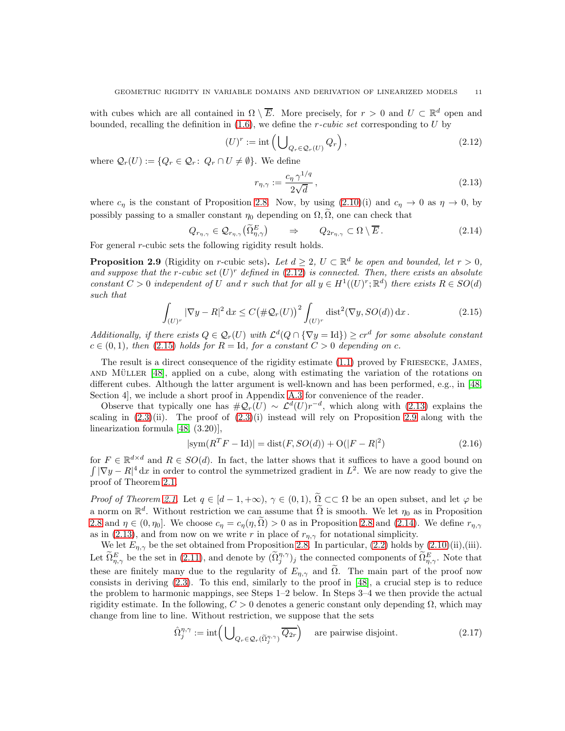with cubes which are all contained in $\Omega \setminus \overline{E}$. More precisely, for $r > 0$ and $U \subset \mathbb{R}^d$ open and bounded, recalling the definition in (1.6), we define the *r-cubic set* corresponding to $U$ by

$$
(U)^r := \mathrm{int}\Big(\bigcup\nolimits_{Q_r \in \mathcal{Q}_r(U)} Q_r\Big), \tag{2.12}
$$

where $\mathcal{Q}_r(U) := \{Q_r \in \mathcal{Q}_r \colon\, Q_r \cap U \neq \emptyset\}$. We define

$$
r_{\eta,\gamma} := \frac{c_\eta\, \gamma^{1/q}}{2\sqrt{d}}\,, \tag{2.13}
$$

where $c_\eta$ is the constant of Proposition 2.8. Now, by using (2.10)(i) and $c_\eta \to 0$ as $\eta \to 0$, by possibly passing to a smaller constant $\eta_0$ depending on $\Omega, \widetilde{\Omega}$, one can check that

$$
Q_{r_{\eta,\gamma}} \in \mathcal{Q}_{r_{\eta,\gamma}}\big(\widetilde{\Omega}^E_{\eta,\gamma}\big) \qquad \Rightarrow \qquad Q_{2r_{\eta,\gamma}} \subset \Omega \setminus \overline{E}\,. \tag{2.14}
$$

For general $r$-cubic sets the following rigidity result holds.

**Proposition 2.9** (Rigidity on $r$-cubic sets)**.** *Let $d \geq 2$, $U \subset \mathbb{R}^d$ be open and bounded, let $r > 0$, and suppose that the $r$-cubic set $(U)^r$ defined in (2.12) is connected. Then, there exists an absolute constant $C > 0$ independent of $U$ and $r$ such that for all $y \in H^1((U)^r;\mathbb{R}^d)$ there exists $R \in SO(d)$ such that*

$$
\int_{(U)^r} |\nabla y - R|^2 \,\mathrm{d}x \leq C\big(\#\mathcal{Q}_r(U)\big)^2 \int_{(U)^r} \mathrm{dist}^2(\nabla y, SO(d))\,\mathrm{d}x\,. \tag{2.15}
$$

*Additionally, if there exists $Q \in \mathcal{Q}_r(U)$ with $\mathcal{L}^d(Q \cap \{\nabla y = \mathrm{Id}\}) \geq cr^d$ for some absolute constant $c \in (0,1)$, then (2.15) holds for $R = \mathrm{Id}$, for a constant $C > 0$ depending on $c$.*

The result is a direct consequence of the rigidity estimate (1.1) proved by Friesecke, James, and Müller [48], applied on a cube, along with estimating the variation of the rotations on different cubes. Although the latter argument is well-known and has been performed, e.g., in [48, Section 4], we include a short proof in Appendix A.3 for convenience of the reader.

Observe that typically one has $\#\mathcal{Q}_r(U) \sim \mathcal{L}^d(U)r^{-d}$, which along with (2.13) explains the scaling in (2.3)(ii). The proof of (2.3)(i) instead will rely on Proposition 2.9 along with the linearization formula [48, (3.20)],

$$
|\mathrm{sym}(R^T F - \mathrm{Id})| = \mathrm{dist}(F, SO(d)) + \mathrm{O}(|F - R|^2) \tag{2.16}
$$

for $F \in \mathbb{R}^{d\times d}$ and $R \in SO(d)$. In fact, the latter shows that it suffices to have a good bound on $\int |\nabla y - R|^4\,\mathrm{d}x$ in order to control the symmetrized gradient in $L^2$. We are now ready to give the proof of Theorem 2.1.

*Proof of Theorem 2.1.* Let $q \in [d-1, +\infty)$, $\gamma \in (0,1)$, $\widetilde{\Omega} \subset\subset \Omega$ be an open subset, and let $\varphi$ be a norm on $\mathbb{R}^d$. Without restriction we can assume that $\widetilde{\Omega}$ is smooth. We let $\eta_0$ as in Proposition 2.8 and $\eta \in (0, \eta_0]$. We choose $c_\eta = c_\eta(\eta, \widetilde{\Omega}) > 0$ as in Proposition 2.8 and (2.14). We define $r_{\eta,\gamma}$ as in (2.13), and from now on we write $r$ in place of $r_{\eta,\gamma}$ for notational simplicity.

We let $E_{\eta,\gamma}$ be the set obtained from Proposition 2.8. In particular, (2.2) holds by (2.10)(ii),(iii). Let $\widetilde{\Omega}^E_{\eta,\gamma}$ be the set in (2.11), and denote by $(\widetilde{\Omega}^{\eta,\gamma}_j)_j$ the connected components of $\widetilde{\Omega}^E_{\eta,\gamma}$. Note that these are finitely many due to the regularity of $E_{\eta,\gamma}$ and $\widetilde{\Omega}$. The main part of the proof now consists in deriving (2.3). To this end, similarly to the proof in [48], a crucial step is to reduce the problem to harmonic mappings, see Steps 1–2 below. In Steps 3–4 we then provide the actual rigidity estimate. In the following, $C > 0$ denotes a generic constant only depending $\Omega$, which may change from line to line. Without restriction, we suppose that the sets

$$
\hat{\Omega}^{\eta,\gamma}_j := \mathrm{int}\Big(\bigcup\nolimits_{Q_r \in \mathcal{Q}_r(\widetilde{\Omega}^{\eta,\gamma}_j)} \overline{Q_{2r}}\Big) \quad \text{are pairwise disjoint.} \tag{2.17}
$$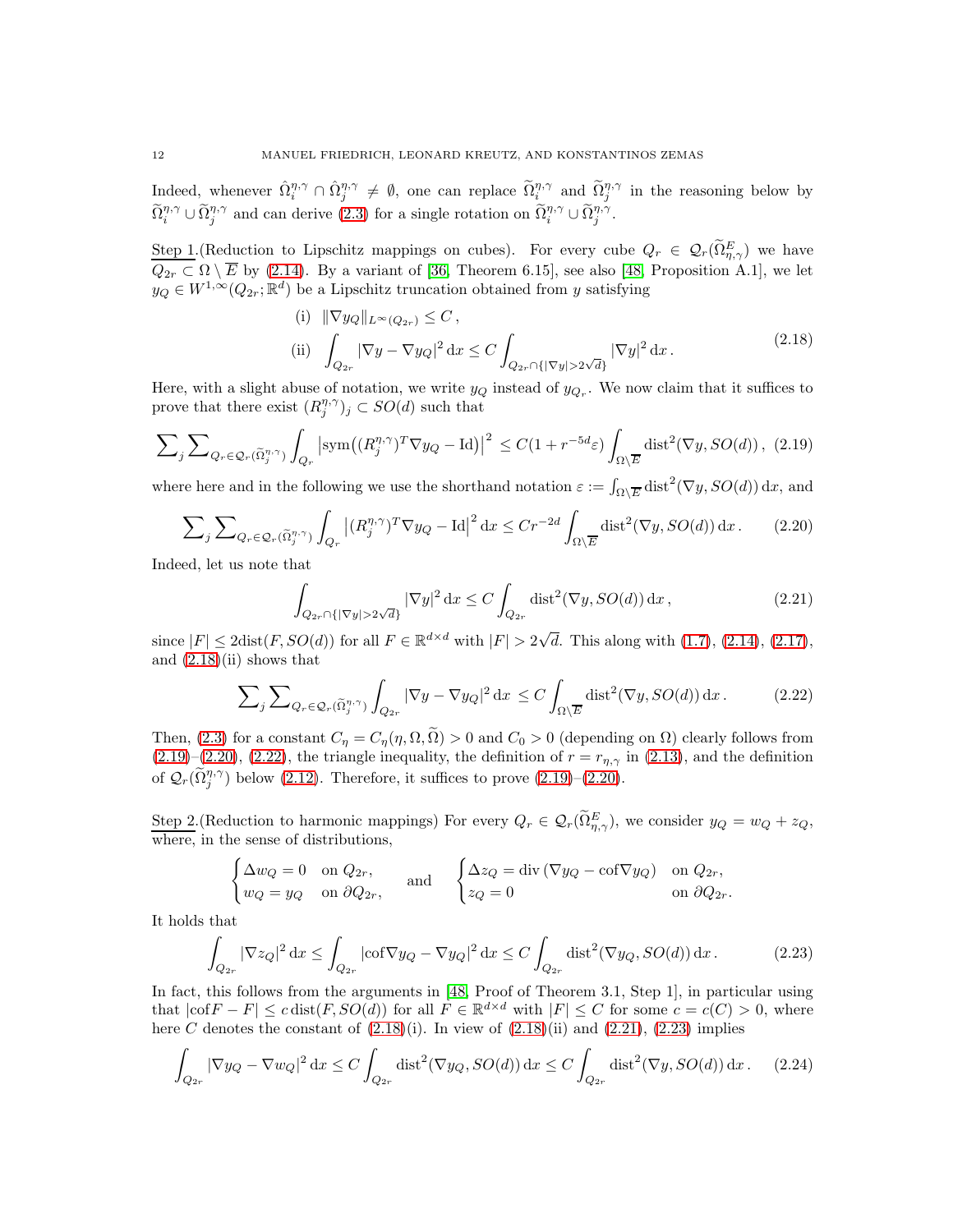Indeed, whenever $\hat{\Omega}_i^{\eta,\gamma} \cap \hat{\Omega}_j^{\eta,\gamma} \neq \emptyset$, one can replace $\widetilde{\Omega}_i^{\eta,\gamma}$ and $\widetilde{\Omega}_j^{\eta,\gamma}$ in the reasoning below by $\widetilde{\Omega}_i^{\eta,\gamma} \cup \widetilde{\Omega}_j^{\eta,\gamma}$ and can derive (2.3) for a single rotation on $\widetilde{\Omega}_i^{\eta,\gamma} \cup \widetilde{\Omega}_j^{\eta,\gamma}$.

Step 1.(Reduction to Lipschitz mappings on cubes). For every cube $Q_r \in \mathcal{Q}_r(\widetilde{\Omega}^E_{\eta,\gamma})$ we have $Q_{2r} \subset \Omega \setminus \overline{E}$ by (2.14). By a variant of [36, Theorem 6.15], see also [48, Proposition A.1], we let $y_Q \in W^{1,\infty}(Q_{2r};\mathbb{R}^d)$ be a Lipschitz truncation obtained from $y$ satisfying

$$
\begin{aligned}
&\text{(i)} \ \ \|\nabla y_Q\|_{L^\infty(Q_{2r})} \leq C\,,\\
&\text{(ii)} \ \ \int_{Q_{2r}} |\nabla y - \nabla y_Q|^2 \,\mathrm{d}x \leq C \int_{Q_{2r}\cap\{|\nabla y| > 2\sqrt{d}\}} |\nabla y|^2 \,\mathrm{d}x\,.
\end{aligned}
\tag{2.18}
$$

Here, with a slight abuse of notation, we write $y_Q$ instead of $y_{Q_r}$. We now claim that it suffices to prove that there exist $(R_j^{\eta,\gamma})_j \subset SO(d)$ such that

$$
\sum\nolimits_j \sum\nolimits_{Q_r \in \mathcal{Q}_r(\widetilde{\Omega}_j^{\eta,\gamma})} \int_{Q_r} \big|\mathrm{sym}\big((R_j^{\eta,\gamma})^T \nabla y_Q - \mathrm{Id}\big)\big|^2 \leq C(1 + r^{-5d}\varepsilon) \int_{\Omega\setminus\overline{E}} \mathrm{dist}^2(\nabla y, SO(d))\,, \tag{2.19}
$$

where here and in the following we use the shorthand notation $\varepsilon := \int_{\Omega\setminus\overline{E}} \mathrm{dist}^2(\nabla y, SO(d))\,\mathrm{d}x$, and

$$
\sum\nolimits_j \sum\nolimits_{Q_r \in \mathcal{Q}_r(\widetilde{\Omega}_j^{\eta,\gamma})} \int_{Q_r} \big|(R_j^{\eta,\gamma})^T \nabla y_Q - \mathrm{Id}\big|^2 \,\mathrm{d}x \leq C r^{-2d} \int_{\Omega\setminus\overline{E}} \mathrm{dist}^2(\nabla y, SO(d))\,\mathrm{d}x\,. \tag{2.20}
$$

Indeed, let us note that

$$
\int_{Q_{2r}\cap\{|\nabla y| > 2\sqrt{d}\}} |\nabla y|^2 \,\mathrm{d}x \leq C \int_{Q_{2r}} \mathrm{dist}^2(\nabla y, SO(d))\,\mathrm{d}x\,, \tag{2.21}
$$

since $|F| \leq 2\mathrm{dist}(F, SO(d))$ for all $F \in \mathbb{R}^{d\times d}$ with $|F| > 2\sqrt{d}$. This along with (1.7), (2.14), (2.17), and (2.18)(ii) shows that

$$
\sum\nolimits_j \sum\nolimits_{Q_r \in \mathcal{Q}_r(\widetilde{\Omega}_j^{\eta,\gamma})} \int_{Q_{2r}} |\nabla y - \nabla y_Q|^2 \,\mathrm{d}x \leq C \int_{\Omega\setminus\overline{E}} \mathrm{dist}^2(\nabla y, SO(d))\,\mathrm{d}x\,. \tag{2.22}
$$

Then, (2.3) for a constant $C_\eta = C_\eta(\eta, \Omega, \widetilde{\Omega}) > 0$ and $C_0 > 0$ (depending on $\Omega$) clearly follows from (2.19)–(2.20), (2.22), the triangle inequality, the definition of $r = r_{\eta,\gamma}$ in (2.13), and the definition of $\mathcal{Q}_r(\widetilde{\Omega}_j^{\eta,\gamma})$ below (2.12). Therefore, it suffices to prove (2.19)–(2.20).

Step 2.(Reduction to harmonic mappings) For every $Q_r \in \mathcal{Q}_r(\widetilde{\Omega}^E_{\eta,\gamma})$, we consider $y_Q = w_Q + z_Q$, where, in the sense of distributions,

$$
\begin{cases}
\Delta w_Q = 0 & \text{on } Q_{2r},\\
w_Q = y_Q & \text{on } \partial Q_{2r},
\end{cases}
\qquad \text{and} \qquad
\begin{cases}
\Delta z_Q = \mathrm{div}\,(\nabla y_Q - \mathrm{cof}\nabla y_Q) & \text{on } Q_{2r},\\
z_Q = 0 & \text{on } \partial Q_{2r}.
\end{cases}
$$

It holds that

$$
\int_{Q_{2r}} |\nabla z_Q|^2 \,\mathrm{d}x \leq \int_{Q_{2r}} |\mathrm{cof}\nabla y_Q - \nabla y_Q|^2 \,\mathrm{d}x \leq C \int_{Q_{2r}} \mathrm{dist}^2(\nabla y_Q, SO(d))\,\mathrm{d}x\,. \tag{2.23}
$$

In fact, this follows from the arguments in [48, Proof of Theorem 3.1, Step 1], in particular using that $|\mathrm{cof}F - F| \leq c\,\mathrm{dist}(F, SO(d))$ for all $F \in \mathbb{R}^{d\times d}$ with $|F| \leq C$ for some $c = c(C) > 0$, where here $C$ denotes the constant of (2.18)(i). In view of (2.18)(ii) and (2.21), (2.23) implies

$$
\int_{Q_{2r}} |\nabla y_Q - \nabla w_Q|^2 \,\mathrm{d}x \leq C \int_{Q_{2r}} \mathrm{dist}^2(\nabla y_Q, SO(d))\,\mathrm{d}x \leq C \int_{Q_{2r}} \mathrm{dist}^2(\nabla y, SO(d))\,\mathrm{d}x\,. \tag{2.24}
$$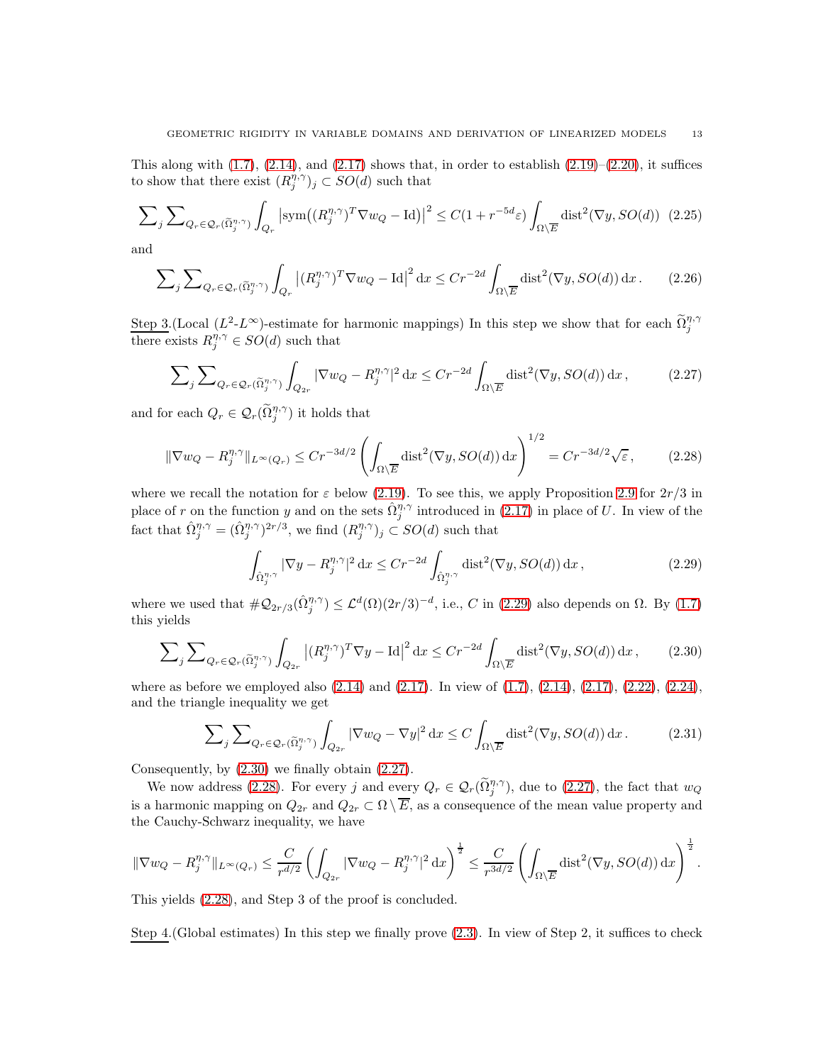This along with (1.7), (2.14), and (2.17) shows that, in order to establish (2.19)–(2.20), it suffices to show that there exist $(R_j^{\eta,\gamma})_j \subset SO(d)$ such that

$$\sum_j \sum_{Q_r \in \mathcal{Q}_r(\widetilde{\Omega}_j^{\eta,\gamma})} \int_{Q_r} \left|\mathrm{sym}\big((R_j^{\eta,\gamma})^T \nabla w_Q - \mathrm{Id}\big)\right|^2 \le C(1 + r^{-5d}\varepsilon) \int_{\Omega\setminus\overline{E}} \mathrm{dist}^2(\nabla y, SO(d)) \tag{2.25}$$

and

$$\sum_j \sum_{Q_r \in \mathcal{Q}_r(\widetilde{\Omega}_j^{\eta,\gamma})} \int_{Q_r} \left|(R_j^{\eta,\gamma})^T \nabla w_Q - \mathrm{Id}\right|^2 \mathrm{d}x \le C r^{-2d} \int_{\Omega\setminus\overline{E}} \mathrm{dist}^2(\nabla y, SO(d))\, \mathrm{d}x\,. \tag{2.26}$$

Step 3.(Local ($L^2$-$L^\infty$)-estimate for harmonic mappings) In this step we show that for each $\widetilde{\Omega}_j^{\eta,\gamma}$ there exists $R_j^{\eta,\gamma} \in SO(d)$ such that

$$\sum_j \sum_{Q_r \in \mathcal{Q}_r(\widetilde{\Omega}_j^{\eta,\gamma})} \int_{Q_{2r}} |\nabla w_Q - R_j^{\eta,\gamma}|^2 \, \mathrm{d}x \le C r^{-2d} \int_{\Omega\setminus\overline{E}} \mathrm{dist}^2(\nabla y, SO(d))\, \mathrm{d}x\,, \tag{2.27}$$

and for each $Q_r \in \mathcal{Q}_r(\widetilde{\Omega}_j^{\eta,\gamma})$ it holds that

$$\|\nabla w_Q - R_j^{\eta,\gamma}\|_{L^\infty(Q_r)} \le C r^{-3d/2} \left( \int_{\Omega\setminus\overline{E}} \mathrm{dist}^2(\nabla y, SO(d))\, \mathrm{d}x \right)^{1/2} = C r^{-3d/2}\sqrt{\varepsilon}\,, \tag{2.28}$$

where we recall the notation for $\varepsilon$ below (2.19). To see this, we apply Proposition 2.9 for $2r/3$ in place of $r$ on the function $y$ and on the sets $\hat{\Omega}_j^{\eta,\gamma}$ introduced in (2.17) in place of $U$. In view of the fact that $\hat{\Omega}_j^{\eta,\gamma} = (\hat{\Omega}_j^{\eta,\gamma})^{2r/3}$, we find $(R_j^{\eta,\gamma})_j \subset SO(d)$ such that

$$\int_{\hat{\Omega}_j^{\eta,\gamma}} |\nabla y - R_j^{\eta,\gamma}|^2 \, \mathrm{d}x \le C r^{-2d} \int_{\hat{\Omega}_j^{\eta,\gamma}} \mathrm{dist}^2(\nabla y, SO(d))\, \mathrm{d}x\,, \tag{2.29}$$

where we used that $\#\mathcal{Q}_{2r/3}(\hat{\Omega}_j^{\eta,\gamma}) \le \mathcal{L}^d(\Omega)(2r/3)^{-d}$, i.e., $C$ in (2.29) also depends on $\Omega$. By (1.7) this yields

$$\sum_j \sum_{Q_r \in \mathcal{Q}_r(\widetilde{\Omega}_j^{\eta,\gamma})} \int_{Q_{2r}} \left|(R_j^{\eta,\gamma})^T \nabla y - \mathrm{Id}\right|^2 \mathrm{d}x \le C r^{-2d} \int_{\Omega\setminus\overline{E}} \mathrm{dist}^2(\nabla y, SO(d))\, \mathrm{d}x\,, \tag{2.30}$$

where as before we employed also (2.14) and (2.17). In view of (1.7), (2.14), (2.17), (2.22), (2.24), and the triangle inequality we get

$$\sum_j \sum_{Q_r \in \mathcal{Q}_r(\widetilde{\Omega}_j^{\eta,\gamma})} \int_{Q_{2r}} |\nabla w_Q - \nabla y|^2 \, \mathrm{d}x \le C \int_{\Omega\setminus\overline{E}} \mathrm{dist}^2(\nabla y, SO(d))\, \mathrm{d}x\,. \tag{2.31}$$

Consequently, by (2.30) we finally obtain (2.27).

We now address (2.28). For every $j$ and every $Q_r \in \mathcal{Q}_r(\widetilde{\Omega}_j^{\eta,\gamma})$, due to (2.27), the fact that $w_Q$ is a harmonic mapping on $Q_{2r}$ and $Q_{2r} \subset \Omega\setminus\overline{E}$, as a consequence of the mean value property and the Cauchy-Schwarz inequality, we have

$$\|\nabla w_Q - R_j^{\eta,\gamma}\|_{L^\infty(Q_r)} \le \frac{C}{r^{d/2}} \left( \int_{Q_{2r}} |\nabla w_Q - R_j^{\eta,\gamma}|^2 \, \mathrm{d}x \right)^{\frac{1}{2}} \le \frac{C}{r^{3d/2}} \left( \int_{\Omega\setminus\overline{E}} \mathrm{dist}^2(\nabla y, SO(d))\, \mathrm{d}x \right)^{\frac{1}{2}}.$$

This yields (2.28), and Step 3 of the proof is concluded.

Step 4.(Global estimates) In this step we finally prove (2.3). In view of Step 2, it suffices to check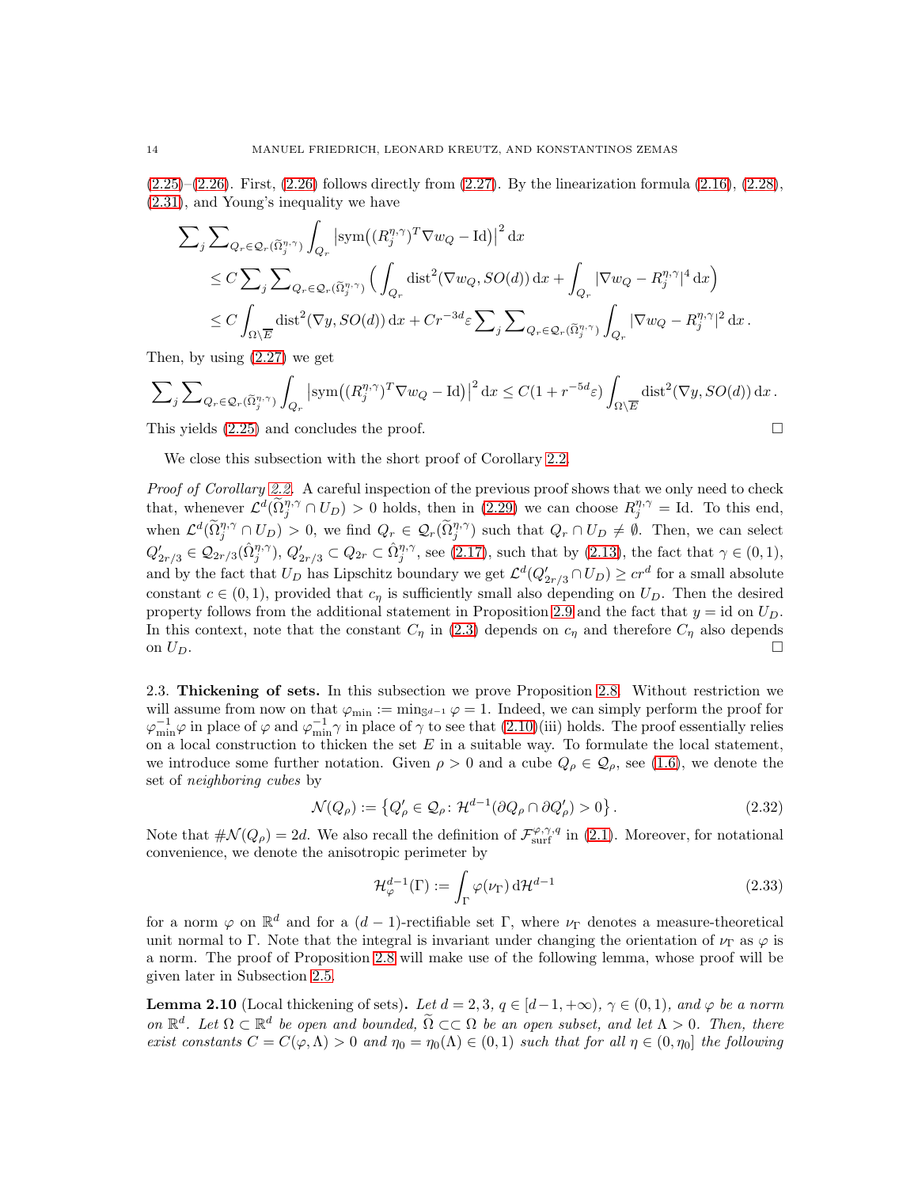(2.25)–(2.26). First, (2.26) follows directly from (2.27). By the linearization formula (2.16), (2.28), (2.31), and Young's inequality we have

$$
\begin{aligned}
&\sum\nolimits_j \sum\nolimits_{Q_r \in \mathcal{Q}_r(\widetilde{\Omega}_j^{\eta,\gamma})} \int_{Q_r} \big|\mathrm{sym}\big((R_j^{\eta,\gamma})^T \nabla w_Q - \mathrm{Id}\big)\big|^2 \,\mathrm{d}x \\
&\quad \le C \sum\nolimits_j \sum\nolimits_{Q_r \in \mathcal{Q}_r(\widetilde{\Omega}_j^{\eta,\gamma})} \Big( \int_{Q_r} \mathrm{dist}^2(\nabla w_Q, SO(d)) \,\mathrm{d}x + \int_{Q_r} |\nabla w_Q - R_j^{\eta,\gamma}|^4 \,\mathrm{d}x \Big) \\
&\quad \le C \int_{\Omega \setminus \overline{E}} \mathrm{dist}^2(\nabla y, SO(d)) \,\mathrm{d}x + C r^{-3d} \varepsilon \sum\nolimits_j \sum\nolimits_{Q_r \in \mathcal{Q}_r(\widetilde{\Omega}_j^{\eta,\gamma})} \int_{Q_r} |\nabla w_Q - R_j^{\eta,\gamma}|^2 \,\mathrm{d}x \,.
\end{aligned}
$$

Then, by using (2.27) we get

$$
\sum\nolimits_j \sum\nolimits_{Q_r \in \mathcal{Q}_r(\widetilde{\Omega}_j^{\eta,\gamma})} \int_{Q_r} \big|\mathrm{sym}\big((R_j^{\eta,\gamma})^T \nabla w_Q - \mathrm{Id}\big)\big|^2 \,\mathrm{d}x \le C(1 + r^{-5d}\varepsilon) \int_{\Omega \setminus \overline{E}} \mathrm{dist}^2(\nabla y, SO(d)) \,\mathrm{d}x \,.
$$

This yields (2.25) and concludes the proof. $\square$

We close this subsection with the short proof of Corollary 2.2.

*Proof of Corollary 2.2.* A careful inspection of the previous proof shows that we only need to check that, whenever $\mathcal{L}^d(\widetilde{\Omega}_j^{\eta,\gamma} \cap U_D) > 0$ holds, then in (2.29) we can choose $R_j^{\eta,\gamma} = \mathrm{Id}$. To this end, when $\mathcal{L}^d(\widetilde{\Omega}_j^{\eta,\gamma} \cap U_D) > 0$, we find $Q_r \in \mathcal{Q}_r(\widetilde{\Omega}_j^{\eta,\gamma})$ such that $Q_r \cap U_D \neq \emptyset$. Then, we can select $Q'_{2r/3} \in \mathcal{Q}_{2r/3}(\hat{\Omega}_j^{\eta,\gamma})$, $Q'_{2r/3} \subset Q_{2r} \subset \hat{\Omega}_j^{\eta,\gamma}$, see (2.17), such that by (2.13), the fact that $\gamma \in (0,1)$, and by the fact that $U_D$ has Lipschitz boundary we get $\mathcal{L}^d(Q'_{2r/3} \cap U_D) \ge c r^d$ for a small absolute constant $c \in (0,1)$, provided that $c_\eta$ is sufficiently small also depending on $U_D$. Then the desired property follows from the additional statement in Proposition 2.9 and the fact that $y = \mathrm{id}$ on $U_D$. In this context, note that the constant $C_\eta$ in (2.3) depends on $c_\eta$ and therefore $C_\eta$ also depends on $U_D$. $\square$

### 2.3. Thickening of sets.

In this subsection we prove Proposition 2.8. Without restriction we will assume from now on that $\varphi_{\min} := \min_{\mathbb{S}^{d-1}} \varphi = 1$. Indeed, we can simply perform the proof for $\varphi_{\min}^{-1}\varphi$ in place of $\varphi$ and $\varphi_{\min}^{-1}\gamma$ in place of $\gamma$ to see that (2.10)(iii) holds. The proof essentially relies on a local construction to thicken the set $E$ in a suitable way. To formulate the local statement, we introduce some further notation. Given $\rho > 0$ and a cube $Q_\rho \in \mathcal{Q}_\rho$, see (1.6), we denote the set of *neighboring cubes* by

$$
\mathcal{N}(Q_\rho) := \big\{ Q'_\rho \in \mathcal{Q}_\rho \colon \mathcal{H}^{d-1}(\partial Q_\rho \cap \partial Q'_\rho) > 0 \big\} \,. \tag{2.32}
$$

Note that $\#\mathcal{N}(Q_\rho) = 2d$. We also recall the definition of $\mathcal{F}^{\varphi,\gamma,q}_{\mathrm{surf}}$ in (2.1). Moreover, for notational convenience, we denote the anisotropic perimeter by

$$
\mathcal{H}^{d-1}_\varphi(\Gamma) := \int_\Gamma \varphi(\nu_\Gamma) \,\mathrm{d}\mathcal{H}^{d-1} \tag{2.33}
$$

for a norm $\varphi$ on $\mathbb{R}^d$ and for a $(d-1)$-rectifiable set $\Gamma$, where $\nu_\Gamma$ denotes a measure-theoretical unit normal to $\Gamma$. Note that the integral is invariant under changing the orientation of $\nu_\Gamma$ as $\varphi$ is a norm. The proof of Proposition 2.8 will make use of the following lemma, whose proof will be given later in Subsection 2.5.

**Lemma 2.10** (Local thickening of sets)**.** *Let $d = 2,3$, $q \in [d-1, +\infty)$, $\gamma \in (0,1)$, and $\varphi$ be a norm on $\mathbb{R}^d$. Let $\Omega \subset \mathbb{R}^d$ be open and bounded, $\widetilde{\Omega} \subset\subset \Omega$ be an open subset, and let $\Lambda > 0$. Then, there exist constants $C = C(\varphi, \Lambda) > 0$ and $\eta_0 = \eta_0(\Lambda) \in (0,1)$ such that for all $\eta \in (0, \eta_0]$ the following*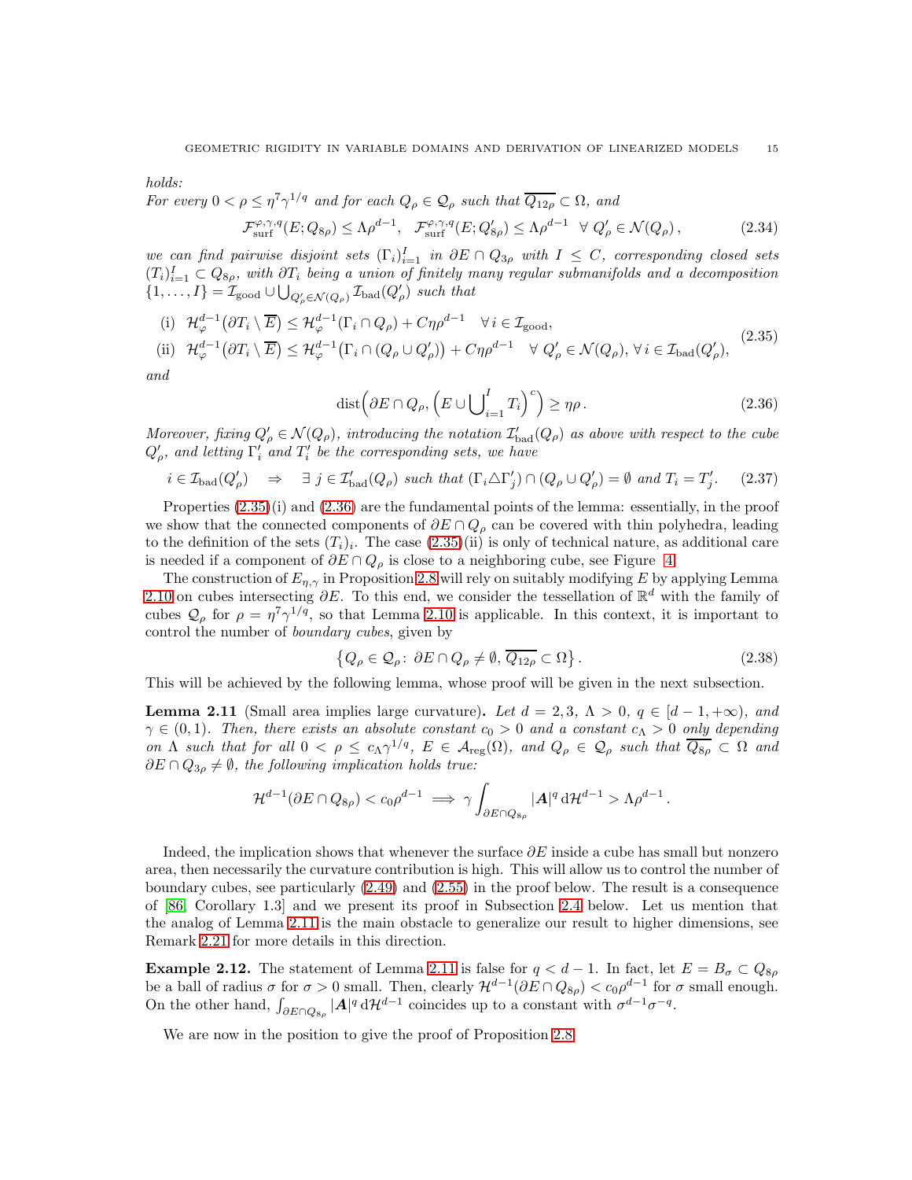*holds:*
*For every $0 < \rho \le \eta^7\gamma^{1/q}$ and for each $Q_\rho \in \mathcal{Q}_\rho$ such that $\overline{Q_{12\rho}} \subset \Omega$, and*

$$\mathcal{F}^{\varphi,\gamma,q}_{\rm surf}(E;Q_{8\rho}) \le \Lambda\rho^{d-1}, \quad \mathcal{F}^{\varphi,\gamma,q}_{\rm surf}(E;Q'_{8\rho}) \le \Lambda\rho^{d-1} \quad \forall\, Q'_\rho \in \mathcal{N}(Q_\rho)\,, \tag{2.34}$$

*we can find pairwise disjoint sets $(\Gamma_i)_{i=1}^I$ in $\partial E \cap Q_{3\rho}$ with $I \le C$, corresponding closed sets $(T_i)_{i=1}^I \subset Q_{8\rho}$, with $\partial T_i$ being a union of finitely many regular submanifolds and a decomposition $\{1,\dots,I\} = \mathcal{I}_{\rm good} \cup \bigcup_{Q'_\rho\in\mathcal{N}(Q_\rho)} \mathcal{I}_{\rm bad}(Q'_\rho)$ such that*

$$\begin{aligned}
&\text{(i)} \ \ \mathcal{H}^{d-1}_\varphi\big(\partial T_i \setminus \overline{E}\big) \le \mathcal{H}^{d-1}_\varphi(\Gamma_i \cap Q_\rho) + C\eta\rho^{d-1} \quad \forall\, i \in \mathcal{I}_{\rm good},\\
&\text{(ii)} \ \ \mathcal{H}^{d-1}_\varphi\big(\partial T_i \setminus \overline{E}\big) \le \mathcal{H}^{d-1}_\varphi\big(\Gamma_i \cap (Q_\rho \cup Q'_\rho)\big) + C\eta\rho^{d-1} \quad \forall\, Q'_\rho \in \mathcal{N}(Q_\rho),\, \forall\, i \in \mathcal{I}_{\rm bad}(Q'_\rho),
\end{aligned} \tag{2.35}$$

*and*

$$\mathrm{dist}\Big(\partial E \cap Q_\rho, \Big(E \cup \bigcup_{i=1}^I T_i\Big)^c\Big) \ge \eta\rho\,. \tag{2.36}$$

*Moreover, fixing $Q'_\rho \in \mathcal{N}(Q_\rho)$, introducing the notation $\mathcal{I}'_{\rm bad}(Q_\rho)$ as above with respect to the cube $Q'_\rho$, and letting $\Gamma'_i$ and $T'_i$ be the corresponding sets, we have*

$$i \in \mathcal{I}_{\rm bad}(Q'_\rho) \quad \Rightarrow \quad \exists\, j \in \mathcal{I}'_{\rm bad}(Q_\rho) \text{ such that } (\Gamma_i \triangle \Gamma'_j) \cap (Q_\rho \cup Q'_\rho) = \emptyset \text{ and } T_i = T'_j. \tag{2.37}$$

Properties (2.35)(i) and (2.36) are the fundamental points of the lemma: essentially, in the proof we show that the connected components of $\partial E \cap Q_\rho$ can be covered with thin polyhedra, leading to the definition of the sets $(T_i)_i$. The case (2.35)(ii) is only of technical nature, as additional care is needed if a component of $\partial E \cap Q_\rho$ is close to a neighboring cube, see Figure 4.

The construction of $E_{\eta,\gamma}$ in Proposition 2.8 will rely on suitably modifying $E$ by applying Lemma 2.10 on cubes intersecting $\partial E$. To this end, we consider the tessellation of $\mathbb{R}^d$ with the family of cubes $\mathcal{Q}_\rho$ for $\rho = \eta^7\gamma^{1/q}$, so that Lemma 2.10 is applicable. In this context, it is important to control the number of *boundary cubes*, given by

$$\big\{Q_\rho \in \mathcal{Q}_\rho \colon\, \partial E \cap Q_\rho \neq \emptyset,\, \overline{Q_{12\rho}} \subset \Omega\big\}\,. \tag{2.38}$$

This will be achieved by the following lemma, whose proof will be given in the next subsection.

**Lemma 2.11** (Small area implies large curvature)**.** *Let $d = 2,3$, $\Lambda > 0$, $q \in [d-1,+\infty)$, and $\gamma \in (0,1)$. Then, there exists an absolute constant $c_0 > 0$ and a constant $c_\Lambda > 0$ only depending on $\Lambda$ such that for all $0 < \rho \le c_\Lambda\gamma^{1/q}$, $E \in \mathcal{A}_{\rm reg}(\Omega)$, and $Q_\rho \in \mathcal{Q}_\rho$ such that $\overline{Q_{8\rho}} \subset \Omega$ and $\partial E \cap Q_{3\rho} \neq \emptyset$, the following implication holds true:*

$$\mathcal{H}^{d-1}(\partial E \cap Q_{8\rho}) < c_0\rho^{d-1} \implies \gamma\int_{\partial E\cap Q_{8\rho}} |\boldsymbol{A}|^q \,\mathrm{d}\mathcal{H}^{d-1} > \Lambda\rho^{d-1}\,.$$

Indeed, the implication shows that whenever the surface $\partial E$ inside a cube has small but nonzero area, then necessarily the curvature contribution is high. This will allow us to control the number of boundary cubes, see particularly (2.49) and (2.55) in the proof below. The result is a consequence of [86, Corollary 1.3] and we present its proof in Subsection 2.4 below. Let us mention that the analog of Lemma 2.11 is the main obstacle to generalize our result to higher dimensions, see Remark 2.21 for more details in this direction.

**Example 2.12.** The statement of Lemma 2.11 is false for $q < d-1$. In fact, let $E = B_\sigma \subset Q_{8\rho}$ be a ball of radius $\sigma$ for $\sigma > 0$ small. Then, clearly $\mathcal{H}^{d-1}(\partial E \cap Q_{8\rho}) < c_0\rho^{d-1}$ for $\sigma$ small enough. On the other hand, $\int_{\partial E\cap Q_{8\rho}} |\boldsymbol{A}|^q \,\mathrm{d}\mathcal{H}^{d-1}$ coincides up to a constant with $\sigma^{d-1}\sigma^{-q}$.

We are now in the position to give the proof of Proposition 2.8.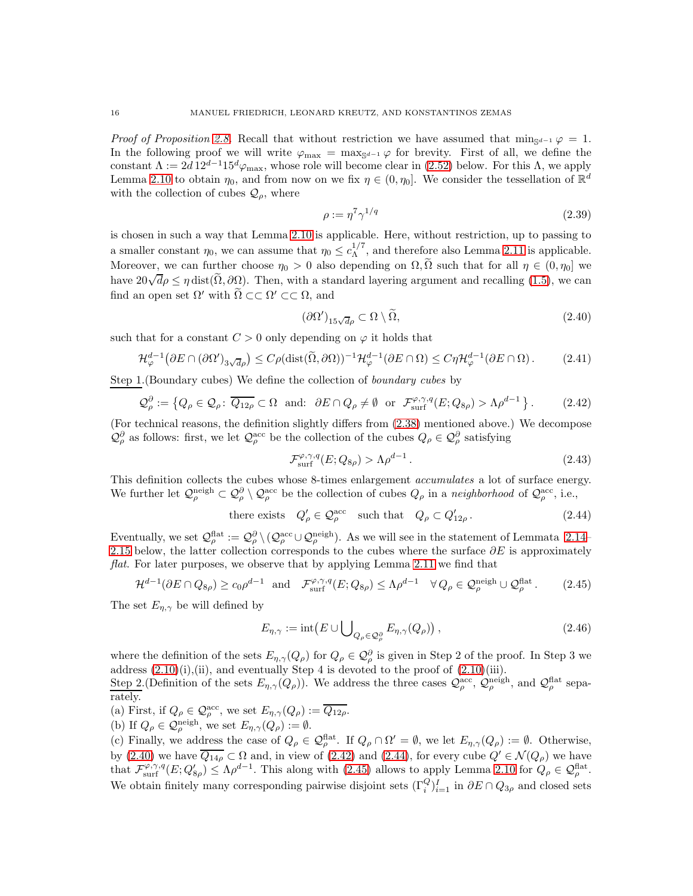*Proof of Proposition 2.8.* Recall that without restriction we have assumed that $\min_{\mathbb{S}^{d-1}} \varphi = 1$. In the following proof we will write $\varphi_{\max} = \max_{\mathbb{S}^{d-1}} \varphi$ for brevity. First of all, we define the constant $\Lambda := 2d\, 12^{d-1} 15^d \varphi_{\max}$, whose role will become clear in (2.52) below. For this $\Lambda$, we apply Lemma 2.10 to obtain $\eta_0$, and from now on we fix $\eta \in (0, \eta_0]$. We consider the tessellation of $\mathbb{R}^d$ with the collection of cubes $\mathcal{Q}_\rho$, where

$$\rho := \eta^7 \gamma^{1/q} \tag{2.39}$$

is chosen in such a way that Lemma 2.10 is applicable. Here, without restriction, up to passing to a smaller constant $\eta_0$, we can assume that $\eta_0 \le c_\Lambda^{1/7}$, and therefore also Lemma 2.11 is applicable. Moreover, we can further choose $\eta_0 > 0$ also depending on $\Omega, \widetilde{\Omega}$ such that for all $\eta \in (0, \eta_0]$ we have $20\sqrt{d}\rho \le \eta \operatorname{dist}(\widetilde{\Omega}, \partial\Omega)$. Then, with a standard layering argument and recalling (1.5), we can find an open set $\Omega'$ with $\widetilde{\Omega} \subset\subset \Omega' \subset\subset \Omega$, and

$$(\partial\Omega')_{15\sqrt{d}\rho} \subset \Omega \setminus \widetilde{\Omega}, \tag{2.40}$$

such that for a constant $C > 0$ only depending on $\varphi$ it holds that

$$\mathcal{H}^{d-1}_\varphi\big(\partial E \cap (\partial\Omega')_{3\sqrt{d}\rho}\big) \le C\rho(\operatorname{dist}(\widetilde{\Omega}, \partial\Omega))^{-1}\mathcal{H}^{d-1}_\varphi(\partial E \cap \Omega) \le C\eta\mathcal{H}^{d-1}_\varphi(\partial E \cap \Omega)\,. \tag{2.41}$$

Step 1.(Boundary cubes) We define the collection of *boundary cubes* by

$$\mathcal{Q}^\partial_\rho := \big\{Q_\rho \in \mathcal{Q}_\rho \colon\ \overline{Q_{12\rho}} \subset \Omega \ \text{ and: } \ \partial E \cap Q_\rho \neq \emptyset \ \text{ or } \ \mathcal{F}^{\varphi,\gamma,q}_{\rm surf}(E; Q_{8\rho}) > \Lambda\rho^{d-1}\big\}\,. \tag{2.42}$$

(For technical reasons, the definition slightly differs from (2.38) mentioned above.) We decompose $\mathcal{Q}^\partial_\rho$ as follows: first, we let $\mathcal{Q}^{\rm acc}_\rho$ be the collection of the cubes $Q_\rho \in \mathcal{Q}^\partial_\rho$ satisfying

$$\mathcal{F}^{\varphi,\gamma,q}_{\rm surf}(E; Q_{8\rho}) > \Lambda\rho^{d-1}\,. \tag{2.43}$$

This definition collects the cubes whose 8-times enlargement *accumulates* a lot of surface energy. We further let $\mathcal{Q}^{\rm neigh}_\rho \subset \mathcal{Q}^\partial_\rho \setminus \mathcal{Q}^{\rm acc}_\rho$ be the collection of cubes $Q_\rho$ in a *neighborhood* of $\mathcal{Q}^{\rm acc}_\rho$, i.e.,

$$\text{there exists} \quad Q'_\rho \in \mathcal{Q}^{\rm acc}_\rho \quad \text{such that} \quad Q_\rho \subset Q'_{12\rho}\,. \tag{2.44}$$

Eventually, we set $\mathcal{Q}^{\rm flat}_\rho := \mathcal{Q}^\partial_\rho \setminus (\mathcal{Q}^{\rm acc}_\rho \cup \mathcal{Q}^{\rm neigh}_\rho)$. As we will see in the statement of Lemmata 2.14–2.15 below, the latter collection corresponds to the cubes where the surface $\partial E$ is approximately *flat*. For later purposes, we observe that by applying Lemma 2.11 we find that

$$\mathcal{H}^{d-1}(\partial E \cap Q_{8\rho}) \ge c_0\rho^{d-1} \quad \text{and} \quad \mathcal{F}^{\varphi,\gamma,q}_{\rm surf}(E; Q_{8\rho}) \le \Lambda\rho^{d-1} \quad \forall\, Q_\rho \in \mathcal{Q}^{\rm neigh}_\rho \cup \mathcal{Q}^{\rm flat}_\rho\,. \tag{2.45}$$

The set $E_{\eta,\gamma}$ be will defined by

$$E_{\eta,\gamma} := \operatorname{int}\big(E \cup \bigcup\nolimits_{Q_\rho \in \mathcal{Q}^\partial_\rho} E_{\eta,\gamma}(Q_\rho)\big)\,, \tag{2.46}$$

where the definition of the sets $E_{\eta,\gamma}(Q_\rho)$ for $Q_\rho \in \mathcal{Q}^\partial_\rho$ is given in Step 2 of the proof. In Step 3 we address (2.10)(i),(ii), and eventually Step 4 is devoted to the proof of (2.10)(iii).

Step 2.(Definition of the sets $E_{\eta,\gamma}(Q_\rho)$). We address the three cases $\mathcal{Q}^{\rm acc}_\rho$, $\mathcal{Q}^{\rm neigh}_\rho$, and $\mathcal{Q}^{\rm flat}_\rho$ separately.

(a) First, if $Q_\rho \in \mathcal{Q}^{\rm acc}_\rho$, we set $E_{\eta,\gamma}(Q_\rho) := \overline{Q_{12\rho}}$.

(b) If $Q_\rho \in \mathcal{Q}^{\rm neigh}_\rho$, we set $E_{\eta,\gamma}(Q_\rho) := \emptyset$.

(c) Finally, we address the case of $Q_\rho \in \mathcal{Q}^{\rm flat}_\rho$. If $Q_\rho \cap \Omega' = \emptyset$, we let $E_{\eta,\gamma}(Q_\rho) := \emptyset$. Otherwise, by (2.40) we have $\overline{Q_{14\rho}} \subset \Omega$ and, in view of (2.42) and (2.44), for every cube $Q' \in \mathcal{N}(Q_\rho)$ we have that $\mathcal{F}^{\varphi,\gamma,q}_{\rm surf}(E; Q'_{8\rho}) \le \Lambda\rho^{d-1}$. This along with (2.45) allows to apply Lemma 2.10 for $Q_\rho \in \mathcal{Q}^{\rm flat}_\rho$. We obtain finitely many corresponding pairwise disjoint sets $(\Gamma^Q_i)_{i=1}^I$ in $\partial E \cap Q_{3\rho}$ and closed sets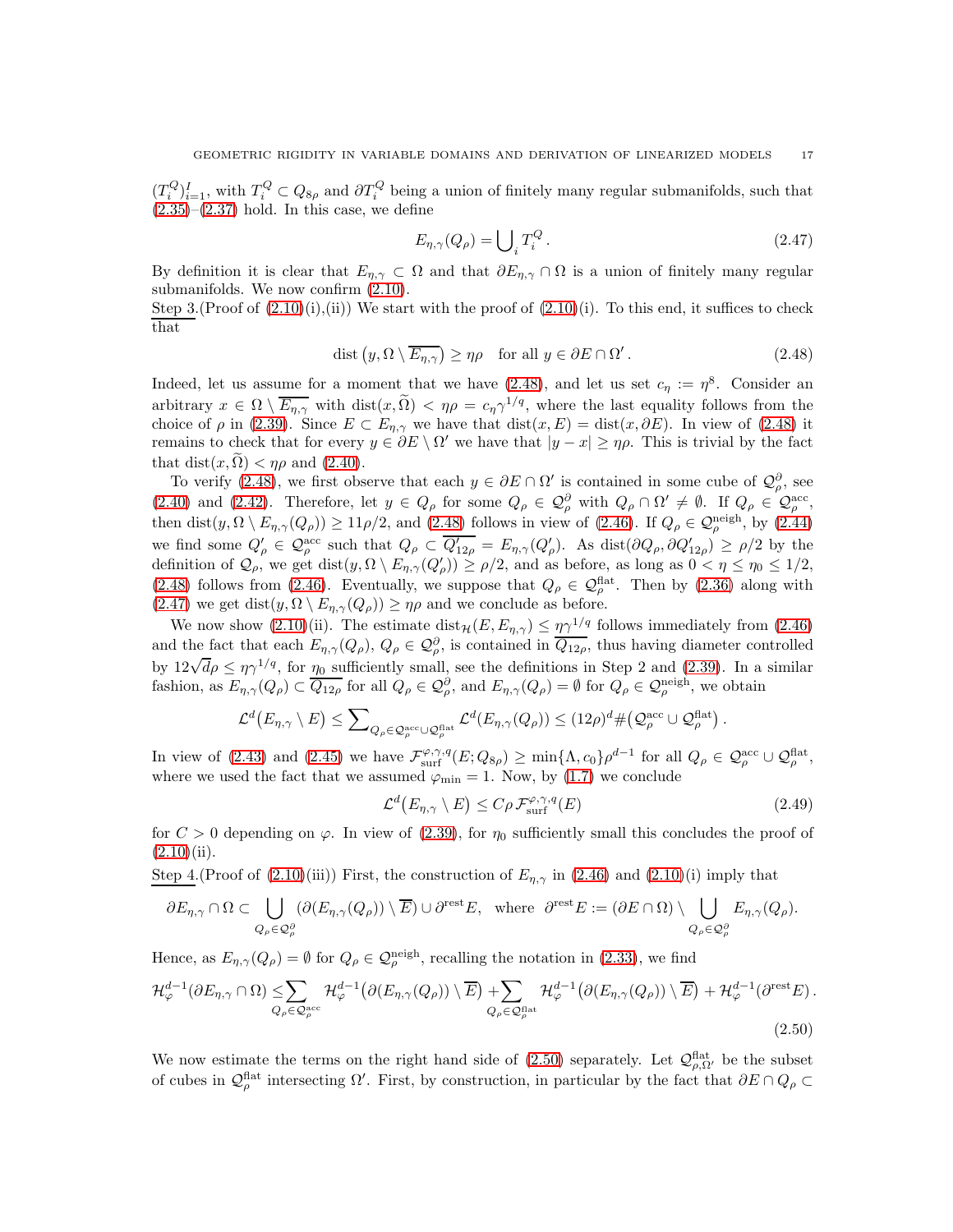$(T_i^Q)_{i=1}^I$, with $T_i^Q \subset Q_{8\rho}$ and $\partial T_i^Q$ being a union of finitely many regular submanifolds, such that (2.35)–(2.37) hold. In this case, we define

$$E_{\eta,\gamma}(Q_\rho) = \bigcup_i T_i^Q\,. \tag{2.47}$$

By definition it is clear that $E_{\eta,\gamma} \subset \Omega$ and that $\partial E_{\eta,\gamma} \cap \Omega$ is a union of finitely many regular submanifolds. We now confirm (2.10).

Step 3.(Proof of (2.10)(i),(ii)) We start with the proof of (2.10)(i). To this end, it suffices to check that

$$\operatorname{dist}\big(y, \Omega \setminus \overline{E_{\eta,\gamma}}\big) \geq \eta\rho \quad \text{for all } y \in \partial E \cap \Omega'\,. \tag{2.48}$$

Indeed, let us assume for a moment that we have (2.48), and let us set $c_\eta := \eta^8$. Consider an arbitrary $x \in \Omega \setminus \overline{E_{\eta,\gamma}}$ with $\operatorname{dist}(x, \widetilde{\Omega}) < \eta\rho = c_\eta \gamma^{1/q}$, where the last equality follows from the choice of $\rho$ in (2.39). Since $E \subset E_{\eta,\gamma}$ we have that $\operatorname{dist}(x, E) = \operatorname{dist}(x, \partial E)$. In view of (2.48) it remains to check that for every $y \in \partial E \setminus \Omega'$ we have that $|y - x| \geq \eta\rho$. This is trivial by the fact that $\operatorname{dist}(x, \widetilde{\Omega}) < \eta\rho$ and (2.40).

To verify (2.48), we first observe that each $y \in \partial E \cap \Omega'$ is contained in some cube of $\mathcal{Q}_\rho^\partial$, see (2.40) and (2.42). Therefore, let $y \in Q_\rho$ for some $Q_\rho \in \mathcal{Q}_\rho^\partial$ with $Q_\rho \cap \Omega' \neq \emptyset$. If $Q_\rho \in \mathcal{Q}_\rho^{\rm acc}$, then $\operatorname{dist}(y, \Omega \setminus E_{\eta,\gamma}(Q_\rho)) \geq 11\rho/2$, and (2.48) follows in view of (2.46). If $Q_\rho \in \mathcal{Q}_\rho^{\rm neigh}$, by (2.44) we find some $Q'_\rho \in \mathcal{Q}_\rho^{\rm acc}$ such that $Q_\rho \subset \overline{Q'_{12\rho}} = E_{\eta,\gamma}(Q'_\rho)$. As $\operatorname{dist}(\partial Q_\rho, \partial Q'_{12\rho}) \geq \rho/2$ by the definition of $\mathcal{Q}_\rho$, we get $\operatorname{dist}(y, \Omega \setminus E_{\eta,\gamma}(Q'_\rho)) \geq \rho/2$, and as before, as long as $0 < \eta \leq \eta_0 \leq 1/2$, (2.48) follows from (2.46). Eventually, we suppose that $Q_\rho \in \mathcal{Q}_\rho^{\rm flat}$. Then by (2.36) along with (2.47) we get $\operatorname{dist}(y, \Omega \setminus E_{\eta,\gamma}(Q_\rho)) \geq \eta\rho$ and we conclude as before.

We now show (2.10)(ii). The estimate $\operatorname{dist}_{\mathcal{H}}(E, E_{\eta,\gamma}) \leq \eta\gamma^{1/q}$ follows immediately from (2.46) and the fact that each $E_{\eta,\gamma}(Q_\rho)$, $Q_\rho \in \mathcal{Q}_\rho^\partial$, is contained in $\overline{Q_{12\rho}}$, thus having diameter controlled by $12\sqrt{d}\rho \leq \eta\gamma^{1/q}$, for $\eta_0$ sufficiently small, see the definitions in Step 2 and (2.39). In a similar fashion, as $E_{\eta,\gamma}(Q_\rho) \subset \overline{Q_{12\rho}}$ for all $Q_\rho \in \mathcal{Q}_\rho^\partial$, and $E_{\eta,\gamma}(Q_\rho) = \emptyset$ for $Q_\rho \in \mathcal{Q}_\rho^{\rm neigh}$, we obtain

$$\mathcal{L}^d\big(E_{\eta,\gamma} \setminus E\big) \leq \sum\nolimits_{Q_\rho \in \mathcal{Q}_\rho^{\rm acc} \cup \mathcal{Q}_\rho^{\rm flat}} \mathcal{L}^d(E_{\eta,\gamma}(Q_\rho)) \leq (12\rho)^d \#\big(\mathcal{Q}_\rho^{\rm acc} \cup \mathcal{Q}_\rho^{\rm flat}\big)\,.$$

In view of (2.43) and (2.45) we have $\mathcal{F}_{\rm surf}^{\varphi,\gamma,q}(E; Q_{8\rho}) \geq \min\{\Lambda, c_0\}\rho^{d-1}$ for all $Q_\rho \in \mathcal{Q}_\rho^{\rm acc} \cup \mathcal{Q}_\rho^{\rm flat}$, where we used the fact that we assumed $\varphi_{\min} = 1$. Now, by (1.7) we conclude

$$\mathcal{L}^d\big(E_{\eta,\gamma} \setminus E\big) \leq C\rho\, \mathcal{F}_{\rm surf}^{\varphi,\gamma,q}(E) \tag{2.49}$$

for $C > 0$ depending on $\varphi$. In view of (2.39), for $\eta_0$ sufficiently small this concludes the proof of (2.10)(ii).

Step 4.(Proof of (2.10)(iii)) First, the construction of $E_{\eta,\gamma}$ in (2.46) and (2.10)(i) imply that

$$\partial E_{\eta,\gamma} \cap \Omega \subset \bigcup_{Q_\rho \in \mathcal{Q}_\rho^\partial} \big(\partial(E_{\eta,\gamma}(Q_\rho)) \setminus \overline{E}\big) \cup \partial^{\rm rest} E, \quad \text{where} \quad \partial^{\rm rest} E := (\partial E \cap \Omega) \setminus \bigcup_{Q_\rho \in \mathcal{Q}_\rho^\partial} E_{\eta,\gamma}(Q_\rho).$$

Hence, as $E_{\eta,\gamma}(Q_\rho) = \emptyset$ for $Q_\rho \in \mathcal{Q}_\rho^{\rm neigh}$, recalling the notation in (2.33), we find

$$\mathcal{H}_\varphi^{d-1}(\partial E_{\eta,\gamma} \cap \Omega) \leq \sum_{Q_\rho \in \mathcal{Q}_\rho^{\rm acc}} \mathcal{H}_\varphi^{d-1}\big(\partial(E_{\eta,\gamma}(Q_\rho)) \setminus \overline{E}\big) + \sum_{Q_\rho \in \mathcal{Q}_\rho^{\rm flat}} \mathcal{H}_\varphi^{d-1}\big(\partial(E_{\eta,\gamma}(Q_\rho)) \setminus \overline{E}\big) + \mathcal{H}_\varphi^{d-1}(\partial^{\rm rest} E)\,. \tag{2.50}$$

We now estimate the terms on the right hand side of (2.50) separately. Let $\mathcal{Q}_{\rho,\Omega'}^{\rm flat}$ be the subset of cubes in $\mathcal{Q}_\rho^{\rm flat}$ intersecting $\Omega'$. First, by construction, in particular by the fact that $\partial E \cap Q_\rho \subset$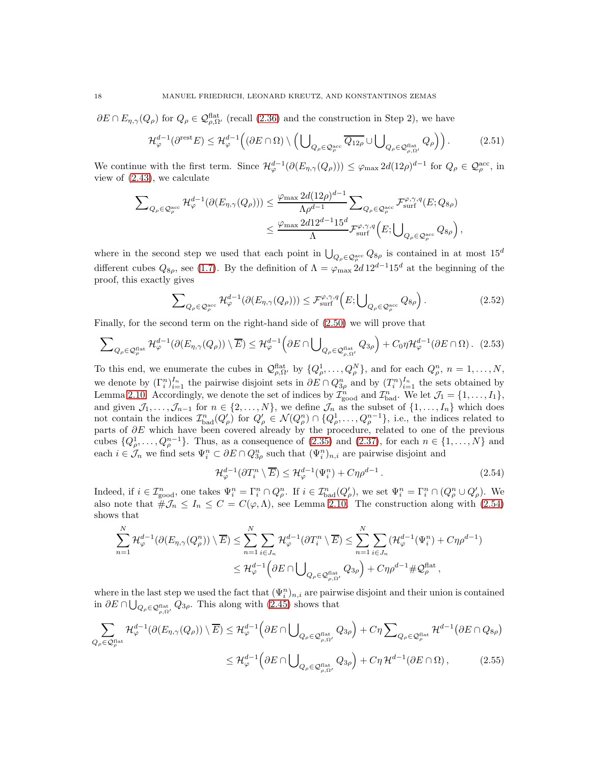$\partial E \cap E_{\eta,\gamma}(Q_\rho)$ for $Q_\rho \in \mathcal{Q}^{\rm flat}_{\rho,\Omega'}$ (recall (2.36) and the construction in Step 2), we have

$$\mathcal{H}^{d-1}_\varphi(\partial^{\rm rest} E) \le \mathcal{H}^{d-1}_\varphi\Big( (\partial E \cap \Omega) \setminus \Big( \bigcup_{Q_\rho \in \mathcal{Q}^{\rm acc}_\rho} \overline{Q_{12\rho}} \cup \bigcup_{Q_\rho \in \mathcal{Q}^{\rm flat}_{\rho,\Omega'}} Q_\rho \Big)\Big). \tag{2.51}$$

We continue with the first term. Since $\mathcal{H}^{d-1}_\varphi(\partial(E_{\eta,\gamma}(Q_\rho))) \le \varphi_{\max}\, 2d(12\rho)^{d-1}$ for $Q_\rho \in \mathcal{Q}^{\rm acc}_\rho$, in view of (2.43), we calculate

$$\begin{aligned}\sum\nolimits_{Q_\rho \in \mathcal{Q}^{\rm acc}_\rho} \mathcal{H}^{d-1}_\varphi(\partial(E_{\eta,\gamma}(Q_\rho))) &\le \frac{\varphi_{\max}\, 2d(12\rho)^{d-1}}{\Lambda \rho^{d-1}} \sum\nolimits_{Q_\rho \in \mathcal{Q}^{\rm acc}_\rho} \mathcal{F}^{\varphi,\gamma,q}_{\rm surf}(E; Q_{8\rho}) \\ &\le \frac{\varphi_{\max}\, 2d 12^{d-1} 15^d}{\Lambda} \mathcal{F}^{\varphi,\gamma,q}_{\rm surf}\Big(E; \bigcup\nolimits_{Q_\rho \in \mathcal{Q}^{\rm acc}_\rho} Q_{8\rho}\Big),\end{aligned}$$

where in the second step we used that each point in $\bigcup_{Q_\rho \in \mathcal{Q}^{\rm acc}_\rho} Q_{8\rho}$ is contained in at most $15^d$ different cubes $Q_{8\rho}$, see (1.7). By the definition of $\Lambda = \varphi_{\max}\, 2d\, 12^{d-1} 15^d$ at the beginning of the proof, this exactly gives

$$\sum\nolimits_{Q_\rho \in \mathcal{Q}^{\rm acc}_\rho} \mathcal{H}^{d-1}_\varphi(\partial(E_{\eta,\gamma}(Q_\rho))) \le \mathcal{F}^{\varphi,\gamma,q}_{\rm surf}\Big(E; \bigcup\nolimits_{Q_\rho \in \mathcal{Q}^{\rm acc}_\rho} Q_{8\rho}\Big). \tag{2.52}$$

Finally, for the second term on the right-hand side of (2.50) we will prove that

$$\sum\nolimits_{Q_\rho \in \mathcal{Q}^{\rm flat}_\rho} \mathcal{H}^{d-1}_\varphi(\partial(E_{\eta,\gamma}(Q_\rho)) \setminus \overline{E}) \le \mathcal{H}^{d-1}_\varphi\Big(\partial E \cap \bigcup\nolimits_{Q_\rho \in \mathcal{Q}^{\rm flat}_{\rho,\Omega'}} Q_{3\rho}\Big) + C_0\eta \mathcal{H}^{d-1}_\varphi(\partial E \cap \Omega). \tag{2.53}$$

To this end, we enumerate the cubes in $\mathcal{Q}^{\rm flat}_{\rho,\Omega'}$ by $\{Q^1_\rho, \dots, Q^N_\rho\}$, and for each $Q^n_\rho$, $n = 1, \dots, N$, we denote by $(\Gamma^n_i)_{i=1}^{I_n}$ the pairwise disjoint sets in $\partial E \cap Q^n_{3\rho}$ and by $(T^n_i)_{i=1}^{I_n}$ the sets obtained by Lemma 2.10. Accordingly, we denote the set of indices by $\mathcal{I}^n_{\rm good}$ and $\mathcal{I}^n_{\rm bad}$. We let $\mathcal{J}_1 = \{1, \dots, I_1\}$, and given $\mathcal{J}_1, \dots, \mathcal{J}_{n-1}$ for $n \in \{2, \dots, N\}$, we define $\mathcal{J}_n$ as the subset of $\{1, \dots, I_n\}$ which does not contain the indices $\mathcal{I}^n_{\rm bad}(Q'_\rho)$ for $Q'_\rho \in \mathcal{N}(Q^n_\rho) \cap \{Q^1_\rho, \dots, Q^{n-1}_\rho\}$, i.e., the indices related to parts of $\partial E$ which have been covered already by the procedure, related to one of the previous cubes $\{Q^1_\rho, \dots, Q^{n-1}_\rho\}$. Thus, as a consequence of (2.35) and (2.37), for each $n \in \{1, \dots, N\}$ and each $i \in \mathcal{J}_n$ we find sets $\Psi^n_i \subset \partial E \cap Q^n_{3\rho}$ such that $(\Psi^n_i)_{n,i}$ are pairwise disjoint and

$$\mathcal{H}^{d-1}_\varphi(\partial T^n_i \setminus \overline{E}) \le \mathcal{H}^{d-1}_\varphi(\Psi^n_i) + C\eta\rho^{d-1}. \tag{2.54}$$

Indeed, if $i \in \mathcal{I}^n_{\rm good}$, one takes $\Psi^n_i = \Gamma^n_i \cap Q^n_\rho$. If $i \in \mathcal{I}^n_{\rm bad}(Q'_\rho)$, we set $\Psi^n_i = \Gamma^n_i \cap (Q^n_\rho \cup Q'_\rho)$. We also note that $\#\mathcal{J}_n \le I_n \le C = C(\varphi, \Lambda)$, see Lemma 2.10. The construction along with (2.54) shows that

$$\begin{aligned}\sum_{n=1}^N \mathcal{H}^{d-1}_\varphi(\partial(E_{\eta,\gamma}(Q^n_\rho)) \setminus \overline{E}) &\le \sum_{n=1}^N \sum_{i \in J_n} \mathcal{H}^{d-1}_\varphi(\partial T^n_i \setminus \overline{E}) \le \sum_{n=1}^N \sum_{i \in J_n} (\mathcal{H}^{d-1}_\varphi(\Psi^n_i) + C\eta\rho^{d-1}) \\ &\le \mathcal{H}^{d-1}_\varphi\Big(\partial E \cap \bigcup\nolimits_{Q_\rho \in \mathcal{Q}^{\rm flat}_{\rho,\Omega'}} Q_{3\rho}\Big) + C\eta\rho^{d-1}\#\mathcal{Q}^{\rm flat}_\rho,\end{aligned}$$

where in the last step we used the fact that $(\Psi^n_i)_{n,i}$ are pairwise disjoint and their union is contained in $\partial E \cap \bigcup_{Q_\rho \in \mathcal{Q}^{\rm flat}_{\rho,\Omega'}} Q_{3\rho}$. This along with (2.45) shows that

$$\begin{aligned}\sum_{Q_\rho \in \mathcal{Q}^{\rm flat}_\rho} \mathcal{H}^{d-1}_\varphi(\partial(E_{\eta,\gamma}(Q_\rho)) \setminus \overline{E}) &\le \mathcal{H}^{d-1}_\varphi\Big(\partial E \cap \bigcup\nolimits_{Q_\rho \in \mathcal{Q}^{\rm flat}_{\rho,\Omega'}} Q_{3\rho}\Big) + C\eta \sum\nolimits_{Q_\rho \in \mathcal{Q}^{\rm flat}_\rho} \mathcal{H}^{d-1}\big(\partial E \cap Q_{8\rho}\big) \\ &\le \mathcal{H}^{d-1}_\varphi\Big(\partial E \cap \bigcup\nolimits_{Q_\rho \in \mathcal{Q}^{\rm flat}_{\rho,\Omega'}} Q_{3\rho}\Big) + C\eta\, \mathcal{H}^{d-1}(\partial E \cap \Omega),\end{aligned} \tag{2.55}$$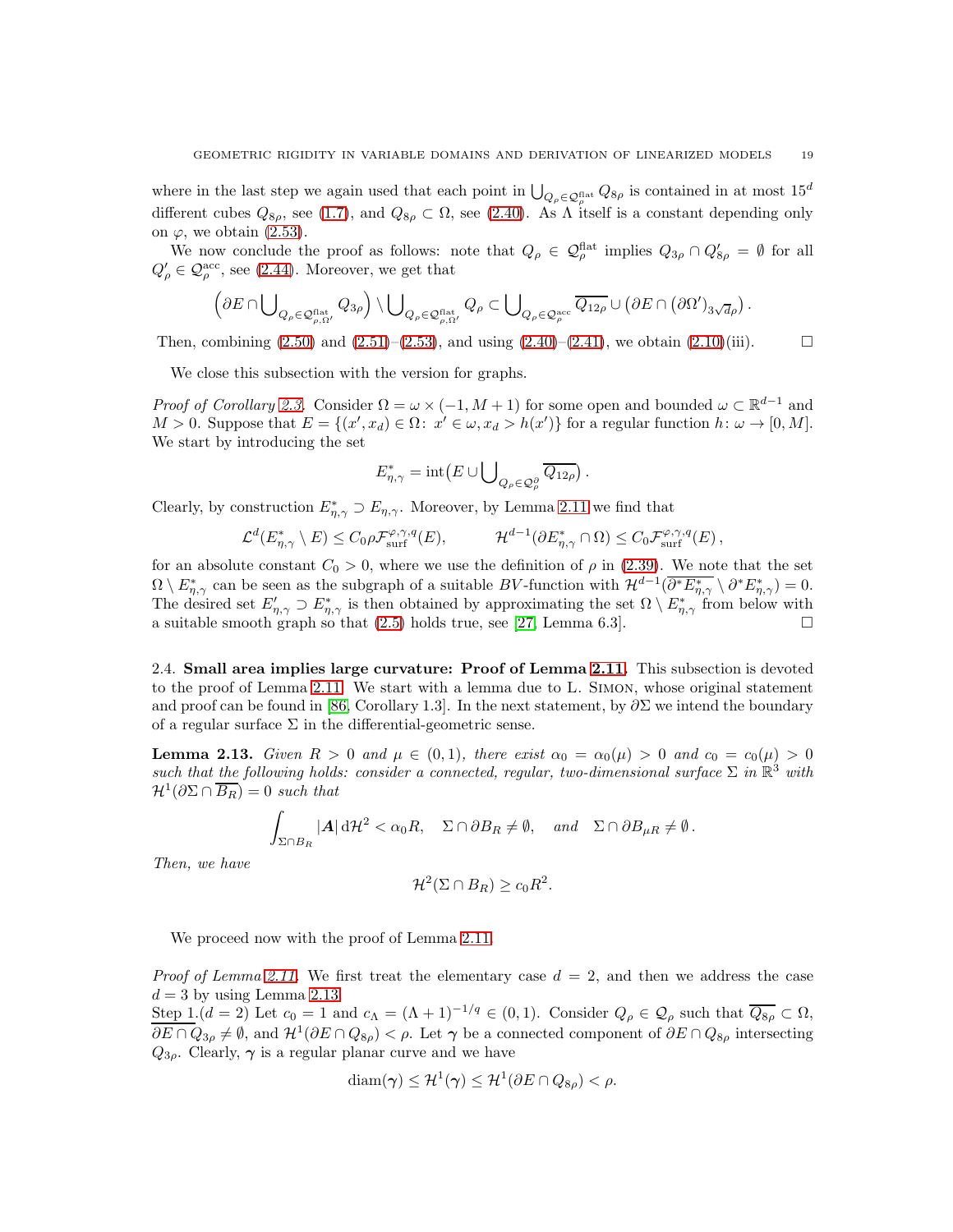where in the last step we again used that each point in $\bigcup_{Q_\rho \in \mathcal{Q}_\rho^{\rm flat}} Q_{8\rho}$ is contained in at most $15^d$ different cubes $Q_{8\rho}$, see (1.7), and $Q_{8\rho} \subset \Omega$, see (2.40). As $\Lambda$ itself is a constant depending only on $\varphi$, we obtain (2.53).

We now conclude the proof as follows: note that $Q_\rho \in \mathcal{Q}_\rho^{\rm flat}$ implies $Q_{3\rho} \cap Q'_{8\rho} = \emptyset$ for all $Q'_\rho \in \mathcal{Q}_\rho^{\rm acc}$, see (2.44). Moreover, we get that

$$\Big(\partial E \cap \bigcup_{Q_\rho \in \mathcal{Q}^{\rm flat}_{\rho,\Omega'}} Q_{3\rho}\Big) \setminus \bigcup_{Q_\rho \in \mathcal{Q}^{\rm flat}_{\rho,\Omega'}} Q_\rho \subset \bigcup_{Q_\rho \in \mathcal{Q}_\rho^{\rm acc}} \overline{Q_{12\rho}} \cup \big(\partial E \cap (\partial\Omega')_{3\sqrt{d}\rho}\big)\,.$$

Then, combining (2.50) and (2.51)–(2.53), and using (2.40)–(2.41), we obtain (2.10)(iii). $\square$

We close this subsection with the version for graphs.

*Proof of Corollary 2.3.* Consider $\Omega = \omega \times (-1, M+1)$ for some open and bounded $\omega \subset \mathbb{R}^{d-1}$ and $M > 0$. Suppose that $E = \{(x', x_d) \in \Omega \colon\, x' \in \omega, x_d > h(x')\}$ for a regular function $h\colon \omega \to [0, M]$. We start by introducing the set

$$E^*_{\eta,\gamma} = {\rm int}\big(E \cup \bigcup_{Q_\rho \in \mathcal{Q}_\rho^\partial} \overline{Q_{12\rho}}\big)\,.$$

Clearly, by construction $E^*_{\eta,\gamma} \supset E_{\eta,\gamma}$. Moreover, by Lemma 2.11 we find that

$$\mathcal{L}^d(E^*_{\eta,\gamma} \setminus E) \le C_0 \rho \mathcal{F}^{\varphi,\gamma,q}_{\rm surf}(E), \qquad \mathcal{H}^{d-1}(\partial E^*_{\eta,\gamma} \cap \Omega) \le C_0 \mathcal{F}^{\varphi,\gamma,q}_{\rm surf}(E)\,,$$

for an absolute constant $C_0 > 0$, where we use the definition of $\rho$ in (2.39). We note that the set $\Omega \setminus E^*_{\eta,\gamma}$ can be seen as the subgraph of a suitable $BV$-function with $\mathcal{H}^{d-1}(\overline{\partial^* E^*_{\eta,\gamma}} \setminus \partial^* E^*_{\eta,\gamma}) = 0$. The desired set $E'_{\eta,\gamma} \supset E^*_{\eta,\gamma}$ is then obtained by approximating the set $\Omega \setminus E^*_{\eta,\gamma}$ from below with a suitable smooth graph so that (2.5) holds true, see [27, Lemma 6.3]. $\square$

### 2.4. **Small area implies large curvature: Proof of Lemma 2.11.**

This subsection is devoted to the proof of Lemma 2.11. We start with a lemma due to L. Simon, whose original statement and proof can be found in [86, Corollary 1.3]. In the next statement, by $\partial\Sigma$ we intend the boundary of a regular surface $\Sigma$ in the differential-geometric sense.

**Lemma 2.13.** *Given $R > 0$ and $\mu \in (0,1)$, there exist $\alpha_0 = \alpha_0(\mu) > 0$ and $c_0 = c_0(\mu) > 0$ such that the following holds: consider a connected, regular, two-dimensional surface $\Sigma$ in $\mathbb{R}^3$ with $\mathcal{H}^1(\partial\Sigma \cap \overline{B_R}) = 0$ such that*

$$\int_{\Sigma \cap B_R} |\boldsymbol{A}|\, {\rm d}\mathcal{H}^2 < \alpha_0 R, \quad \Sigma \cap \partial B_R \neq \emptyset, \quad \text{and} \quad \Sigma \cap \partial B_{\mu R} \neq \emptyset\,.$$

*Then, we have*

$$\mathcal{H}^2(\Sigma \cap B_R) \ge c_0 R^2.$$

We proceed now with the proof of Lemma 2.11.

*Proof of Lemma 2.11.* We first treat the elementary case $d = 2$, and then we address the case $d = 3$ by using Lemma 2.13.

<u>Step 1.</u>($d = 2$) Let $c_0 = 1$ and $c_\Lambda = (\Lambda + 1)^{-1/q} \in (0,1)$. Consider $Q_\rho \in \mathcal{Q}_\rho$ such that $\overline{Q_{8\rho}} \subset \Omega$, $\overline{\partial E \cap Q_{3\rho}} \neq \emptyset$, and $\mathcal{H}^1(\partial E \cap Q_{8\rho}) < \rho$. Let $\boldsymbol{\gamma}$ be a connected component of $\partial E \cap Q_{8\rho}$ intersecting $Q_{3\rho}$. Clearly, $\boldsymbol{\gamma}$ is a regular planar curve and we have

$${\rm diam}(\boldsymbol{\gamma}) \le \mathcal{H}^1(\boldsymbol{\gamma}) \le \mathcal{H}^1(\partial E \cap Q_{8\rho}) < \rho.$$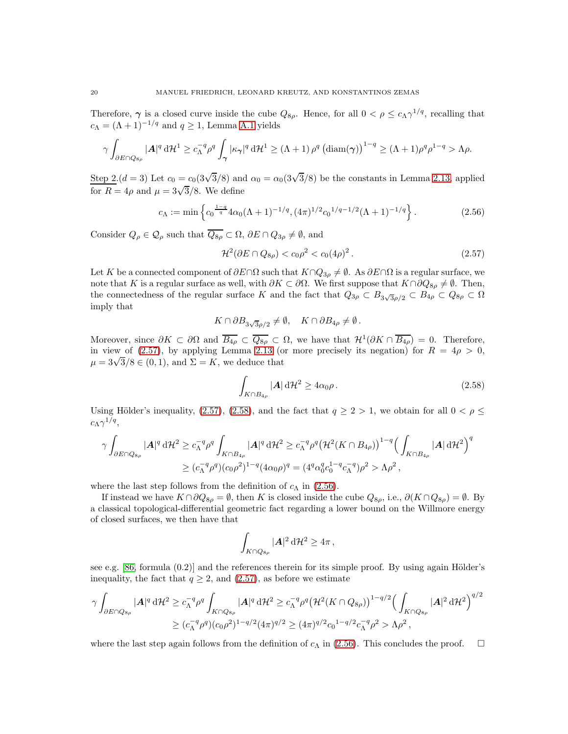Therefore, $\boldsymbol{\gamma}$ is a closed curve inside the cube $Q_{8\rho}$. Hence, for all $0 < \rho \leq c_\Lambda \gamma^{1/q}$, recalling that $c_\Lambda = (\Lambda+1)^{-1/q}$ and $q \geq 1$, Lemma A.1 yields

$$\gamma \int_{\partial E \cap Q_{8\rho}} |\boldsymbol{A}|^q \, \mathrm{d}\mathcal{H}^1 \geq c_\Lambda^{-q} \rho^q \int_{\boldsymbol{\gamma}} |\kappa_{\boldsymbol{\gamma}}|^q \, \mathrm{d}\mathcal{H}^1 \geq (\Lambda+1)\, \rho^q \left(\mathrm{diam}(\boldsymbol{\gamma})\right)^{1-q} \geq (\Lambda+1)\rho^q \rho^{1-q} > \Lambda \rho.$$

Step 2.($d=3$) Let $c_0 = c_0(3\sqrt{3}/8)$ and $\alpha_0 = \alpha_0(3\sqrt{3}/8)$ be the constants in Lemma 2.13, applied for $R = 4\rho$ and $\mu = 3\sqrt{3}/8$. We define

$$c_\Lambda := \min\left\{ c_0^{\frac{1-q}{q}} 4\alpha_0 (\Lambda+1)^{-1/q}, (4\pi)^{1/2} c_0^{1/q - 1/2} (\Lambda+1)^{-1/q} \right\}. \tag{2.56}$$

Consider $Q_\rho \in \mathcal{Q}_\rho$ such that $\overline{Q_{8\rho}} \subset \Omega$, $\partial E \cap Q_{3\rho} \neq \emptyset$, and

$$\mathcal{H}^2(\partial E \cap Q_{8\rho}) < c_0 \rho^2 < c_0 (4\rho)^2 \,. \tag{2.57}$$

Let $K$ be a connected component of $\partial E \cap \Omega$ such that $K \cap Q_{3\rho} \neq \emptyset$. As $\partial E \cap \Omega$ is a regular surface, we note that $K$ is a regular surface as well, with $\partial K \subset \partial \Omega$. We first suppose that $K \cap \partial Q_{8\rho} \neq \emptyset$. Then, the connectedness of the regular surface $K$ and the fact that $Q_{3\rho} \subset B_{3\sqrt{3}\rho/2} \subset B_{4\rho} \subset Q_{8\rho} \subset \Omega$ imply that

$$K \cap \partial B_{3\sqrt{3}\rho/2} \neq \emptyset, \quad K \cap \partial B_{4\rho} \neq \emptyset \,.$$

Moreover, since $\partial K \subset \partial \Omega$ and $\overline{B_{4\rho}} \subset \overline{Q_{8\rho}} \subset \Omega$, we have that $\mathcal{H}^1(\partial K \cap \overline{B_{4\rho}}) = 0$. Therefore, in view of (2.57), by applying Lemma 2.13 (or more precisely its negation) for $R = 4\rho > 0$, $\mu = 3\sqrt{3}/8 \in (0,1)$, and $\Sigma = K$, we deduce that

$$\int_{K \cap B_{4\rho}} |\boldsymbol{A}| \, \mathrm{d}\mathcal{H}^2 \geq 4\alpha_0 \rho \,. \tag{2.58}$$

Using Hölder's inequality, (2.57), (2.58), and the fact that $q \geq 2 > 1$, we obtain for all $0 < \rho \leq c_\Lambda \gamma^{1/q}$,

$$\begin{aligned}
\gamma \int_{\partial E \cap Q_{8\rho}} |\boldsymbol{A}|^q \, \mathrm{d}\mathcal{H}^2 &\geq c_\Lambda^{-q} \rho^q \int_{K \cap B_{4\rho}} |\boldsymbol{A}|^q \, \mathrm{d}\mathcal{H}^2 \geq c_\Lambda^{-q} \rho^q \big(\mathcal{H}^2(K \cap B_{4\rho})\big)^{1-q} \Big( \int_{K \cap B_{4\rho}} |\boldsymbol{A}| \, \mathrm{d}\mathcal{H}^2 \Big)^q \\
&\geq (c_\Lambda^{-q} \rho^q)(c_0 \rho^2)^{1-q} (4\alpha_0 \rho)^q = (4^q \alpha_0^q c_0^{1-q} c_\Lambda^{-q}) \rho^2 > \Lambda \rho^2 \,,
\end{aligned}$$

where the last step follows from the definition of $c_\Lambda$ in (2.56).

If instead we have $K \cap \partial Q_{8\rho} = \emptyset$, then $K$ is closed inside the cube $Q_{8\rho}$, i.e., $\partial(K \cap Q_{8\rho}) = \emptyset$. By a classical topological-differential geometric fact regarding a lower bound on the Willmore energy of closed surfaces, we then have that

$$\int_{K \cap Q_{8\rho}} |\boldsymbol{A}|^2 \, \mathrm{d}\mathcal{H}^2 \geq 4\pi \,,$$

see e.g. [86, formula (0.2)] and the references therein for its simple proof. By using again Hölder's inequality, the fact that $q \geq 2$, and (2.57), as before we estimate

$$\begin{aligned}
\gamma \int_{\partial E \cap Q_{8\rho}} |\boldsymbol{A}|^q \, \mathrm{d}\mathcal{H}^2 &\geq c_\Lambda^{-q} \rho^q \int_{K \cap Q_{8\rho}} |\boldsymbol{A}|^q \, \mathrm{d}\mathcal{H}^2 \geq c_\Lambda^{-q} \rho^q \big(\mathcal{H}^2(K \cap Q_{8\rho})\big)^{1-q/2} \Big( \int_{K \cap Q_{8\rho}} |\boldsymbol{A}|^2 \, \mathrm{d}\mathcal{H}^2 \Big)^{q/2} \\
&\geq (c_\Lambda^{-q} \rho^q)(c_0 \rho^2)^{1-q/2} (4\pi)^{q/2} \geq (4\pi)^{q/2} c_0^{1-q/2} c_\Lambda^{-q} \rho^2 > \Lambda \rho^2 \,,
\end{aligned}$$

where the last step again follows from the definition of $c_\Lambda$ in (2.56). This concludes the proof. $\square$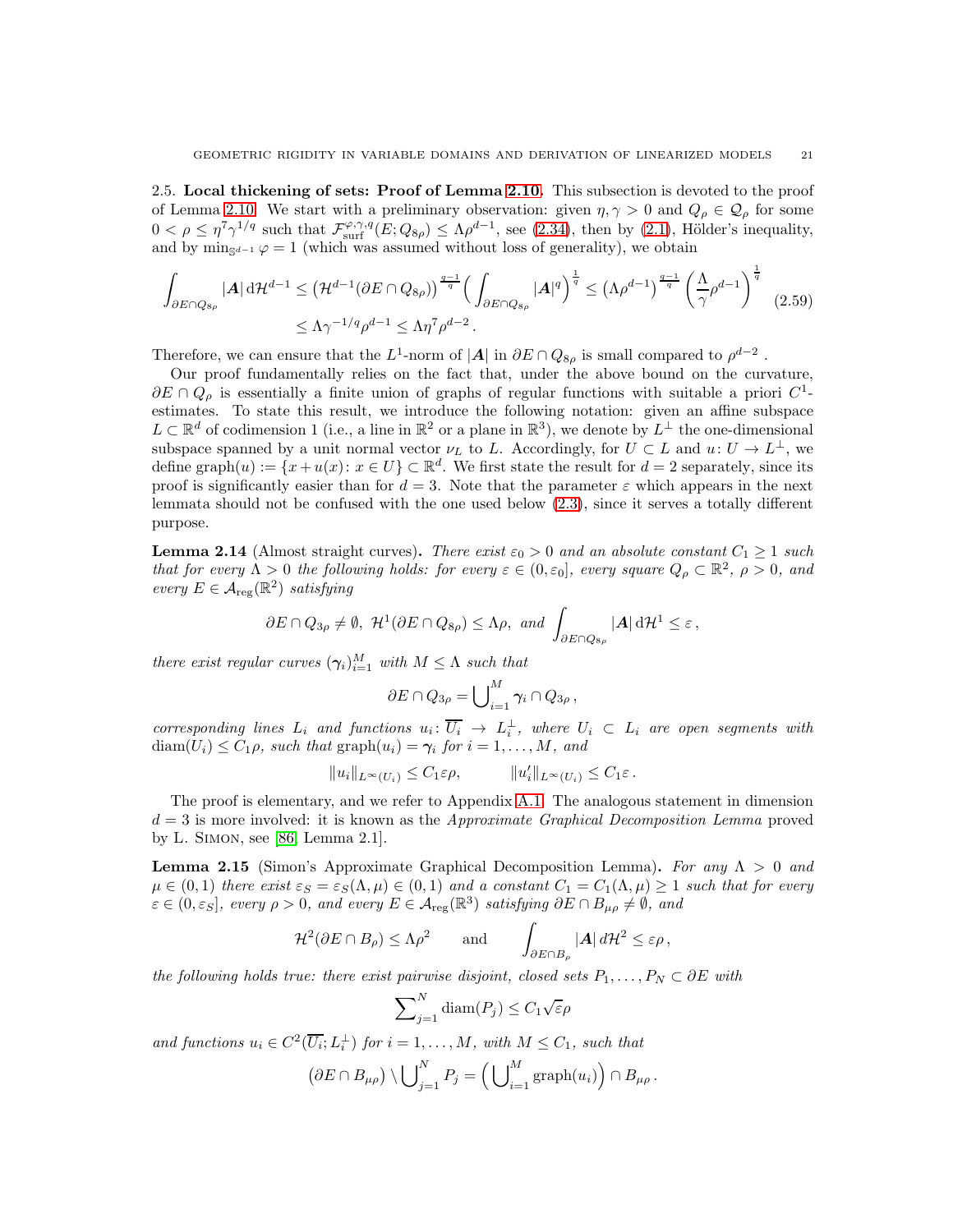### 2.5. Local thickening of sets: Proof of Lemma 2.10.

This subsection is devoted to the proof of Lemma 2.10. We start with a preliminary observation: given $\eta, \gamma > 0$ and $Q_\rho \in \mathcal{Q}_\rho$ for some $0 < \rho \leq \eta^7 \gamma^{1/q}$ such that $\mathcal{F}^{\varphi,\gamma,q}_{\rm surf}(E; Q_{8\rho}) \leq \Lambda \rho^{d-1}$, see (2.34), then by (2.1), Hölder's inequality, and by $\min_{\mathbb{S}^{d-1}} \varphi = 1$ (which was assumed without loss of generality), we obtain

$$
\begin{aligned}
\int_{\partial E \cap Q_{8\rho}} |\boldsymbol{A}| \, \mathrm{d}\mathcal{H}^{d-1} &\leq \big(\mathcal{H}^{d-1}(\partial E \cap Q_{8\rho})\big)^{\frac{q-1}{q}} \Big( \int_{\partial E \cap Q_{8\rho}} |\boldsymbol{A}|^q \Big)^{\frac{1}{q}} \leq \big(\Lambda \rho^{d-1}\big)^{\frac{q-1}{q}} \left(\frac{\Lambda}{\gamma}\rho^{d-1}\right)^{\frac{1}{q}} \\
&\leq \Lambda \gamma^{-1/q} \rho^{d-1} \leq \Lambda \eta^7 \rho^{d-2} .
\end{aligned}
\tag{2.59}
$$

Therefore, we can ensure that the $L^1$-norm of $|\boldsymbol{A}|$ in $\partial E \cap Q_{8\rho}$ is small compared to $\rho^{d-2}$ .

Our proof fundamentally relies on the fact that, under the above bound on the curvature, $\partial E \cap Q_\rho$ is essentially a finite union of graphs of regular functions with suitable a priori $C^1$-estimates. To state this result, we introduce the following notation: given an affine subspace $L \subset \mathbb{R}^d$ of codimension 1 (i.e., a line in $\mathbb{R}^2$ or a plane in $\mathbb{R}^3$), we denote by $L^\perp$ the one-dimensional subspace spanned by a unit normal vector $\nu_L$ to $L$. Accordingly, for $U \subset L$ and $u \colon U \to L^\perp$, we define $\mathrm{graph}(u) := \{x + u(x) \colon x \in U\} \subset \mathbb{R}^d$. We first state the result for $d = 2$ separately, since its proof is significantly easier than for $d = 3$. Note that the parameter $\varepsilon$ which appears in the next lemmata should not be confused with the one used below (2.3), since it serves a totally different purpose.

**Lemma 2.14** (Almost straight curves)**.** *There exist $\varepsilon_0 > 0$ and an absolute constant $C_1 \geq 1$ such that for every $\Lambda > 0$ the following holds: for every $\varepsilon \in (0, \varepsilon_0]$, every square $Q_\rho \subset \mathbb{R}^2$, $\rho > 0$, and every $E \in \mathcal{A}_{\rm reg}(\mathbb{R}^2)$ satisfying*

$$
\partial E \cap Q_{3\rho} \neq \emptyset, \ \mathcal{H}^1(\partial E \cap Q_{8\rho}) \leq \Lambda \rho, \ \text{and} \ \int_{\partial E \cap Q_{8\rho}} |\boldsymbol{A}| \, \mathrm{d}\mathcal{H}^1 \leq \varepsilon ,
$$

*there exist regular curves $(\boldsymbol{\gamma}_i)_{i=1}^M$ with $M \leq \Lambda$ such that*

$$
\partial E \cap Q_{3\rho} = \bigcup\nolimits_{i=1}^M \boldsymbol{\gamma}_i \cap Q_{3\rho} ,
$$

*corresponding lines $L_i$ and functions $u_i \colon \overline{U_i} \to L_i^\perp$, where $U_i \subset L_i$ are open segments with $\mathrm{diam}(U_i) \leq C_1 \rho$, such that $\mathrm{graph}(u_i) = \boldsymbol{\gamma}_i$ for $i = 1, \ldots, M$, and*

$$
\|u_i\|_{L^\infty(U_i)} \leq C_1 \varepsilon \rho, \qquad \|u_i'\|_{L^\infty(U_i)} \leq C_1 \varepsilon .
$$

The proof is elementary, and we refer to Appendix A.1. The analogous statement in dimension $d = 3$ is more involved: it is known as the *Approximate Graphical Decomposition Lemma* proved by L. Simon, see [86, Lemma 2.1].

**Lemma 2.15** (Simon's Approximate Graphical Decomposition Lemma)**.** *For any $\Lambda > 0$ and $\mu \in (0,1)$ there exist $\varepsilon_S = \varepsilon_S(\Lambda, \mu) \in (0,1)$ and a constant $C_1 = C_1(\Lambda, \mu) \geq 1$ such that for every $\varepsilon \in (0, \varepsilon_S]$, every $\rho > 0$, and every $E \in \mathcal{A}_{\rm reg}(\mathbb{R}^3)$ satisfying $\partial E \cap B_{\mu\rho} \neq \emptyset$, and*

$$
\mathcal{H}^2(\partial E \cap B_\rho) \leq \Lambda \rho^2 \qquad \text{and} \qquad \int_{\partial E \cap B_\rho} |\boldsymbol{A}| \, d\mathcal{H}^2 \leq \varepsilon \rho ,
$$

*the following holds true: there exist pairwise disjoint, closed sets $P_1, \ldots, P_N \subset \partial E$ with*

$$
\sum\nolimits_{j=1}^N \mathrm{diam}(P_j) \leq C_1 \sqrt{\varepsilon} \rho
$$

*and functions $u_i \in C^2(\overline{U_i}; L_i^\perp)$ for $i = 1, \ldots, M$, with $M \leq C_1$, such that*

$$
\big(\partial E \cap B_{\mu\rho}\big) \setminus \bigcup\nolimits_{j=1}^N P_j = \Big(\bigcup\nolimits_{i=1}^M \mathrm{graph}(u_i)\Big) \cap B_{\mu\rho} .
$$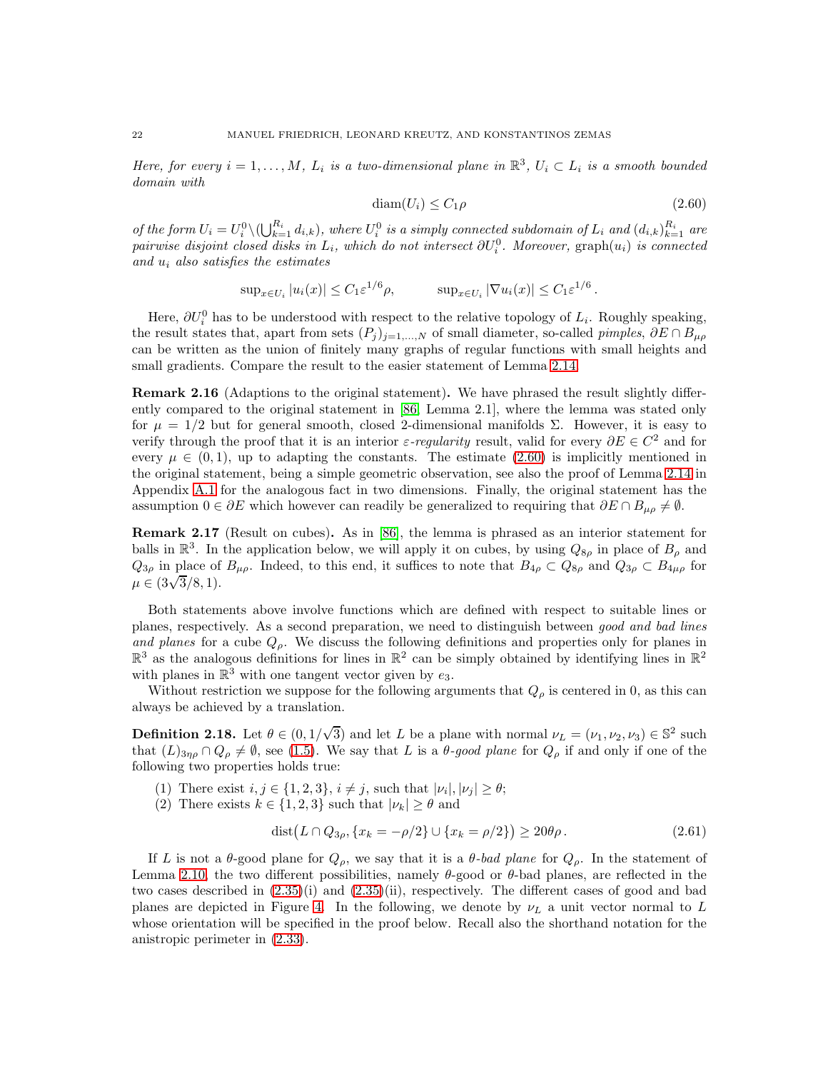*Here, for every $i = 1, \ldots, M$, $L_i$ is a two-dimensional plane in $\mathbb{R}^3$, $U_i \subset L_i$ is a smooth bounded domain with*

$$\mathrm{diam}(U_i) \le C_1 \rho \tag{2.60}$$

*of the form $U_i = U_i^0 \setminus (\bigcup_{k=1}^{R_i} d_{i,k})$, where $U_i^0$ is a simply connected subdomain of $L_i$ and $(d_{i,k})_{k=1}^{R_i}$ are pairwise disjoint closed disks in $L_i$, which do not intersect $\partial U_i^0$. Moreover,* $\mathrm{graph}(u_i)$ *is connected and $u_i$ also satisfies the estimates*

$$\sup\nolimits_{x \in U_i} |u_i(x)| \le C_1 \varepsilon^{1/6} \rho, \qquad \sup\nolimits_{x \in U_i} |\nabla u_i(x)| \le C_1 \varepsilon^{1/6}.$$

Here, $\partial U_i^0$ has to be understood with respect to the relative topology of $L_i$. Roughly speaking, the result states that, apart from sets $(P_j)_{j=1,\ldots,N}$ of small diameter, so-called *pimples*, $\partial E \cap B_{\mu\rho}$ can be written as the union of finitely many graphs of regular functions with small heights and small gradients. Compare the result to the easier statement of Lemma 2.14.

**Remark 2.16** (Adaptions to the original statement)**.** We have phrased the result slightly differently compared to the original statement in [86, Lemma 2.1], where the lemma was stated only for $\mu = 1/2$ but for general smooth, closed 2-dimensional manifolds $\Sigma$. However, it is easy to verify through the proof that it is an interior $\varepsilon$*-regularity* result, valid for every $\partial E \in C^2$ and for every $\mu \in (0,1)$, up to adapting the constants. The estimate (2.60) is implicitly mentioned in the original statement, being a simple geometric observation, see also the proof of Lemma 2.14 in Appendix A.1 for the analogous fact in two dimensions. Finally, the original statement has the assumption $0 \in \partial E$ which however can readily be generalized to requiring that $\partial E \cap B_{\mu\rho} \neq \emptyset$.

**Remark 2.17** (Result on cubes)**.** As in [86], the lemma is phrased as an interior statement for balls in $\mathbb{R}^3$. In the application below, we will apply it on cubes, by using $Q_{8\rho}$ in place of $B_\rho$ and $Q_{3\rho}$ in place of $B_{\mu\rho}$. Indeed, to this end, it suffices to note that $B_{4\rho} \subset Q_{8\rho}$ and $Q_{3\rho} \subset B_{4\mu\rho}$ for $\mu \in (3\sqrt{3}/8, 1)$.

Both statements above involve functions which are defined with respect to suitable lines or planes, respectively. As a second preparation, we need to distinguish between *good and bad lines and planes* for a cube $Q_\rho$. We discuss the following definitions and properties only for planes in $\mathbb{R}^3$ as the analogous definitions for lines in $\mathbb{R}^2$ can be simply obtained by identifying lines in $\mathbb{R}^2$ with planes in $\mathbb{R}^3$ with one tangent vector given by $e_3$.

Without restriction we suppose for the following arguments that $Q_\rho$ is centered in 0, as this can always be achieved by a translation.

**Definition 2.18.** Let $\theta \in (0, 1/\sqrt{3})$ and let $L$ be a plane with normal $\nu_L = (\nu_1, \nu_2, \nu_3) \in \mathbb{S}^2$ such that $(L)_{3\eta\rho} \cap Q_\rho \neq \emptyset$, see (1.5). We say that $L$ is a $\theta$*-good plane* for $Q_\rho$ if and only if one of the following two properties holds true:

(1) There exist $i, j \in \{1,2,3\}$, $i \neq j$, such that $|\nu_i|, |\nu_j| \ge \theta$;
(2) There exists $k \in \{1,2,3\}$ such that $|\nu_k| \ge \theta$ and

$$\mathrm{dist}\big(L \cap Q_{3\rho}, \{x_k = -\rho/2\} \cup \{x_k = \rho/2\}\big) \ge 20\theta\rho. \tag{2.61}$$

If $L$ is not a $\theta$-good plane for $Q_\rho$, we say that it is a $\theta$*-bad plane* for $Q_\rho$. In the statement of Lemma 2.10, the two different possibilities, namely $\theta$-good or $\theta$-bad planes, are reflected in the two cases described in (2.35)(i) and (2.35)(ii), respectively. The different cases of good and bad planes are depicted in Figure 4. In the following, we denote by $\nu_L$ a unit vector normal to $L$ whose orientation will be specified in the proof below. Recall also the shorthand notation for the anistropic perimeter in (2.33).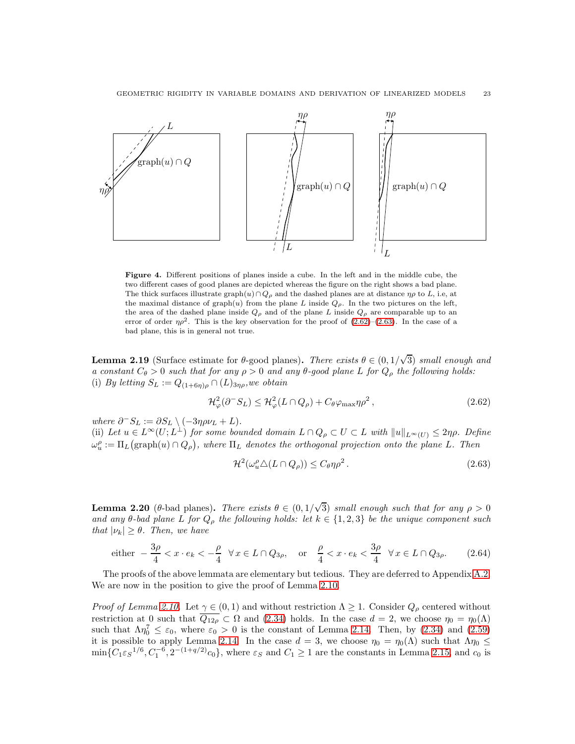**Figure 4.** Different positions of planes inside a cube. In the left and in the middle cube, the two different cases of good planes are depicted whereas the figure on the right shows a bad plane. The thick surfaces illustrate $\mathrm{graph}(u) \cap Q_\rho$ and the dashed planes are at distance $\eta\rho$ to $L$, i.e, at the maximal distance of $\mathrm{graph}(u)$ from the plane $L$ inside $Q_\rho$. In the two pictures on the left, the area of the dashed plane inside $Q_\rho$ and of the plane $L$ inside $Q_\rho$ are comparable up to an error of order $\eta\rho^2$. This is the key observation for the proof of (2.62)–(2.63). In the case of a bad plane, this is in general not true.

**Lemma 2.19** (Surface estimate for $\theta$-good planes)**.** *There exists $\theta \in (0, 1/\sqrt{3})$ small enough and a constant $C_\theta > 0$ such that for any $\rho > 0$ and any $\theta$-good plane $L$ for $Q_\rho$ the following holds:*
(i) *By letting $S_L := Q_{(1+6\eta)\rho} \cap (L)_{3\eta\rho}$, we obtain*

$$\mathcal{H}^2_\varphi(\partial^- S_L) \le \mathcal{H}^2_\varphi(L \cap Q_\rho) + C_\theta \varphi_{\max} \eta \rho^2 \,, \tag{2.62}$$

*where $\partial^- S_L := \partial S_L \setminus (-3\eta\rho\nu_L + L)$.*
(ii) *Let $u \in L^\infty(U; L^\perp)$ for some bounded domain $L \cap Q_\rho \subset U \subset L$ with $\|u\|_{L^\infty(U)} \le 2\eta\rho$. Define $\omega^\rho_u := \Pi_L\big(\mathrm{graph}(u) \cap Q_\rho\big)$, where $\Pi_L$ denotes the orthogonal projection onto the plane $L$. Then*

$$\mathcal{H}^2(\omega^\rho_u \triangle (L \cap Q_\rho)) \le C_\theta \eta \rho^2 \,. \tag{2.63}$$

**Lemma 2.20** ($\theta$-bad planes)**.** *There exists $\theta \in (0, 1/\sqrt{3})$ small enough such that for any $\rho > 0$ and any $\theta$-bad plane $L$ for $Q_\rho$ the following holds: let $k \in \{1, 2, 3\}$ be the unique component such that $|\nu_k| \ge \theta$. Then, we have*

$$\text{either} \ \ -\frac{3\rho}{4} < x \cdot e_k < -\frac{\rho}{4} \ \ \forall x \in L \cap Q_{3\rho}, \quad \text{or} \quad \frac{\rho}{4} < x \cdot e_k < \frac{3\rho}{4} \ \ \forall x \in L \cap Q_{3\rho}. \tag{2.64}$$

The proofs of the above lemmata are elementary but tedious. They are deferred to Appendix A.2. We are now in the position to give the proof of Lemma 2.10.

*Proof of Lemma 2.10.* Let $\gamma \in (0, 1)$ and without restriction $\Lambda \ge 1$. Consider $Q_\rho$ centered without restriction at 0 such that $\overline{Q_{12\rho}} \subset \Omega$ and (2.34) holds. In the case $d = 2$, we choose $\eta_0 = \eta_0(\Lambda)$ such that $\Lambda \eta_0^7 \le \varepsilon_0$, where $\varepsilon_0 > 0$ is the constant of Lemma 2.14. Then, by (2.34) and (2.59) it is possible to apply Lemma 2.14. In the case $d = 3$, we choose $\eta_0 = \eta_0(\Lambda)$ such that $\Lambda \eta_0 \le \min\{C_1 {\varepsilon_S}^{1/6}, C_1^{-6}, 2^{-(1+q/2)} c_0\}$, where $\varepsilon_S$ and $C_1 \ge 1$ are the constants in Lemma 2.15 and $c_0$ is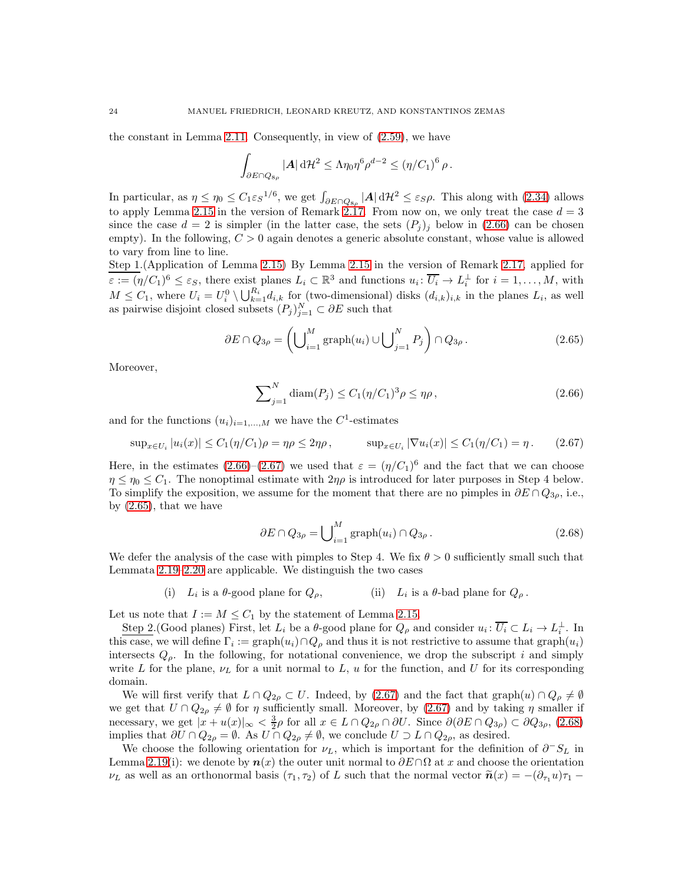the constant in Lemma 2.11. Consequently, in view of (2.59), we have

$$\int_{\partial E\cap Q_{8\rho}} |\boldsymbol{A}|\,\mathrm{d}\mathcal{H}^2 \le \Lambda\eta_0\eta^6\rho^{d-2} \le (\eta/C_1)^6\,\rho\,.$$

In particular, as $\eta \le \eta_0 \le C_1\varepsilon_S{}^{1/6}$, we get $\int_{\partial E\cap Q_{8\rho}} |\boldsymbol{A}|\,\mathrm{d}\mathcal{H}^2 \le \varepsilon_S\rho$. This along with (2.34) allows to apply Lemma 2.15 in the version of Remark 2.17. From now on, we only treat the case $d=3$ since the case $d=2$ is simpler (in the latter case, the sets $(P_j)_j$ below in (2.66) can be chosen empty). In the following, $C>0$ again denotes a generic absolute constant, whose value is allowed to vary from line to line.

Step 1.(Application of Lemma 2.15) By Lemma 2.15 in the version of Remark 2.17, applied for $\varepsilon := (\eta/C_1)^6 \le \varepsilon_S$, there exist planes $L_i \subset \mathbb{R}^3$ and functions $u_i \colon \overline{U_i} \to L_i^\perp$ for $i=1,\dots,M$, with $M \le C_1$, where $U_i = U_i^0 \setminus \bigcup_{k=1}^{R_i} d_{i,k}$ for (two-dimensional) disks $(d_{i,k})_{i,k}$ in the planes $L_i$, as well as pairwise disjoint closed subsets $(P_j)_{j=1}^N \subset \partial E$ such that

$$\partial E\cap Q_{3\rho} = \left(\bigcup\nolimits_{i=1}^{M} \mathrm{graph}(u_i) \cup \bigcup\nolimits_{j=1}^{N} P_j\right)\cap Q_{3\rho}\,. \tag{2.65}$$

Moreover,

$$\sum\nolimits_{j=1}^{N} \mathrm{diam}(P_j) \le C_1(\eta/C_1)^3\rho \le \eta\rho\,, \tag{2.66}$$

and for the functions $(u_i)_{i=1,\dots,M}$ we have the $C^1$-estimates

$$\sup\nolimits_{x\in U_i}|u_i(x)| \le C_1(\eta/C_1)\rho = \eta\rho \le 2\eta\rho\,, \qquad \sup\nolimits_{x\in U_i}|\nabla u_i(x)| \le C_1(\eta/C_1) = \eta\,. \tag{2.67}$$

Here, in the estimates (2.66)–(2.67) we used that $\varepsilon = (\eta/C_1)^6$ and the fact that we can choose $\eta \le \eta_0 \le C_1$. The nonoptimal estimate with $2\eta\rho$ is introduced for later purposes in Step 4 below. To simplify the exposition, we assume for the moment that there are no pimples in $\partial E\cap Q_{3\rho}$, i.e., by (2.65), that we have

$$\partial E\cap Q_{3\rho} = \bigcup\nolimits_{i=1}^{M} \mathrm{graph}(u_i)\cap Q_{3\rho}\,. \tag{2.68}$$

We defer the analysis of the case with pimples to Step 4. We fix $\theta>0$ sufficiently small such that Lemmata 2.19–2.20 are applicable. We distinguish the two cases

(i) $L_i$ is a $\theta$-good plane for $Q_\rho$, (ii) $L_i$ is a $\theta$-bad plane for $Q_\rho$.

Let us note that $I := M \le C_1$ by the statement of Lemma 2.15.

Step 2.(Good planes) First, let $L_i$ be a $\theta$-good plane for $Q_\rho$ and consider $u_i \colon \overline{U_i} \subset L_i \to L_i^\perp$. In this case, we will define $\Gamma_i := \mathrm{graph}(u_i)\cap Q_\rho$ and thus it is not restrictive to assume that $\mathrm{graph}(u_i)$ intersects $Q_\rho$. In the following, for notational convenience, we drop the subscript $i$ and simply write $L$ for the plane, $\nu_L$ for a unit normal to $L$, $u$ for the function, and $U$ for its corresponding domain.

We will first verify that $L\cap Q_{2\rho} \subset U$. Indeed, by (2.67) and the fact that $\mathrm{graph}(u)\cap Q_\rho \neq \emptyset$ we get that $U\cap Q_{2\rho} \neq \emptyset$ for $\eta$ sufficiently small. Moreover, by (2.67) and by taking $\eta$ smaller if necessary, we get $|x+u(x)|_\infty < \frac{3}{2}\rho$ for all $x \in L\cap Q_{2\rho}\cap\partial U$. Since $\partial(\partial E\cap Q_{3\rho}) \subset \partial Q_{3\rho}$, (2.68) implies that $\partial U\cap Q_{2\rho} = \emptyset$. As $U\cap Q_{2\rho} \neq \emptyset$, we conclude $U \supset L\cap Q_{2\rho}$, as desired.

We choose the following orientation for $\nu_L$, which is important for the definition of $\partial^- S_L$ in Lemma 2.19(i): we denote by $\boldsymbol{n}(x)$ the outer unit normal to $\partial E\cap\Omega$ at $x$ and choose the orientation $\nu_L$ as well as an orthonormal basis $(\tau_1,\tau_2)$ of $L$ such that the normal vector $\widetilde{\boldsymbol{n}}(x) = -(\partial_{\tau_1}u)\tau_1 -$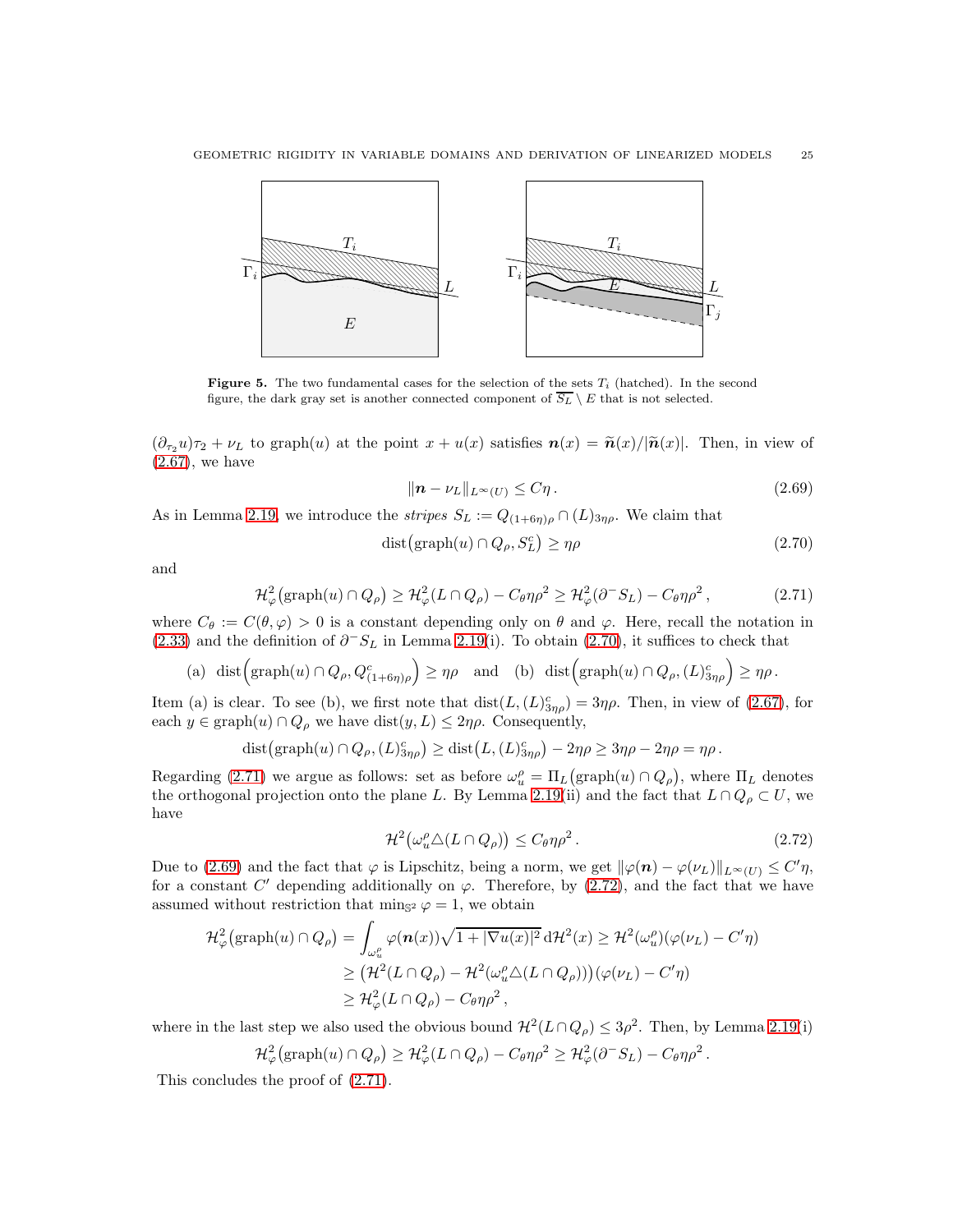**Figure 5.** The two fundamental cases for the selection of the sets $T_i$ (hatched). In the second figure, the dark gray set is another connected component of $\overline{S_L} \setminus E$ that is not selected.

$(\partial_{\tau_2} u)\tau_2 + \nu_L$ to graph$(u)$ at the point $x + u(x)$ satisfies $\boldsymbol{n}(x) = \widetilde{\boldsymbol{n}}(x)/|\widetilde{\boldsymbol{n}}(x)|$. Then, in view of (2.67), we have

$$\|\boldsymbol{n} - \nu_L\|_{L^\infty(U)} \le C\eta\,. \tag{2.69}$$

As in Lemma 2.19, we introduce the *stripes* $S_L := Q_{(1+6\eta)\rho} \cap (L)_{3\eta\rho}$. We claim that

$$\mathrm{dist}\big(\mathrm{graph}(u) \cap Q_\rho, S_L^c\big) \ge \eta\rho \tag{2.70}$$

and

$$\mathcal{H}^2_\varphi\big(\mathrm{graph}(u) \cap Q_\rho\big) \ge \mathcal{H}^2_\varphi(L \cap Q_\rho) - C_\theta \eta\rho^2 \ge \mathcal{H}^2_\varphi(\partial^- S_L) - C_\theta\eta\rho^2\,, \tag{2.71}$$

where $C_\theta := C(\theta, \varphi) > 0$ is a constant depending only on $\theta$ and $\varphi$. Here, recall the notation in (2.33) and the definition of $\partial^- S_L$ in Lemma 2.19(i). To obtain (2.70), it suffices to check that

$$\text{(a)} \;\; \mathrm{dist}\Big(\mathrm{graph}(u) \cap Q_\rho, Q^c_{(1+6\eta)\rho}\Big) \ge \eta\rho \quad \text{and} \quad \text{(b)} \;\; \mathrm{dist}\Big(\mathrm{graph}(u) \cap Q_\rho, (L)^c_{3\eta\rho}\Big) \ge \eta\rho\,.$$

Item (a) is clear. To see (b), we first note that $\mathrm{dist}(L, (L)^c_{3\eta\rho}) = 3\eta\rho$. Then, in view of (2.67), for each $y \in \mathrm{graph}(u) \cap Q_\rho$ we have $\mathrm{dist}(y, L) \le 2\eta\rho$. Consequently,

$$\mathrm{dist}\big(\mathrm{graph}(u) \cap Q_\rho, (L)^c_{3\eta\rho}\big) \ge \mathrm{dist}\big(L, (L)^c_{3\eta\rho}\big) - 2\eta\rho \ge 3\eta\rho - 2\eta\rho = \eta\rho\,.$$

Regarding (2.71) we argue as follows: set as before $\omega^\rho_u = \Pi_L\big(\mathrm{graph}(u) \cap Q_\rho\big)$, where $\Pi_L$ denotes the orthogonal projection onto the plane $L$. By Lemma 2.19(ii) and the fact that $L \cap Q_\rho \subset U$, we have

$$\mathcal{H}^2\big(\omega^\rho_u \triangle (L \cap Q_\rho)\big) \le C_\theta \eta\rho^2\,. \tag{2.72}$$

Due to (2.69) and the fact that $\varphi$ is Lipschitz, being a norm, we get $\|\varphi(\boldsymbol{n}) - \varphi(\nu_L)\|_{L^\infty(U)} \le C'\eta$, for a constant $C'$ depending additionally on $\varphi$. Therefore, by (2.72), and the fact that we have assumed without restriction that $\min_{\mathbb{S}^2} \varphi = 1$, we obtain

$$\begin{aligned}
\mathcal{H}^2_\varphi\big(\mathrm{graph}(u) \cap Q_\rho\big) &= \int_{\omega^\rho_u} \varphi(\boldsymbol{n}(x))\sqrt{1 + |\nabla u(x)|^2}\, \mathrm{d}\mathcal{H}^2(x) \ge \mathcal{H}^2(\omega^\rho_u)(\varphi(\nu_L) - C'\eta) \\
&\ge \big(\mathcal{H}^2(L \cap Q_\rho) - \mathcal{H}^2(\omega^\rho_u \triangle (L \cap Q_\rho))\big)(\varphi(\nu_L) - C'\eta) \\
&\ge \mathcal{H}^2_\varphi(L \cap Q_\rho) - C_\theta\eta\rho^2\,,
\end{aligned}$$

where in the last step we also used the obvious bound $\mathcal{H}^2(L \cap Q_\rho) \le 3\rho^2$. Then, by Lemma 2.19(i)

$$\mathcal{H}^2_\varphi\big(\mathrm{graph}(u) \cap Q_\rho\big) \ge \mathcal{H}^2_\varphi(L \cap Q_\rho) - C_\theta\eta\rho^2 \ge \mathcal{H}^2_\varphi(\partial^- S_L) - C_\theta\eta\rho^2\,.$$

This concludes the proof of (2.71).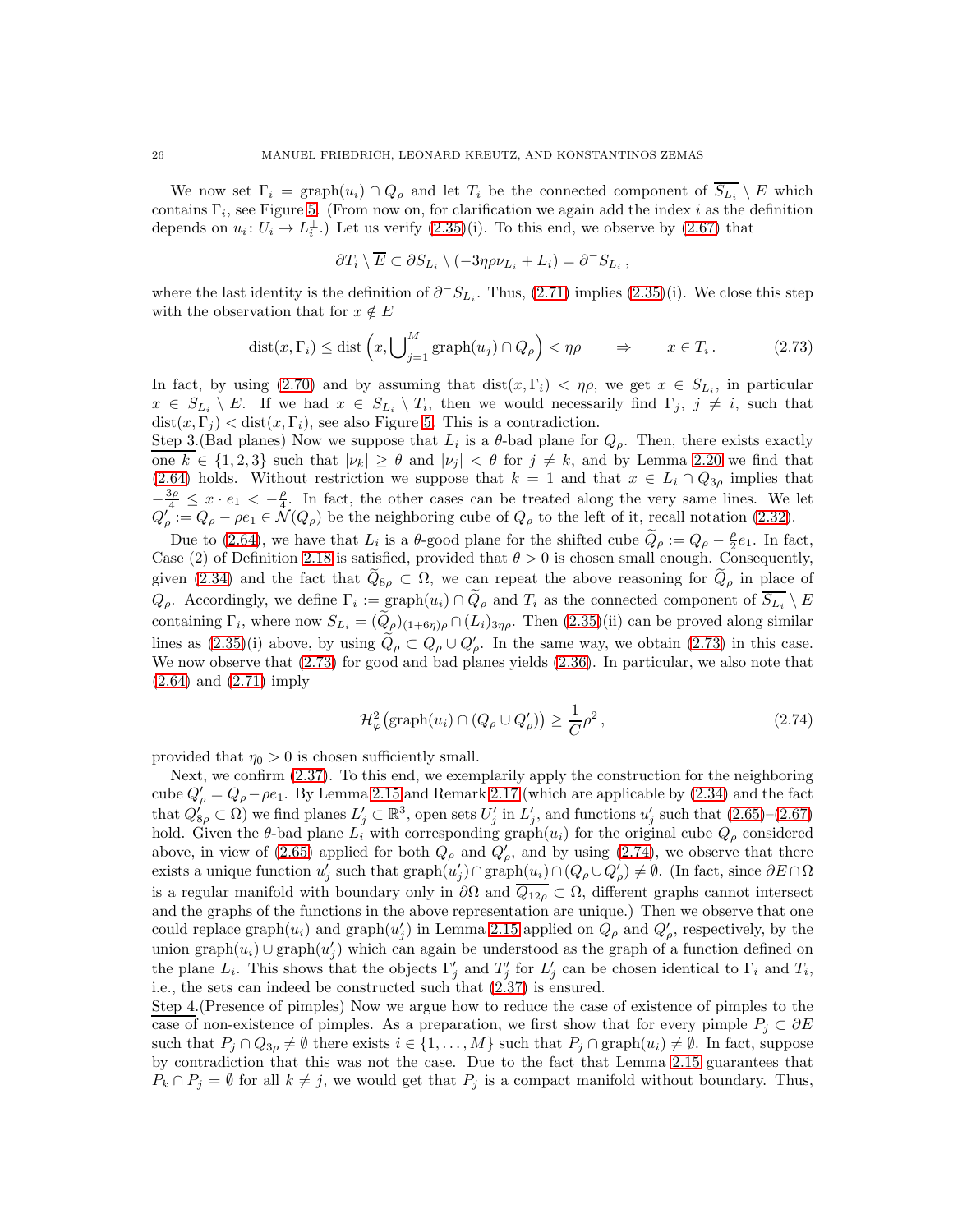We now set $\Gamma_i = \mathrm{graph}(u_i) \cap Q_\rho$ and let $T_i$ be the connected component of $\overline{S_{L_i}} \setminus E$ which contains $\Gamma_i$, see Figure 5. (From now on, for clarification we again add the index $i$ as the definition depends on $u_i\colon U_i \to L_i^\perp$.) Let us verify (2.35)(i). To this end, we observe by (2.67) that

$$\partial T_i \setminus \overline{E} \subset \partial S_{L_i} \setminus (-3\eta\rho\nu_{L_i} + L_i) = \partial^- S_{L_i}\,,$$

where the last identity is the definition of $\partial^- S_{L_i}$. Thus, (2.71) implies (2.35)(i). We close this step with the observation that for $x \notin E$

$$\mathrm{dist}(x, \Gamma_i) \leq \mathrm{dist}\Big(x, \bigcup\nolimits_{j=1}^M \mathrm{graph}(u_j) \cap Q_\rho\Big) < \eta\rho \qquad \Rightarrow \qquad x \in T_i\,. \tag{2.73}$$

In fact, by using (2.70) and by assuming that $\mathrm{dist}(x, \Gamma_i) < \eta\rho$, we get $x \in S_{L_i}$, in particular $x \in S_{L_i} \setminus E$. If we had $x \in S_{L_i} \setminus T_i$, then we would necessarily find $\Gamma_j$, $j \neq i$, such that $\mathrm{dist}(x, \Gamma_j) < \mathrm{dist}(x, \Gamma_i)$, see also Figure 5. This is a contradiction.

<u>Step 3.</u>(Bad planes) Now we suppose that $L_i$ is a $\theta$-bad plane for $Q_\rho$. Then, there exists exactly one $k \in \{1, 2, 3\}$ such that $|\nu_k| \geq \theta$ and $|\nu_j| < \theta$ for $j \neq k$, and by Lemma 2.20 we find that (2.64) holds. Without restriction we suppose that $k = 1$ and that $x \in L_i \cap Q_{3\rho}$ implies that $-\frac{3\rho}{4} \leq x \cdot e_1 < -\frac{\rho}{4}$. In fact, the other cases can be treated along the very same lines. We let $Q'_\rho := Q_\rho - \rho e_1 \in \mathcal{N}(Q_\rho)$ be the neighboring cube of $Q_\rho$ to the left of it, recall notation (2.32).

Due to (2.64), we have that $L_i$ is a $\theta$-good plane for the shifted cube $\widetilde{Q}_\rho := Q_\rho - \frac{\rho}{2} e_1$. In fact, Case (2) of Definition 2.18 is satisfied, provided that $\theta > 0$ is chosen small enough. Consequently, given (2.34) and the fact that $\widetilde{Q}_{8\rho} \subset \Omega$, we can repeat the above reasoning for $\widetilde{Q}_\rho$ in place of $Q_\rho$. Accordingly, we define $\Gamma_i := \mathrm{graph}(u_i) \cap \widetilde{Q}_\rho$ and $T_i$ as the connected component of $\overline{S_{L_i}} \setminus E$ containing $\Gamma_i$, where now $S_{L_i} = (\widetilde{Q}_\rho)_{(1+6\eta)\rho} \cap (L_i)_{3\eta\rho}$. Then (2.35)(ii) can be proved along similar lines as (2.35)(i) above, by using $\widetilde{Q}_\rho \subset Q_\rho \cup Q'_\rho$. In the same way, we obtain (2.73) in this case. We now observe that (2.73) for good and bad planes yields (2.36). In particular, we also note that (2.64) and (2.71) imply

$$\mathcal{H}^2_\varphi\big(\mathrm{graph}(u_i) \cap (Q_\rho \cup Q'_\rho)\big) \geq \frac{1}{C}\rho^2\,, \tag{2.74}$$

provided that $\eta_0 > 0$ is chosen sufficiently small.

Next, we confirm (2.37). To this end, we exemplarily apply the construction for the neighboring cube $Q'_\rho = Q_\rho - \rho e_1$. By Lemma 2.15 and Remark 2.17 (which are applicable by (2.34) and the fact that $Q'_{8\rho} \subset \Omega$) we find planes $L'_j \subset \mathbb{R}^3$, open sets $U'_j$ in $L'_j$, and functions $u'_j$ such that (2.65)–(2.67) hold. Given the $\theta$-bad plane $L_i$ with corresponding $\mathrm{graph}(u_i)$ for the original cube $Q_\rho$ considered above, in view of (2.65) applied for both $Q_\rho$ and $Q'_\rho$, and by using (2.74), we observe that there exists a unique function $u'_j$ such that $\mathrm{graph}(u'_j) \cap \mathrm{graph}(u_i) \cap (Q_\rho \cup Q'_\rho) \neq \emptyset$. (In fact, since $\partial E \cap \Omega$ is a regular manifold with boundary only in $\partial\Omega$ and $\overline{Q_{12\rho}} \subset \Omega$, different graphs cannot intersect and the graphs of the functions in the above representation are unique.) Then we observe that one could replace $\mathrm{graph}(u_i)$ and $\mathrm{graph}(u'_j)$ in Lemma 2.15 applied on $Q_\rho$ and $Q'_\rho$, respectively, by the union $\mathrm{graph}(u_i) \cup \mathrm{graph}(u'_j)$ which can again be understood as the graph of a function defined on the plane $L_i$. This shows that the objects $\Gamma'_j$ and $T'_j$ for $L'_j$ can be chosen identical to $\Gamma_i$ and $T_i$, i.e., the sets can indeed be constructed such that (2.37) is ensured.

<u>Step 4.</u>(Presence of pimples) Now we argue how to reduce the case of existence of pimples to the case of non-existence of pimples. As a preparation, we first show that for every pimple $P_j \subset \partial E$ such that $P_j \cap Q_{3\rho} \neq \emptyset$ there exists $i \in \{1, \ldots, M\}$ such that $P_j \cap \mathrm{graph}(u_i) \neq \emptyset$. In fact, suppose by contradiction that this was not the case. Due to the fact that Lemma 2.15 guarantees that $P_k \cap P_j = \emptyset$ for all $k \neq j$, we would get that $P_j$ is a compact manifold without boundary. Thus,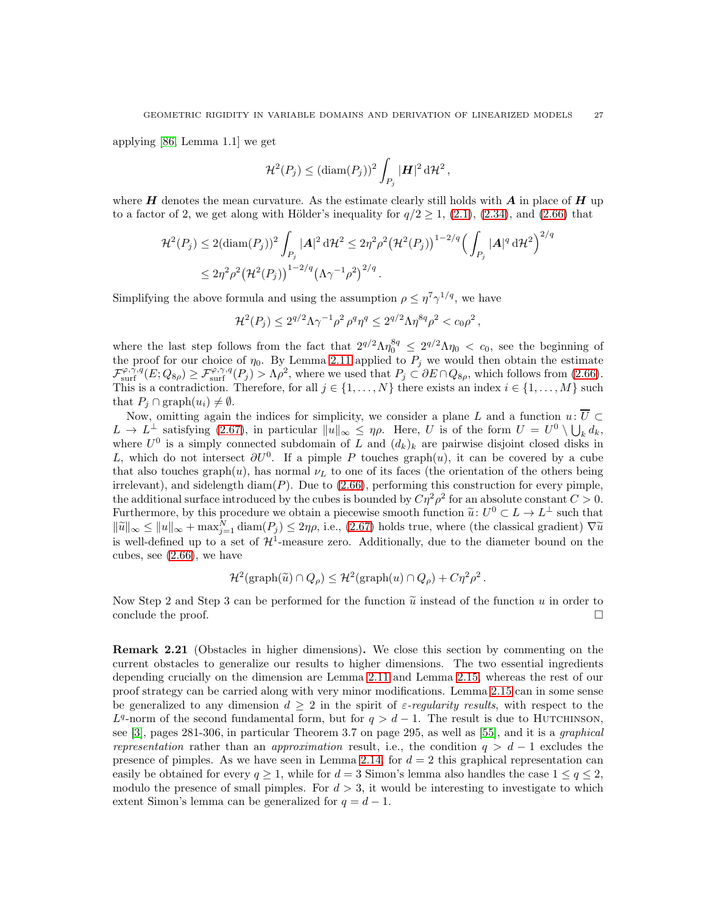applying [86, Lemma 1.1] we get

$$\mathcal{H}^2(P_j) \le (\mathrm{diam}(P_j))^2 \int_{P_j} |\boldsymbol{H}|^2 \,\mathrm{d}\mathcal{H}^2 ,$$

where $\boldsymbol{H}$ denotes the mean curvature. As the estimate clearly still holds with $\boldsymbol{A}$ in place of $\boldsymbol{H}$ up to a factor of 2, we get along with Hölder's inequality for $q/2 \ge 1$, (2.1), (2.34), and (2.66) that

$$\begin{aligned}\mathcal{H}^2(P_j) &\le 2(\mathrm{diam}(P_j))^2 \int_{P_j} |\boldsymbol{A}|^2 \,\mathrm{d}\mathcal{H}^2 \le 2\eta^2\rho^2 \big(\mathcal{H}^2(P_j)\big)^{1-2/q} \Big( \int_{P_j} |\boldsymbol{A}|^q \,\mathrm{d}\mathcal{H}^2 \Big)^{2/q} \\ &\le 2\eta^2\rho^2 \big(\mathcal{H}^2(P_j)\big)^{1-2/q} \big(\Lambda\gamma^{-1}\rho^2\big)^{2/q} .\end{aligned}$$

Simplifying the above formula and using the assumption $\rho \le \eta^7\gamma^{1/q}$, we have

$$\mathcal{H}^2(P_j) \le 2^{q/2}\Lambda\gamma^{-1}\rho^2\,\rho^q\eta^q \le 2^{q/2}\Lambda\eta^{8q}\rho^2 < c_0\rho^2 ,$$

where the last step follows from the fact that $2^{q/2}\Lambda\eta_0^{8q} \le 2^{q/2}\Lambda\eta_0 < c_0$, see the beginning of the proof for our choice of $\eta_0$. By Lemma 2.11 applied to $P_j$ we would then obtain the estimate $\mathcal{F}^{\varphi,\gamma,q}_{\mathrm{surf}}(E; Q_{8\rho}) \ge \mathcal{F}^{\varphi,\gamma,q}_{\mathrm{surf}}(P_j) > \Lambda\rho^2$, where we used that $P_j \subset \partial E \cap Q_{8\rho}$, which follows from (2.66). This is a contradiction. Therefore, for all $j \in \{1,\ldots,N\}$ there exists an index $i \in \{1,\ldots,M\}$ such that $P_j \cap \mathrm{graph}(u_i) \neq \emptyset$.

Now, omitting again the indices for simplicity, we consider a plane $L$ and a function $u\colon \overline{U} \subset L \to L^\perp$ satisfying (2.67), in particular $\|u\|_\infty \le \eta\rho$. Here, $U$ is of the form $U = U^0 \setminus \bigcup_k d_k$, where $U^0$ is a simply connected subdomain of $L$ and $(d_k)_k$ are pairwise disjoint closed disks in $L$, which do not intersect $\partial U^0$. If a pimple $P$ touches $\mathrm{graph}(u)$, it can be covered by a cube that also touches $\mathrm{graph}(u)$, has normal $\nu_L$ to one of its faces (the orientation of the others being irrelevant), and sidelength $\mathrm{diam}(P)$. Due to (2.66), performing this construction for every pimple, the additional surface introduced by the cubes is bounded by $C\eta^2\rho^2$ for an absolute constant $C > 0$. Furthermore, by this procedure we obtain a piecewise smooth function $\widetilde{u}\colon U^0 \subset L \to L^\perp$ such that $\|\widetilde{u}\|_\infty \le \|u\|_\infty + \max_{j=1}^N \mathrm{diam}(P_j) \le 2\eta\rho$, i.e., (2.67) holds true, where (the classical gradient) $\nabla\widetilde{u}$ is well-defined up to a set of $\mathcal{H}^1$-measure zero. Additionally, due to the diameter bound on the cubes, see (2.66), we have

$$\mathcal{H}^2(\mathrm{graph}(\widetilde{u}) \cap Q_\rho) \le \mathcal{H}^2(\mathrm{graph}(u) \cap Q_\rho) + C\eta^2\rho^2 .$$

Now Step 2 and Step 3 can be performed for the function $\widetilde{u}$ instead of the function $u$ in order to conclude the proof. □

**Remark 2.21** (Obstacles in higher dimensions)**.** We close this section by commenting on the current obstacles to generalize our results to higher dimensions. The two essential ingredients depending crucially on the dimension are Lemma 2.11 and Lemma 2.15, whereas the rest of our proof strategy can be carried along with very minor modifications. Lemma 2.15 can in some sense be generalized to any dimension $d \ge 2$ in the spirit of *ε-regularity results*, with respect to the $L^q$-norm of the second fundamental form, but for $q > d-1$. The result is due to Hutchinson, see [3], pages 281-306, in particular Theorem 3.7 on page 295, as well as [55], and it is a *graphical representation* rather than an *approximation* result, i.e., the condition $q > d-1$ excludes the presence of pimples. As we have seen in Lemma 2.14, for $d = 2$ this graphical representation can easily be obtained for every $q \ge 1$, while for $d = 3$ Simon's lemma also handles the case $1 \le q \le 2$, modulo the presence of small pimples. For $d > 3$, it would be interesting to investigate to which extent Simon's lemma can be generalized for $q = d-1$.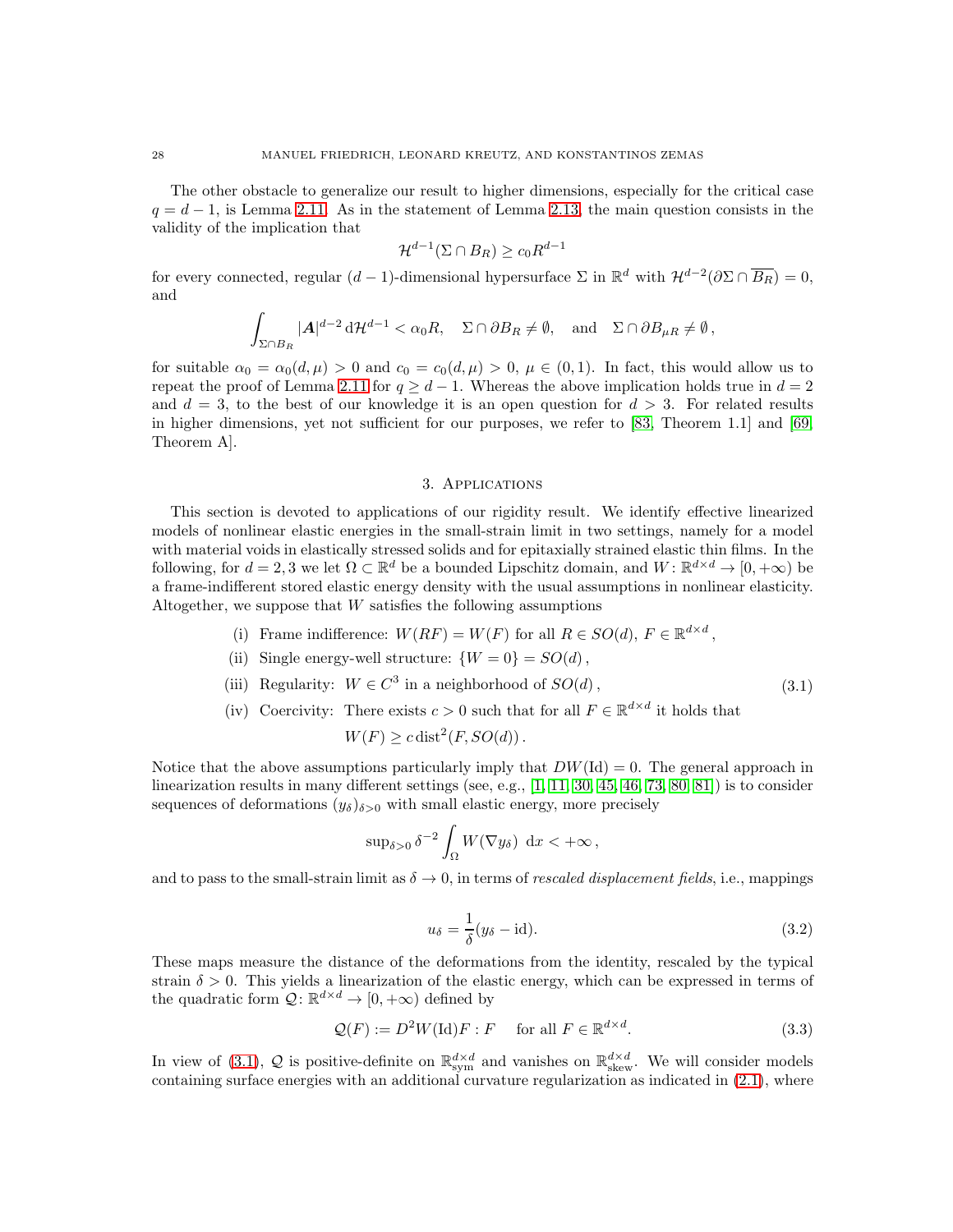The other obstacle to generalize our result to higher dimensions, especially for the critical case $q = d-1$, is Lemma 2.11. As in the statement of Lemma 2.13, the main question consists in the validity of the implication that

$$\mathcal{H}^{d-1}(\Sigma \cap B_R) \geq c_0 R^{d-1}$$

for every connected, regular $(d-1)$-dimensional hypersurface $\Sigma$ in $\mathbb{R}^d$ with $\mathcal{H}^{d-2}(\partial\Sigma \cap \overline{B_R}) = 0$, and

$$\int_{\Sigma \cap B_R} |\boldsymbol{A}|^{d-2} \, \mathrm{d}\mathcal{H}^{d-1} < \alpha_0 R, \quad \Sigma \cap \partial B_R \neq \emptyset, \quad \text{and} \quad \Sigma \cap \partial B_{\mu R} \neq \emptyset\,,$$

for suitable $\alpha_0 = \alpha_0(d, \mu) > 0$ and $c_0 = c_0(d, \mu) > 0$, $\mu \in (0, 1)$. In fact, this would allow us to repeat the proof of Lemma 2.11 for $q \geq d-1$. Whereas the above implication holds true in $d = 2$ and $d = 3$, to the best of our knowledge it is an open question for $d > 3$. For related results in higher dimensions, yet not sufficient for our purposes, we refer to [83, Theorem 1.1] and [69, Theorem A].

## 3. Applications

This section is devoted to applications of our rigidity result. We identify effective linearized models of nonlinear elastic energies in the small-strain limit in two settings, namely for a model with material voids in elastically stressed solids and for epitaxially strained elastic thin films. In the following, for $d = 2, 3$ we let $\Omega \subset \mathbb{R}^d$ be a bounded Lipschitz domain, and $W \colon \mathbb{R}^{d\times d} \to [0, +\infty)$ be a frame-indifferent stored elastic energy density with the usual assumptions in nonlinear elasticity. Altogether, we suppose that $W$ satisfies the following assumptions

$$\begin{aligned}
&\text{(i) Frame indifference: } W(RF) = W(F) \text{ for all } R \in SO(d),\ F \in \mathbb{R}^{d\times d}\,,\\
&\text{(ii) Single energy-well structure: } \{W = 0\} = SO(d)\,,\\
&\text{(iii) Regularity: } W \in C^3 \text{ in a neighborhood of } SO(d)\,,\\
&\text{(iv) Coercivity: There exists } c > 0 \text{ such that for all } F \in \mathbb{R}^{d\times d} \text{ it holds that}\\
&\qquad W(F) \geq c\,\mathrm{dist}^2(F, SO(d))\,.
\end{aligned} \tag{3.1}$$

Notice that the above assumptions particularly imply that $DW(\mathrm{Id}) = 0$. The general approach in linearization results in many different settings (see, e.g., [1, 11, 30, 45, 46, 73, 80, 81]) is to consider sequences of deformations $(y_\delta)_{\delta>0}$ with small elastic energy, more precisely

$$\mathrm{sup}_{\delta>0}\, \delta^{-2} \int_\Omega W(\nabla y_\delta) \, \mathrm{d}x < +\infty\,,$$

and to pass to the small-strain limit as $\delta \to 0$, in terms of *rescaled displacement fields*, i.e., mappings

$$u_\delta = \frac{1}{\delta}(y_\delta - \mathrm{id}). \tag{3.2}$$

These maps measure the distance of the deformations from the identity, rescaled by the typical strain $\delta > 0$. This yields a linearization of the elastic energy, which can be expressed in terms of the quadratic form $\mathcal{Q} \colon \mathbb{R}^{d\times d} \to [0, +\infty)$ defined by

$$\mathcal{Q}(F) := D^2W(\mathrm{Id})F : F \quad \text{ for all } F \in \mathbb{R}^{d\times d}. \tag{3.3}$$

In view of (3.1), $\mathcal{Q}$ is positive-definite on $\mathbb{R}^{d\times d}_{\mathrm{sym}}$ and vanishes on $\mathbb{R}^{d\times d}_{\mathrm{skew}}$. We will consider models containing surface energies with an additional curvature regularization as indicated in (2.1), where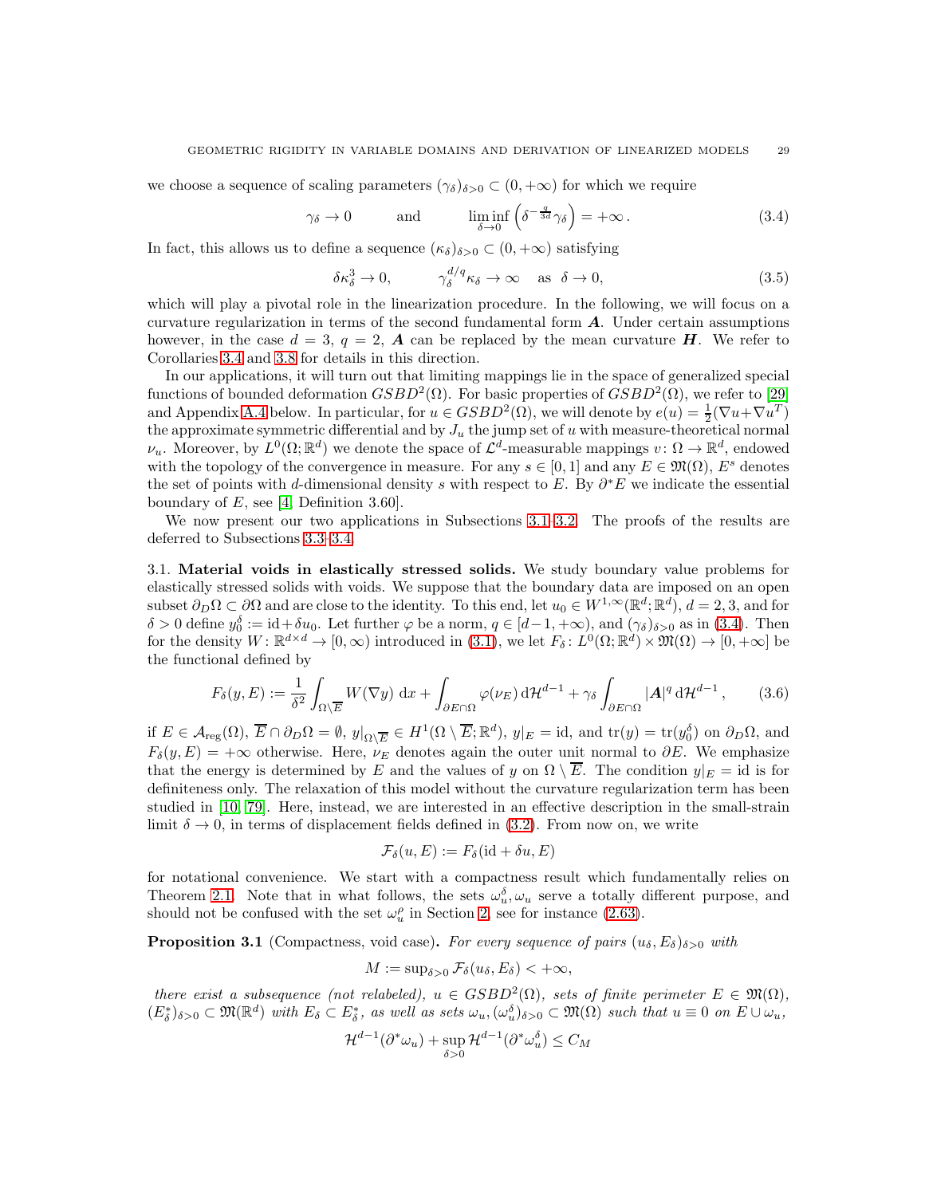we choose a sequence of scaling parameters $(\gamma_\delta)_{\delta>0} \subset (0,+\infty)$ for which we require

$$\gamma_\delta \to 0 \qquad \text{and} \qquad \liminf_{\delta\to 0}\Big(\delta^{-\frac{q}{3d}}\gamma_\delta\Big) = +\infty\,. \tag{3.4}$$

In fact, this allows us to define a sequence $(\kappa_\delta)_{\delta>0} \subset (0,+\infty)$ satisfying

$$\delta\kappa_\delta^3 \to 0, \qquad \gamma_\delta^{d/q}\kappa_\delta \to \infty \quad \text{as } \ \delta \to 0, \tag{3.5}$$

which will play a pivotal role in the linearization procedure. In the following, we will focus on a curvature regularization in terms of the second fundamental form $\boldsymbol{A}$. Under certain assumptions however, in the case $d=3$, $q=2$, $\boldsymbol{A}$ can be replaced by the mean curvature $\boldsymbol{H}$. We refer to Corollaries 3.4 and 3.8 for details in this direction.

In our applications, it will turn out that limiting mappings lie in the space of generalized special functions of bounded deformation $GSBD^2(\Omega)$. For basic properties of $GSBD^2(\Omega)$, we refer to [29] and Appendix A.4 below. In particular, for $u \in GSBD^2(\Omega)$, we will denote by $e(u) = \frac{1}{2}(\nabla u + \nabla u^T)$ the approximate symmetric differential and by $J_u$ the jump set of $u$ with measure-theoretical normal $\nu_u$. Moreover, by $L^0(\Omega;\mathbb{R}^d)$ we denote the space of $\mathcal{L}^d$-measurable mappings $v\colon \Omega \to \mathbb{R}^d$, endowed with the topology of the convergence in measure. For any $s \in [0,1]$ and any $E \in \mathfrak{M}(\Omega)$, $E^s$ denotes the set of points with $d$-dimensional density $s$ with respect to $E$. By $\partial^* E$ we indicate the essential boundary of $E$, see [4, Definition 3.60].

We now present our two applications in Subsections 3.1–3.2. The proofs of the results are deferred to Subsections 3.3–3.4.

3.1. **Material voids in elastically stressed solids.** We study boundary value problems for elastically stressed solids with voids. We suppose that the boundary data are imposed on an open subset $\partial_D\Omega \subset \partial\Omega$ and are close to the identity. To this end, let $u_0 \in W^{1,\infty}(\mathbb{R}^d;\mathbb{R}^d)$, $d=2,3$, and for $\delta > 0$ define $y_0^\delta := \mathrm{id} + \delta u_0$. Let further $\varphi$ be a norm, $q \in [d-1,+\infty)$, and $(\gamma_\delta)_{\delta>0}$ as in (3.4). Then for the density $W\colon \mathbb{R}^{d\times d} \to [0,\infty)$ introduced in (3.1), we let $F_\delta\colon L^0(\Omega;\mathbb{R}^d)\times\mathfrak{M}(\Omega) \to [0,+\infty]$ be the functional defined by

$$F_\delta(y,E) := \frac{1}{\delta^2}\int_{\Omega\setminus\overline{E}} W(\nabla y)\,\mathrm{d}x + \int_{\partial E\cap\Omega}\varphi(\nu_E)\,\mathrm{d}\mathcal{H}^{d-1} + \gamma_\delta\int_{\partial E\cap\Omega}|\boldsymbol{A}|^q\,\mathrm{d}\mathcal{H}^{d-1}\,, \tag{3.6}$$

if $E \in \mathcal{A}_{\mathrm{reg}}(\Omega)$, $\overline{E}\cap\partial_D\Omega = \emptyset$, $y|_{\Omega\setminus\overline{E}} \in H^1(\Omega\setminus\overline{E};\mathbb{R}^d)$, $y|_E = \mathrm{id}$, and $\mathrm{tr}(y) = \mathrm{tr}(y_0^\delta)$ on $\partial_D\Omega$, and $F_\delta(y,E) = +\infty$ otherwise. Here, $\nu_E$ denotes again the outer unit normal to $\partial E$. We emphasize that the energy is determined by $E$ and the values of $y$ on $\Omega\setminus\overline{E}$. The condition $y|_E = \mathrm{id}$ is for definiteness only. The relaxation of this model without the curvature regularization term has been studied in [10, 79]. Here, instead, we are interested in an effective description in the small-strain limit $\delta \to 0$, in terms of displacement fields defined in (3.2). From now on, we write

$$\mathcal{F}_\delta(u,E) := F_\delta(\mathrm{id}+\delta u, E)$$

for notational convenience. We start with a compactness result which fundamentally relies on Theorem 2.1. Note that in what follows, the sets $\omega_u^\delta, \omega_u$ serve a totally different purpose, and should not be confused with the set $\omega_u^\rho$ in Section 2, see for instance (2.63).

**Proposition 3.1** (Compactness, void case)**.** *For every sequence of pairs $(u_\delta, E_\delta)_{\delta>0}$ with*

$$M := \sup_{\delta>0}\mathcal{F}_\delta(u_\delta,E_\delta) < +\infty,$$

*there exist a subsequence (not relabeled), $u \in GSBD^2(\Omega)$, sets of finite perimeter $E \in \mathfrak{M}(\Omega)$, $(E^*_\delta)_{\delta>0} \subset \mathfrak{M}(\mathbb{R}^d)$ with $E_\delta \subset E^*_\delta$, as well as sets $\omega_u, (\omega_u^\delta)_{\delta>0} \subset \mathfrak{M}(\Omega)$ such that $u \equiv 0$ on $E\cup\omega_u$,*

$$\mathcal{H}^{d-1}(\partial^*\omega_u) + \sup_{\delta>0}\mathcal{H}^{d-1}(\partial^*\omega_u^\delta) \le C_M$$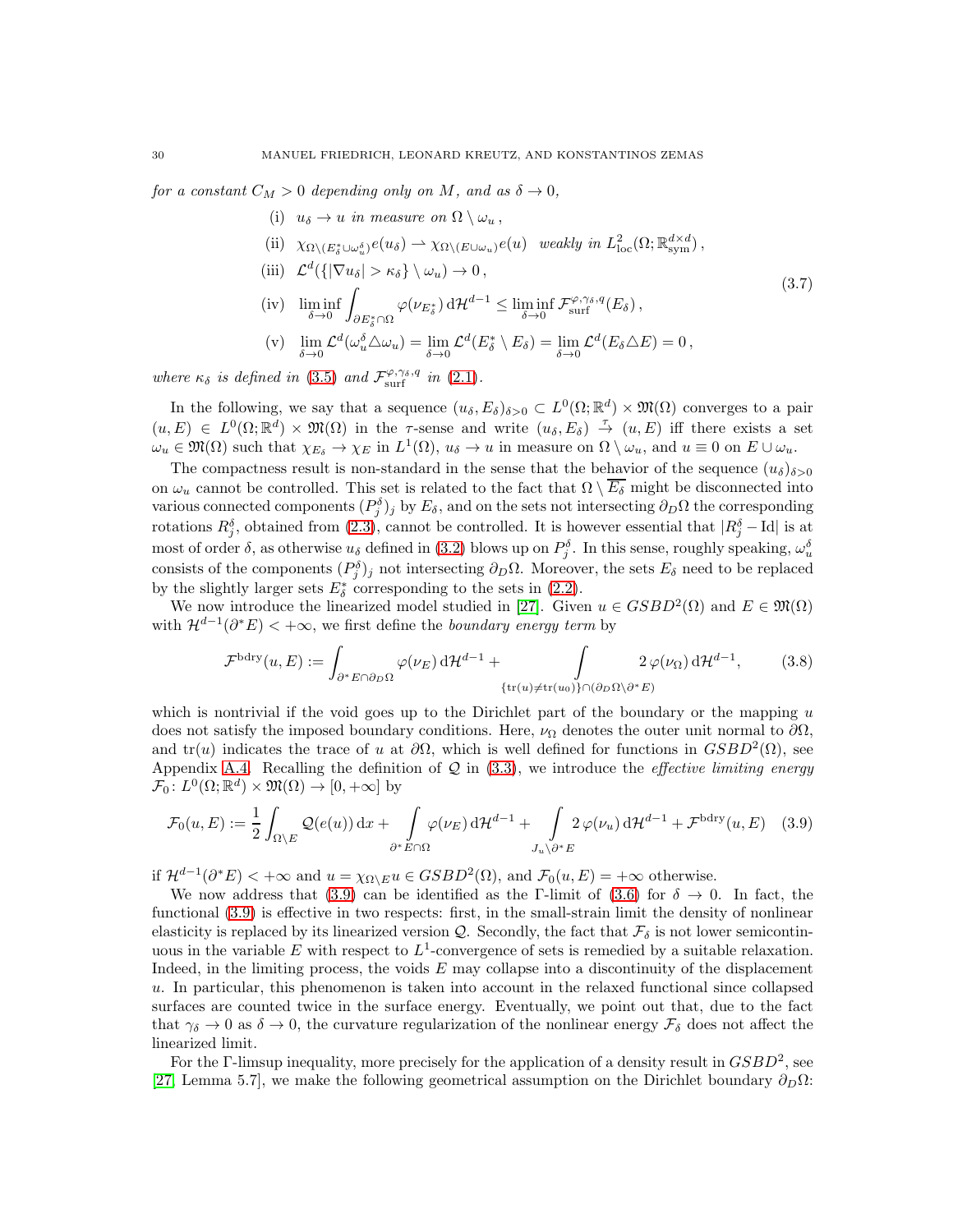*for a constant $C_M > 0$ depending only on $M$, and as $\delta \to 0$,*

$$
\begin{aligned}
&\text{(i)} \quad u_\delta \to u \text{ in measure on } \Omega \setminus \omega_u\,,\\
&\text{(ii)} \quad \chi_{\Omega\setminus(E^*_\delta \cup \omega^\delta_u)} e(u_\delta) \rightharpoonup \chi_{\Omega\setminus(E\cup\omega_u)} e(u) \quad \text{weakly in } L^2_{\rm loc}(\Omega;\mathbb{R}^{d\times d}_{\rm sym})\,,\\
&\text{(iii)} \quad \mathcal{L}^d(\{|\nabla u_\delta| > \kappa_\delta\} \setminus \omega_u) \to 0\,,\\
&\text{(iv)} \quad \liminf_{\delta\to 0} \int_{\partial E^*_\delta \cap \Omega} \varphi(\nu_{E^*_\delta})\,\mathrm{d}\mathcal{H}^{d-1} \le \liminf_{\delta \to 0} \mathcal{F}^{\varphi,\gamma_\delta,q}_{\rm surf}(E_\delta)\,,\\
&\text{(v)} \quad \lim_{\delta\to 0} \mathcal{L}^d(\omega^\delta_u \triangle \omega_u) = \lim_{\delta\to 0}\mathcal{L}^d(E^*_\delta\setminus E_\delta) = \lim_{\delta\to 0}\mathcal{L}^d(E_\delta\triangle E) = 0\,,
\end{aligned}
\tag{3.7}
$$

*where $\kappa_\delta$ is defined in (3.5) and $\mathcal{F}^{\varphi,\gamma_\delta,q}_{\rm surf}$ in (2.1).*

In the following, we say that a sequence $(u_\delta, E_\delta)_{\delta>0} \subset L^0(\Omega;\mathbb{R}^d)\times\mathfrak{M}(\Omega)$ converges to a pair $(u,E) \in L^0(\Omega;\mathbb{R}^d)\times\mathfrak{M}(\Omega)$ in the $\tau$-sense and write $(u_\delta,E_\delta) \overset{\tau}{\to} (u,E)$ iff there exists a set $\omega_u \in \mathfrak{M}(\Omega)$ such that $\chi_{E_\delta} \to \chi_E$ in $L^1(\Omega)$, $u_\delta \to u$ in measure on $\Omega\setminus\omega_u$, and $u \equiv 0$ on $E \cup \omega_u$.

The compactness result is non-standard in the sense that the behavior of the sequence $(u_\delta)_{\delta>0}$ on $\omega_u$ cannot be controlled. This set is related to the fact that $\Omega \setminus \overline{E_\delta}$ might be disconnected into various connected components $(P^\delta_j)_j$ by $E_\delta$, and on the sets not intersecting $\partial_D\Omega$ the corresponding rotations $R^\delta_j$, obtained from (2.3), cannot be controlled. It is however essential that $|R^\delta_j - \mathrm{Id}|$ is at most of order $\delta$, as otherwise $u_\delta$ defined in (3.2) blows up on $P^\delta_j$. In this sense, roughly speaking, $\omega^\delta_u$ consists of the components $(P^\delta_j)_j$ not intersecting $\partial_D\Omega$. Moreover, the sets $E_\delta$ need to be replaced by the slightly larger sets $E^*_\delta$ corresponding to the sets in (2.2).

We now introduce the linearized model studied in [27]. Given $u \in GSBD^2(\Omega)$ and $E \in \mathfrak{M}(\Omega)$ with $\mathcal{H}^{d-1}(\partial^* E) < +\infty$, we first define the *boundary energy term* by

$$
\mathcal{F}^{\rm bdry}(u,E) := \int_{\partial^* E \cap \partial_D \Omega} \varphi(\nu_E)\,\mathrm{d}\mathcal{H}^{d-1} + \int_{\{\mathrm{tr}(u)\neq \mathrm{tr}(u_0)\}\cap(\partial_D\Omega\setminus\partial^* E)} 2\,\varphi(\nu_\Omega)\,\mathrm{d}\mathcal{H}^{d-1}, \tag{3.8}
$$

which is nontrivial if the void goes up to the Dirichlet part of the boundary or the mapping $u$ does not satisfy the imposed boundary conditions. Here, $\nu_\Omega$ denotes the outer unit normal to $\partial\Omega$, and $\mathrm{tr}(u)$ indicates the trace of $u$ at $\partial\Omega$, which is well defined for functions in $GSBD^2(\Omega)$, see Appendix A.4. Recalling the definition of $\mathcal{Q}$ in (3.3), we introduce the *effective limiting energy* $\mathcal{F}_0\colon L^0(\Omega;\mathbb{R}^d)\times\mathfrak{M}(\Omega) \to [0,+\infty]$ by

$$
\mathcal{F}_0(u,E) := \frac{1}{2}\int_{\Omega\setminus E} \mathcal{Q}(e(u))\,\mathrm{d}x + \int_{\partial^* E\cap\Omega} \varphi(\nu_E)\,\mathrm{d}\mathcal{H}^{d-1} + \int_{J_u\setminus\partial^* E} 2\,\varphi(\nu_u)\,\mathrm{d}\mathcal{H}^{d-1} + \mathcal{F}^{\rm bdry}(u,E) \tag{3.9}
$$

if $\mathcal{H}^{d-1}(\partial^* E) < +\infty$ and $u = \chi_{\Omega\setminus E} u \in GSBD^2(\Omega)$, and $\mathcal{F}_0(u,E) = +\infty$ otherwise.

We now address that (3.9) can be identified as the $\Gamma$-limit of (3.6) for $\delta \to 0$. In fact, the functional (3.9) is effective in two respects: first, in the small-strain limit the density of nonlinear elasticity is replaced by its linearized version $\mathcal{Q}$. Secondly, the fact that $\mathcal{F}_\delta$ is not lower semicontinuous in the variable $E$ with respect to $L^1$-convergence of sets is remedied by a suitable relaxation. Indeed, in the limiting process, the voids $E$ may collapse into a discontinuity of the displacement $u$. In particular, this phenomenon is taken into account in the relaxed functional since collapsed surfaces are counted twice in the surface energy. Eventually, we point out that, due to the fact that $\gamma_\delta \to 0$ as $\delta \to 0$, the curvature regularization of the nonlinear energy $\mathcal{F}_\delta$ does not affect the linearized limit.

For the $\Gamma$-limsup inequality, more precisely for the application of a density result in $GSBD^2$, see [27, Lemma 5.7], we make the following geometrical assumption on the Dirichlet boundary $\partial_D\Omega$: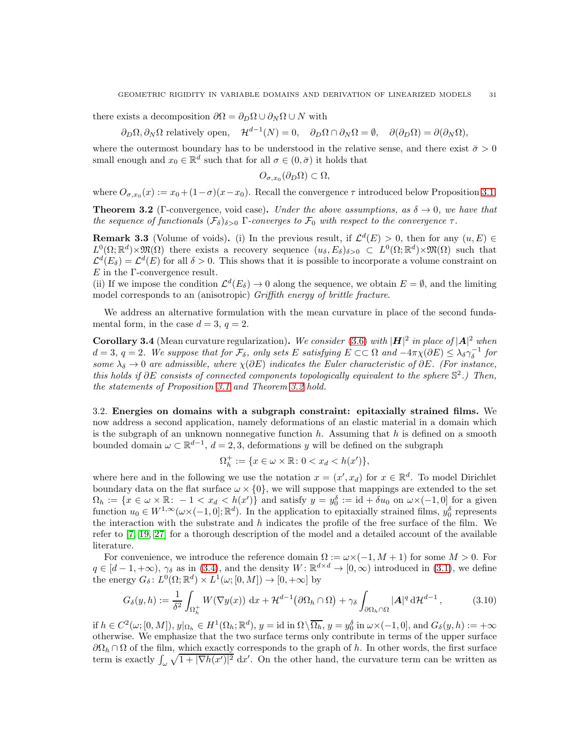there exists a decomposition $\partial\Omega = \partial_D\Omega \cup \partial_N\Omega \cup N$ with

$$\partial_D\Omega, \partial_N\Omega \text{ relatively open}, \quad \mathcal{H}^{d-1}(N) = 0, \quad \partial_D\Omega \cap \partial_N\Omega = \emptyset, \quad \partial(\partial_D\Omega) = \partial(\partial_N\Omega),$$

where the outermost boundary has to be understood in the relative sense, and there exist $\bar{\sigma} > 0$ small enough and $x_0 \in \mathbb{R}^d$ such that for all $\sigma \in (0, \bar{\sigma})$ it holds that

$$O_{\sigma,x_0}(\partial_D\Omega) \subset \Omega,$$

where $O_{\sigma,x_0}(x) := x_0 + (1-\sigma)(x - x_0)$. Recall the convergence $\tau$ introduced below Proposition 3.1.

**Theorem 3.2** (Γ-convergence, void case)**.** *Under the above assumptions, as $\delta \to 0$, we have that the sequence of functionals $(\mathcal{F}_\delta)_{\delta>0}$ Γ-converges to $\mathcal{F}_0$ with respect to the convergence $\tau$.*

**Remark 3.3** (Volume of voids)**.** (i) In the previous result, if $\mathcal{L}^d(E) > 0$, then for any $(u, E) \in L^0(\Omega;\mathbb{R}^d)\times\mathfrak{M}(\Omega)$ there exists a recovery sequence $(u_\delta, E_\delta)_{\delta>0} \subset L^0(\Omega;\mathbb{R}^d)\times\mathfrak{M}(\Omega)$ such that $\mathcal{L}^d(E_\delta) = \mathcal{L}^d(E)$ for all $\delta > 0$. This shows that it is possible to incorporate a volume constraint on $E$ in the Γ-convergence result.
(ii) If we impose the condition $\mathcal{L}^d(E_\delta) \to 0$ along the sequence, we obtain $E = \emptyset$, and the limiting model corresponds to an (anisotropic) *Griffith energy of brittle fracture*.

We address an alternative formulation with the mean curvature in place of the second fundamental form, in the case $d = 3$, $q = 2$.

**Corollary 3.4** (Mean curvature regularization)**.** *We consider (3.6) with $|\boldsymbol{H}|^2$ in place of $|\boldsymbol{A}|^2$ when $d = 3$, $q = 2$. We suppose that for $\mathcal{F}_\delta$, only sets $E$ satisfying $E \subset\subset \Omega$ and $-4\pi\chi(\partial E) \le \lambda_\delta\gamma_\delta^{-1}$ for some $\lambda_\delta \to 0$ are admissible, where $\chi(\partial E)$ indicates the Euler characteristic of $\partial E$. (For instance, this holds if $\partial E$ consists of connected components topologically equivalent to the sphere $\mathbb{S}^2$.) Then, the statements of Proposition 3.1 and Theorem 3.2 hold.*

### 3.2. Energies on domains with a subgraph constraint: epitaxially strained films.

We now address a second application, namely deformations of an elastic material in a domain which is the subgraph of an unknown nonnegative function $h$. Assuming that $h$ is defined on a smooth bounded domain $\omega \subset \mathbb{R}^{d-1}$, $d = 2, 3$, deformations $y$ will be defined on the subgraph

$$\Omega_h^+ := \{x \in \omega \times \mathbb{R} \colon 0 < x_d < h(x')\},$$

where here and in the following we use the notation $x = (x', x_d)$ for $x \in \mathbb{R}^d$. To model Dirichlet boundary data on the flat surface $\omega \times \{0\}$, we will suppose that mappings are extended to the set $\Omega_h := \{x \in \omega \times \mathbb{R} \colon -1 < x_d < h(x')\}$ and satisfy $y = y_0^\delta := \mathrm{id} + \delta u_0$ on $\omega\times(-1, 0]$ for a given function $u_0 \in W^{1,\infty}(\omega\times(-1, 0];\mathbb{R}^d)$. In the application to epitaxially strained films, $y_0^\delta$ represents the interaction with the substrate and $h$ indicates the profile of the free surface of the film. We refer to [7, 19, 27] for a thorough description of the model and a detailed account of the available literature.

For convenience, we introduce the reference domain $\Omega := \omega\times(-1, M + 1)$ for some $M > 0$. For $q \in [d - 1, +\infty)$, $\gamma_\delta$ as in (3.4), and the density $W \colon \mathbb{R}^{d\times d} \to [0,\infty)$ introduced in (3.1), we define the energy $G_\delta \colon L^0(\Omega;\mathbb{R}^d) \times L^1(\omega; [0, M]) \to [0, +\infty]$ by

$$G_\delta(y, h) := \frac{1}{\delta^2}\int_{\Omega_h^+} W(\nabla y(x))\, \mathrm{d}x + \mathcal{H}^{d-1}\big(\partial\Omega_h \cap \Omega\big) + \gamma_\delta \int_{\partial\Omega_h\cap\Omega} |\boldsymbol{A}|^q \,\mathrm{d}\mathcal{H}^{d-1}, \tag{3.10}$$

if $h \in C^2(\omega; [0, M])$, $y|_{\Omega_h} \in H^1(\Omega_h;\mathbb{R}^d)$, $y = \mathrm{id}$ in $\Omega\setminus\overline{\Omega_h}$, $y = y_0^\delta$ in $\omega\times(-1, 0]$, and $G_\delta(y, h) := +\infty$ otherwise. We emphasize that the two surface terms only contribute in terms of the upper surface $\partial\Omega_h \cap \Omega$ of the film, which exactly corresponds to the graph of $h$. In other words, the first surface term is exactly $\int_\omega \sqrt{1 + |\nabla h(x')|^2}\, \mathrm{d}x'$. On the other hand, the curvature term can be written as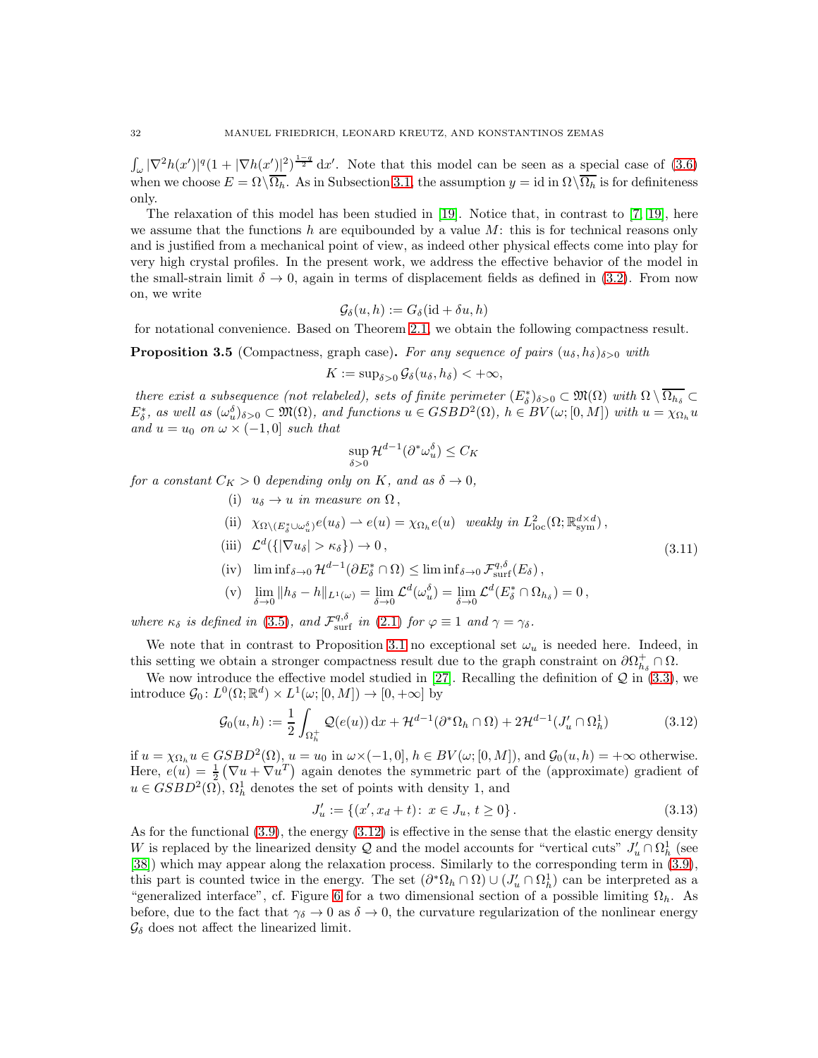$\int_\omega |\nabla^2 h(x')|^q (1+|\nabla h(x')|^2)^{\frac{1-q}{2}}\,\mathrm{d}x'$. Note that this model can be seen as a special case of (3.6) when we choose $E = \Omega\setminus\overline{\Omega_h}$. As in Subsection 3.1, the assumption $y = \mathrm{id}$ in $\Omega\setminus\overline{\Omega_h}$ is for definiteness only.

The relaxation of this model has been studied in [19]. Notice that, in contrast to [7, 19], here we assume that the functions $h$ are equibounded by a value $M$: this is for technical reasons only and is justified from a mechanical point of view, as indeed other physical effects come into play for very high crystal profiles. In the present work, we address the effective behavior of the model in the small-strain limit $\delta \to 0$, again in terms of displacement fields as defined in (3.2). From now on, we write

$$\mathcal{G}_\delta(u,h) := G_\delta(\mathrm{id}+\delta u, h)$$

for notational convenience. Based on Theorem 2.1, we obtain the following compactness result.

**Proposition 3.5** (Compactness, graph case)**.** *For any sequence of pairs $(u_\delta, h_\delta)_{\delta>0}$ with*

$$K := \sup\nolimits_{\delta>0} \mathcal{G}_\delta(u_\delta, h_\delta) < +\infty,$$

*there exist a subsequence (not relabeled), sets of finite perimeter $(E^*_\delta)_{\delta>0} \subset \mathfrak{M}(\Omega)$ with $\Omega\setminus\overline{\Omega_{h_\delta}} \subset E^*_\delta$, as well as $(\omega^\delta_u)_{\delta>0} \subset \mathfrak{M}(\Omega)$, and functions $u \in GSBD^2(\Omega)$, $h \in BV(\omega;[0,M])$ with $u = \chi_{\Omega_h} u$ and $u = u_0$ on $\omega\times(-1,0]$ such that*

$$\sup_{\delta>0} \mathcal{H}^{d-1}(\partial^*\omega^\delta_u) \le C_K$$

*for a constant $C_K > 0$ depending only on $K$, and as $\delta \to 0$,*

$$\begin{aligned}
&\text{(i)} \quad u_\delta \to u \text{ in measure on } \Omega\,,\\
&\text{(ii)} \quad \chi_{\Omega\setminus(E^*_\delta\cup\omega^\delta_u)} e(u_\delta) \rightharpoonup e(u) = \chi_{\Omega_h} e(u) \quad \text{weakly in } L^2_{\mathrm{loc}}(\Omega;\mathbb{R}^{d\times d}_{\mathrm{sym}})\,,\\
&\text{(iii)} \quad \mathcal{L}^d(\{|\nabla u_\delta| > \kappa_\delta\}) \to 0\,,\\
&\text{(iv)} \quad \liminf\nolimits_{\delta\to0} \mathcal{H}^{d-1}(\partial E^*_\delta \cap \Omega) \le \liminf\nolimits_{\delta\to0} \mathcal{F}^{q,\delta}_{\mathrm{surf}}(E_\delta)\,,\\
&\text{(v)} \quad \lim_{\delta\to0} \|h_\delta - h\|_{L^1(\omega)} = \lim_{\delta\to0} \mathcal{L}^d(\omega^\delta_u) = \lim_{\delta\to0} \mathcal{L}^d(E^*_\delta \cap \Omega_{h_\delta}) = 0\,,
\end{aligned} \tag{3.11}$$

*where $\kappa_\delta$ is defined in (3.5), and $\mathcal{F}^{q,\delta}_{\mathrm{surf}}$ in (2.1) for $\varphi \equiv 1$ and $\gamma = \gamma_\delta$.*

We note that in contrast to Proposition 3.1 no exceptional set $\omega_u$ is needed here. Indeed, in this setting we obtain a stronger compactness result due to the graph constraint on $\partial\Omega^+_{h_\delta} \cap \Omega$.

We now introduce the effective model studied in [27]. Recalling the definition of $\mathcal{Q}$ in (3.3), we introduce $\mathcal{G}_0\colon L^0(\Omega;\mathbb{R}^d)\times L^1(\omega;[0,M]) \to [0,+\infty]$ by

$$\mathcal{G}_0(u,h) := \frac{1}{2}\int_{\Omega^+_h} \mathcal{Q}(e(u))\,\mathrm{d}x + \mathcal{H}^{d-1}(\partial^*\Omega_h\cap\Omega) + 2\mathcal{H}^{d-1}(J'_u \cap \Omega^1_h) \tag{3.12}$$

if $u = \chi_{\Omega_h} u \in GSBD^2(\Omega)$, $u = u_0$ in $\omega\times(-1,0]$, $h \in BV(\omega;[0,M])$, and $\mathcal{G}_0(u,h) = +\infty$ otherwise. Here, $e(u) = \frac{1}{2}\big(\nabla u + \nabla u^T\big)$ again denotes the symmetric part of the (approximate) gradient of $u \in GSBD^2(\Omega)$, $\Omega^1_h$ denotes the set of points with density 1, and

$$J'_u := \{(x', x_d + t)\colon\ x \in J_u,\ t \ge 0\}\,. \tag{3.13}$$

As for the functional (3.9), the energy (3.12) is effective in the sense that the elastic energy density $W$ is replaced by the linearized density $\mathcal{Q}$ and the model accounts for "vertical cuts" $J'_u \cap \Omega^1_h$ (see [38]) which may appear along the relaxation process. Similarly to the corresponding term in (3.9), this part is counted twice in the energy. The set $(\partial^*\Omega_h\cap\Omega)\cup(J'_u\cap\Omega^1_h)$ can be interpreted as a "generalized interface", cf. Figure 6 for a two dimensional section of a possible limiting $\Omega_h$. As before, due to the fact that $\gamma_\delta \to 0$ as $\delta \to 0$, the curvature regularization of the nonlinear energy $\mathcal{G}_\delta$ does not affect the linearized limit.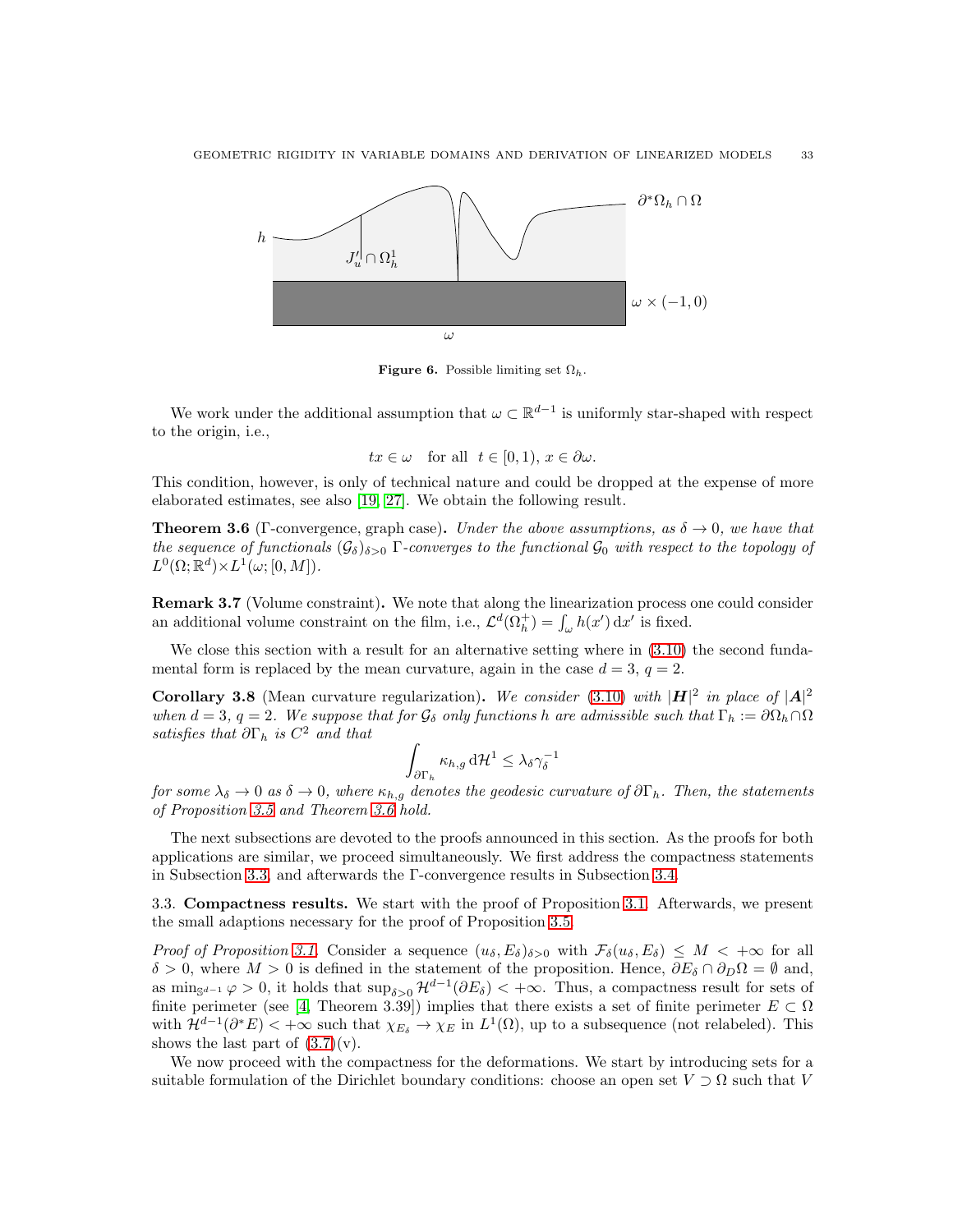Figure 6. Possible limiting set $\Omega_h$.

We work under the additional assumption that $\omega \subset \mathbb{R}^{d-1}$ is uniformly star-shaped with respect to the origin, i.e.,

$$tx \in \omega \quad \text{for all} \quad t \in [0,1),\, x \in \partial\omega.$$

This condition, however, is only of technical nature and could be dropped at the expense of more elaborated estimates, see also [19, 27]. We obtain the following result.

**Theorem 3.6** (Γ-convergence, graph case)**.** *Under the above assumptions, as $\delta \to 0$, we have that the sequence of functionals $(\mathcal{G}_\delta)_{\delta>0}$ Γ-converges to the functional $\mathcal{G}_0$ with respect to the topology of $L^0(\Omega;\mathbb{R}^d)\times L^1(\omega;[0,M])$.*

**Remark 3.7** (Volume constraint)**.** We note that along the linearization process one could consider an additional volume constraint on the film, i.e., $\mathcal{L}^d(\Omega_h^+) = \int_\omega h(x')\,\mathrm{d}x'$ is fixed.

We close this section with a result for an alternative setting where in (3.10) the second fundamental form is replaced by the mean curvature, again in the case $d=3$, $q=2$.

**Corollary 3.8** (Mean curvature regularization)**.** *We consider (3.10) with $|\boldsymbol{H}|^2$ in place of $|\boldsymbol{A}|^2$ when $d=3$, $q=2$. We suppose that for $\mathcal{G}_\delta$ only functions $h$ are admissible such that $\Gamma_h := \partial\Omega_h\cap\Omega$ satisfies that $\partial\Gamma_h$ is $C^2$ and that*

$$\int_{\partial\Gamma_h} \kappa_{h,g}\,\mathrm{d}\mathcal{H}^1 \le \lambda_\delta\gamma_\delta^{-1}$$

*for some $\lambda_\delta \to 0$ as $\delta\to 0$, where $\kappa_{h,g}$ denotes the geodesic curvature of $\partial\Gamma_h$. Then, the statements of Proposition 3.5 and Theorem 3.6 hold.*

The next subsections are devoted to the proofs announced in this section. As the proofs for both applications are similar, we proceed simultaneously. We first address the compactness statements in Subsection 3.3, and afterwards the Γ-convergence results in Subsection 3.4.

## 3.3. Compactness results.

We start with the proof of Proposition 3.1. Afterwards, we present the small adaptions necessary for the proof of Proposition 3.5.

*Proof of Proposition 3.1.* Consider a sequence $(u_\delta, E_\delta)_{\delta>0}$ with $\mathcal{F}_\delta(u_\delta,E_\delta) \le M < +\infty$ for all $\delta > 0$, where $M>0$ is defined in the statement of the proposition. Hence, $\partial E_\delta \cap \partial_D\Omega = \emptyset$ and, as $\min_{\mathbb{S}^{d-1}}\varphi > 0$, it holds that $\sup_{\delta>0}\mathcal{H}^{d-1}(\partial E_\delta) < +\infty$. Thus, a compactness result for sets of finite perimeter (see [4, Theorem 3.39]) implies that there exists a set of finite perimeter $E\subset\Omega$ with $\mathcal{H}^{d-1}(\partial^* E) < +\infty$ such that $\chi_{E_\delta} \to \chi_E$ in $L^1(\Omega)$, up to a subsequence (not relabeled). This shows the last part of (3.7)(v).

We now proceed with the compactness for the deformations. We start by introducing sets for a suitable formulation of the Dirichlet boundary conditions: choose an open set $V \supset \Omega$ such that $V$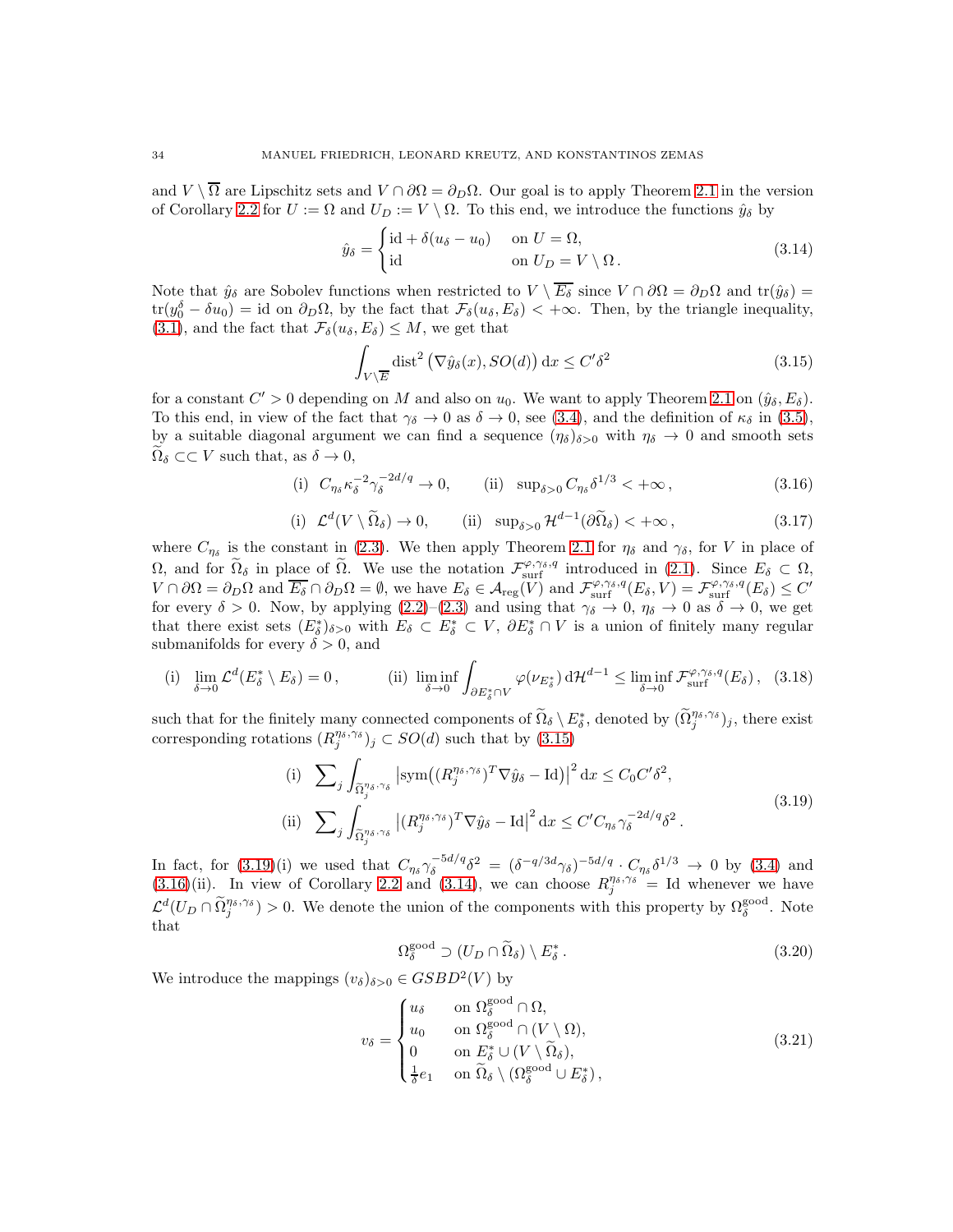and $V \setminus \overline{\Omega}$ are Lipschitz sets and $V \cap \partial\Omega = \partial_D\Omega$. Our goal is to apply Theorem 2.1 in the version of Corollary 2.2 for $U := \Omega$ and $U_D := V \setminus \Omega$. To this end, we introduce the functions $\hat{y}_\delta$ by

$$\hat{y}_\delta = \begin{cases} \mathrm{id} + \delta(u_\delta - u_0) & \text{on } U = \Omega, \\ \mathrm{id} & \text{on } U_D = V \setminus \Omega. \end{cases} \tag{3.14}$$

Note that $\hat{y}_\delta$ are Sobolev functions when restricted to $V \setminus \overline{E_\delta}$ since $V \cap \partial\Omega = \partial_D\Omega$ and $\mathrm{tr}(\hat{y}_\delta) = \mathrm{tr}(y_0^\delta - \delta u_0) = \mathrm{id}$ on $\partial_D\Omega$, by the fact that $\mathcal{F}_\delta(u_\delta, E_\delta) < +\infty$. Then, by the triangle inequality, (3.1), and the fact that $\mathcal{F}_\delta(u_\delta, E_\delta) \leq M$, we get that

$$\int_{V \setminus \overline{E}} \mathrm{dist}^2\left(\nabla\hat{y}_\delta(x), SO(d)\right) \mathrm{d}x \leq C'\delta^2 \tag{3.15}$$

for a constant $C' > 0$ depending on $M$ and also on $u_0$. We want to apply Theorem 2.1 on $(\hat{y}_\delta, E_\delta)$. To this end, in view of the fact that $\gamma_\delta \to 0$ as $\delta \to 0$, see (3.4), and the definition of $\kappa_\delta$ in (3.5), by a suitable diagonal argument we can find a sequence $(\eta_\delta)_{\delta>0}$ with $\eta_\delta \to 0$ and smooth sets $\widetilde{\Omega}_\delta \subset\subset V$ such that, as $\delta \to 0$,

$$\text{(i)}\ \ C_{\eta_\delta}\kappa_\delta^{-2}\gamma_\delta^{-2d/q} \to 0, \qquad \text{(ii)}\ \ \sup\nolimits_{\delta>0} C_{\eta_\delta}\delta^{1/3} < +\infty\,, \tag{3.16}$$

$$\text{(i)}\ \ \mathcal{L}^d(V \setminus \widetilde{\Omega}_\delta) \to 0, \qquad \text{(ii)}\ \ \sup\nolimits_{\delta>0} \mathcal{H}^{d-1}(\partial\widetilde{\Omega}_\delta) < +\infty\,, \tag{3.17}$$

where $C_{\eta_\delta}$ is the constant in (2.3). We then apply Theorem 2.1 for $\eta_\delta$ and $\gamma_\delta$, for $V$ in place of $\Omega$, and for $\widetilde{\Omega}_\delta$ in place of $\widetilde{\Omega}$. We use the notation $\mathcal{F}_{\mathrm{surf}}^{\varphi,\gamma_\delta,q}$ introduced in (2.1). Since $E_\delta \subset \Omega$, $V \cap \partial\Omega = \partial_D\Omega$ and $\overline{E_\delta} \cap \partial_D\Omega = \emptyset$, we have $E_\delta \in \mathcal{A}_{\mathrm{reg}}(V)$ and $\mathcal{F}_{\mathrm{surf}}^{\varphi,\gamma_\delta,q}(E_\delta, V) = \mathcal{F}_{\mathrm{surf}}^{\varphi,\gamma_\delta,q}(E_\delta) \leq C'$ for every $\delta > 0$. Now, by applying (2.2)–(2.3) and using that $\gamma_\delta \to 0$, $\eta_\delta \to 0$ as $\delta \to 0$, we get that there exist sets $(E_\delta^*)_{\delta>0}$ with $E_\delta \subset E_\delta^* \subset V$, $\partial E_\delta^* \cap V$ is a union of finitely many regular submanifolds for every $\delta > 0$, and

$$\text{(i)}\ \ \lim_{\delta\to 0}\mathcal{L}^d(E_\delta^* \setminus E_\delta) = 0\,, \qquad \text{(ii)}\ \ \liminf_{\delta\to 0}\int_{\partial E_\delta^* \cap V} \varphi(\nu_{E_\delta^*})\,\mathrm{d}\mathcal{H}^{d-1} \leq \liminf_{\delta\to 0}\mathcal{F}_{\mathrm{surf}}^{\varphi,\gamma_\delta,q}(E_\delta)\,, \tag{3.18}$$

such that for the finitely many connected components of $\widetilde{\Omega}_\delta \setminus E_\delta^*$, denoted by $(\widetilde{\Omega}_j^{\eta_\delta,\gamma_\delta})_j$, there exist corresponding rotations $(R_j^{\eta_\delta,\gamma_\delta})_j \subset SO(d)$ such that by (3.15)

$$\begin{aligned} &\text{(i)}\ \ \sum\nolimits_j \int_{\widetilde{\Omega}_j^{\eta_\delta,\gamma_\delta}} \left|\mathrm{sym}\big((R_j^{\eta_\delta,\gamma_\delta})^T\nabla\hat{y}_\delta - \mathrm{Id}\big)\right|^2 \mathrm{d}x \leq C_0 C'\delta^2, \\ &\text{(ii)}\ \ \sum\nolimits_j \int_{\widetilde{\Omega}_j^{\eta_\delta,\gamma_\delta}} \left|(R_j^{\eta_\delta,\gamma_\delta})^T\nabla\hat{y}_\delta - \mathrm{Id}\right|^2 \mathrm{d}x \leq C' C_{\eta_\delta}\gamma_\delta^{-2d/q}\delta^2\,. \end{aligned} \tag{3.19}$$

In fact, for (3.19)(i) we used that $C_{\eta_\delta}\gamma_\delta^{-5d/q}\delta^2 = (\delta^{-q/3d}\gamma_\delta)^{-5d/q} \cdot C_{\eta_\delta}\delta^{1/3} \to 0$ by (3.4) and (3.16)(ii). In view of Corollary 2.2 and (3.14), we can choose $R_j^{\eta_\delta,\gamma_\delta} = \mathrm{Id}$ whenever we have $\mathcal{L}^d(U_D \cap \widetilde{\Omega}_j^{\eta_\delta,\gamma_\delta}) > 0$. We denote the union of the components with this property by $\Omega_\delta^{\mathrm{good}}$. Note that

$$\Omega_\delta^{\mathrm{good}} \supset (U_D \cap \widetilde{\Omega}_\delta) \setminus E_\delta^*\,. \tag{3.20}$$

We introduce the mappings $(v_\delta)_{\delta>0} \in GSBD^2(V)$ by

$$v_\delta = \begin{cases} u_\delta & \text{on } \Omega_\delta^{\mathrm{good}} \cap \Omega, \\ u_0 & \text{on } \Omega_\delta^{\mathrm{good}} \cap (V \setminus \Omega), \\ 0 & \text{on } E_\delta^* \cup (V \setminus \widetilde{\Omega}_\delta), \\ \frac{1}{\delta}e_1 & \text{on } \widetilde{\Omega}_\delta \setminus (\Omega_\delta^{\mathrm{good}} \cup E_\delta^*)\,, \end{cases} \tag{3.21}$$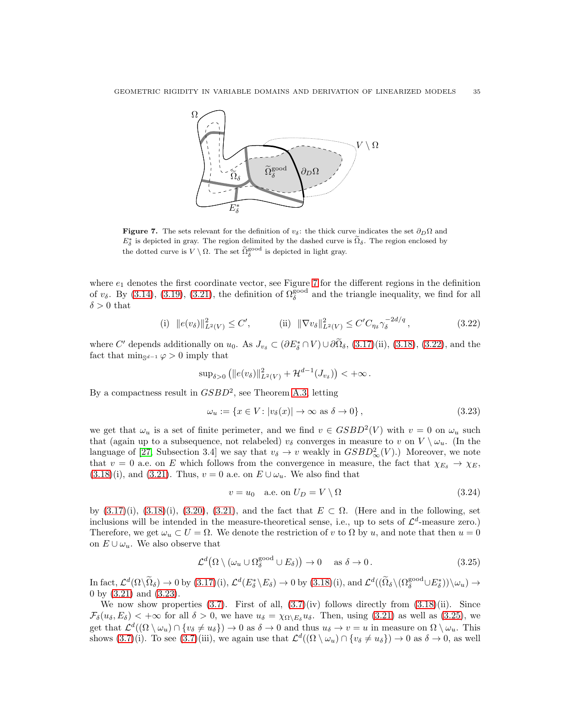**Figure 7.** The sets relevant for the definition of $v_\delta$: the thick curve indicates the set $\partial_D\Omega$ and $E^*_\delta$ is depicted in gray. The region delimited by the dashed curve is $\widetilde{\Omega}_\delta$. The region enclosed by the dotted curve is $V\setminus\Omega$. The set $\widetilde{\Omega}^{\rm good}_\delta$ is depicted in light gray.

where $e_1$ denotes the first coordinate vector, see Figure 7 for the different regions in the definition of $v_\delta$. By (3.14), (3.19), (3.21), the definition of $\Omega^{\rm good}_\delta$ and the triangle inequality, we find for all $\delta>0$ that

$$\text{(i)}\ \ \|e(v_\delta)\|^2_{L^2(V)} \le C', \qquad\qquad \text{(ii)}\ \ \|\nabla v_\delta\|^2_{L^2(V)} \le C' C_{\eta_\delta}\gamma_\delta^{-2d/q}, \tag{3.22}$$

where $C'$ depends additionally on $u_0$. As $J_{v_\delta}\subset(\partial E^*_\delta\cap V)\cup\partial\widetilde{\Omega}_\delta$, (3.17)(ii), (3.18), (3.22), and the fact that $\min_{\mathbb{S}^{d-1}}\varphi>0$ imply that

$$\sup\nolimits_{\delta>0}\big(\|e(v_\delta)\|^2_{L^2(V)}+\mathcal{H}^{d-1}(J_{v_\delta})\big)<+\infty\,.$$

By a compactness result in $GSBD^2$, see Theorem A.3, letting

$$\omega_u := \{x\in V\colon |v_\delta(x)|\to\infty \text{ as } \delta\to 0\}\,, \tag{3.23}$$

we get that $\omega_u$ is a set of finite perimeter, and we find $v\in GSBD^2(V)$ with $v=0$ on $\omega_u$ such that (again up to a subsequence, not relabeled) $v_\delta$ converges in measure to $v$ on $V\setminus\omega_u$. (In the language of [27, Subsection 3.4] we say that $v_\delta\to v$ weakly in $GSBD^2_\infty(V)$.) Moreover, we note that $v=0$ a.e. on $E$ which follows from the convergence in measure, the fact that $\chi_{E_\delta}\to\chi_E$, (3.18)(i), and (3.21). Thus, $v=0$ a.e. on $E\cup\omega_u$. We also find that

$$v=u_0 \quad \text{a.e. on } U_D=V\setminus\Omega \tag{3.24}$$

by (3.17)(i), (3.18)(i), (3.20), (3.21), and the fact that $E\subset\Omega$. (Here and in the following, set inclusions will be intended in the measure-theoretical sense, i.e., up to sets of $\mathcal{L}^d$-measure zero.) Therefore, we get $\omega_u\subset U=\Omega$. We denote the restriction of $v$ to $\Omega$ by $u$, and note that then $u=0$ on $E\cup\omega_u$. We also observe that

$$\mathcal{L}^d\big(\Omega\setminus(\omega_u\cup\Omega^{\rm good}_\delta\cup E_\delta)\big)\to 0 \quad \text{as } \delta\to 0\,. \tag{3.25}$$

In fact, $\mathcal{L}^d(\Omega\setminus\widetilde{\Omega}_\delta)\to 0$ by (3.17)(i), $\mathcal{L}^d(E^*_\delta\setminus E_\delta)\to 0$ by (3.18)(i), and $\mathcal{L}^d((\widetilde{\Omega}_\delta\setminus(\Omega^{\rm good}_\delta\cup E^*_\delta))\setminus\omega_u)\to 0$ by (3.21) and (3.23).

We now show properties (3.7). First of all, (3.7)(iv) follows directly from (3.18)(ii). Since $\mathcal{F}_\delta(u_\delta,E_\delta)<+\infty$ for all $\delta>0$, we have $u_\delta=\chi_{\Omega\setminus E_\delta}u_\delta$. Then, using (3.21) as well as (3.25), we get that $\mathcal{L}^d((\Omega\setminus\omega_u)\cap\{v_\delta\neq u_\delta\})\to 0$ as $\delta\to 0$ and thus $u_\delta\to v=u$ in measure on $\Omega\setminus\omega_u$. This shows (3.7)(i). To see (3.7)(iii), we again use that $\mathcal{L}^d((\Omega\setminus\omega_u)\cap\{v_\delta\neq u_\delta\})\to 0$ as $\delta\to 0$, as well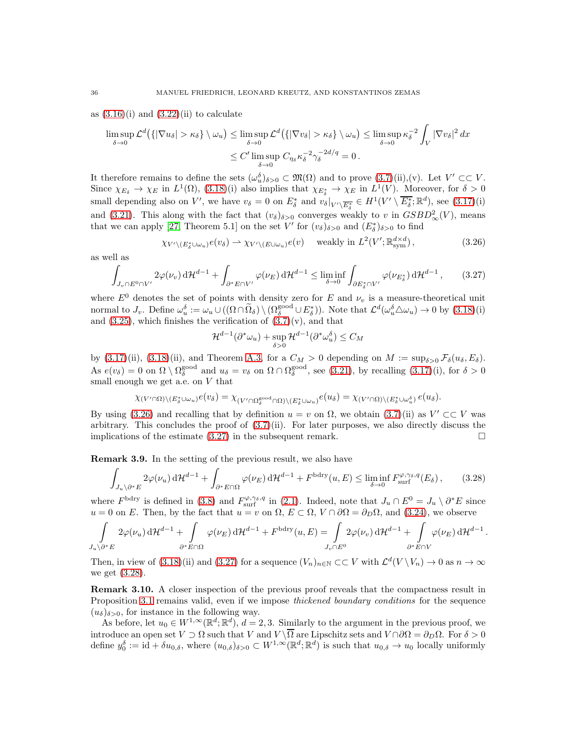as (3.16)(i) and (3.22)(ii) to calculate

$$\limsup_{\delta\to 0} \mathcal{L}^d\big(\{|\nabla u_\delta| > \kappa_\delta\} \setminus \omega_u\big) \le \limsup_{\delta\to 0} \mathcal{L}^d\big(\{|\nabla v_\delta| > \kappa_\delta\} \setminus \omega_u\big) \le \limsup_{\delta\to 0} \kappa_\delta^{-2} \int_V |\nabla v_\delta|^2 \, dx$$
$$\le C' \limsup_{\delta\to 0} C_{\eta_\delta} \kappa_\delta^{-2} \gamma_\delta^{-2d/q} = 0\,.$$

It therefore remains to define the sets $(\omega_u^\delta)_{\delta>0} \subset \mathfrak{M}(\Omega)$ and to prove (3.7)(ii),(v). Let $V' \subset\subset V$. Since $\chi_{E_\delta} \to \chi_E$ in $L^1(\Omega)$, (3.18)(i) also implies that $\chi_{E^*_\delta} \to \chi_E$ in $L^1(V)$. Moreover, for $\delta > 0$ small depending also on $V'$, we have $v_\delta = 0$ on $E^*_\delta$ and $v_\delta|_{V'\setminus \overline{E^*_\delta}} \in H^1(V' \setminus \overline{E^*_\delta}; \mathbb{R}^d)$, see (3.17)(i) and (3.21). This along with the fact that $(v_\delta)_{\delta>0}$ converges weakly to $v$ in $GSBD^2_\infty(V)$, means that we can apply [27, Theorem 5.1] on the set $V'$ for $(v_\delta)_{\delta>0}$ and $(E^*_\delta)_{\delta>0}$ to find

$$\chi_{V'\setminus(E^*_\delta\cup\omega_u)} e(v_\delta) \rightharpoonup \chi_{V'\setminus(E\cup\omega_u)} e(v) \quad \text{weakly in } L^2(V'; \mathbb{R}^{d\times d}_{\rm sym})\,, \tag{3.26}$$

as well as

$$\int_{J_v\cap E^0\cap V'} 2\varphi(\nu_v)\, d\mathcal{H}^{d-1} + \int_{\partial^* E\cap V'} \varphi(\nu_E)\, d\mathcal{H}^{d-1} \le \liminf_{\delta\to 0} \int_{\partial E^*_\delta \cap V'} \varphi(\nu_{E^*_\delta})\, d\mathcal{H}^{d-1}\,, \tag{3.27}$$

where $E^0$ denotes the set of points with density zero for $E$ and $\nu_v$ is a measure-theoretical unit normal to $J_v$. Define $\omega_u^\delta := \omega_u \cup ((\Omega\cap\widetilde{\Omega}_\delta)\setminus(\Omega_\delta^{\rm good}\cup E^*_\delta))$. Note that $\mathcal{L}^d(\omega_u^\delta \triangle \omega_u) \to 0$ by (3.18)(i) and (3.25), which finishes the verification of (3.7)(v), and that

$$\mathcal{H}^{d-1}(\partial^*\omega_u) + \sup_{\delta>0} \mathcal{H}^{d-1}(\partial^*\omega_u^\delta) \le C_M$$

by (3.17)(ii), (3.18)(ii), and Theorem A.3, for a $C_M > 0$ depending on $M := \sup_{\delta>0} \mathcal{F}_\delta(u_\delta, E_\delta)$. As $e(v_\delta) = 0$ on $\Omega \setminus \Omega^{\rm good}_\delta$ and $u_\delta = v_\delta$ on $\Omega\cap\Omega^{\rm good}_\delta$, see (3.21), by recalling (3.17)(i), for $\delta > 0$ small enough we get a.e. on $V$ that

$$\chi_{(V'\cap\Omega)\setminus(E^*_\delta\cup\omega_u)} e(v_\delta) = \chi_{(V'\cap\Omega^{\rm good}_\delta\cap\Omega)\setminus(E^*_\delta\cup\omega_u)} e(u_\delta) = \chi_{(V'\cap\Omega)\setminus(E^*_\delta\cup\omega_u^\delta)}\, e(u_\delta).$$

By using (3.26) and recalling that by definition $u = v$ on $\Omega$, we obtain (3.7)(ii) as $V' \subset\subset V$ was arbitrary. This concludes the proof of (3.7)(ii). For later purposes, we also directly discuss the implications of the estimate (3.27) in the subsequent remark. □

**Remark 3.9.** In the setting of the previous result, we also have

$$\int_{J_u\setminus\partial^* E} 2\varphi(\nu_u)\, d\mathcal{H}^{d-1} + \int_{\partial^* E\cap\Omega} \varphi(\nu_E)\, d\mathcal{H}^{d-1} + F^{\rm bdry}(u, E) \le \liminf_{\delta\to 0} F^{\varphi,\gamma_\delta,q}_{\rm surf}(E_\delta)\,, \tag{3.28}$$

where $F^{\rm bdry}$ is defined in (3.8) and $F^{\varphi,\gamma_\delta,q}_{\rm surf}$ in (2.1). Indeed, note that $J_u \cap E^0 = J_u \setminus \partial^* E$ since $u = 0$ on $E$. Then, by the fact that $u = v$ on $\Omega$, $E \subset \Omega$, $V\cap\partial\Omega = \partial_D\Omega$, and (3.24), we observe

$$\int_{J_u\setminus\partial^* E} 2\varphi(\nu_u)\, d\mathcal{H}^{d-1} + \int_{\partial^* E\cap\Omega} \varphi(\nu_E)\, d\mathcal{H}^{d-1} + F^{\rm bdry}(u,E) = \int_{J_v\cap E^0} 2\varphi(\nu_v)\, d\mathcal{H}^{d-1} + \int_{\partial^* E\cap V} \varphi(\nu_E)\, d\mathcal{H}^{d-1}\,.$$

Then, in view of (3.18)(ii) and (3.27) for a sequence $(V_n)_{n\in\mathbb{N}} \subset\subset V$ with $\mathcal{L}^d(V\setminus V_n) \to 0$ as $n\to\infty$ we get (3.28).

**Remark 3.10.** A closer inspection of the previous proof reveals that the compactness result in Proposition 3.1 remains valid, even if we impose *thickened boundary conditions* for the sequence $(u_\delta)_{\delta>0}$, for instance in the following way.

As before, let $u_0 \in W^{1,\infty}(\mathbb{R}^d;\mathbb{R}^d)$, $d = 2,3$. Similarly to the argument in the previous proof, we introduce an open set $V \supset \Omega$ such that $V$ and $V\setminus\overline{\Omega}$ are Lipschitz sets and $V\cap\partial\Omega = \partial_D\Omega$. For $\delta > 0$ define $y_0^\delta := {\rm id} + \delta u_{0,\delta}$, where $(u_{0,\delta})_{\delta>0} \subset W^{1,\infty}(\mathbb{R}^d;\mathbb{R}^d)$ is such that $u_{0,\delta} \to u_0$ locally uniformly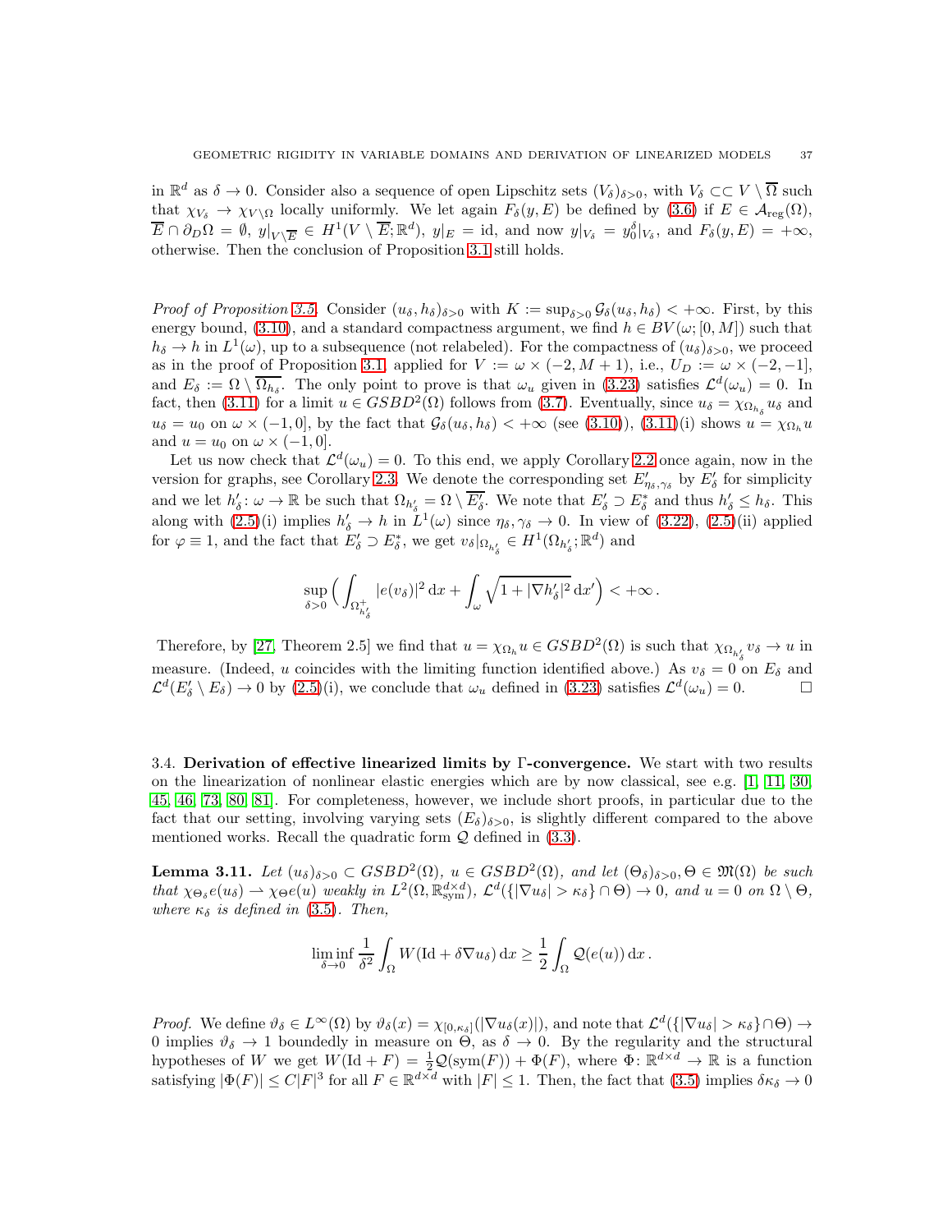in $\mathbb{R}^d$ as $\delta \to 0$. Consider also a sequence of open Lipschitz sets $(V_\delta)_{\delta>0}$, with $V_\delta \subset\subset V \setminus \overline{\Omega}$ such that $\chi_{V_\delta} \to \chi_{V\setminus\Omega}$ locally uniformly. We let again $F_\delta(y,E)$ be defined by (3.6) if $E \in \mathcal{A}_{\rm reg}(\Omega)$, $\overline{E} \cap \partial_D\Omega = \emptyset$, $y|_{V\setminus\overline{E}} \in H^1(V \setminus \overline{E};\mathbb{R}^d)$, $y|_E = \mathrm{id}$, and now $y|_{V_\delta} = y_0^\delta|_{V_\delta}$, and $F_\delta(y,E) = +\infty$, otherwise. Then the conclusion of Proposition 3.1 still holds.

*Proof of Proposition 3.5.* Consider $(u_\delta, h_\delta)_{\delta>0}$ with $K := \sup_{\delta>0} \mathcal{G}_\delta(u_\delta, h_\delta) < +\infty$. First, by this energy bound, (3.10), and a standard compactness argument, we find $h \in BV(\omega;[0,M])$ such that $h_\delta \to h$ in $L^1(\omega)$, up to a subsequence (not relabeled). For the compactness of $(u_\delta)_{\delta>0}$, we proceed as in the proof of Proposition 3.1, applied for $V := \omega \times (-2, M+1)$, i.e., $U_D := \omega \times (-2,-1]$, and $E_\delta := \Omega \setminus \overline{\Omega_{h_\delta}}$. The only point to prove is that $\omega_u$ given in (3.23) satisfies $\mathcal{L}^d(\omega_u) = 0$. In fact, then (3.11) for a limit $u \in GSBD^2(\Omega)$ follows from (3.7). Eventually, since $u_\delta = \chi_{\Omega_{h_\delta}} u_\delta$ and $u_\delta = u_0$ on $\omega \times (-1,0]$, by the fact that $\mathcal{G}_\delta(u_\delta,h_\delta) < +\infty$ (see (3.10)), (3.11)(i) shows $u = \chi_{\Omega_h} u$ and $u = u_0$ on $\omega \times (-1,0]$.

Let us now check that $\mathcal{L}^d(\omega_u) = 0$. To this end, we apply Corollary 2.2 once again, now in the version for graphs, see Corollary 2.3. We denote the corresponding set $E'_{\eta_\delta,\gamma_\delta}$ by $E'_\delta$ for simplicity and we let $h'_\delta \colon \omega \to \mathbb{R}$ be such that $\Omega_{h'_\delta} = \Omega \setminus \overline{E'_\delta}$. We note that $E'_\delta \supset E^*_\delta$ and thus $h'_\delta \le h_\delta$. This along with (2.5)(i) implies $h'_\delta \to h$ in $L^1(\omega)$ since $\eta_\delta, \gamma_\delta \to 0$. In view of (3.22), (2.5)(ii) applied for $\varphi \equiv 1$, and the fact that $E'_\delta \supset E^*_\delta$, we get $v_\delta|_{\Omega_{h'_\delta}} \in H^1(\Omega_{h'_\delta};\mathbb{R}^d)$ and

$$
\sup_{\delta>0} \Big( \int_{\Omega^+_{h'_\delta}} |e(v_\delta)|^2 \,\mathrm{d}x + \int_\omega \sqrt{1+|\nabla h'_\delta|^2}\,\mathrm{d}x' \Big) < +\infty\,.
$$

Therefore, by [27, Theorem 2.5] we find that $u = \chi_{\Omega_h} u \in GSBD^2(\Omega)$ is such that $\chi_{\Omega_{h'_\delta}} v_\delta \to u$ in measure. (Indeed, $u$ coincides with the limiting function identified above.) As $v_\delta = 0$ on $E_\delta$ and $\mathcal{L}^d(E'_\delta \setminus E_\delta) \to 0$ by (2.5)(i), we conclude that $\omega_u$ defined in (3.23) satisfies $\mathcal{L}^d(\omega_u) = 0$. $\square$

### 3.4. Derivation of effective linearized limits by Γ-convergence.

We start with two results on the linearization of nonlinear elastic energies which are by now classical, see e.g. [1, 11, 30, 45, 46, 73, 80, 81]. For completeness, however, we include short proofs, in particular due to the fact that our setting, involving varying sets $(E_\delta)_{\delta>0}$, is slightly different compared to the above mentioned works. Recall the quadratic form $\mathcal{Q}$ defined in (3.3).

**Lemma 3.11.** *Let $(u_\delta)_{\delta>0} \subset GSBD^2(\Omega)$, $u \in GSBD^2(\Omega)$, and let $(\Theta_\delta)_{\delta>0}, \Theta \in \mathfrak{M}(\Omega)$ be such that $\chi_{\Theta_\delta} e(u_\delta) \rightharpoonup \chi_\Theta e(u)$ weakly in $L^2(\Omega,\mathbb{R}^{d\times d}_{\rm sym})$, $\mathcal{L}^d(\{|\nabla u_\delta| > \kappa_\delta\} \cap \Theta) \to 0$, and $u = 0$ on $\Omega \setminus \Theta$, where $\kappa_\delta$ is defined in (3.5). Then,*

$$
\liminf_{\delta\to 0} \frac{1}{\delta^2} \int_\Omega W(\mathrm{Id} + \delta\nabla u_\delta)\,\mathrm{d}x \ge \frac{1}{2}\int_\Omega \mathcal{Q}(e(u))\,\mathrm{d}x\,.
$$

*Proof.* We define $\vartheta_\delta \in L^\infty(\Omega)$ by $\vartheta_\delta(x) = \chi_{[0,\kappa_\delta]}(|\nabla u_\delta(x)|)$, and note that $\mathcal{L}^d(\{|\nabla u_\delta| > \kappa_\delta\} \cap \Theta) \to 0$ implies $\vartheta_\delta \to 1$ boundedly in measure on $\Theta$, as $\delta \to 0$. By the regularity and the structural hypotheses of $W$ we get $W(\mathrm{Id} + F) = \frac{1}{2}\mathcal{Q}(\mathrm{sym}(F)) + \Phi(F)$, where $\Phi \colon \mathbb{R}^{d\times d} \to \mathbb{R}$ is a function satisfying $|\Phi(F)| \le C|F|^3$ for all $F \in \mathbb{R}^{d\times d}$ with $|F| \le 1$. Then, the fact that (3.5) implies $\delta\kappa_\delta \to 0$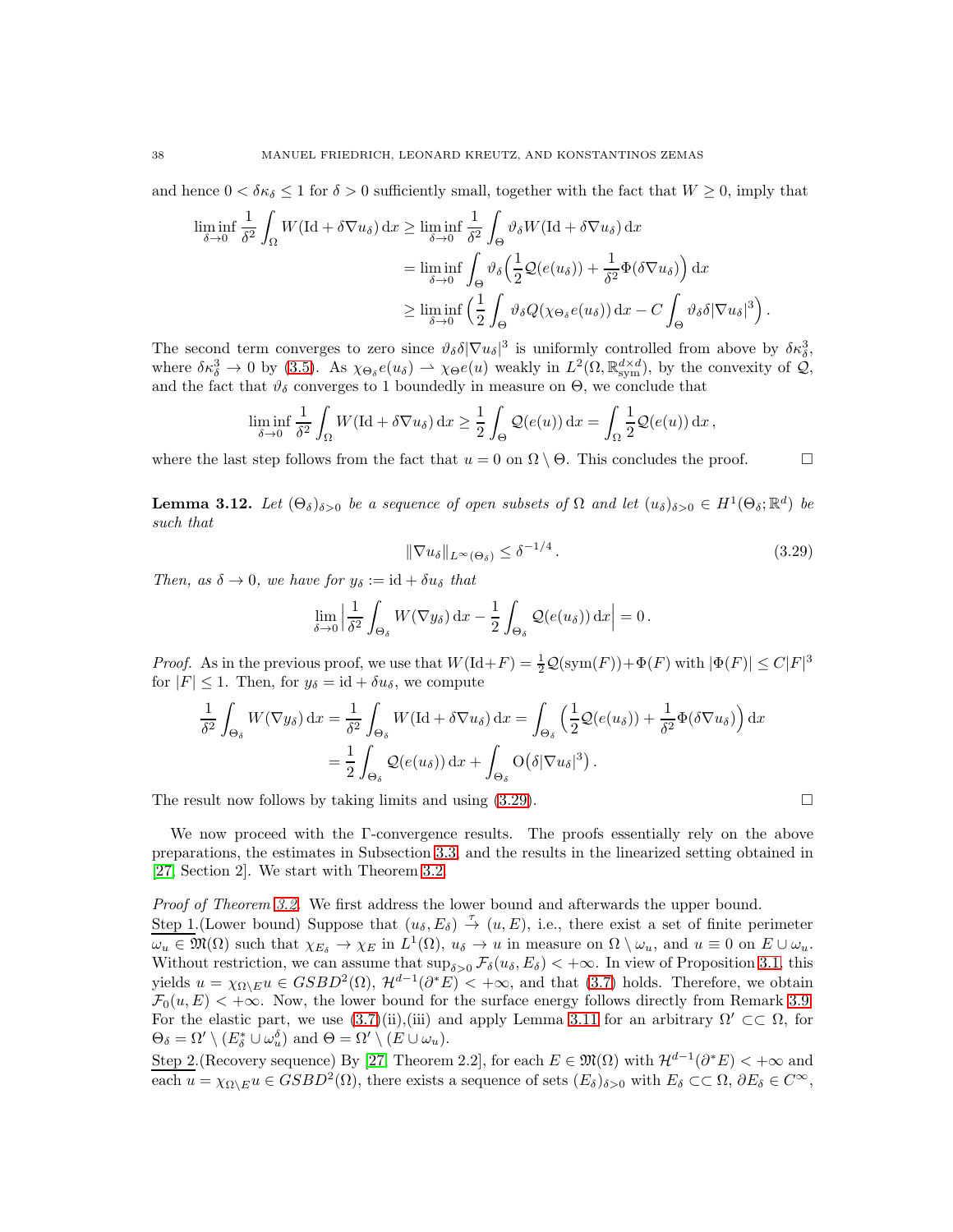and hence $0 < \delta\kappa_\delta \le 1$ for $\delta > 0$ sufficiently small, together with the fact that $W \ge 0$, imply that

$$
\begin{aligned}
\liminf_{\delta \to 0} \frac{1}{\delta^2} \int_\Omega W(\mathrm{Id} + \delta \nabla u_\delta)\,\mathrm{d}x &\ge \liminf_{\delta \to 0} \frac{1}{\delta^2} \int_\Theta \vartheta_\delta W(\mathrm{Id} + \delta \nabla u_\delta)\,\mathrm{d}x \\
&= \liminf_{\delta \to 0} \int_\Theta \vartheta_\delta \Big( \frac{1}{2} \mathcal{Q}(e(u_\delta)) + \frac{1}{\delta^2} \Phi(\delta \nabla u_\delta) \Big)\,\mathrm{d}x \\
&\ge \liminf_{\delta \to 0} \Big( \frac{1}{2} \int_\Theta \vartheta_\delta Q(\chi_{\Theta_\delta} e(u_\delta))\,\mathrm{d}x - C \int_\Theta \vartheta_\delta \delta |\nabla u_\delta|^3 \Big)\,.
\end{aligned}
$$

The second term converges to zero since $\vartheta_\delta \delta |\nabla u_\delta|^3$ is uniformly controlled from above by $\delta \kappa_\delta^3$, where $\delta\kappa_\delta^3 \to 0$ by (3.5). As $\chi_{\Theta_\delta} e(u_\delta) \rightharpoonup \chi_\Theta e(u)$ weakly in $L^2(\Omega, \mathbb{R}^{d\times d}_{\mathrm{sym}})$, by the convexity of $\mathcal{Q}$, and the fact that $\vartheta_\delta$ converges to 1 boundedly in measure on $\Theta$, we conclude that

$$
\liminf_{\delta \to 0} \frac{1}{\delta^2} \int_\Omega W(\mathrm{Id} + \delta \nabla u_\delta)\,\mathrm{d}x \ge \frac{1}{2} \int_\Theta \mathcal{Q}(e(u))\,\mathrm{d}x = \int_\Omega \frac{1}{2} \mathcal{Q}(e(u))\,\mathrm{d}x\,,
$$

where the last step follows from the fact that $u = 0$ on $\Omega \setminus \Theta$. This concludes the proof. $\square$

**Lemma 3.12.** *Let $(\Theta_\delta)_{\delta>0}$ be a sequence of open subsets of $\Omega$ and let $(u_\delta)_{\delta>0} \in H^1(\Theta_\delta; \mathbb{R}^d)$ be such that*

$$
\|\nabla u_\delta\|_{L^\infty(\Theta_\delta)} \le \delta^{-1/4}\,. \tag{3.29}
$$

*Then, as $\delta \to 0$, we have for $y_\delta := \mathrm{id} + \delta u_\delta$ that*

$$
\lim_{\delta \to 0} \Big| \frac{1}{\delta^2} \int_{\Theta_\delta} W(\nabla y_\delta)\,\mathrm{d}x - \frac{1}{2} \int_{\Theta_\delta} \mathcal{Q}(e(u_\delta))\,\mathrm{d}x \Big| = 0\,.
$$

*Proof.* As in the previous proof, we use that $W(\mathrm{Id}+F) = \frac{1}{2}\mathcal{Q}(\mathrm{sym}(F)) + \Phi(F)$ with $|\Phi(F)| \le C|F|^3$ for $|F| \le 1$. Then, for $y_\delta = \mathrm{id} + \delta u_\delta$, we compute

$$
\begin{aligned}
\frac{1}{\delta^2} \int_{\Theta_\delta} W(\nabla y_\delta)\,\mathrm{d}x &= \frac{1}{\delta^2} \int_{\Theta_\delta} W(\mathrm{Id} + \delta \nabla u_\delta)\,\mathrm{d}x = \int_{\Theta_\delta} \Big( \frac{1}{2} \mathcal{Q}(e(u_\delta)) + \frac{1}{\delta^2} \Phi(\delta \nabla u_\delta) \Big)\,\mathrm{d}x \\
&= \frac{1}{2} \int_{\Theta_\delta} \mathcal{Q}(e(u_\delta))\,\mathrm{d}x + \int_{\Theta_\delta} \mathrm{O}\big(\delta |\nabla u_\delta|^3\big)\,.
\end{aligned}
$$

The result now follows by taking limits and using (3.29). $\square$

We now proceed with the $\Gamma$-convergence results. The proofs essentially rely on the above preparations, the estimates in Subsection 3.3, and the results in the linearized setting obtained in [27, Section 2]. We start with Theorem 3.2.

*Proof of Theorem 3.2.* We first address the lower bound and afterwards the upper bound.

Step 1.(Lower bound) Suppose that $(u_\delta, E_\delta) \overset{\tau}{\to} (u, E)$, i.e., there exist a set of finite perimeter $\omega_u \in \mathfrak{M}(\Omega)$ such that $\chi_{E_\delta} \to \chi_E$ in $L^1(\Omega)$, $u_\delta \to u$ in measure on $\Omega \setminus \omega_u$, and $u \equiv 0$ on $E \cup \omega_u$. Without restriction, we can assume that $\sup_{\delta>0} \mathcal{F}_\delta(u_\delta, E_\delta) < +\infty$. In view of Proposition 3.1, this yields $u = \chi_{\Omega\setminus E} u \in GSBD^2(\Omega)$, $\mathcal{H}^{d-1}(\partial^* E) < +\infty$, and that (3.7) holds. Therefore, we obtain $\mathcal{F}_0(u, E) < +\infty$. Now, the lower bound for the surface energy follows directly from Remark 3.9. For the elastic part, we use (3.7)(ii),(iii) and apply Lemma 3.11 for an arbitrary $\Omega' \subset\subset \Omega$, for $\Theta_\delta = \Omega' \setminus (E^*_\delta \cup \omega^\delta_u)$ and $\Theta = \Omega' \setminus (E \cup \omega_u)$.

Step 2.(Recovery sequence) By [27, Theorem 2.2], for each $E \in \mathfrak{M}(\Omega)$ with $\mathcal{H}^{d-1}(\partial^* E) < +\infty$ and each $u = \chi_{\Omega \setminus E} u \in GSBD^2(\Omega)$, there exists a sequence of sets $(E_\delta)_{\delta>0}$ with $E_\delta \subset\subset \Omega$, $\partial E_\delta \in C^\infty$,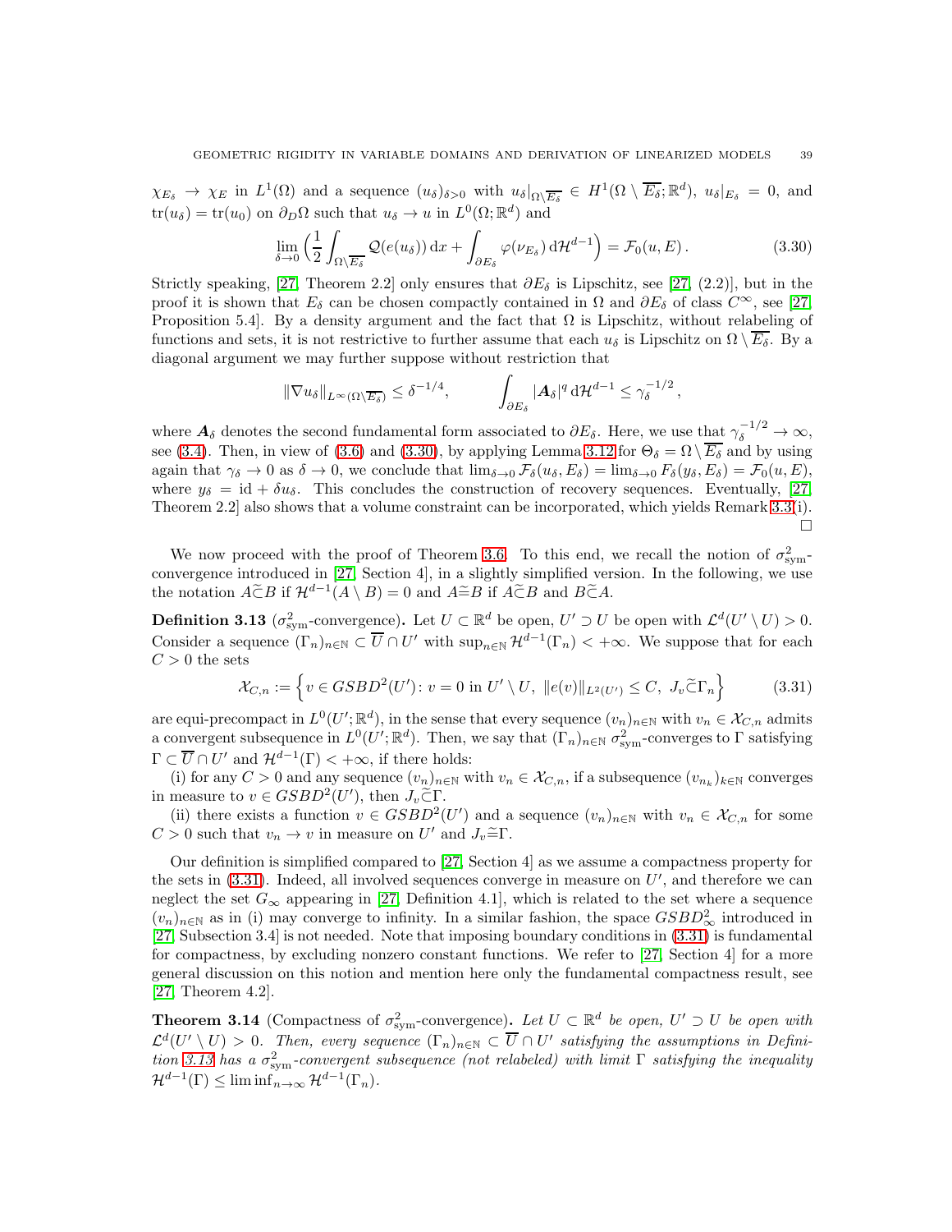$\chi_{E_\delta} \to \chi_E$ in $L^1(\Omega)$ and a sequence $(u_\delta)_{\delta>0}$ with $u_\delta|_{\Omega\setminus\overline{E_\delta}} \in H^1(\Omega \setminus \overline{E_\delta};\mathbb{R}^d)$, $u_\delta|_{E_\delta} = 0$, and $\mathrm{tr}(u_\delta) = \mathrm{tr}(u_0)$ on $\partial_D\Omega$ such that $u_\delta \to u$ in $L^0(\Omega;\mathbb{R}^d)$ and

$$\lim_{\delta\to 0} \Big( \frac{1}{2}\int_{\Omega\setminus\overline{E_\delta}} \mathcal{Q}(e(u_\delta))\,\mathrm{d}x + \int_{\partial E_\delta} \varphi(\nu_{E_\delta})\,\mathrm{d}\mathcal{H}^{d-1}\Big) = \mathcal{F}_0(u,E)\,. \tag{3.30}$$

Strictly speaking, [27, Theorem 2.2] only ensures that $\partial E_\delta$ is Lipschitz, see [27, (2.2)], but in the proof it is shown that $E_\delta$ can be chosen compactly contained in $\Omega$ and $\partial E_\delta$ of class $C^\infty$, see [27, Proposition 5.4]. By a density argument and the fact that $\Omega$ is Lipschitz, without relabeling of functions and sets, it is not restrictive to further assume that each $u_\delta$ is Lipschitz on $\Omega\setminus\overline{E_\delta}$. By a diagonal argument we may further suppose without restriction that

$$\|\nabla u_\delta\|_{L^\infty(\Omega\setminus\overline{E_\delta})} \le \delta^{-1/4}, \qquad \int_{\partial E_\delta} |\boldsymbol{A}_\delta|^q\,\mathrm{d}\mathcal{H}^{d-1} \le \gamma_\delta^{-1/2}\,,$$

where $\boldsymbol{A}_\delta$ denotes the second fundamental form associated to $\partial E_\delta$. Here, we use that $\gamma_\delta^{-1/2} \to \infty$, see (3.4). Then, in view of (3.6) and (3.30), by applying Lemma 3.12 for $\Theta_\delta = \Omega\setminus\overline{E_\delta}$ and by using again that $\gamma_\delta \to 0$ as $\delta \to 0$, we conclude that $\lim_{\delta\to0}\mathcal{F}_\delta(u_\delta,E_\delta) = \lim_{\delta\to0}F_\delta(y_\delta,E_\delta) = \mathcal{F}_0(u,E)$, where $y_\delta = \mathrm{id} + \delta u_\delta$. This concludes the construction of recovery sequences. Eventually, [27, Theorem 2.2] also shows that a volume constraint can be incorporated, which yields Remark 3.3(i). $\square$

We now proceed with the proof of Theorem 3.6. To this end, we recall the notion of $\sigma^2_{\mathrm{sym}}$-convergence introduced in [27, Section 4], in a slightly simplified version. In the following, we use the notation $A\widetilde{\subset}B$ if $\mathcal{H}^{d-1}(A\setminus B) = 0$ and $A\widetilde{=}B$ if $A\widetilde{\subset}B$ and $B\widetilde{\subset}A$.

**Definition 3.13** ($\sigma^2_{\mathrm{sym}}$-convergence)**.** Let $U\subset\mathbb{R}^d$ be open, $U'\supset U$ be open with $\mathcal{L}^d(U'\setminus U) > 0$. Consider a sequence $(\Gamma_n)_{n\in\mathbb{N}} \subset \overline{U}\cap U'$ with $\sup_{n\in\mathbb{N}}\mathcal{H}^{d-1}(\Gamma_n) < +\infty$. We suppose that for each $C>0$ the sets

$$\mathcal{X}_{C,n} := \Big\{ v \in GSBD^2(U')\colon v = 0 \text{ in } U'\setminus U,\ \|e(v)\|_{L^2(U')} \le C,\ J_v\widetilde{\subset}\Gamma_n \Big\} \tag{3.31}$$

are equi-precompact in $L^0(U';\mathbb{R}^d)$, in the sense that every sequence $(v_n)_{n\in\mathbb{N}}$ with $v_n\in\mathcal{X}_{C,n}$ admits a convergent subsequence in $L^0(U';\mathbb{R}^d)$. Then, we say that $(\Gamma_n)_{n\in\mathbb{N}}$ $\sigma^2_{\mathrm{sym}}$-converges to $\Gamma$ satisfying $\Gamma\subset\overline{U}\cap U'$ and $\mathcal{H}^{d-1}(\Gamma) < +\infty$, if there holds:

(i) for any $C>0$ and any sequence $(v_n)_{n\in\mathbb{N}}$ with $v_n\in\mathcal{X}_{C,n}$, if a subsequence $(v_{n_k})_{k\in\mathbb{N}}$ converges in measure to $v\in GSBD^2(U')$, then $J_v\widetilde{\subset}\Gamma$.

(ii) there exists a function $v\in GSBD^2(U')$ and a sequence $(v_n)_{n\in\mathbb{N}}$ with $v_n\in\mathcal{X}_{C,n}$ for some $C>0$ such that $v_n\to v$ in measure on $U'$ and $J_v\widetilde{=}\Gamma$.

Our definition is simplified compared to [27, Section 4] as we assume a compactness property for the sets in (3.31). Indeed, all involved sequences converge in measure on $U'$, and therefore we can neglect the set $G_\infty$ appearing in [27, Definition 4.1], which is related to the set where a sequence $(v_n)_{n\in\mathbb{N}}$ as in (i) may converge to infinity. In a similar fashion, the space $GSBD^2_\infty$ introduced in [27, Subsection 3.4] is not needed. Note that imposing boundary conditions in (3.31) is fundamental for compactness, by excluding nonzero constant functions. We refer to [27, Section 4] for a more general discussion on this notion and mention here only the fundamental compactness result, see [27, Theorem 4.2].

**Theorem 3.14** (Compactness of $\sigma^2_{\mathrm{sym}}$-convergence)**.** *Let $U\subset\mathbb{R}^d$ be open, $U'\supset U$ be open with $\mathcal{L}^d(U'\setminus U) > 0$. Then, every sequence $(\Gamma_n)_{n\in\mathbb{N}}\subset\overline{U}\cap U'$ satisfying the assumptions in Definition 3.13 has a $\sigma^2_{\mathrm{sym}}$-convergent subsequence (not relabeled) with limit $\Gamma$ satisfying the inequality $\mathcal{H}^{d-1}(\Gamma) \le \liminf_{n\to\infty}\mathcal{H}^{d-1}(\Gamma_n)$.*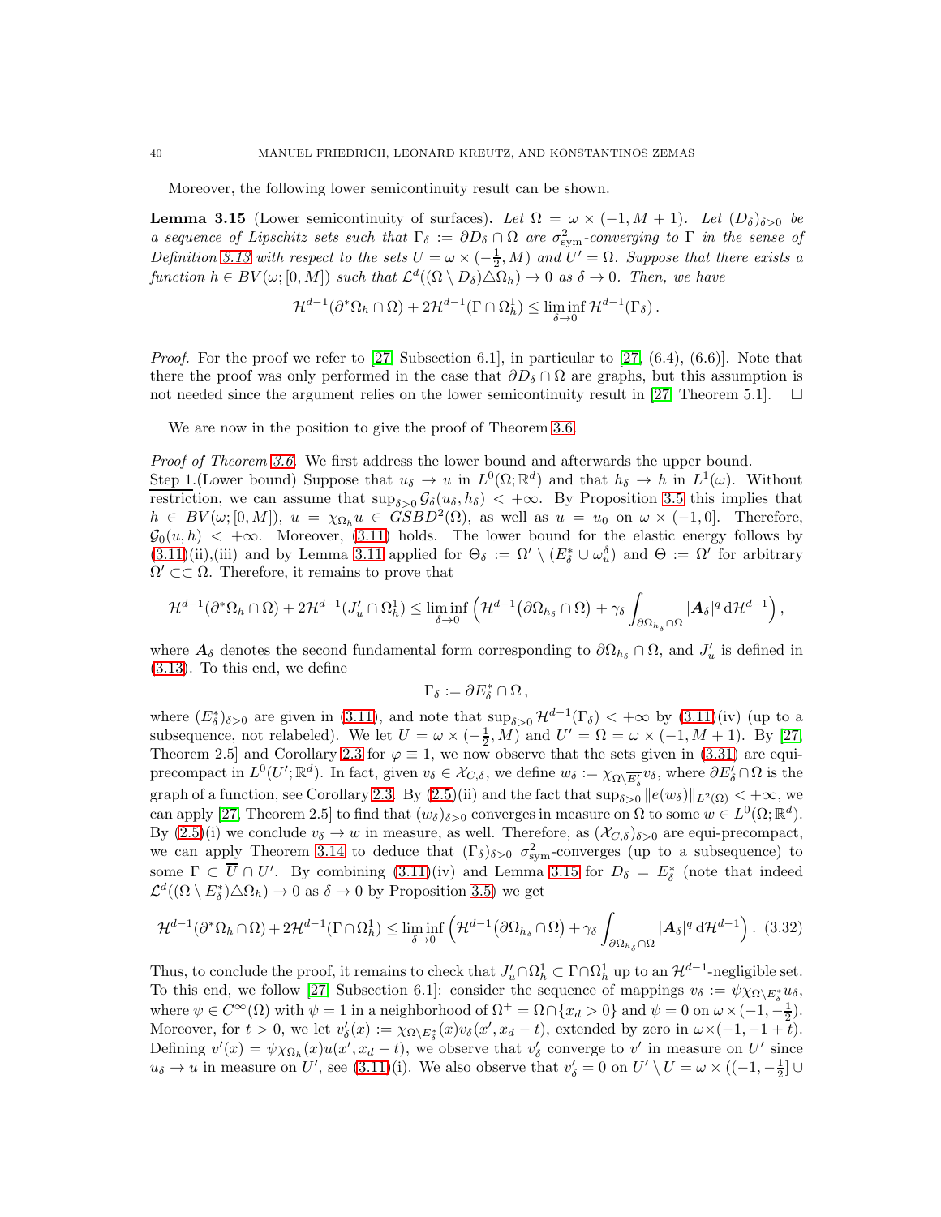Moreover, the following lower semicontinuity result can be shown.

**Lemma 3.15** (Lower semicontinuity of surfaces)**.** *Let $\Omega = \omega \times (-1, M+1)$. Let $(D_\delta)_{\delta>0}$ be a sequence of Lipschitz sets such that $\Gamma_\delta := \partial D_\delta \cap \Omega$ are $\sigma^2_{\rm sym}$-converging to $\Gamma$ in the sense of Definition 3.13 with respect to the sets $U = \omega \times (-\frac{1}{2}, M)$ and $U' = \Omega$. Suppose that there exists a function $h \in BV(\omega; [0, M])$ such that $\mathcal{L}^d((\Omega \setminus D_\delta) \triangle \Omega_h) \to 0$ as $\delta \to 0$. Then, we have*

$$\mathcal{H}^{d-1}(\partial^* \Omega_h \cap \Omega) + 2\mathcal{H}^{d-1}(\Gamma \cap \Omega_h^1) \le \liminf_{\delta \to 0} \mathcal{H}^{d-1}(\Gamma_\delta)\,.$$

*Proof.* For the proof we refer to [27, Subsection 6.1], in particular to [27, (6.4), (6.6)]. Note that there the proof was only performed in the case that $\partial D_\delta \cap \Omega$ are graphs, but this assumption is not needed since the argument relies on the lower semicontinuity result in [27, Theorem 5.1]. $\square$

We are now in the position to give the proof of Theorem 3.6.

*Proof of Theorem 3.6.* We first address the lower bound and afterwards the upper bound.
Step 1.(Lower bound) Suppose that $u_\delta \to u$ in $L^0(\Omega; \mathbb{R}^d)$ and that $h_\delta \to h$ in $L^1(\omega)$. Without restriction, we can assume that $\sup_{\delta>0} \mathcal{G}_\delta(u_\delta, h_\delta) < +\infty$. By Proposition 3.5 this implies that $h \in BV(\omega; [0, M])$, $u = \chi_{\Omega_h} u \in GSBD^2(\Omega)$, as well as $u = u_0$ on $\omega \times (-1, 0]$. Therefore, $\mathcal{G}_0(u, h) < +\infty$. Moreover, (3.11) holds. The lower bound for the elastic energy follows by (3.11)(ii),(iii) and by Lemma 3.11 applied for $\Theta_\delta := \Omega' \setminus (E^*_\delta \cup \omega^\delta_u)$ and $\Theta := \Omega'$ for arbitrary $\Omega' \subset\subset \Omega$. Therefore, it remains to prove that

$$\mathcal{H}^{d-1}(\partial^* \Omega_h \cap \Omega) + 2\mathcal{H}^{d-1}(J'_u \cap \Omega_h^1) \le \liminf_{\delta \to 0} \Big( \mathcal{H}^{d-1}\big(\partial \Omega_{h_\delta} \cap \Omega\big) + \gamma_\delta \int_{\partial \Omega_{h_\delta} \cap \Omega} |\boldsymbol{A}_\delta|^q \, \mathrm{d}\mathcal{H}^{d-1} \Big)\,,$$

where $\boldsymbol{A}_\delta$ denotes the second fundamental form corresponding to $\partial \Omega_{h_\delta} \cap \Omega$, and $J'_u$ is defined in (3.13). To this end, we define

$$\Gamma_\delta := \partial E^*_\delta \cap \Omega\,,$$

where $(E^*_\delta)_{\delta>0}$ are given in (3.11), and note that $\sup_{\delta>0} \mathcal{H}^{d-1}(\Gamma_\delta) < +\infty$ by (3.11)(iv) (up to a subsequence, not relabeled). We let $U = \omega \times (-\frac{1}{2}, M)$ and $U' = \Omega = \omega \times (-1, M+1)$. By [27, Theorem 2.5] and Corollary 2.3 for $\varphi \equiv 1$, we now observe that the sets given in (3.31) are equi-precompact in $L^0(U'; \mathbb{R}^d)$. In fact, given $v_\delta \in \mathcal{X}_{C,\delta}$, we define $w_\delta := \chi_{\Omega \setminus \overline{E'_\delta}} v_\delta$, where $\partial E'_\delta \cap \Omega$ is the graph of a function, see Corollary 2.3. By (2.5)(ii) and the fact that $\sup_{\delta>0} \|e(w_\delta)\|_{L^2(\Omega)} < +\infty$, we can apply [27, Theorem 2.5] to find that $(w_\delta)_{\delta>0}$ converges in measure on $\Omega$ to some $w \in L^0(\Omega; \mathbb{R}^d)$. By (2.5)(i) we conclude $v_\delta \to w$ in measure, as well. Therefore, as $(\mathcal{X}_{C,\delta})_{\delta>0}$ are equi-precompact, we can apply Theorem 3.14 to deduce that $(\Gamma_\delta)_{\delta>0}$ $\sigma^2_{\rm sym}$-converges (up to a subsequence) to some $\Gamma \subset \overline{U} \cap U'$. By combining (3.11)(iv) and Lemma 3.15 for $D_\delta = E^*_\delta$ (note that indeed $\mathcal{L}^d((\Omega \setminus E^*_\delta) \triangle \Omega_h) \to 0$ as $\delta \to 0$ by Proposition 3.5) we get

$$\mathcal{H}^{d-1}(\partial^* \Omega_h \cap \Omega) + 2\mathcal{H}^{d-1}(\Gamma \cap \Omega_h^1) \le \liminf_{\delta \to 0} \Big( \mathcal{H}^{d-1}\big(\partial \Omega_{h_\delta} \cap \Omega\big) + \gamma_\delta \int_{\partial \Omega_{h_\delta} \cap \Omega} |\boldsymbol{A}_\delta|^q \, \mathrm{d}\mathcal{H}^{d-1} \Big)\,. \quad (3.32)$$

Thus, to conclude the proof, it remains to check that $J'_u \cap \Omega_h^1 \subset \Gamma \cap \Omega_h^1$ up to an $\mathcal{H}^{d-1}$-negligible set. To this end, we follow [27, Subsection 6.1]: consider the sequence of mappings $v_\delta := \psi \chi_{\Omega \setminus E^*_\delta} u_\delta$, where $\psi \in C^\infty(\Omega)$ with $\psi = 1$ in a neighborhood of $\Omega^+ = \Omega \cap \{x_d > 0\}$ and $\psi = 0$ on $\omega \times (-1, -\frac{1}{2})$. Moreover, for $t > 0$, we let $v'_\delta(x) := \chi_{\Omega \setminus E^*_\delta}(x) v_\delta(x', x_d - t)$, extended by zero in $\omega \times (-1, -1+t)$. Defining $v'(x) = \psi \chi_{\Omega_h}(x) u(x', x_d - t)$, we observe that $v'_\delta$ converge to $v'$ in measure on $U'$ since $u_\delta \to u$ in measure on $U'$, see (3.11)(i). We also observe that $v'_\delta = 0$ on $U' \setminus U = \omega \times ((-1, -\frac{1}{2}] \cup$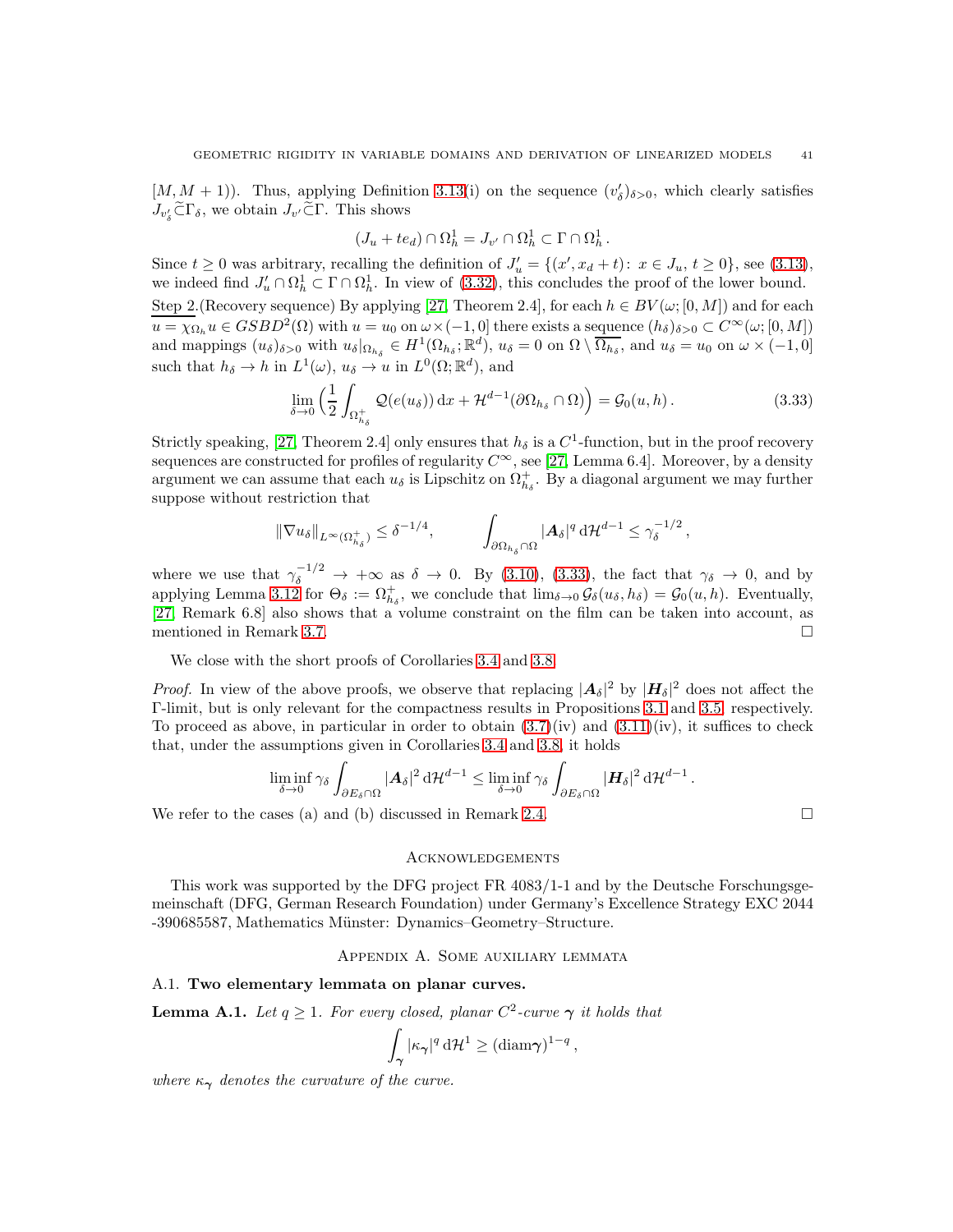$[M, M+1))$. Thus, applying Definition 3.13(i) on the sequence $(v'_\delta)_{\delta>0}$, which clearly satisfies $J_{v'_\delta} \widetilde{\subset} \Gamma_\delta$, we obtain $J_{v'} \widetilde{\subset} \Gamma$. This shows

$$(J_u + te_d) \cap \Omega^1_h = J_{v'} \cap \Omega^1_h \subset \Gamma \cap \Omega^1_h .$$

Since $t \geq 0$ was arbitrary, recalling the definition of $J'_u = \{(x', x_d + t) \colon x \in J_u,\, t \geq 0\}$, see (3.13), we indeed find $J'_u \cap \Omega^1_h \subset \Gamma \cap \Omega^1_h$. In view of (3.32), this concludes the proof of the lower bound.

Step 2.(Recovery sequence) By applying [27, Theorem 2.4], for each $h \in BV(\omega; [0, M])$ and for each $u = \chi_{\Omega_h} u \in GSBD^2(\Omega)$ with $u = u_0$ on $\omega \times (-1, 0]$ there exists a sequence $(h_\delta)_{\delta>0} \subset C^\infty(\omega; [0, M])$ and mappings $(u_\delta)_{\delta>0}$ with $u_\delta|_{\Omega_{h_\delta}} \in H^1(\Omega_{h_\delta}; \mathbb{R}^d)$, $u_\delta = 0$ on $\Omega \setminus \overline{\Omega_{h_\delta}}$, and $u_\delta = u_0$ on $\omega \times (-1, 0]$ such that $h_\delta \to h$ in $L^1(\omega)$, $u_\delta \to u$ in $L^0(\Omega; \mathbb{R}^d)$, and

$$\lim_{\delta \to 0} \Big( \frac{1}{2} \int_{\Omega^+_{h_\delta}} \mathcal{Q}(e(u_\delta))\, \mathrm{d}x + \mathcal{H}^{d-1}(\partial \Omega_{h_\delta} \cap \Omega) \Big) = \mathcal{G}_0(u, h) . \tag{3.33}$$

Strictly speaking, [27, Theorem 2.4] only ensures that $h_\delta$ is a $C^1$-function, but in the proof recovery sequences are constructed for profiles of regularity $C^\infty$, see [27, Lemma 6.4]. Moreover, by a density argument we can assume that each $u_\delta$ is Lipschitz on $\Omega^+_{h_\delta}$. By a diagonal argument we may further suppose without restriction that

$$\|\nabla u_\delta\|_{L^\infty(\Omega^+_{h_\delta})} \leq \delta^{-1/4}, \qquad \int_{\partial \Omega_{h_\delta} \cap \Omega} |\boldsymbol{A}_\delta|^q \, \mathrm{d}\mathcal{H}^{d-1} \leq \gamma_\delta^{-1/2} ,$$

where we use that $\gamma_\delta^{-1/2} \to +\infty$ as $\delta \to 0$. By (3.10), (3.33), the fact that $\gamma_\delta \to 0$, and by applying Lemma 3.12 for $\Theta_\delta := \Omega^+_{h_\delta}$, we conclude that $\lim_{\delta \to 0} \mathcal{G}_\delta(u_\delta, h_\delta) = \mathcal{G}_0(u, h)$. Eventually, [27, Remark 6.8] also shows that a volume constraint on the film can be taken into account, as mentioned in Remark 3.7. $\square$

We close with the short proofs of Corollaries 3.4 and 3.8.

*Proof.* In view of the above proofs, we observe that replacing $|\boldsymbol{A}_\delta|^2$ by $|\boldsymbol{H}_\delta|^2$ does not affect the $\Gamma$-limit, but is only relevant for the compactness results in Propositions 3.1 and 3.5, respectively. To proceed as above, in particular in order to obtain (3.7)(iv) and (3.11)(iv), it suffices to check that, under the assumptions given in Corollaries 3.4 and 3.8, it holds

$$\liminf_{\delta \to 0} \gamma_\delta \int_{\partial E_\delta \cap \Omega} |\boldsymbol{A}_\delta|^2 \, \mathrm{d}\mathcal{H}^{d-1} \leq \liminf_{\delta \to 0} \gamma_\delta \int_{\partial E_\delta \cap \Omega} |\boldsymbol{H}_\delta|^2 \, \mathrm{d}\mathcal{H}^{d-1} .$$

We refer to the cases (a) and (b) discussed in Remark 2.4. $\square$

## Acknowledgements

This work was supported by the DFG project FR 4083/1-1 and by the Deutsche Forschungsgemeinschaft (DFG, German Research Foundation) under Germany's Excellence Strategy EXC 2044 -390685587, Mathematics Münster: Dynamics–Geometry–Structure.

## Appendix A. Some auxiliary lemmata

### A.1. Two elementary lemmata on planar curves.

**Lemma A.1.** *Let $q \geq 1$. For every closed, planar $C^2$-curve $\boldsymbol{\gamma}$ it holds that*

$$\int_{\boldsymbol{\gamma}} |\kappa_{\boldsymbol{\gamma}}|^q \, \mathrm{d}\mathcal{H}^1 \geq (\mathrm{diam} \boldsymbol{\gamma})^{1-q} ,$$

*where $\kappa_{\boldsymbol{\gamma}}$ denotes the curvature of the curve.*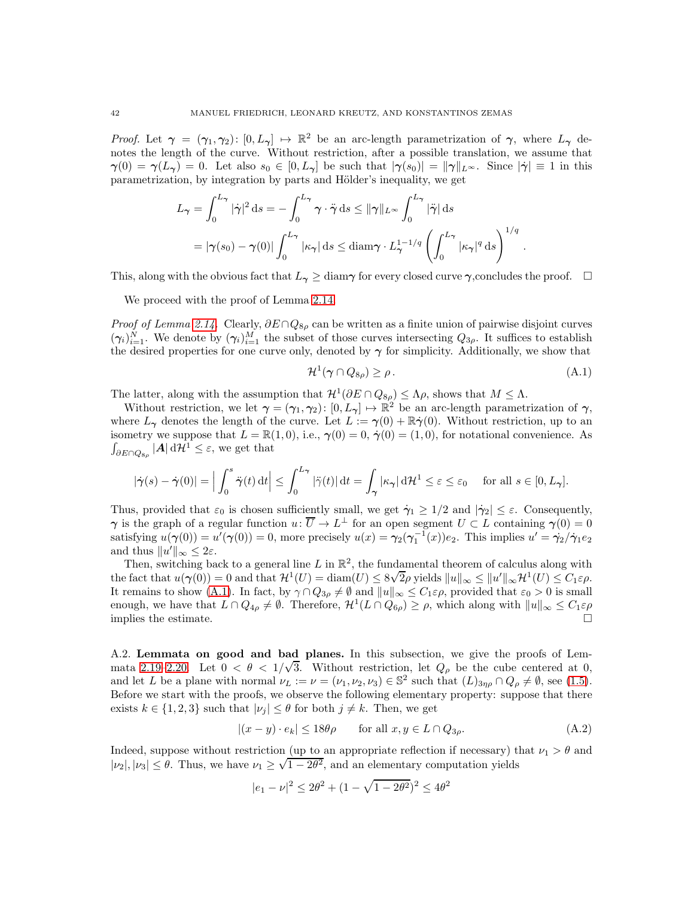*Proof.* Let $\boldsymbol{\gamma} = (\boldsymbol{\gamma}_1, \boldsymbol{\gamma}_2)\colon [0, L_{\boldsymbol{\gamma}}] \mapsto \mathbb{R}^2$ be an arc-length parametrization of $\boldsymbol{\gamma}$, where $L_{\boldsymbol{\gamma}}$ denotes the length of the curve. Without restriction, after a possible translation, we assume that $\boldsymbol{\gamma}(0) = \boldsymbol{\gamma}(L_{\boldsymbol{\gamma}}) = 0$. Let also $s_0 \in [0, L_{\boldsymbol{\gamma}}]$ be such that $|\boldsymbol{\gamma}(s_0)| = \|\boldsymbol{\gamma}\|_{L^\infty}$. Since $|\dot{\boldsymbol{\gamma}}| \equiv 1$ in this parametrization, by integration by parts and Hölder's inequality, we get

$$
\begin{aligned}
L_{\boldsymbol{\gamma}} &= \int_0^{L_{\boldsymbol{\gamma}}} |\dot{\boldsymbol{\gamma}}|^2 \,\mathrm{d}s = -\int_0^{L_{\boldsymbol{\gamma}}} \boldsymbol{\gamma} \cdot \ddot{\boldsymbol{\gamma}} \,\mathrm{d}s \le \|\boldsymbol{\gamma}\|_{L^\infty} \int_0^{L_{\boldsymbol{\gamma}}} |\ddot{\boldsymbol{\gamma}}| \,\mathrm{d}s \\
&= |\boldsymbol{\gamma}(s_0) - \boldsymbol{\gamma}(0)| \int_0^{L_{\boldsymbol{\gamma}}} |\kappa_{\boldsymbol{\gamma}}| \,\mathrm{d}s \le \mathrm{diam}\boldsymbol{\gamma} \cdot L_{\boldsymbol{\gamma}}^{1-1/q} \left( \int_0^{L_{\boldsymbol{\gamma}}} |\kappa_{\boldsymbol{\gamma}}|^q \,\mathrm{d}s \right)^{1/q}.
\end{aligned}
$$

This, along with the obvious fact that $L_{\boldsymbol{\gamma}} \ge \mathrm{diam}\boldsymbol{\gamma}$ for every closed curve $\boldsymbol{\gamma}$,concludes the proof. $\square$

We proceed with the proof of Lemma 2.14.

*Proof of Lemma 2.14.* Clearly, $\partial E \cap Q_{8\rho}$ can be written as a finite union of pairwise disjoint curves $(\boldsymbol{\gamma}_i)_{i=1}^N$. We denote by $(\boldsymbol{\gamma}_i)_{i=1}^M$ the subset of those curves intersecting $Q_{3\rho}$. It suffices to establish the desired properties for one curve only, denoted by $\boldsymbol{\gamma}$ for simplicity. Additionally, we show that

$$
\mathcal{H}^1(\boldsymbol{\gamma} \cap Q_{8\rho}) \ge \rho\,. \tag{A.1}
$$

The latter, along with the assumption that $\mathcal{H}^1(\partial E \cap Q_{8\rho}) \le \Lambda\rho$, shows that $M \le \Lambda$.

Without restriction, we let $\boldsymbol{\gamma} = (\boldsymbol{\gamma}_1, \boldsymbol{\gamma}_2)\colon [0, L_{\boldsymbol{\gamma}}] \mapsto \mathbb{R}^2$ be an arc-length parametrization of $\boldsymbol{\gamma}$, where $L_{\boldsymbol{\gamma}}$ denotes the length of the curve. Let $L := \boldsymbol{\gamma}(0) + \mathbb{R}\dot{\boldsymbol{\gamma}}(0)$. Without restriction, up to an isometry we suppose that $L = \mathbb{R}(1,0)$, i.e., $\boldsymbol{\gamma}(0) = 0$, $\dot{\boldsymbol{\gamma}}(0) = (1,0)$, for notational convenience. As $\int_{\partial E \cap Q_{8\rho}} |\boldsymbol{A}| \,\mathrm{d}\mathcal{H}^1 \le \varepsilon$, we get that

$$
|\dot{\boldsymbol{\gamma}}(s) - \dot{\boldsymbol{\gamma}}(0)| = \Big| \int_0^s \ddot{\boldsymbol{\gamma}}(t) \,\mathrm{d}t \Big| \le \int_0^{L_{\boldsymbol{\gamma}}} |\ddot{\gamma}(t)| \,\mathrm{d}t = \int_{\boldsymbol{\gamma}} |\kappa_{\boldsymbol{\gamma}}| \,\mathrm{d}\mathcal{H}^1 \le \varepsilon \le \varepsilon_0 \quad \text{ for all } s \in [0, L_{\boldsymbol{\gamma}}].
$$

Thus, provided that $\varepsilon_0$ is chosen sufficiently small, we get $\dot{\boldsymbol{\gamma}}_1 \ge 1/2$ and $|\dot{\boldsymbol{\gamma}}_2| \le \varepsilon$. Consequently, $\boldsymbol{\gamma}$ is the graph of a regular function $u\colon \overline{U} \to L^\perp$ for an open segment $U \subset L$ containing $\boldsymbol{\gamma}(0) = 0$ satisfying $u(\boldsymbol{\gamma}(0)) = u'(\boldsymbol{\gamma}(0)) = 0$, more precisely $u(x) = \boldsymbol{\gamma}_2(\boldsymbol{\gamma}_1^{-1}(x))e_2$. This implies $u' = \dot{\boldsymbol{\gamma}}_2/\dot{\boldsymbol{\gamma}}_1 e_2$ and thus $\|u'\|_\infty \le 2\varepsilon$.

Then, switching back to a general line $L$ in $\mathbb{R}^2$, the fundamental theorem of calculus along with the fact that $u(\boldsymbol{\gamma}(0)) = 0$ and that $\mathcal{H}^1(U) = \mathrm{diam}(U) \le 8\sqrt{2}\rho$ yields $\|u\|_\infty \le \|u'\|_\infty \mathcal{H}^1(U) \le C_1\varepsilon\rho$. It remains to show (A.1). In fact, by $\gamma \cap Q_{3\rho} \ne \emptyset$ and $\|u\|_\infty \le C_1\varepsilon\rho$, provided that $\varepsilon_0 > 0$ is small enough, we have that $L \cap Q_{4\rho} \ne \emptyset$. Therefore, $\mathcal{H}^1(L \cap Q_{6\rho}) \ge \rho$, which along with $\|u\|_\infty \le C_1\varepsilon\rho$ implies the estimate. $\square$

A.2. **Lemmata on good and bad planes.** In this subsection, we give the proofs of Lemmata 2.19–2.20. Let $0 < \theta < 1/\sqrt{3}$. Without restriction, let $Q_\rho$ be the cube centered at 0, and let $L$ be a plane with normal $\nu_L := \nu = (\nu_1, \nu_2, \nu_3) \in \mathbb{S}^2$ such that $(L)_{3\eta\rho} \cap Q_\rho \ne \emptyset$, see (1.5). Before we start with the proofs, we observe the following elementary property: suppose that there exists $k \in \{1,2,3\}$ such that $|\nu_j| \le \theta$ for both $j \ne k$. Then, we get

$$
|(x-y) \cdot e_k| \le 18\theta\rho \qquad \text{for all } x, y \in L \cap Q_{3\rho}. \tag{A.2}
$$

Indeed, suppose without restriction (up to an appropriate reflection if necessary) that $\nu_1 > \theta$ and $|\nu_2|, |\nu_3| \le \theta$. Thus, we have $\nu_1 \ge \sqrt{1 - 2\theta^2}$, and an elementary computation yields

$$
|e_1 - \nu|^2 \le 2\theta^2 + (1 - \sqrt{1-2\theta^2})^2 \le 4\theta^2
$$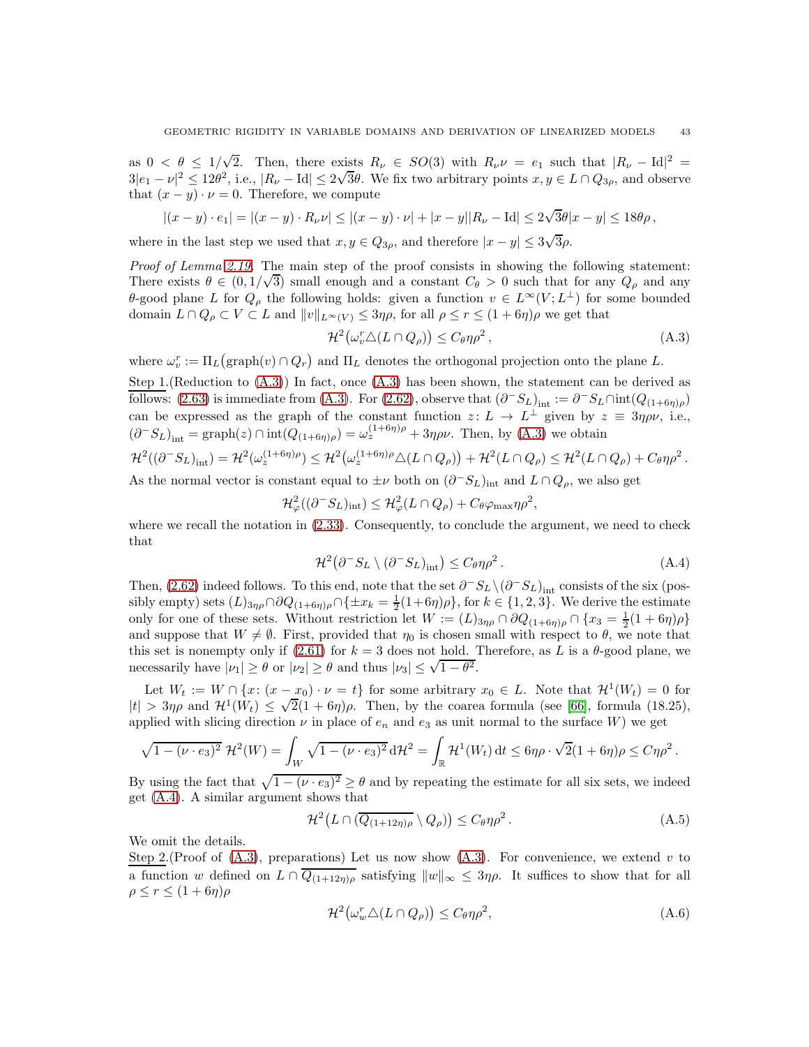as $0 < \theta \le 1/\sqrt{2}$. Then, there exists $R_\nu \in SO(3)$ with $R_\nu \nu = e_1$ such that $|R_\nu - \mathrm{Id}|^2 = 3|e_1 - \nu|^2 \le 12\theta^2$, i.e., $|R_\nu - \mathrm{Id}| \le 2\sqrt{3}\theta$. We fix two arbitrary points $x, y \in L \cap Q_{3\rho}$, and observe that $(x-y)\cdot \nu = 0$. Therefore, we compute

$$|(x-y)\cdot e_1| = |(x-y)\cdot R_\nu \nu| \le |(x-y)\cdot \nu| + |x-y||R_\nu - \mathrm{Id}| \le 2\sqrt{3}\theta|x-y| \le 18\theta\rho\,,$$

where in the last step we used that $x, y \in Q_{3\rho}$, and therefore $|x-y| \le 3\sqrt{3}\rho$.

*Proof of Lemma 2.19.* The main step of the proof consists in showing the following statement: There exists $\theta \in (0, 1/\sqrt{3})$ small enough and a constant $C_\theta > 0$ such that for any $Q_\rho$ and any $\theta$-good plane $L$ for $Q_\rho$ the following holds: given a function $v \in L^\infty(V; L^\perp)$ for some bounded domain $L \cap Q_\rho \subset V \subset L$ and $\|v\|_{L^\infty(V)} \le 3\eta\rho$, for all $\rho \le r \le (1+6\eta)\rho$ we get that

$$\mathcal{H}^2\big(\omega_v^r \triangle (L \cap Q_\rho)\big) \le C_\theta \eta \rho^2\,, \tag{A.3}$$

where $\omega_v^r := \Pi_L\big(\mathrm{graph}(v) \cap Q_r\big)$ and $\Pi_L$ denotes the orthogonal projection onto the plane $L$.

Step 1.(Reduction to (A.3)) In fact, once (A.3) has been shown, the statement can be derived as follows: (2.63) is immediate from (A.3). For (2.62), observe that $(\partial^- S_L)_{\mathrm{int}} := \partial^- S_L \cap \mathrm{int}(Q_{(1+6\eta)\rho})$ can be expressed as the graph of the constant function $z\colon L \to L^\perp$ given by $z \equiv 3\eta\rho\nu$, i.e., $(\partial^- S_L)_{\mathrm{int}} = \mathrm{graph}(z) \cap \mathrm{int}(Q_{(1+6\eta)\rho}) = \omega_z^{(1+6\eta)\rho} + 3\eta\rho\nu$. Then, by (A.3) we obtain

$$\mathcal{H}^2((\partial^- S_L)_{\mathrm{int}}) = \mathcal{H}^2(\omega_z^{(1+6\eta)\rho}) \le \mathcal{H}^2\big(\omega_z^{(1+6\eta)\rho} \triangle (L \cap Q_\rho)\big) + \mathcal{H}^2(L \cap Q_\rho) \le \mathcal{H}^2(L \cap Q_\rho) + C_\theta \eta \rho^2\,.$$

As the normal vector is constant equal to $\pm\nu$ both on $(\partial^- S_L)_{\mathrm{int}}$ and $L \cap Q_\rho$, we also get

$$\mathcal{H}^2_\varphi((\partial^- S_L)_{\mathrm{int}}) \le \mathcal{H}^2_\varphi(L \cap Q_\rho) + C_\theta \varphi_{\max} \eta \rho^2,$$

where we recall the notation in (2.33). Consequently, to conclude the argument, we need to check that

$$\mathcal{H}^2\big(\partial^- S_L \setminus (\partial^- S_L)_{\mathrm{int}}\big) \le C_\theta \eta \rho^2\,. \tag{A.4}$$

Then, (2.62) indeed follows. To this end, note that the set $\partial^- S_L \setminus (\partial^- S_L)_{\mathrm{int}}$ consists of the six (possibly empty) sets $(L)_{3\eta\rho} \cap \partial Q_{(1+6\eta)\rho} \cap \{\pm x_k = \frac{1}{2}(1+6\eta)\rho\}$, for $k \in \{1,2,3\}$. We derive the estimate only for one of these sets. Without restriction let $W := (L)_{3\eta\rho} \cap \partial Q_{(1+6\eta)\rho} \cap \{x_3 = \frac{1}{2}(1+6\eta)\rho\}$ and suppose that $W \ne \emptyset$. First, provided that $\eta_0$ is chosen small with respect to $\theta$, we note that this set is nonempty only if (2.61) for $k=3$ does not hold. Therefore, as $L$ is a $\theta$-good plane, we necessarily have $|\nu_1| \ge \theta$ or $|\nu_2| \ge \theta$ and thus $|\nu_3| \le \sqrt{1-\theta^2}$.

Let $W_t := W \cap \{x\colon (x - x_0)\cdot \nu = t\}$ for some arbitrary $x_0 \in L$. Note that $\mathcal{H}^1(W_t) = 0$ for $|t| > 3\eta\rho$ and $\mathcal{H}^1(W_t) \le \sqrt{2}(1+6\eta)\rho$. Then, by the coarea formula (see [66], formula (18.25), applied with slicing direction $\nu$ in place of $e_n$ and $e_3$ as unit normal to the surface $W$) we get

$$\sqrt{1-(\nu\cdot e_3)^2}\ \mathcal{H}^2(W) = \int_W \sqrt{1-(\nu\cdot e_3)^2}\,\mathrm{d}\mathcal{H}^2 = \int_{\mathbb{R}} \mathcal{H}^1(W_t)\,\mathrm{d}t \le 6\eta\rho\cdot\sqrt{2}(1+6\eta)\rho \le C\eta\rho^2\,.$$

By using the fact that $\sqrt{1-(\nu\cdot e_3)^2} \ge \theta$ and by repeating the estimate for all six sets, we indeed get (A.4). A similar argument shows that

$$\mathcal{H}^2\big(L \cap (\overline{Q_{(1+12\eta)\rho}} \setminus Q_\rho)\big) \le C_\theta \eta \rho^2\,. \tag{A.5}$$

We omit the details.

Step 2.(Proof of (A.3), preparations) Let us now show (A.3). For convenience, we extend $v$ to a function $w$ defined on $L \cap \overline{Q_{(1+12\eta)\rho}}$ satisfying $\|w\|_\infty \le 3\eta\rho$. It suffices to show that for all $\rho \le r \le (1+6\eta)\rho$

$$\mathcal{H}^2\big(\omega_w^r \triangle (L \cap Q_\rho)\big) \le C_\theta \eta \rho^2, \tag{A.6}$$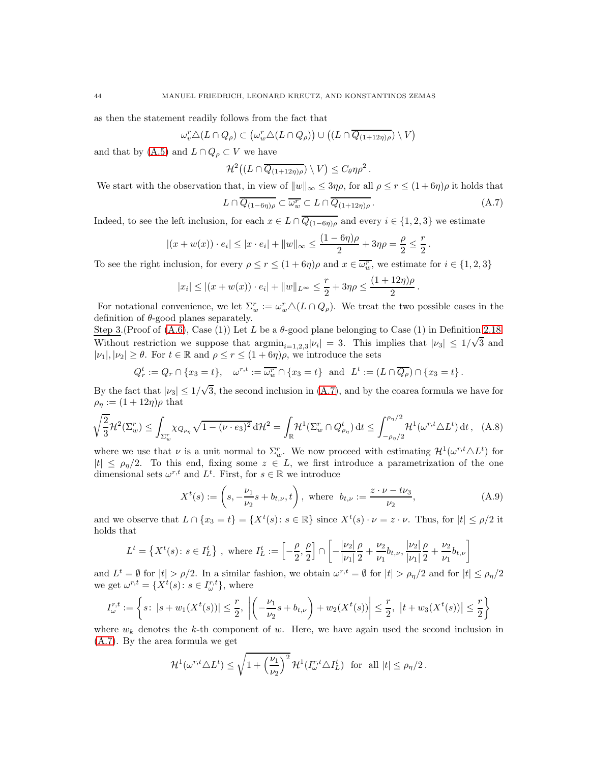as then the statement readily follows from the fact that

$$\omega_v^r \triangle (L \cap Q_\rho) \subset \big(\omega_w^r \triangle (L \cap Q_\rho)\big) \cup \big((L \cap \overline{Q_{(1+12\eta)\rho}}) \setminus V\big)$$

and that by (A.5) and $L \cap Q_\rho \subset V$ we have

$$\mathcal{H}^2\big((L \cap \overline{Q_{(1+12\eta)\rho}}) \setminus V\big) \leq C_\theta \eta \rho^2 \,.$$

We start with the observation that, in view of $\|w\|_\infty \leq 3\eta\rho$, for all $\rho \leq r \leq (1+6\eta)\rho$ it holds that

$$L \cap \overline{Q_{(1-6\eta)\rho}} \subset \overline{\omega_w^r} \subset L \cap \overline{Q_{(1+12\eta)\rho}} \,. \tag{A.7}$$

Indeed, to see the left inclusion, for each $x \in L \cap \overline{Q_{(1-6\eta)\rho}}$ and every $i \in \{1,2,3\}$ we estimate

$$|(x + w(x)) \cdot e_i| \leq |x \cdot e_i| + \|w\|_\infty \leq \frac{(1-6\eta)\rho}{2} + 3\eta\rho = \frac{\rho}{2} \leq \frac{r}{2} \,.$$

To see the right inclusion, for every $\rho \leq r \leq (1+6\eta)\rho$ and $x \in \overline{\omega_w^r}$, we estimate for $i \in \{1,2,3\}$

$$|x_i| \leq |(x + w(x)) \cdot e_i| + \|w\|_{L^\infty} \leq \frac{r}{2} + 3\eta\rho \leq \frac{(1+12\eta)\rho}{2} \,.$$

For notational convenience, we let $\Sigma_w^r := \omega_w^r \triangle (L \cap Q_\rho)$. We treat the two possible cases in the definition of $\theta$-good planes separately.

Step 3.(Proof of (A.6), Case (1)) Let $L$ be a $\theta$-good plane belonging to Case (1) in Definition 2.18. Without restriction we suppose that $\mathrm{argmin}_{i=1,2,3}|\nu_i| = 3$. This implies that $|\nu_3| \leq 1/\sqrt{3}$ and $|\nu_1|, |\nu_2| \geq \theta$. For $t \in \mathbb{R}$ and $\rho \leq r \leq (1+6\eta)\rho$, we introduce the sets

$$Q_r^t := Q_r \cap \{x_3 = t\}, \quad \omega^{r,t} := \overline{\omega_w^r} \cap \{x_3 = t\} \ \text{ and } \ L^t := (L \cap \overline{Q_\rho}) \cap \{x_3 = t\} \,.$$

By the fact that $|\nu_3| \leq 1/\sqrt{3}$, the second inclusion in (A.7), and by the coarea formula we have for $\rho_\eta := (1+12\eta)\rho$ that

$$\sqrt{\frac{2}{3}}\mathcal{H}^2(\Sigma_w^r) \leq \int_{\Sigma_w^r} \chi_{Q_{\rho_\eta}} \sqrt{1 - (\nu \cdot e_3)^2}\,\mathrm{d}\mathcal{H}^2 = \int_{\mathbb{R}} \mathcal{H}^1(\Sigma_w^r \cap Q_{\rho_\eta}^t)\,\mathrm{d}t \leq \int_{-\rho_\eta/2}^{\rho_\eta/2} \mathcal{H}^1(\omega^{r,t} \triangle L^t)\,\mathrm{d}t \,, \tag{A.8}$$

where we use that $\nu$ is a unit normal to $\Sigma_w^r$. We now proceed with estimating $\mathcal{H}^1(\omega^{r,t} \triangle L^t)$ for $|t| \leq \rho_\eta/2$. To this end, fixing some $z \in L$, we first introduce a parametrization of the one dimensional sets $\omega^{r,t}$ and $L^t$. First, for $s \in \mathbb{R}$ we introduce

$$X^t(s) := \left(s, -\frac{\nu_1}{\nu_2}s + b_{t,\nu}, t\right), \text{ where } \ b_{t,\nu} := \frac{z \cdot \nu - t\nu_3}{\nu_2}, \tag{A.9}$$

and we observe that $L \cap \{x_3 = t\} = \{X^t(s) \colon s \in \mathbb{R}\}$ since $X^t(s) \cdot \nu = z \cdot \nu$. Thus, for $|t| \leq \rho/2$ it holds that

$$L^t = \left\{X^t(s) \colon s \in I_L^t\right\}\,, \text{ where } I_L^t := \left[-\frac{\rho}{2}, \frac{\rho}{2}\right] \cap \left[-\frac{|\nu_2|}{|\nu_1|}\frac{\rho}{2} + \frac{\nu_2}{\nu_1}b_{t,\nu}, \frac{|\nu_2|}{|\nu_1|}\frac{\rho}{2} + \frac{\nu_2}{\nu_1}b_{t,\nu}\right]$$

and $L^t = \emptyset$ for $|t| > \rho/2$. In a similar fashion, we obtain $\omega^{r,t} = \emptyset$ for $|t| > \rho_\eta/2$ and for $|t| \leq \rho_\eta/2$ we get $\omega^{r,t} = \{X^t(s) \colon s \in I_\omega^{r,t}\}$, where

$$I_\omega^{r,t} := \left\{s \colon \ |s + w_1(X^t(s))| \leq \frac{r}{2}, \ \left|\left(-\frac{\nu_1}{\nu_2}s + b_{t,\nu}\right) + w_2(X^t(s))\right| \leq \frac{r}{2}, \ \left|t + w_3(X^t(s))\right| \leq \frac{r}{2}\right\}$$

where $w_k$ denotes the $k$-th component of $w$. Here, we have again used the second inclusion in (A.7). By the area formula we get

$$\mathcal{H}^1(\omega^{r,t} \triangle L^t) \leq \sqrt{1 + \left(\frac{\nu_1}{\nu_2}\right)^2}\,\mathcal{H}^1(I_\omega^{r,t} \triangle I_L^t) \ \text{ for all } |t| \leq \rho_\eta/2 \,.$$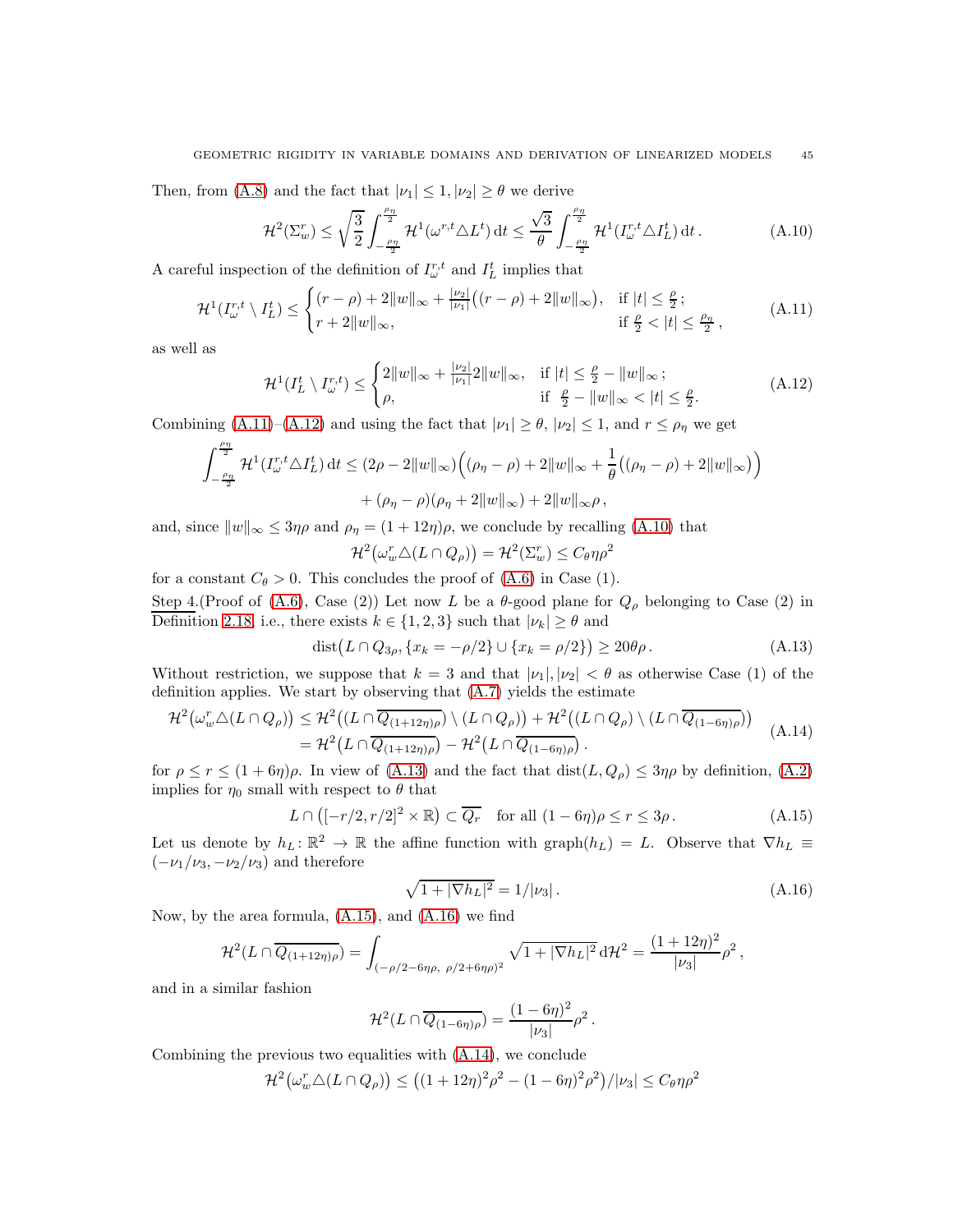Then, from (A.8) and the fact that $|\nu_1| \le 1, |\nu_2| \ge \theta$ we derive

$$\mathcal{H}^2(\Sigma_w^r) \le \sqrt{\frac{3}{2}} \int_{-\frac{\rho_\eta}{2}}^{\frac{\rho_\eta}{2}} \mathcal{H}^1(\omega^{r,t} \triangle L^t)\,\mathrm{d}t \le \frac{\sqrt{3}}{\theta} \int_{-\frac{\rho_\eta}{2}}^{\frac{\rho_\eta}{2}} \mathcal{H}^1(I_\omega^{r,t} \triangle I_L^t)\,\mathrm{d}t\,. \tag{A.10}$$

A careful inspection of the definition of $I_\omega^{r,t}$ and $I_L^t$ implies that

$$\mathcal{H}^1(I_\omega^{r,t} \setminus I_L^t) \le \begin{cases} (r-\rho) + 2\|w\|_\infty + \frac{|\nu_2|}{|\nu_1|}\big((r-\rho) + 2\|w\|_\infty\big), & \text{if } |t| \le \frac{\rho}{2}\,; \\ r + 2\|w\|_\infty, & \text{if } \frac{\rho}{2} < |t| \le \frac{\rho_\eta}{2}\,, \end{cases} \tag{A.11}$$

as well as

$$\mathcal{H}^1(I_L^t \setminus I_\omega^{r,t}) \le \begin{cases} 2\|w\|_\infty + \frac{|\nu_2|}{|\nu_1|} 2\|w\|_\infty, & \text{if } |t| \le \frac{\rho}{2} - \|w\|_\infty\,; \\ \rho, & \text{if } \frac{\rho}{2} - \|w\|_\infty < |t| \le \frac{\rho}{2}. \end{cases} \tag{A.12}$$

Combining (A.11)–(A.12) and using the fact that $|\nu_1| \ge \theta$, $|\nu_2| \le 1$, and $r \le \rho_\eta$ we get

$$\int_{-\frac{\rho_\eta}{2}}^{\frac{\rho_\eta}{2}} \mathcal{H}^1(I_\omega^{r,t} \triangle I_L^t)\,\mathrm{d}t \le (2\rho - 2\|w\|_\infty)\Big((\rho_\eta - \rho) + 2\|w\|_\infty + \frac{1}{\theta}\big((\rho_\eta-\rho) + 2\|w\|_\infty\big)\Big)$$
$$+ (\rho_\eta - \rho)(\rho_\eta + 2\|w\|_\infty) + 2\|w\|_\infty\rho\,,$$

and, since $\|w\|_\infty \le 3\eta\rho$ and $\rho_\eta = (1+12\eta)\rho$, we conclude by recalling (A.10) that

$$\mathcal{H}^2\big(\omega_w^r \triangle (L \cap Q_\rho)\big) = \mathcal{H}^2(\Sigma_w^r) \le C_\theta \eta \rho^2$$

for a constant $C_\theta > 0$. This concludes the proof of (A.6) in Case (1).

<u>Step 4.</u>(Proof of (A.6), Case (2)) Let now $L$ be a $\theta$-good plane for $Q_\rho$ belonging to Case (2) in <u>Definition 2.18</u>, i.e., there exists $k \in \{1,2,3\}$ such that $|\nu_k| \ge \theta$ and

$$\mathrm{dist}\big(L \cap Q_{3\rho}, \{x_k = -\rho/2\} \cup \{x_k = \rho/2\}\big) \ge 20\theta\rho\,. \tag{A.13}$$

Without restriction, we suppose that $k = 3$ and that $|\nu_1|, |\nu_2| < \theta$ as otherwise Case (1) of the definition applies. We start by observing that (A.7) yields the estimate

$$\begin{aligned} \mathcal{H}^2\big(\omega_w^r \triangle (L \cap Q_\rho)\big) &\le \mathcal{H}^2\big((L \cap \overline{Q_{(1+12\eta)\rho}}) \setminus (L \cap Q_\rho)\big) + \mathcal{H}^2\big((L \cap Q_\rho) \setminus (L \cap \overline{Q_{(1-6\eta)\rho}})\big) \\ &= \mathcal{H}^2\big(L \cap \overline{Q_{(1+12\eta)\rho}}\big) - \mathcal{H}^2\big(L \cap \overline{Q_{(1-6\eta)\rho}}\big)\,. \end{aligned} \tag{A.14}$$

for $\rho \le r \le (1+6\eta)\rho$. In view of (A.13) and the fact that $\mathrm{dist}(L, Q_\rho) \le 3\eta\rho$ by definition, (A.2) implies for $\eta_0$ small with respect to $\theta$ that

$$L \cap \big([-r/2, r/2]^2 \times \mathbb{R}\big) \subset \overline{Q_r} \quad \text{for all } (1-6\eta)\rho \le r \le 3\rho\,. \tag{A.15}$$

Let us denote by $h_L\colon \mathbb{R}^2 \to \mathbb{R}$ the affine function with $\mathrm{graph}(h_L) = L$. Observe that $\nabla h_L \equiv (-\nu_1/\nu_3, -\nu_2/\nu_3)$ and therefore

$$\sqrt{1 + |\nabla h_L|^2} = 1/|\nu_3|\,. \tag{A.16}$$

Now, by the area formula, (A.15), and (A.16) we find

$$\mathcal{H}^2(L \cap \overline{Q_{(1+12\eta)\rho}}) = \int_{(-\rho/2 - 6\eta\rho,\ \rho/2 + 6\eta\rho)^2} \sqrt{1 + |\nabla h_L|^2}\,\mathrm{d}\mathcal{H}^2 = \frac{(1+12\eta)^2}{|\nu_3|}\rho^2\,,$$

and in a similar fashion

$$\mathcal{H}^2(L \cap \overline{Q_{(1-6\eta)\rho}}) = \frac{(1-6\eta)^2}{|\nu_3|}\rho^2\,.$$

Combining the previous two equalities with (A.14), we conclude

$$\mathcal{H}^2\big(\omega_w^r \triangle (L \cap Q_\rho)\big) \le \big((1+12\eta)^2\rho^2 - (1-6\eta)^2\rho^2\big)/|\nu_3| \le C_\theta \eta \rho^2$$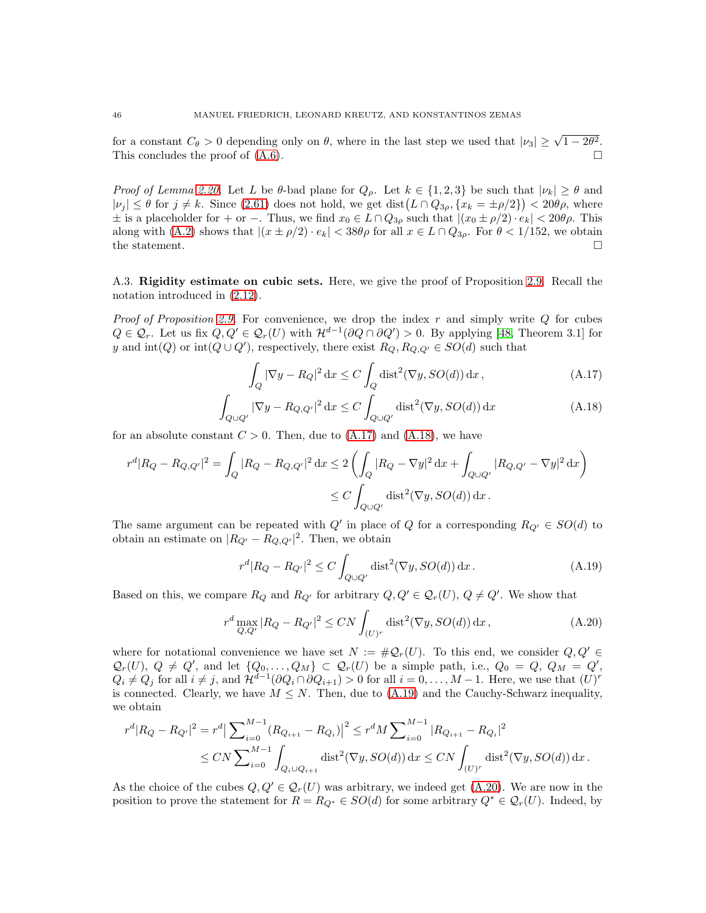for a constant $C_\theta > 0$ depending only on $\theta$, where in the last step we used that $|\nu_3| \geq \sqrt{1-2\theta^2}$. This concludes the proof of (A.6). $\square$

*Proof of Lemma 2.20.* Let $L$ be $\theta$-bad plane for $Q_\rho$. Let $k \in \{1,2,3\}$ be such that $|\nu_k| \geq \theta$ and $|\nu_j| \leq \theta$ for $j \neq k$. Since (2.61) does not hold, we get $\mathrm{dist}\big(L \cap Q_{3\rho}, \{x_k = \pm\rho/2\}\big) < 20\theta\rho$, where $\pm$ is a placeholder for $+$ or $-$. Thus, we find $x_0 \in L \cap Q_{3\rho}$ such that $|(x_0 \pm \rho/2)\cdot e_k| < 20\theta\rho$. This along with (A.2) shows that $|(x \pm \rho/2)\cdot e_k| < 38\theta\rho$ for all $x \in L \cap Q_{3\rho}$. For $\theta < 1/152$, we obtain the statement. $\square$

A.3. **Rigidity estimate on cubic sets.** Here, we give the proof of Proposition 2.9. Recall the notation introduced in (2.12).

*Proof of Proposition 2.9.* For convenience, we drop the index $r$ and simply write $Q$ for cubes $Q \in \mathcal{Q}_r$. Let us fix $Q, Q' \in \mathcal{Q}_r(U)$ with $\mathcal{H}^{d-1}(\partial Q \cap \partial Q') > 0$. By applying [48, Theorem 3.1] for $y$ and $\mathrm{int}(Q)$ or $\mathrm{int}(Q \cup Q')$, respectively, there exist $R_Q, R_{Q,Q'} \in SO(d)$ such that

$$\int_Q |\nabla y - R_Q|^2 \,\mathrm{d}x \leq C \int_Q \mathrm{dist}^2(\nabla y, SO(d))\,\mathrm{d}x\,, \tag{A.17}$$

$$\int_{Q\cup Q'} |\nabla y - R_{Q,Q'}|^2 \,\mathrm{d}x \leq C \int_{Q\cup Q'} \mathrm{dist}^2(\nabla y, SO(d))\,\mathrm{d}x \tag{A.18}$$

for an absolute constant $C > 0$. Then, due to (A.17) and (A.18), we have

$$\begin{aligned} r^d |R_Q - R_{Q,Q'}|^2 = \int_Q |R_Q - R_{Q,Q'}|^2 \,\mathrm{d}x &\leq 2\left(\int_Q |R_Q - \nabla y|^2\,\mathrm{d}x + \int_{Q\cup Q'} |R_{Q,Q'} - \nabla y|^2\,\mathrm{d}x\right) \\ &\leq C\int_{Q\cup Q'} \mathrm{dist}^2(\nabla y, SO(d))\,\mathrm{d}x\,. \end{aligned}$$

The same argument can be repeated with $Q'$ in place of $Q$ for a corresponding $R_{Q'} \in SO(d)$ to obtain an estimate on $|R_{Q'} - R_{Q,Q'}|^2$. Then, we obtain

$$r^d |R_Q - R_{Q'}|^2 \leq C \int_{Q \cup Q'} \mathrm{dist}^2(\nabla y, SO(d))\,\mathrm{d}x\,. \tag{A.19}$$

Based on this, we compare $R_Q$ and $R_{Q'}$ for arbitrary $Q, Q' \in \mathcal{Q}_r(U)$, $Q \neq Q'$. We show that

$$r^d \max_{Q,Q'} |R_Q - R_{Q'}|^2 \leq CN \int_{(U)^r} \mathrm{dist}^2(\nabla y, SO(d))\,\mathrm{d}x\,, \tag{A.20}$$

where for notational convenience we have set $N := \#\mathcal{Q}_r(U)$. To this end, we consider $Q, Q' \in \mathcal{Q}_r(U)$, $Q \neq Q'$, and let $\{Q_0, \ldots, Q_M\} \subset \mathcal{Q}_r(U)$ be a simple path, i.e., $Q_0 = Q$, $Q_M = Q'$, $Q_i \neq Q_j$ for all $i \neq j$, and $\mathcal{H}^{d-1}(\partial Q_i \cap \partial Q_{i+1}) > 0$ for all $i = 0, \ldots, M-1$. Here, we use that $(U)^r$ is connected. Clearly, we have $M \leq N$. Then, due to (A.19) and the Cauchy-Schwarz inequality, we obtain

$$\begin{aligned} r^d |R_Q - R_{Q'}|^2 = r^d \Big|\sum\nolimits_{i=0}^{M-1} (R_{Q_{i+1}} - R_{Q_i})\Big|^2 &\leq r^d M \sum\nolimits_{i=0}^{M-1} |R_{Q_{i+1}} - R_{Q_i}|^2 \\ &\leq CN \sum\nolimits_{i=0}^{M-1} \int_{Q_i \cup Q_{i+1}} \mathrm{dist}^2(\nabla y, SO(d))\,\mathrm{d}x \leq CN \int_{(U)^r} \mathrm{dist}^2(\nabla y, SO(d))\,\mathrm{d}x\,. \end{aligned}$$

As the choice of the cubes $Q, Q' \in \mathcal{Q}_r(U)$ was arbitrary, we indeed get (A.20). We are now in the position to prove the statement for $R = R_{Q^*} \in SO(d)$ for some arbitrary $Q^* \in \mathcal{Q}_r(U)$. Indeed, by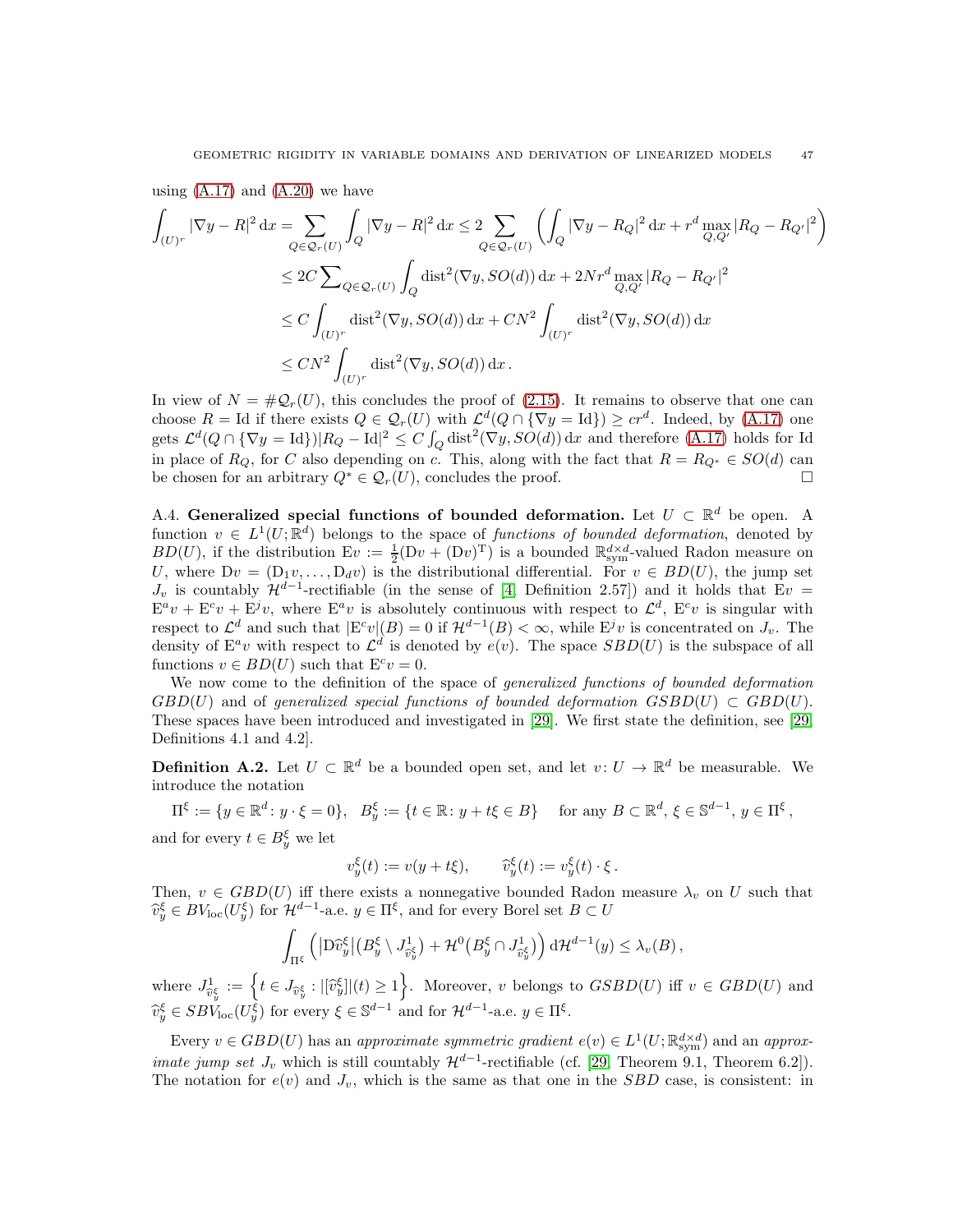using (A.17) and (A.20) we have

$$
\begin{aligned}
\int_{(U)^r} |\nabla y - R|^2 \,\mathrm{d}x &= \sum_{Q \in \mathcal{Q}_r(U)} \int_Q |\nabla y - R|^2 \,\mathrm{d}x \le 2 \sum_{Q \in \mathcal{Q}_r(U)} \Big( \int_Q |\nabla y - R_Q|^2 \,\mathrm{d}x + r^d \max_{Q,Q'} |R_Q - R_{Q'}|^2 \Big) \\
&\le 2C \sum\nolimits_{Q \in \mathcal{Q}_r(U)} \int_Q \mathrm{dist}^2(\nabla y, SO(d)) \,\mathrm{d}x + 2N r^d \max_{Q,Q'} |R_Q - R_{Q'}|^2 \\
&\le C \int_{(U)^r} \mathrm{dist}^2(\nabla y, SO(d)) \,\mathrm{d}x + CN^2 \int_{(U)^r} \mathrm{dist}^2(\nabla y, SO(d)) \,\mathrm{d}x \\
&\le CN^2 \int_{(U)^r} \mathrm{dist}^2(\nabla y, SO(d)) \,\mathrm{d}x \,.
\end{aligned}
$$

In view of $N = \#\mathcal{Q}_r(U)$, this concludes the proof of (2.15). It remains to observe that one can choose $R = \mathrm{Id}$ if there exists $Q \in \mathcal{Q}_r(U)$ with $\mathcal{L}^d(Q \cap \{\nabla y = \mathrm{Id}\}) \ge c r^d$. Indeed, by (A.17) one gets $\mathcal{L}^d(Q \cap \{\nabla y = \mathrm{Id}\}) |R_Q - \mathrm{Id}|^2 \le C \int_Q \mathrm{dist}^2(\nabla y, SO(d)) \,\mathrm{d}x$ and therefore (A.17) holds for Id in place of $R_Q$, for $C$ also depending on $c$. This, along with the fact that $R = R_{Q^*} \in SO(d)$ can be chosen for an arbitrary $Q^* \in \mathcal{Q}_r(U)$, concludes the proof. □

A.4. **Generalized special functions of bounded deformation.** Let $U \subset \mathbb{R}^d$ be open. A function $v \in L^1(U;\mathbb{R}^d)$ belongs to the space of *functions of bounded deformation*, denoted by $BD(U)$, if the distribution $\mathrm{E}v := \frac{1}{2}(\mathrm{D}v + (\mathrm{D}v)^{\mathrm{T}})$ is a bounded $\mathbb{R}^{d\times d}_{\mathrm{sym}}$-valued Radon measure on $U$, where $\mathrm{D}v = (\mathrm{D}_1 v, \dots, \mathrm{D}_d v)$ is the distributional differential. For $v \in BD(U)$, the jump set $J_v$ is countably $\mathcal{H}^{d-1}$-rectifiable (in the sense of [4, Definition 2.57]) and it holds that $\mathrm{E}v = \mathrm{E}^a v + \mathrm{E}^c v + \mathrm{E}^j v$, where $\mathrm{E}^a v$ is absolutely continuous with respect to $\mathcal{L}^d$, $\mathrm{E}^c v$ is singular with respect to $\mathcal{L}^d$ and such that $|\mathrm{E}^c v|(B) = 0$ if $\mathcal{H}^{d-1}(B) < \infty$, while $\mathrm{E}^j v$ is concentrated on $J_v$. The density of $\mathrm{E}^a v$ with respect to $\mathcal{L}^d$ is denoted by $e(v)$. The space $SBD(U)$ is the subspace of all functions $v \in BD(U)$ such that $\mathrm{E}^c v = 0$.

We now come to the definition of the space of *generalized functions of bounded deformation* $GBD(U)$ and of *generalized special functions of bounded deformation* $GSBD(U) \subset GBD(U)$. These spaces have been introduced and investigated in [29]. We first state the definition, see [29, Definitions 4.1 and 4.2].

**Definition A.2.** Let $U \subset \mathbb{R}^d$ be a bounded open set, and let $v \colon U \to \mathbb{R}^d$ be measurable. We introduce the notation

$$
\Pi^\xi := \{y \in \mathbb{R}^d \colon y \cdot \xi = 0\}, \quad B^\xi_y := \{t \in \mathbb{R} \colon y + t\xi \in B\} \quad \text{for any } B \subset \mathbb{R}^d,\ \xi \in \mathbb{S}^{d-1},\ y \in \Pi^\xi\,,
$$

and for every $t \in B^\xi_y$ we let

$$
v^\xi_y(t) := v(y + t\xi), \qquad \widehat{v}^\xi_y(t) := v^\xi_y(t) \cdot \xi\,.
$$

Then, $v \in GBD(U)$ iff there exists a nonnegative bounded Radon measure $\lambda_v$ on $U$ such that $\widehat{v}^\xi_y \in BV_{\mathrm{loc}}(U^\xi_y)$ for $\mathcal{H}^{d-1}$-a.e. $y \in \Pi^\xi$, and for every Borel set $B \subset U$

$$
\int_{\Pi^\xi} \Big( |\mathrm{D}\widehat{v}^\xi_y|\big(B^\xi_y \setminus J^1_{\widehat{v}^\xi_y}\big) + \mathcal{H}^0\big(B^\xi_y \cap J^1_{\widehat{v}^\xi_y}\big) \Big) \,\mathrm{d}\mathcal{H}^{d-1}(y) \le \lambda_v(B)\,,
$$

where $J^1_{\widehat{v}^\xi_y} := \Big\{ t \in J_{\widehat{v}^\xi_y} \colon |[\widehat{v}^\xi_y]|(t) \ge 1 \Big\}$. Moreover, $v$ belongs to $GSBD(U)$ iff $v \in GBD(U)$ and $\widehat{v}^\xi_y \in SBV_{\mathrm{loc}}(U^\xi_y)$ for every $\xi \in \mathbb{S}^{d-1}$ and for $\mathcal{H}^{d-1}$-a.e. $y \in \Pi^\xi$.

Every $v \in GBD(U)$ has an *approximate symmetric gradient* $e(v) \in L^1(U;\mathbb{R}^{d\times d}_{\mathrm{sym}})$ and an *approximate jump set* $J_v$ which is still countably $\mathcal{H}^{d-1}$-rectifiable (cf. [29, Theorem 9.1, Theorem 6.2]). The notation for $e(v)$ and $J_v$, which is the same as that one in the $SBD$ case, is consistent: in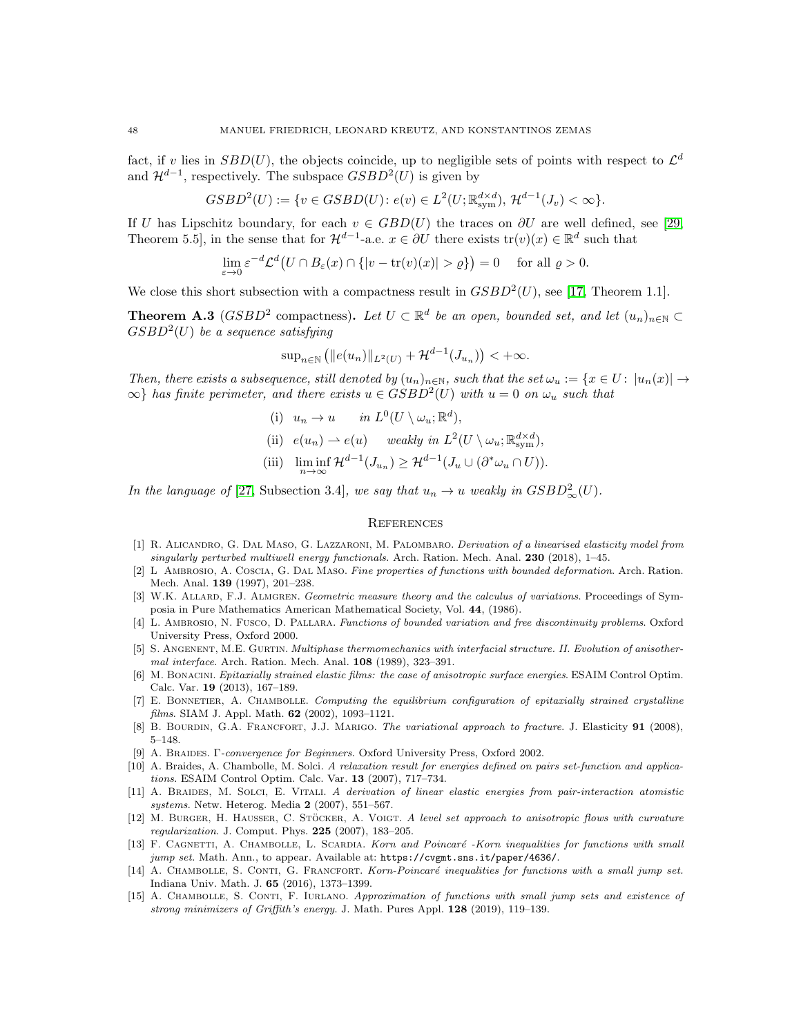fact, if $v$ lies in $SBD(U)$, the objects coincide, up to negligible sets of points with respect to $\mathcal{L}^d$ and $\mathcal{H}^{d-1}$, respectively. The subspace $GSBD^2(U)$ is given by

$$GSBD^2(U) := \{v \in GSBD(U) \colon e(v) \in L^2(U; \mathbb{R}^{d\times d}_{\rm sym}),\ \mathcal{H}^{d-1}(J_v) < \infty\}.$$

If $U$ has Lipschitz boundary, for each $v \in GBD(U)$ the traces on $\partial U$ are well defined, see [29, Theorem 5.5], in the sense that for $\mathcal{H}^{d-1}$-a.e. $x \in \partial U$ there exists $\mathrm{tr}(v)(x) \in \mathbb{R}^d$ such that

$$\lim_{\varepsilon \to 0} \varepsilon^{-d} \mathcal{L}^d\big(U \cap B_\varepsilon(x) \cap \{|v - \mathrm{tr}(v)(x)| > \varrho\}\big) = 0 \quad \text{ for all } \varrho > 0.$$

We close this short subsection with a compactness result in $GSBD^2(U)$, see [17, Theorem 1.1].

**Theorem A.3** ($GSBD^2$ compactness)**.** *Let $U \subset \mathbb{R}^d$ be an open, bounded set, and let $(u_n)_{n\in\mathbb{N}} \subset GSBD^2(U)$ be a sequence satisfying*

$$\mathrm{sup}_{n\in\mathbb{N}} \big(\|e(u_n)\|_{L^2(U)} + \mathcal{H}^{d-1}(J_{u_n})\big) < +\infty.$$

*Then, there exists a subsequence, still denoted by $(u_n)_{n\in\mathbb{N}}$, such that the set $\omega_u := \{x \in U \colon |u_n(x)| \to \infty\}$ has finite perimeter, and there exists $u \in GSBD^2(U)$ with $u = 0$ on $\omega_u$ such that*

$$\begin{aligned}
&\text{(i)} \quad u_n \to u \qquad \text{in } L^0(U \setminus \omega_u; \mathbb{R}^d),\\
&\text{(ii)} \quad e(u_n) \rightharpoonup e(u) \quad \text{ weakly in } L^2(U \setminus \omega_u; \mathbb{R}^{d\times d}_{\rm sym}),\\
&\text{(iii)} \quad \liminf_{n\to\infty} \mathcal{H}^{d-1}(J_{u_n}) \geq \mathcal{H}^{d-1}(J_u \cup (\partial^* \omega_u \cap U)).
\end{aligned}$$

*In the language of [27, Subsection 3.4], we say that $u_n \to u$ weakly in $GSBD^2_\infty(U)$.*

## References

[1] R. Alicandro, G. Dal Maso, G. Lazzaroni, M. Palombaro. *Derivation of a linearised elasticity model from singularly perturbed multiwell energy functionals*. Arch. Ration. Mech. Anal. **230** (2018), 1–45.

[2] L Ambrosio, A. Coscia, G. Dal Maso. *Fine properties of functions with bounded deformation*. Arch. Ration. Mech. Anal. **139** (1997), 201–238.

[3] W.K. Allard, F.J. Almgren. *Geometric measure theory and the calculus of variations*. Proceedings of Symposia in Pure Mathematics American Mathematical Society, Vol. **44**, (1986).

[4] L. Ambrosio, N. Fusco, D. Pallara. *Functions of bounded variation and free discontinuity problems*. Oxford University Press, Oxford 2000.

[5] S. Angenent, M.E. Gurtin. *Multiphase thermomechanics with interfacial structure. II. Evolution of anisothermal interface*. Arch. Ration. Mech. Anal. **108** (1989), 323–391.

[6] M. Bonacini. *Epitaxially strained elastic films: the case of anisotropic surface energies*. ESAIM Control Optim. Calc. Var. **19** (2013), 167–189.

[7] E. Bonnetier, A. Chambolle. *Computing the equilibrium configuration of epitaxially strained crystalline films*. SIAM J. Appl. Math. **62** (2002), 1093–1121.

[8] B. Bourdin, G.A. Francfort, J.J. Marigo. *The variational approach to fracture*. J. Elasticity **91** (2008), 5–148.

[9] A. Braides. *Γ-convergence for Beginners*. Oxford University Press, Oxford 2002.

[10] A. Braides, A. Chambolle, M. Solci. *A relaxation result for energies defined on pairs set-function and applications*. ESAIM Control Optim. Calc. Var. **13** (2007), 717–734.

[11] A. Braides, M. Solci, E. Vitali. *A derivation of linear elastic energies from pair-interaction atomistic systems*. Netw. Heterog. Media **2** (2007), 551–567.

[12] M. Burger, H. Hausser, C. Stöcker, A. Voigt. *A level set approach to anisotropic flows with curvature regularization*. J. Comput. Phys. **225** (2007), 183–205.

[13] F. Cagnetti, A. Chambolle, L. Scardia. *Korn and Poincaré -Korn inequalities for functions with small jump set*. Math. Ann., to appear. Available at: `https://cvgmt.sns.it/paper/4636/`.

[14] A. Chambolle, S. Conti, G. Francfort. *Korn-Poincaré inequalities for functions with a small jump set.* Indiana Univ. Math. J. **65** (2016), 1373–1399.

[15] A. Chambolle, S. Conti, F. Iurlano. *Approximation of functions with small jump sets and existence of strong minimizers of Griffith's energy*. J. Math. Pures Appl. **128** (2019), 119–139.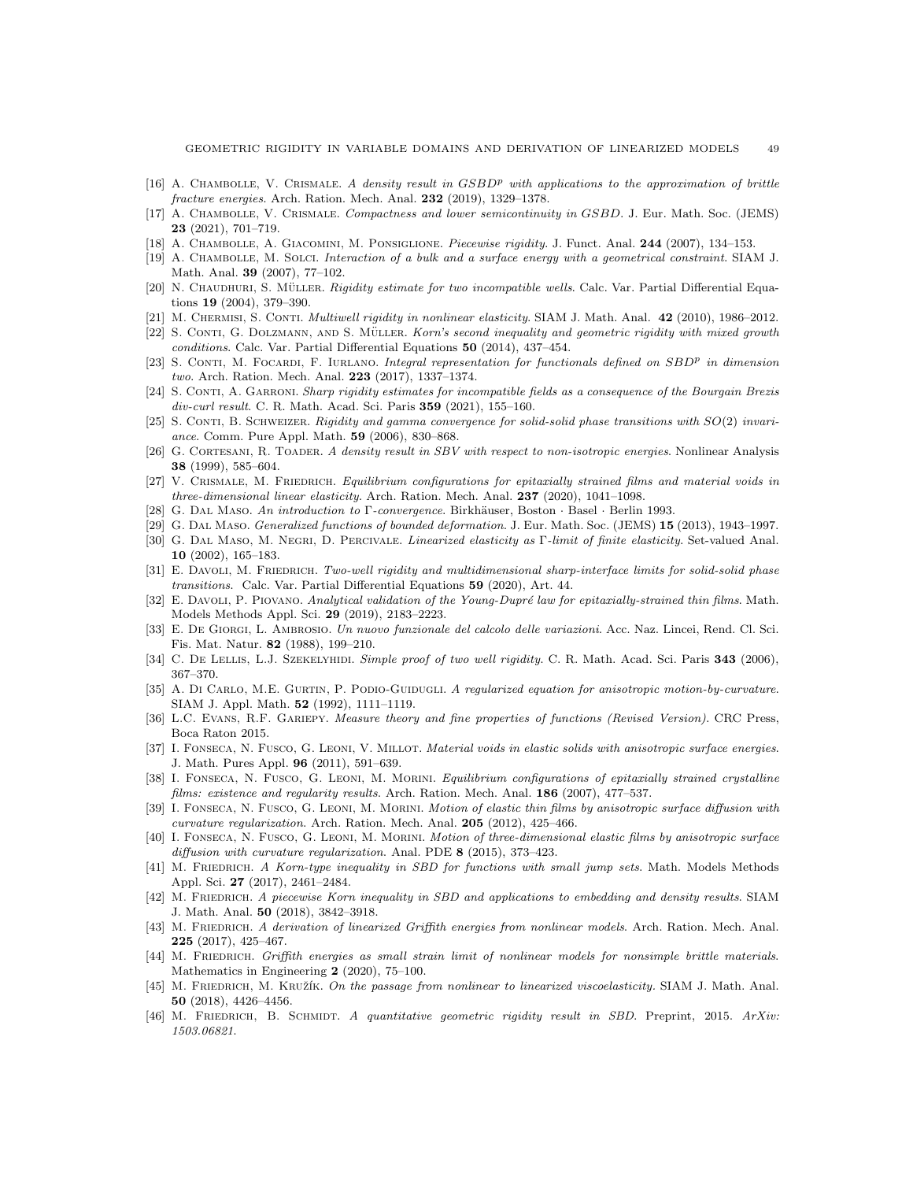[16] A. Chambolle, V. Crismale. *A density result in $GSBD^p$ with applications to the approximation of brittle fracture energies*. Arch. Ration. Mech. Anal. **232** (2019), 1329–1378.

[17] A. Chambolle, V. Crismale. *Compactness and lower semicontinuity in GSBD*. J. Eur. Math. Soc. (JEMS) **23** (2021), 701–719.

[18] A. Chambolle, A. Giacomini, M. Ponsiglione. *Piecewise rigidity*. J. Funct. Anal. **244** (2007), 134–153.

[19] A. Chambolle, M. Solci. *Interaction of a bulk and a surface energy with a geometrical constraint*. SIAM J. Math. Anal. **39** (2007), 77–102.

[20] N. Chaudhuri, S. Müller. *Rigidity estimate for two incompatible wells*. Calc. Var. Partial Differential Equations **19** (2004), 379–390.

[21] M. Chermisi, S. Conti. *Multiwell rigidity in nonlinear elasticity*. SIAM J. Math. Anal. **42** (2010), 1986–2012.

[22] S. Conti, G. Dolzmann, and S. Müller. *Korn's second inequality and geometric rigidity with mixed growth conditions*. Calc. Var. Partial Differential Equations **50** (2014), 437–454.

[23] S. Conti, M. Focardi, F. Iurlano. *Integral representation for functionals defined on $SBD^p$ in dimension two*. Arch. Ration. Mech. Anal. **223** (2017), 1337–1374.

[24] S. Conti, A. Garroni. *Sharp rigidity estimates for incompatible fields as a consequence of the Bourgain Brezis div-curl result*. C. R. Math. Acad. Sci. Paris **359** (2021), 155–160.

[25] S. Conti, B. Schweizer. *Rigidity and gamma convergence for solid-solid phase transitions with $SO(2)$ invariance*. Comm. Pure Appl. Math. **59** (2006), 830–868.

[26] G. Cortesani, R. Toader. *A density result in SBV with respect to non-isotropic energies*. Nonlinear Analysis **38** (1999), 585–604.

[27] V. Crismale, M. Friedrich. *Equilibrium configurations for epitaxially strained films and material voids in three-dimensional linear elasticity*. Arch. Ration. Mech. Anal. **237** (2020), 1041–1098.

[28] G. Dal Maso. *An introduction to Γ-convergence*. Birkhäuser, Boston · Basel · Berlin 1993.

[29] G. Dal Maso. *Generalized functions of bounded deformation*. J. Eur. Math. Soc. (JEMS) **15** (2013), 1943–1997.

[30] G. Dal Maso, M. Negri, D. Percivale. *Linearized elasticity as Γ-limit of finite elasticity*. Set-valued Anal. **10** (2002), 165–183.

[31] E. Davoli, M. Friedrich. *Two-well rigidity and multidimensional sharp-interface limits for solid-solid phase transitions*. Calc. Var. Partial Differential Equations **59** (2020), Art. 44.

[32] E. Davoli, P. Piovano. *Analytical validation of the Young-Dupré law for epitaxially-strained thin films*. Math. Models Methods Appl. Sci. **29** (2019), 2183–2223.

[33] E. De Giorgi, L. Ambrosio. *Un nuovo funzionale del calcolo delle variazioni*. Acc. Naz. Lincei, Rend. Cl. Sci. Fis. Mat. Natur. **82** (1988), 199–210.

[34] C. De Lellis, L.J. Szekelyhidi. *Simple proof of two well rigidity*. C. R. Math. Acad. Sci. Paris **343** (2006), 367–370.

[35] A. Di Carlo, M.E. Gurtin, P. Podio-Guidugli. *A regularized equation for anisotropic motion-by-curvature*. SIAM J. Appl. Math. **52** (1992), 1111–1119.

[36] L.C. Evans, R.F. Gariepy. *Measure theory and fine properties of functions (Revised Version)*. CRC Press, Boca Raton 2015.

[37] I. Fonseca, N. Fusco, G. Leoni, V. Millot. *Material voids in elastic solids with anisotropic surface energies*. J. Math. Pures Appl. **96** (2011), 591–639.

[38] I. Fonseca, N. Fusco, G. Leoni, M. Morini. *Equilibrium configurations of epitaxially strained crystalline films: existence and regularity results*. Arch. Ration. Mech. Anal. **186** (2007), 477–537.

[39] I. Fonseca, N. Fusco, G. Leoni, M. Morini. *Motion of elastic thin films by anisotropic surface diffusion with curvature regularization*. Arch. Ration. Mech. Anal. **205** (2012), 425–466.

[40] I. Fonseca, N. Fusco, G. Leoni, M. Morini. *Motion of three-dimensional elastic films by anisotropic surface diffusion with curvature regularization*. Anal. PDE **8** (2015), 373–423.

[41] M. Friedrich. *A Korn-type inequality in SBD for functions with small jump sets*. Math. Models Methods Appl. Sci. **27** (2017), 2461–2484.

[42] M. Friedrich. *A piecewise Korn inequality in SBD and applications to embedding and density results*. SIAM J. Math. Anal. **50** (2018), 3842–3918.

[43] M. Friedrich. *A derivation of linearized Griffith energies from nonlinear models*. Arch. Ration. Mech. Anal. **225** (2017), 425–467.

[44] M. Friedrich. *Griffith energies as small strain limit of nonlinear models for nonsimple brittle materials*. Mathematics in Engineering **2** (2020), 75–100.

[45] M. Friedrich, M. Kružík. *On the passage from nonlinear to linearized viscoelasticity*. SIAM J. Math. Anal. **50** (2018), 4426–4456.

[46] M. Friedrich, B. Schmidt. *A quantitative geometric rigidity result in SBD*. Preprint, 2015. *ArXiv: 1503.06821*.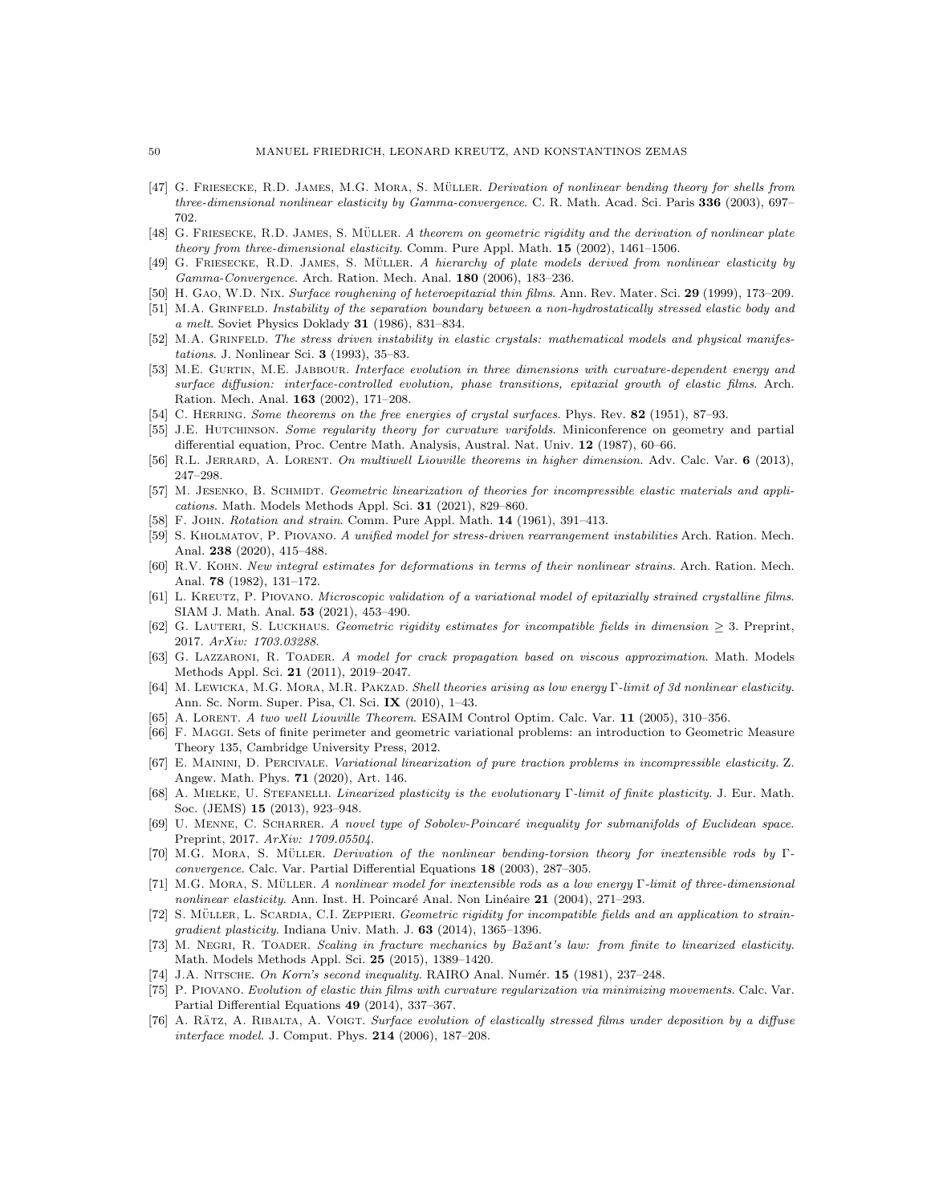- [47] G. Friesecke, R.D. James, M.G. Mora, S. Müller. *Derivation of nonlinear bending theory for shells from three-dimensional nonlinear elasticity by Gamma-convergence*. C. R. Math. Acad. Sci. Paris **336** (2003), 697–702.
- [48] G. Friesecke, R.D. James, S. Müller. *A theorem on geometric rigidity and the derivation of nonlinear plate theory from three-dimensional elasticity*. Comm. Pure Appl. Math. **15** (2002), 1461–1506.
- [49] G. Friesecke, R.D. James, S. Müller. *A hierarchy of plate models derived from nonlinear elasticity by Gamma-Convergence*. Arch. Ration. Mech. Anal. **180** (2006), 183–236.
- [50] H. Gao, W.D. Nix. *Surface roughening of heteroepitaxial thin films*. Ann. Rev. Mater. Sci. **29** (1999), 173–209.
- [51] M.A. Grinfeld. *Instability of the separation boundary between a non-hydrostatically stressed elastic body and a melt*. Soviet Physics Doklady **31** (1986), 831–834.
- [52] M.A. Grinfeld. *The stress driven instability in elastic crystals: mathematical models and physical manifestations*. J. Nonlinear Sci. **3** (1993), 35–83.
- [53] M.E. Gurtin, M.E. Jabbour. *Interface evolution in three dimensions with curvature-dependent energy and surface diffusion: interface-controlled evolution, phase transitions, epitaxial growth of elastic films*. Arch. Ration. Mech. Anal. **163** (2002), 171–208.
- [54] C. Herring. *Some theorems on the free energies of crystal surfaces*. Phys. Rev. **82** (1951), 87–93.
- [55] J.E. Hutchinson. *Some regularity theory for curvature varifolds*. Miniconference on geometry and partial differential equation, Proc. Centre Math. Analysis, Austral. Nat. Univ. **12** (1987), 60–66.
- [56] R.L. Jerrard, A. Lorent. *On multiwell Liouville theorems in higher dimension*. Adv. Calc. Var. **6** (2013), 247–298.
- [57] M. Jesenko, B. Schmidt. *Geometric linearization of theories for incompressible elastic materials and applications*. Math. Models Methods Appl. Sci. **31** (2021), 829–860.
- [58] F. John. *Rotation and strain*. Comm. Pure Appl. Math. **14** (1961), 391–413.
- [59] S. Kholmatov, P. Piovano. *A unified model for stress-driven rearrangement instabilities* Arch. Ration. Mech. Anal. **238** (2020), 415–488.
- [60] R.V. Kohn. *New integral estimates for deformations in terms of their nonlinear strains*. Arch. Ration. Mech. Anal. **78** (1982), 131–172.
- [61] L. Kreutz, P. Piovano. *Microscopic validation of a variational model of epitaxially strained crystalline films*. SIAM J. Math. Anal. **53** (2021), 453–490.
- [62] G. Lauteri, S. Luckhaus. *Geometric rigidity estimates for incompatible fields in dimension $\geq 3$*. Preprint, 2017. *ArXiv: 1703.03288*.
- [63] G. Lazzaroni, R. Toader. *A model for crack propagation based on viscous approximation*. Math. Models Methods Appl. Sci. **21** (2011), 2019–2047.
- [64] M. Lewicka, M.G. Mora, M.R. Pakzad. *Shell theories arising as low energy $\Gamma$-limit of 3d nonlinear elasticity*. Ann. Sc. Norm. Super. Pisa, Cl. Sci. **IX** (2010), 1–43.
- [65] A. Lorent. *A two well Liouville Theorem*. ESAIM Control Optim. Calc. Var. **11** (2005), 310–356.
- [66] F. Maggi. Sets of finite perimeter and geometric variational problems: an introduction to Geometric Measure Theory 135, Cambridge University Press, 2012.
- [67] E. Mainini, D. Percivale. *Variational linearization of pure traction problems in incompressible elasticity*. Z. Angew. Math. Phys. **71** (2020), Art. 146.
- [68] A. Mielke, U. Stefanelli. *Linearized plasticity is the evolutionary $\Gamma$-limit of finite plasticity*. J. Eur. Math. Soc. (JEMS) **15** (2013), 923–948.
- [69] U. Menne, C. Scharrer. *A novel type of Sobolev-Poincaré inequality for submanifolds of Euclidean space*. Preprint, 2017. *ArXiv: 1709.05504*.
- [70] M.G. Mora, S. Müller. *Derivation of the nonlinear bending-torsion theory for inextensible rods by $\Gamma$-convergence*. Calc. Var. Partial Differential Equations **18** (2003), 287–305.
- [71] M.G. Mora, S. Müller. *A nonlinear model for inextensible rods as a low energy $\Gamma$-limit of three-dimensional nonlinear elasticity*. Ann. Inst. H. Poincaré Anal. Non Linéaire **21** (2004), 271–293.
- [72] S. Müller, L. Scardia, C.I. Zeppieri. *Geometric rigidity for incompatible fields and an application to strain-gradient plasticity*. Indiana Univ. Math. J. **63** (2014), 1365–1396.
- [73] M. Negri, R. Toader. *Scaling in fracture mechanics by Bažant's law: from finite to linearized elasticity*. Math. Models Methods Appl. Sci. **25** (2015), 1389–1420.
- [74] J.A. Nitsche. *On Korn's second inequality*. RAIRO Anal. Numér. **15** (1981), 237–248.
- [75] P. Piovano. *Evolution of elastic thin films with curvature regularization via minimizing movements*. Calc. Var. Partial Differential Equations **49** (2014), 337–367.
- [76] A. Rätz, A. Ribalta, A. Voigt. *Surface evolution of elastically stressed films under deposition by a diffuse interface model*. J. Comput. Phys. **214** (2006), 187–208.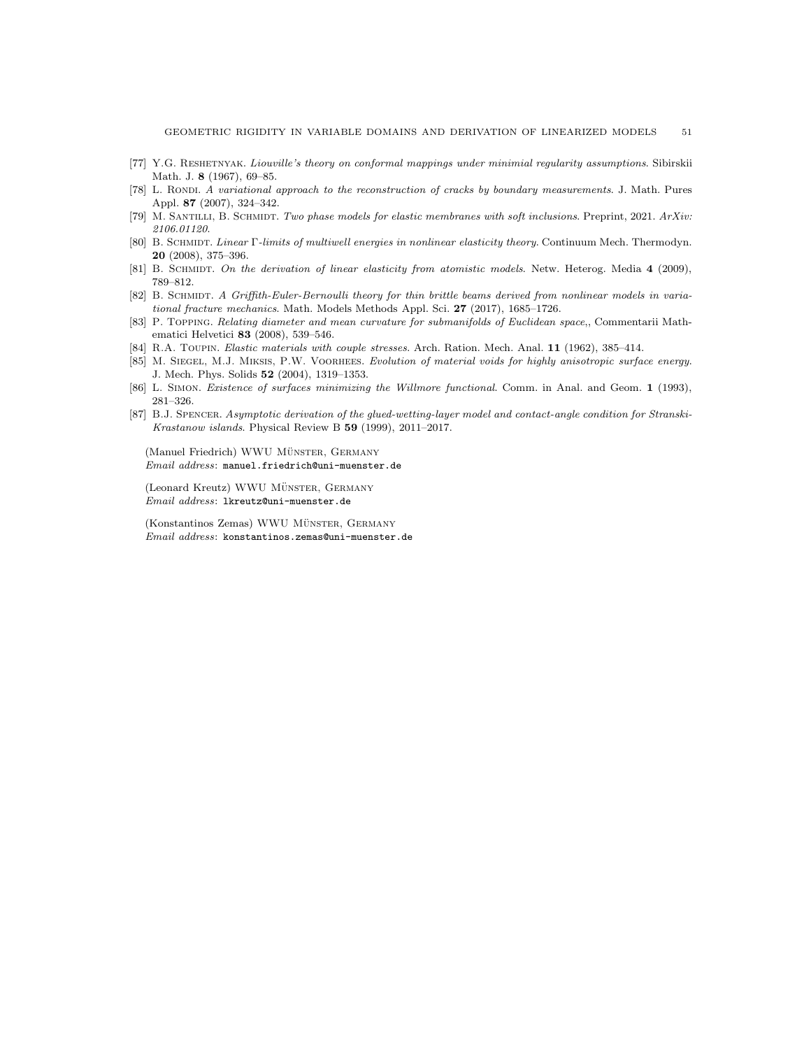- [77] Y.G. Reshetnyak. *Liouville's theory on conformal mappings under minimial regularity assumptions*. Sibirskii Math. J. **8** (1967), 69–85.
- [78] L. Rondi. *A variational approach to the reconstruction of cracks by boundary measurements*. J. Math. Pures Appl. **87** (2007), 324–342.
- [79] M. Santilli, B. Schmidt. *Two phase models for elastic membranes with soft inclusions*. Preprint, 2021. *ArXiv: 2106.01120*.
- [80] B. Schmidt. *Linear Γ-limits of multiwell energies in nonlinear elasticity theory*. Continuum Mech. Thermodyn. **20** (2008), 375–396.
- [81] B. Schmidt. *On the derivation of linear elasticity from atomistic models*. Netw. Heterog. Media **4** (2009), 789–812.
- [82] B. Schmidt. *A Griffith-Euler-Bernoulli theory for thin brittle beams derived from nonlinear models in variational fracture mechanics*. Math. Models Methods Appl. Sci. **27** (2017), 1685–1726.
- [83] P. Topping. *Relating diameter and mean curvature for submanifolds of Euclidean space*,, Commentarii Mathematici Helvetici **83** (2008), 539–546.
- [84] R.A. Toupin. *Elastic materials with couple stresses*. Arch. Ration. Mech. Anal. **11** (1962), 385–414.
- [85] M. Siegel, M.J. Miksis, P.W. Voorhees. *Evolution of material voids for highly anisotropic surface energy*. J. Mech. Phys. Solids **52** (2004), 1319–1353.
- [86] L. Simon. *Existence of surfaces minimizing the Willmore functional*. Comm. in Anal. and Geom. **1** (1993), 281–326.
- [87] B.J. Spencer. *Asymptotic derivation of the glued-wetting-layer model and contact-angle condition for Stranski-Krastanow islands*. Physical Review B **59** (1999), 2011–2017.

(Manuel Friedrich) WWU Münster, Germany
*Email address*: `manuel.friedrich@uni-muenster.de`

(Leonard Kreutz) WWU Münster, Germany
*Email address*: `lkreutz@uni-muenster.de`

(Konstantinos Zemas) WWU Münster, Germany
*Email address*: `konstantinos.zemas@uni-muenster.de`